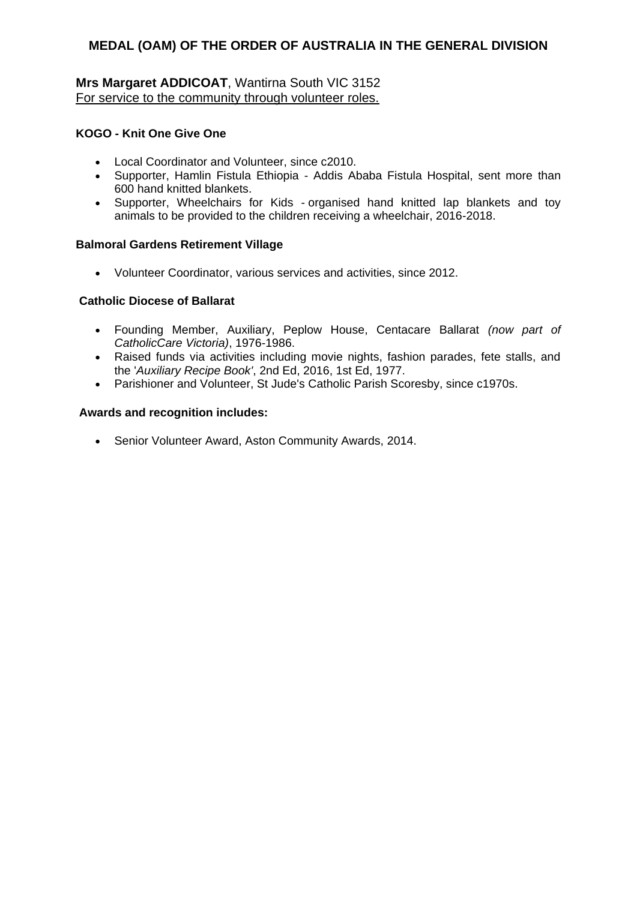# MEDAL (OAM) OF THE ORDER OF AUSTRALIA IN THE GENERAL DIVISION

**Mrs Margaret ADDICOAT**, Wantirna South VIC 3152
For service to the community through volunteer roles.

**KOGO - Knit One Give One**

- Local Coordinator and Volunteer, since c2010.
- Supporter, Hamlin Fistula Ethiopia - Addis Ababa Fistula Hospital, sent more than 600 hand knitted blankets.
- Supporter, Wheelchairs for Kids - organised hand knitted lap blankets and toy animals to be provided to the children receiving a wheelchair, 2016-2018.

**Balmoral Gardens Retirement Village**

- Volunteer Coordinator, various services and activities, since 2012.

**Catholic Diocese of Ballarat**

- Founding Member, Auxiliary, Peplow House, Centacare Ballarat *(now part of CatholicCare Victoria)*, 1976-1986.
- Raised funds via activities including movie nights, fashion parades, fete stalls, and the '*Auxiliary Recipe Book*', 2nd Ed, 2016, 1st Ed, 1977.
- Parishioner and Volunteer, St Jude's Catholic Parish Scoresby, since c1970s.

**Awards and recognition includes:**

- Senior Volunteer Award, Aston Community Awards, 2014.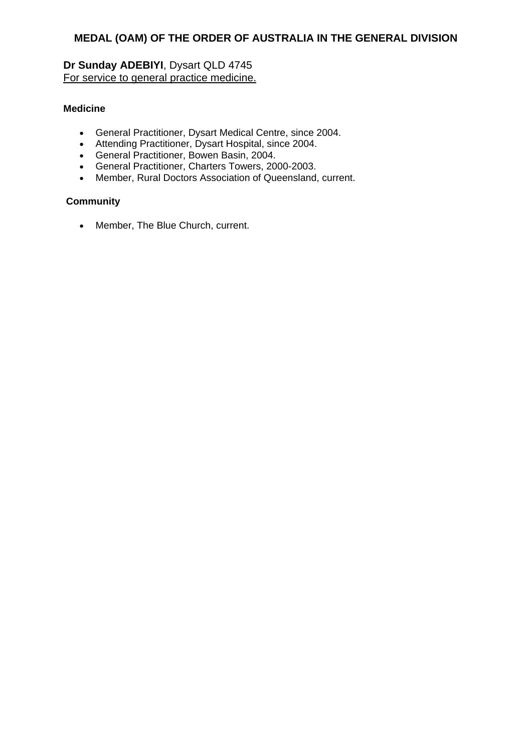## MEDAL (OAM) OF THE ORDER OF AUSTRALIA IN THE GENERAL DIVISION

**Dr Sunday ADEBIYI**, Dysart QLD 4745
For service to general practice medicine.

**Medicine**

- General Practitioner, Dysart Medical Centre, since 2004.
- Attending Practitioner, Dysart Hospital, since 2004.
- General Practitioner, Bowen Basin, 2004.
- General Practitioner, Charters Towers, 2000-2003.
- Member, Rural Doctors Association of Queensland, current.

**Community**

- Member, The Blue Church, current.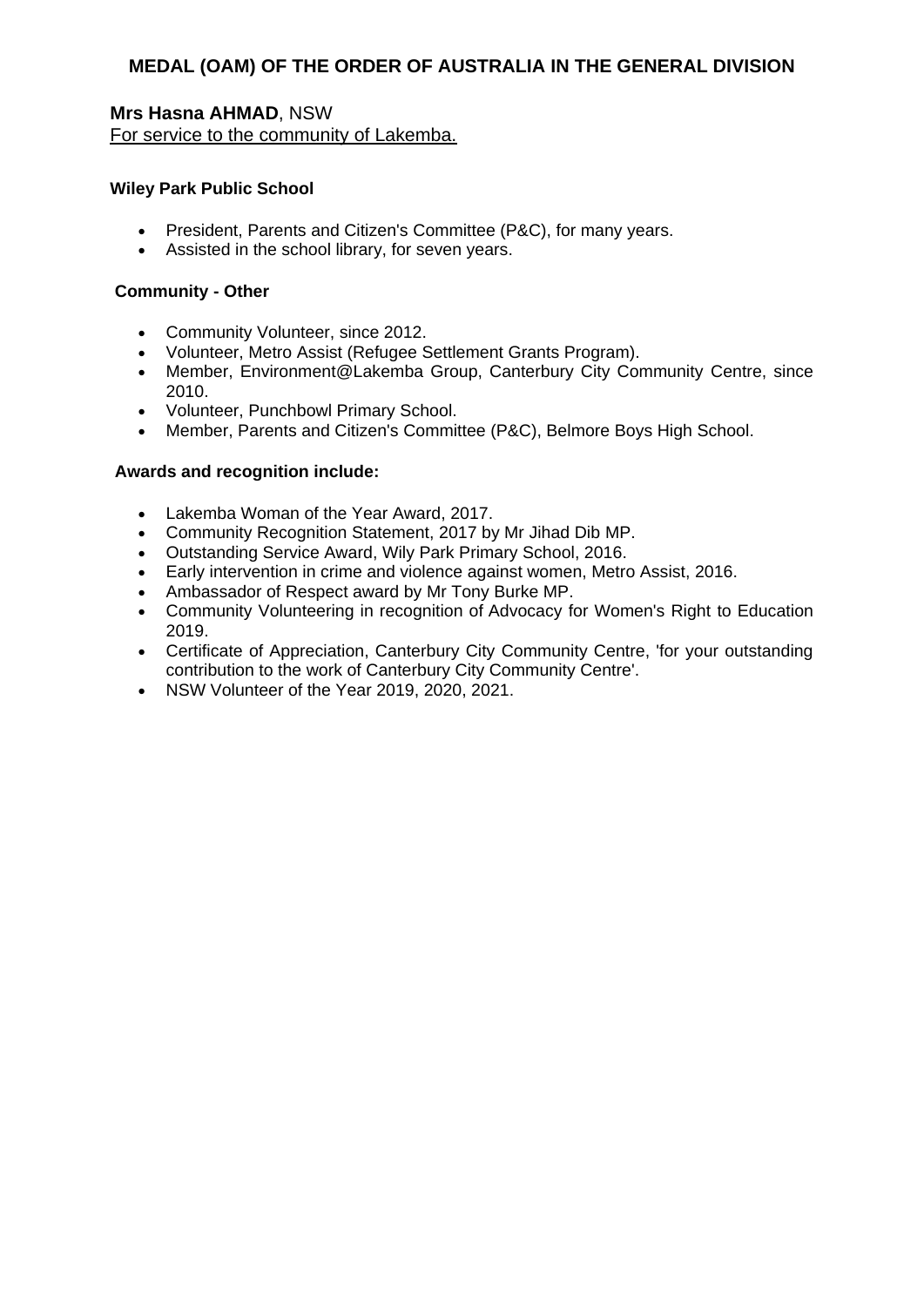## MEDAL (OAM) OF THE ORDER OF AUSTRALIA IN THE GENERAL DIVISION

**Mrs Hasna AHMAD**, NSW
For service to the community of Lakemba.

**Wiley Park Public School**

- President, Parents and Citizen's Committee (P&C), for many years.
- Assisted in the school library, for seven years.

**Community - Other**

- Community Volunteer, since 2012.
- Volunteer, Metro Assist (Refugee Settlement Grants Program).
- Member, Environment@Lakemba Group, Canterbury City Community Centre, since 2010.
- Volunteer, Punchbowl Primary School.
- Member, Parents and Citizen's Committee (P&C), Belmore Boys High School.

**Awards and recognition include:**

- Lakemba Woman of the Year Award, 2017.
- Community Recognition Statement, 2017 by Mr Jihad Dib MP.
- Outstanding Service Award, Wily Park Primary School, 2016.
- Early intervention in crime and violence against women, Metro Assist, 2016.
- Ambassador of Respect award by Mr Tony Burke MP.
- Community Volunteering in recognition of Advocacy for Women's Right to Education 2019.
- Certificate of Appreciation, Canterbury City Community Centre, 'for your outstanding contribution to the work of Canterbury City Community Centre'.
- NSW Volunteer of the Year 2019, 2020, 2021.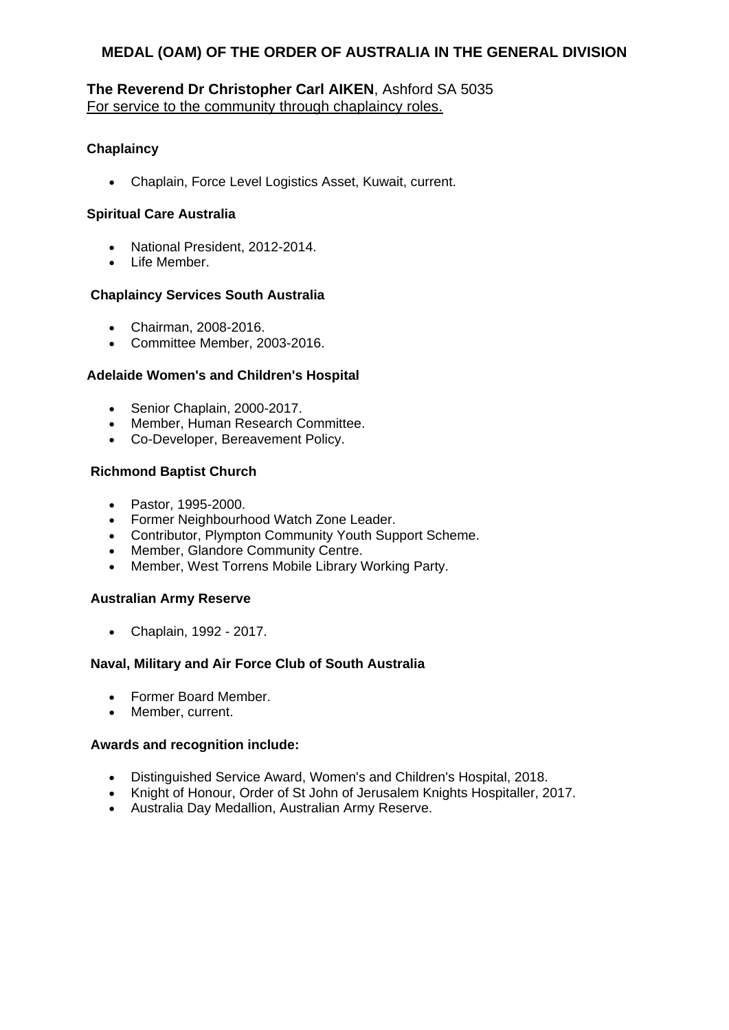## MEDAL (OAM) OF THE ORDER OF AUSTRALIA IN THE GENERAL DIVISION

**The Reverend Dr Christopher Carl AIKEN**, Ashford SA 5035
For service to the community through chaplaincy roles.

**Chaplaincy**

- Chaplain, Force Level Logistics Asset, Kuwait, current.

**Spiritual Care Australia**

- National President, 2012-2014.
- Life Member.

**Chaplaincy Services South Australia**

- Chairman, 2008-2016.
- Committee Member, 2003-2016.

**Adelaide Women's and Children's Hospital**

- Senior Chaplain, 2000-2017.
- Member, Human Research Committee.
- Co-Developer, Bereavement Policy.

**Richmond Baptist Church**

- Pastor, 1995-2000.
- Former Neighbourhood Watch Zone Leader.
- Contributor, Plympton Community Youth Support Scheme.
- Member, Glandore Community Centre.
- Member, West Torrens Mobile Library Working Party.

**Australian Army Reserve**

- Chaplain, 1992 - 2017.

**Naval, Military and Air Force Club of South Australia**

- Former Board Member.
- Member, current.

**Awards and recognition include:**

- Distinguished Service Award, Women's and Children's Hospital, 2018.
- Knight of Honour, Order of St John of Jerusalem Knights Hospitaller, 2017.
- Australia Day Medallion, Australian Army Reserve.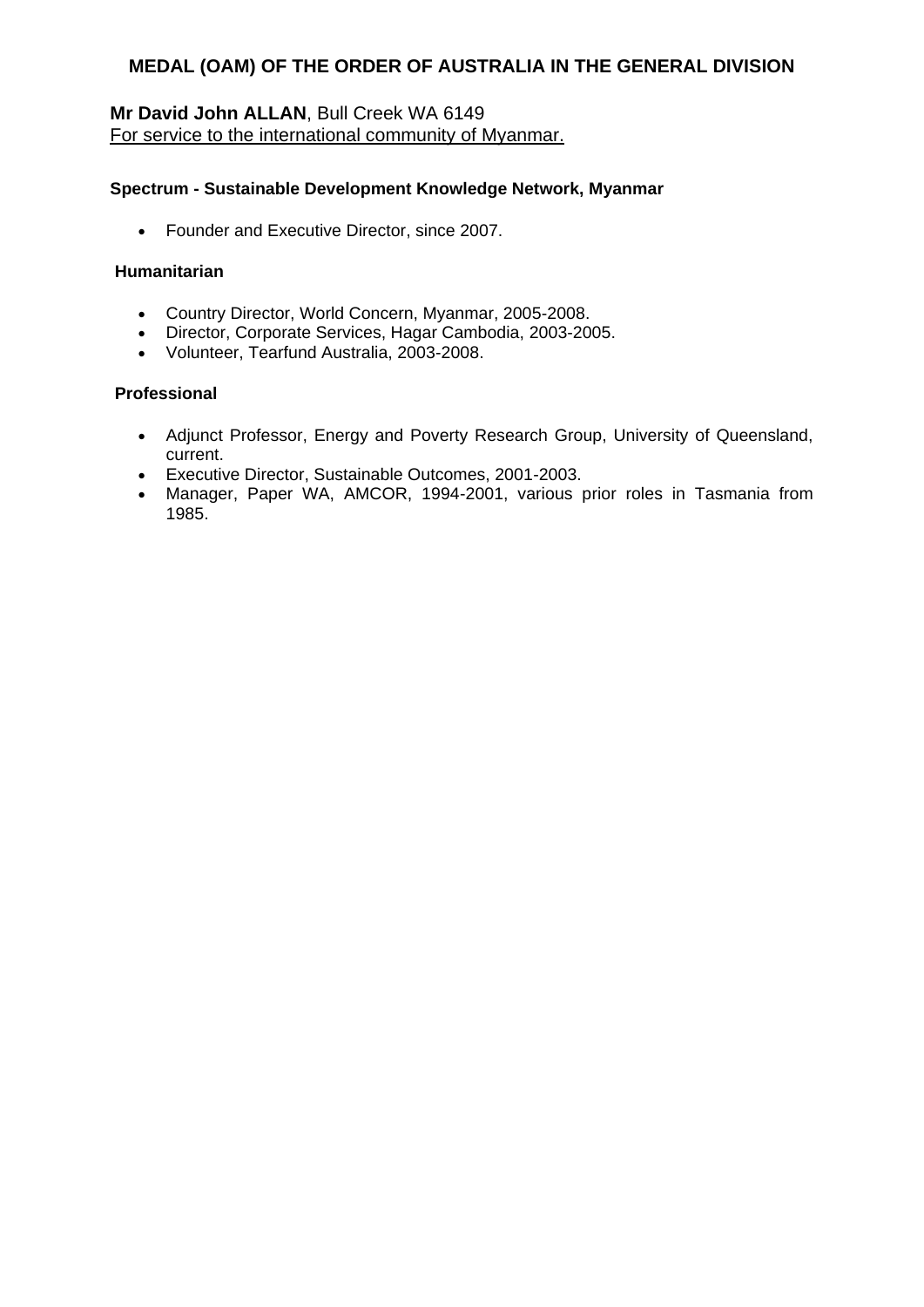# MEDAL (OAM) OF THE ORDER OF AUSTRALIA IN THE GENERAL DIVISION

**Mr David John ALLAN**, Bull Creek WA 6149
For service to the international community of Myanmar.

**Spectrum - Sustainable Development Knowledge Network, Myanmar**

- Founder and Executive Director, since 2007.

**Humanitarian**

- Country Director, World Concern, Myanmar, 2005-2008.
- Director, Corporate Services, Hagar Cambodia, 2003-2005.
- Volunteer, Tearfund Australia, 2003-2008.

**Professional**

- Adjunct Professor, Energy and Poverty Research Group, University of Queensland, current.
- Executive Director, Sustainable Outcomes, 2001-2003.
- Manager, Paper WA, AMCOR, 1994-2001, various prior roles in Tasmania from 1985.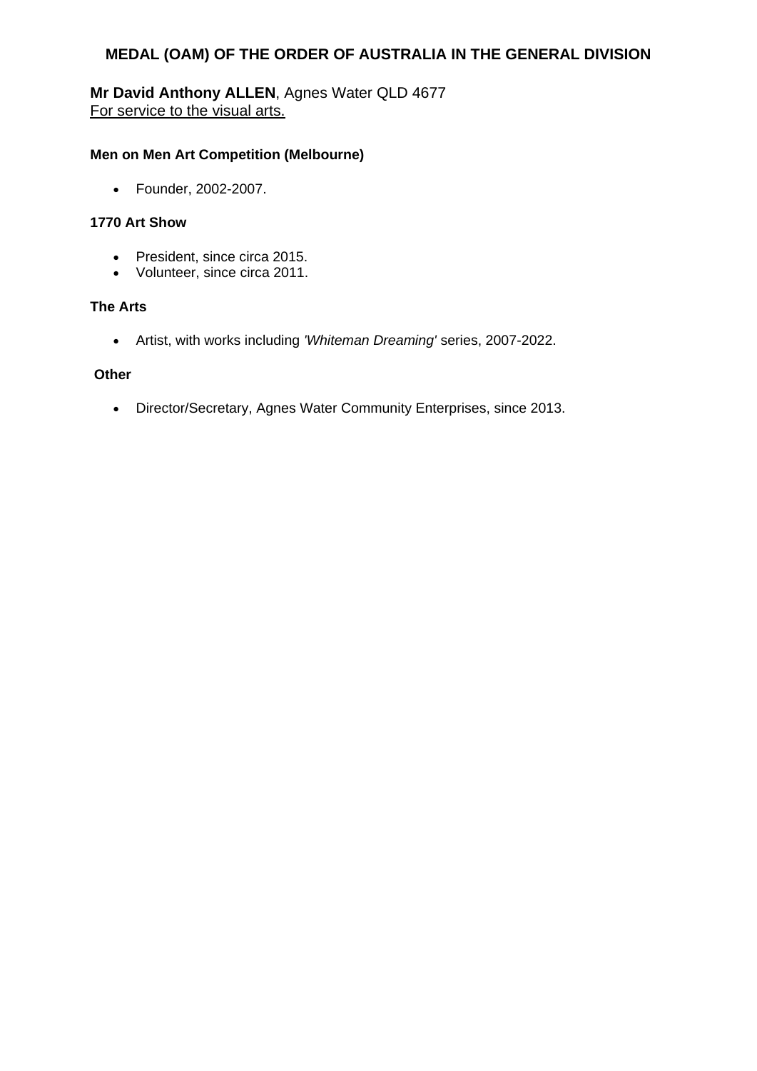## MEDAL (OAM) OF THE ORDER OF AUSTRALIA IN THE GENERAL DIVISION

**Mr David Anthony ALLEN**, Agnes Water QLD 4677
For service to the visual arts.

### Men on Men Art Competition (Melbourne)

- Founder, 2002-2007.

### 1770 Art Show

- President, since circa 2015.
- Volunteer, since circa 2011.

### The Arts

- Artist, with works including *'Whiteman Dreaming'* series, 2007-2022.

### Other

- Director/Secretary, Agnes Water Community Enterprises, since 2013.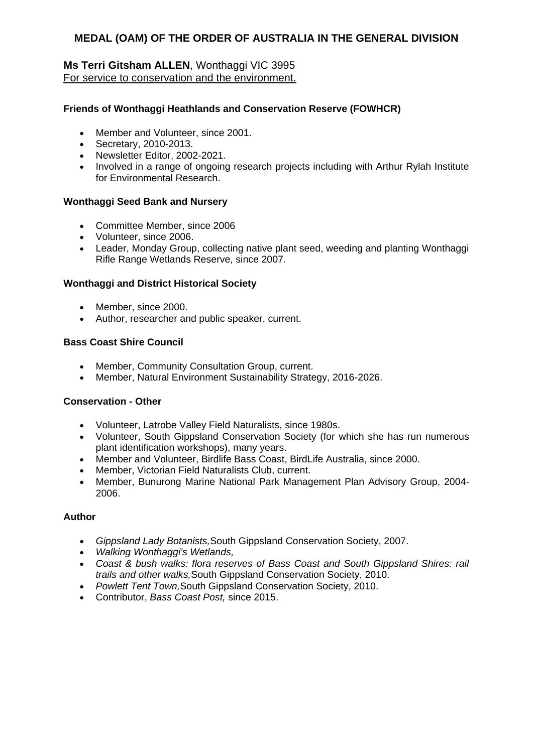## MEDAL (OAM) OF THE ORDER OF AUSTRALIA IN THE GENERAL DIVISION

**Ms Terri Gitsham ALLEN**, Wonthaggi VIC 3995
For service to conservation and the environment.

**Friends of Wonthaggi Heathlands and Conservation Reserve (FOWHCR)**

- Member and Volunteer, since 2001.
- Secretary, 2010-2013.
- Newsletter Editor, 2002-2021.
- Involved in a range of ongoing research projects including with Arthur Rylah Institute for Environmental Research.

**Wonthaggi Seed Bank and Nursery**

- Committee Member, since 2006
- Volunteer, since 2006.
- Leader, Monday Group, collecting native plant seed, weeding and planting Wonthaggi Rifle Range Wetlands Reserve, since 2007.

**Wonthaggi and District Historical Society**

- Member, since 2000.
- Author, researcher and public speaker, current.

**Bass Coast Shire Council**

- Member, Community Consultation Group, current.
- Member, Natural Environment Sustainability Strategy, 2016-2026.

**Conservation - Other**

- Volunteer, Latrobe Valley Field Naturalists, since 1980s.
- Volunteer, South Gippsland Conservation Society (for which she has run numerous plant identification workshops), many years.
- Member and Volunteer, Birdlife Bass Coast, BirdLife Australia, since 2000.
- Member, Victorian Field Naturalists Club, current.
- Member, Bunurong Marine National Park Management Plan Advisory Group, 2004-2006.

**Author**

- *Gippsland Lady Botanists,* South Gippsland Conservation Society, 2007.
- *Walking Wonthaggi's Wetlands,*
- *Coast & bush walks: flora reserves of Bass Coast and South Gippsland Shires: rail trails and other walks,* South Gippsland Conservation Society, 2010.
- *Powlett Tent Town,* South Gippsland Conservation Society, 2010.
- Contributor, *Bass Coast Post,* since 2015.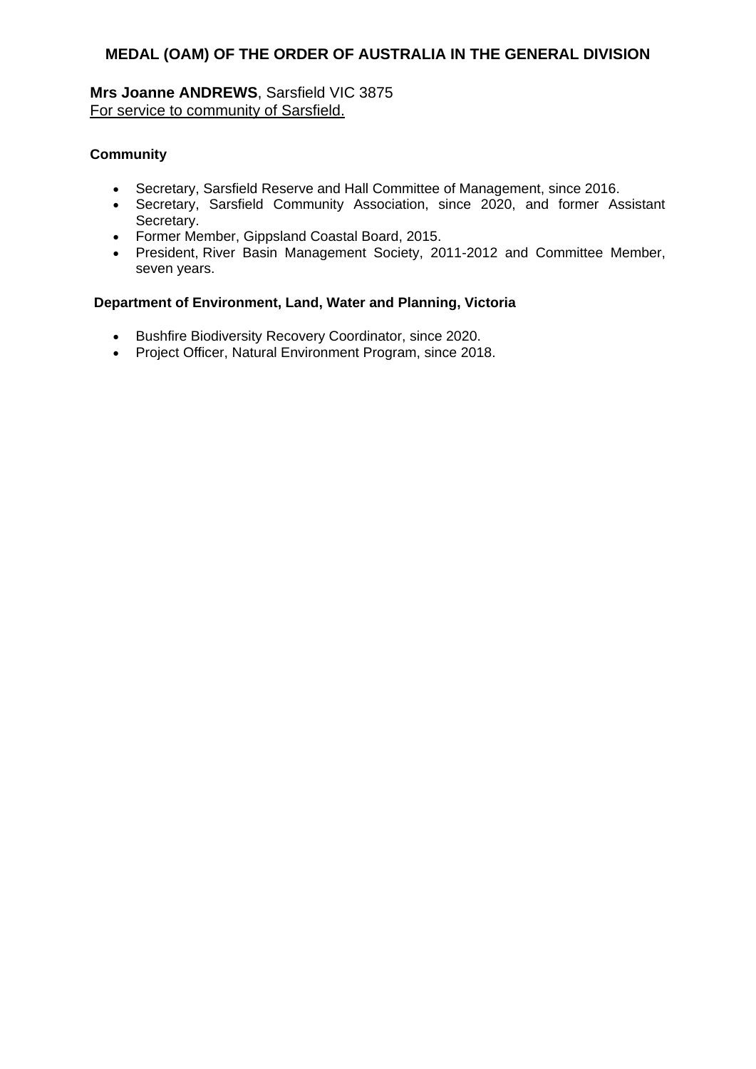## MEDAL (OAM) OF THE ORDER OF AUSTRALIA IN THE GENERAL DIVISION

**Mrs Joanne ANDREWS**, Sarsfield VIC 3875
For service to community of Sarsfield.

**Community**

- Secretary, Sarsfield Reserve and Hall Committee of Management, since 2016.
- Secretary, Sarsfield Community Association, since 2020, and former Assistant Secretary.
- Former Member, Gippsland Coastal Board, 2015.
- President, River Basin Management Society, 2011-2012 and Committee Member, seven years.

**Department of Environment, Land, Water and Planning, Victoria**

- Bushfire Biodiversity Recovery Coordinator, since 2020.
- Project Officer, Natural Environment Program, since 2018.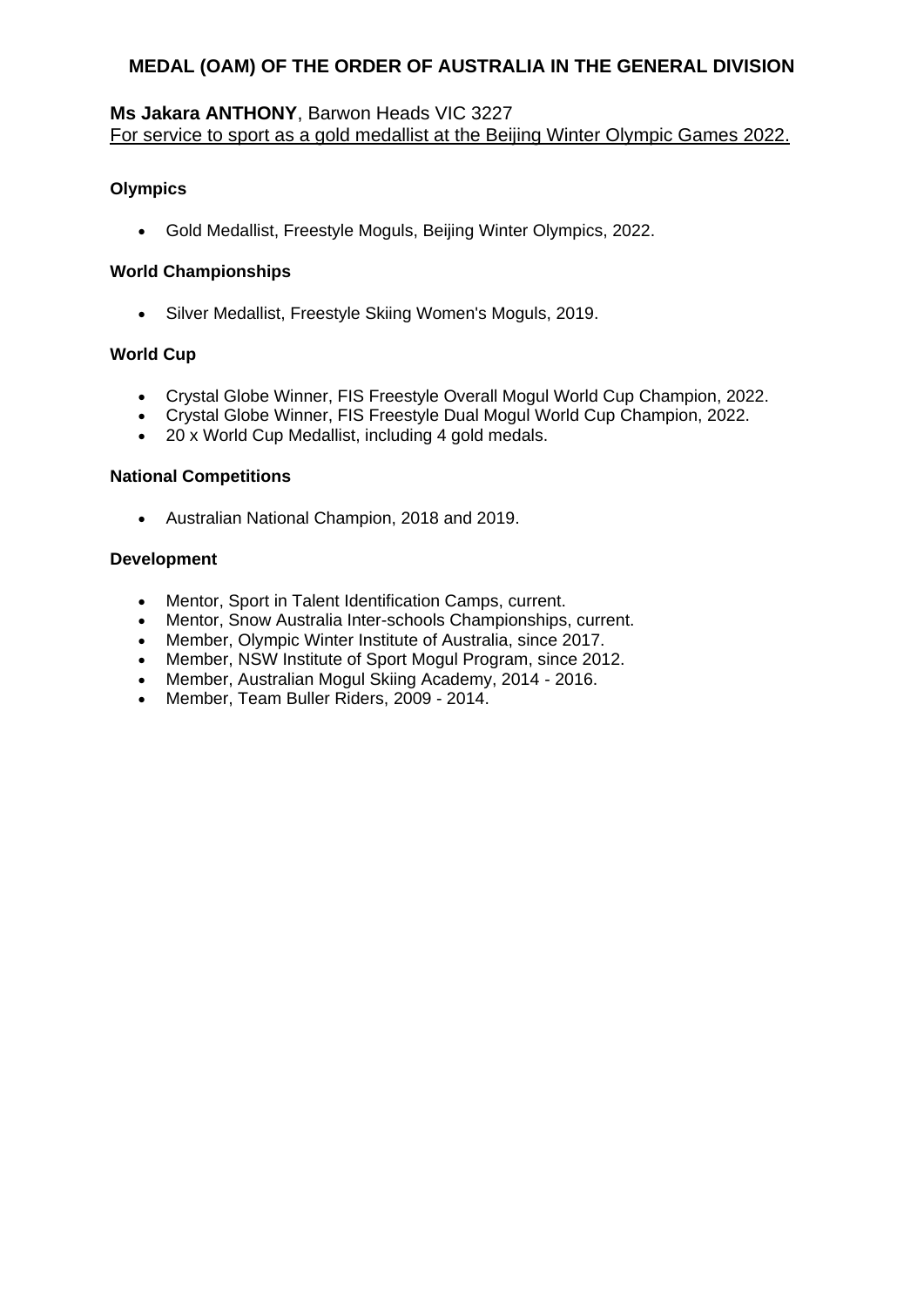## MEDAL (OAM) OF THE ORDER OF AUSTRALIA IN THE GENERAL DIVISION

**Ms Jakara ANTHONY**, Barwon Heads VIC 3227
For service to sport as a gold medallist at the Beijing Winter Olympic Games 2022.

**Olympics**

- Gold Medallist, Freestyle Moguls, Beijing Winter Olympics, 2022.

**World Championships**

- Silver Medallist, Freestyle Skiing Women's Moguls, 2019.

**World Cup**

- Crystal Globe Winner, FIS Freestyle Overall Mogul World Cup Champion, 2022.
- Crystal Globe Winner, FIS Freestyle Dual Mogul World Cup Champion, 2022.
- 20 x World Cup Medallist, including 4 gold medals.

**National Competitions**

- Australian National Champion, 2018 and 2019.

**Development**

- Mentor, Sport in Talent Identification Camps, current.
- Mentor, Snow Australia Inter-schools Championships, current.
- Member, Olympic Winter Institute of Australia, since 2017.
- Member, NSW Institute of Sport Mogul Program, since 2012.
- Member, Australian Mogul Skiing Academy, 2014 - 2016.
- Member, Team Buller Riders, 2009 - 2014.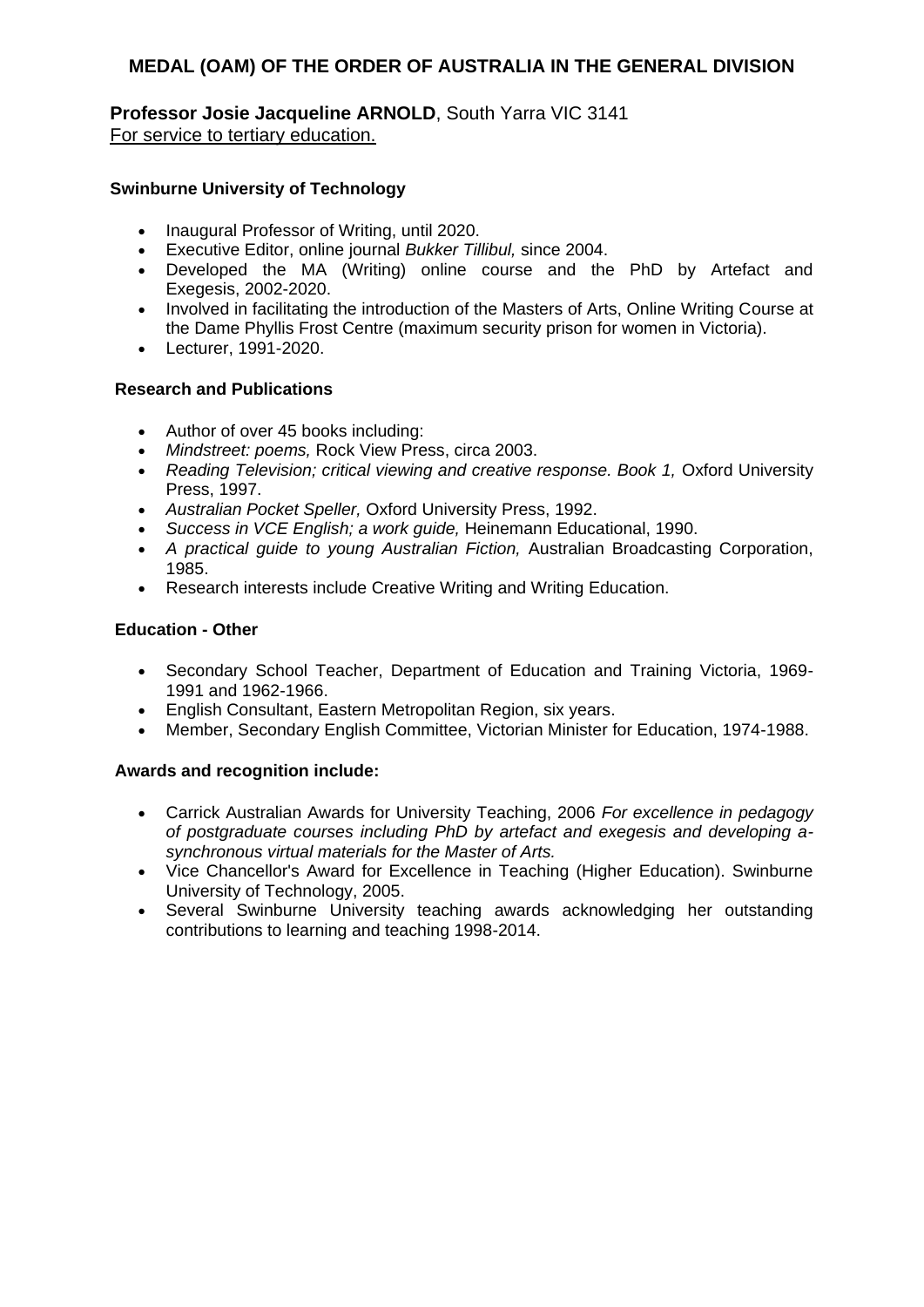## MEDAL (OAM) OF THE ORDER OF AUSTRALIA IN THE GENERAL DIVISION

**Professor Josie Jacqueline ARNOLD**, South Yarra VIC 3141
For service to tertiary education.

**Swinburne University of Technology**

- Inaugural Professor of Writing, until 2020.
- Executive Editor, online journal *Bukker Tillibul,* since 2004.
- Developed the MA (Writing) online course and the PhD by Artefact and Exegesis, 2002-2020.
- Involved in facilitating the introduction of the Masters of Arts, Online Writing Course at the Dame Phyllis Frost Centre (maximum security prison for women in Victoria).
- Lecturer, 1991-2020.

**Research and Publications**

- Author of over 45 books including:
- *Mindstreet: poems,* Rock View Press, circa 2003.
- *Reading Television; critical viewing and creative response. Book 1,* Oxford University Press, 1997.
- *Australian Pocket Speller,* Oxford University Press, 1992.
- *Success in VCE English; a work guide,* Heinemann Educational, 1990.
- *A practical guide to young Australian Fiction,* Australian Broadcasting Corporation, 1985.
- Research interests include Creative Writing and Writing Education.

**Education - Other**

- Secondary School Teacher, Department of Education and Training Victoria, 1969-1991 and 1962-1966.
- English Consultant, Eastern Metropolitan Region, six years.
- Member, Secondary English Committee, Victorian Minister for Education, 1974-1988.

**Awards and recognition include:**

- Carrick Australian Awards for University Teaching, 2006 *For excellence in pedagogy of postgraduate courses including PhD by artefact and exegesis and developing a-synchronous virtual materials for the Master of Arts.*
- Vice Chancellor's Award for Excellence in Teaching (Higher Education). Swinburne University of Technology, 2005.
- Several Swinburne University teaching awards acknowledging her outstanding contributions to learning and teaching 1998-2014.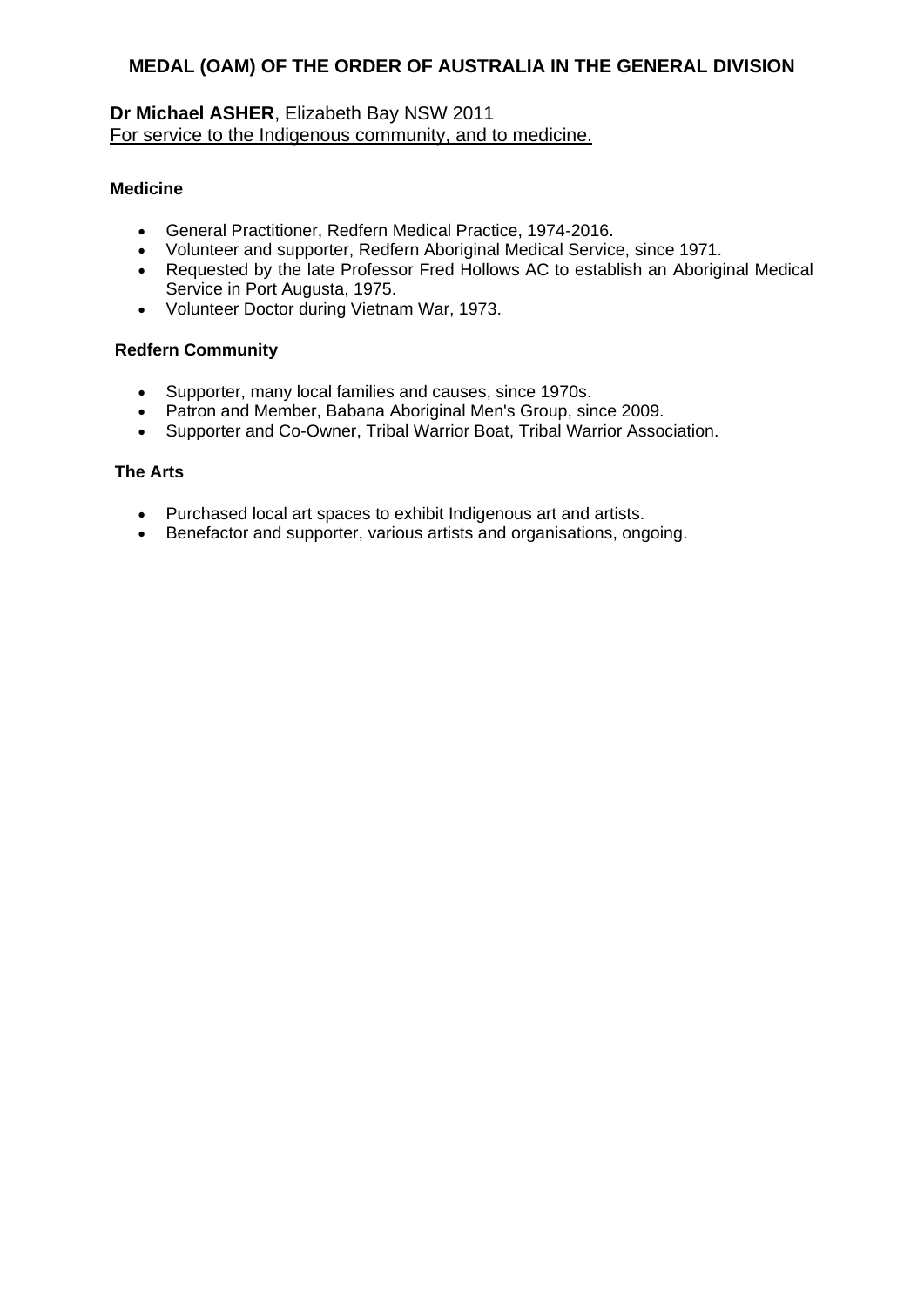## MEDAL (OAM) OF THE ORDER OF AUSTRALIA IN THE GENERAL DIVISION

**Dr Michael ASHER**, Elizabeth Bay NSW 2011
For service to the Indigenous community, and to medicine.

**Medicine**

- General Practitioner, Redfern Medical Practice, 1974-2016.
- Volunteer and supporter, Redfern Aboriginal Medical Service, since 1971.
- Requested by the late Professor Fred Hollows AC to establish an Aboriginal Medical Service in Port Augusta, 1975.
- Volunteer Doctor during Vietnam War, 1973.

**Redfern Community**

- Supporter, many local families and causes, since 1970s.
- Patron and Member, Babana Aboriginal Men's Group, since 2009.
- Supporter and Co-Owner, Tribal Warrior Boat, Tribal Warrior Association.

**The Arts**

- Purchased local art spaces to exhibit Indigenous art and artists.
- Benefactor and supporter, various artists and organisations, ongoing.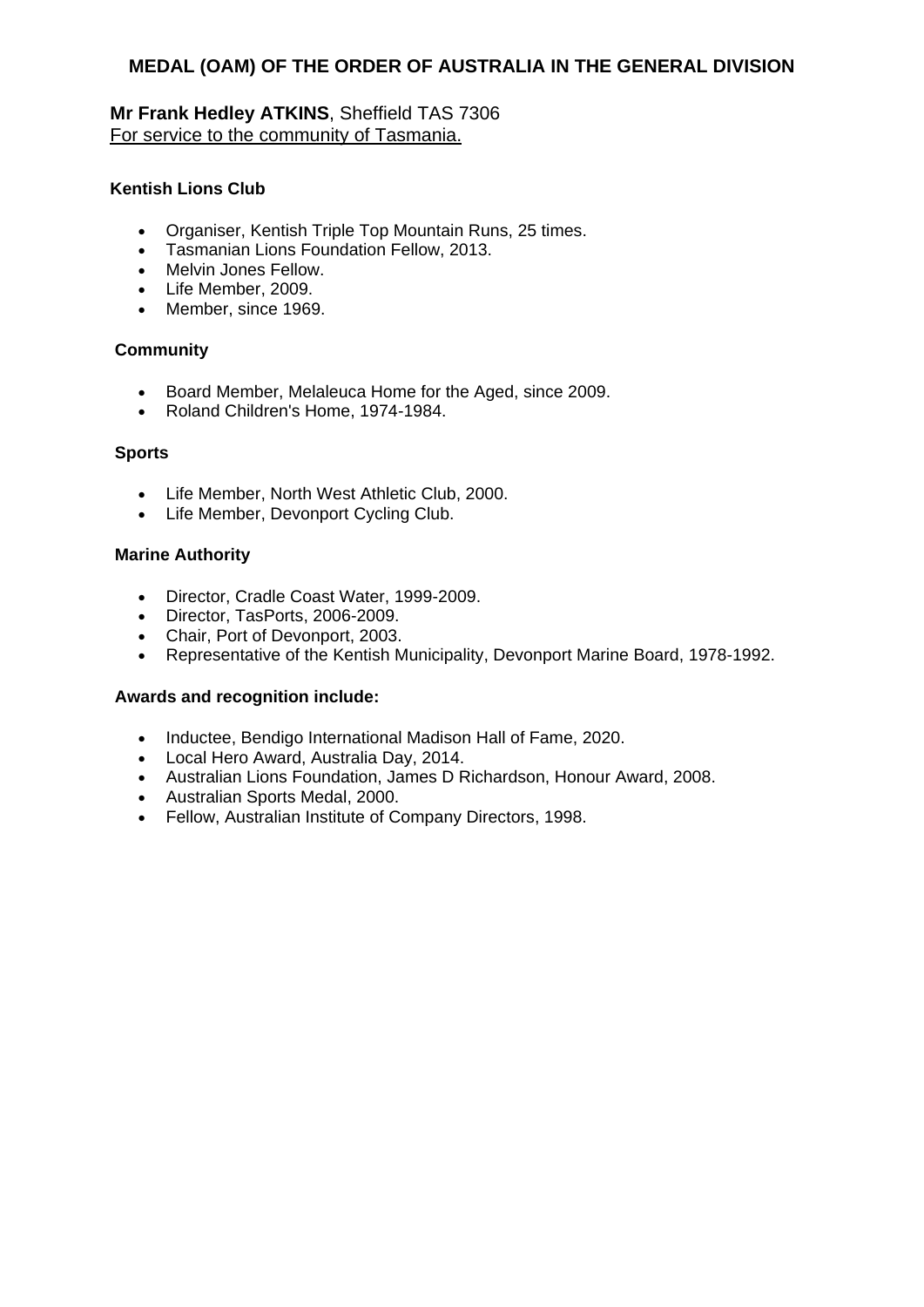## MEDAL (OAM) OF THE ORDER OF AUSTRALIA IN THE GENERAL DIVISION

**Mr Frank Hedley ATKINS**, Sheffield TAS 7306
For service to the community of Tasmania.

**Kentish Lions Club**

- Organiser, Kentish Triple Top Mountain Runs, 25 times.
- Tasmanian Lions Foundation Fellow, 2013.
- Melvin Jones Fellow.
- Life Member, 2009.
- Member, since 1969.

**Community**

- Board Member, Melaleuca Home for the Aged, since 2009.
- Roland Children's Home, 1974-1984.

**Sports**

- Life Member, North West Athletic Club, 2000.
- Life Member, Devonport Cycling Club.

**Marine Authority**

- Director, Cradle Coast Water, 1999-2009.
- Director, TasPorts, 2006-2009.
- Chair, Port of Devonport, 2003.
- Representative of the Kentish Municipality, Devonport Marine Board, 1978-1992.

**Awards and recognition include:**

- Inductee, Bendigo International Madison Hall of Fame, 2020.
- Local Hero Award, Australia Day, 2014.
- Australian Lions Foundation, James D Richardson, Honour Award, 2008.
- Australian Sports Medal, 2000.
- Fellow, Australian Institute of Company Directors, 1998.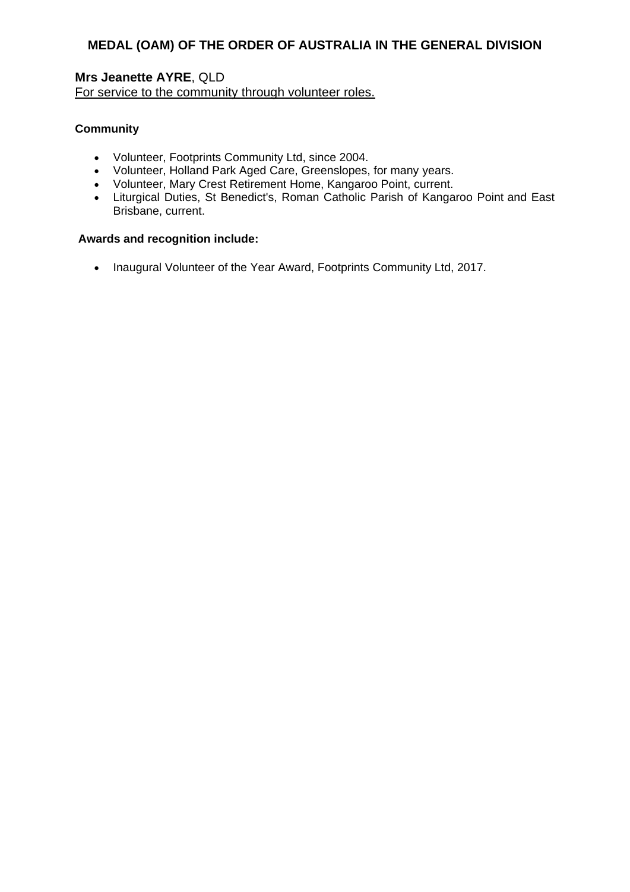## MEDAL (OAM) OF THE ORDER OF AUSTRALIA IN THE GENERAL DIVISION

**Mrs Jeanette AYRE**, QLD
For service to the community through volunteer roles.

**Community**

- Volunteer, Footprints Community Ltd, since 2004.
- Volunteer, Holland Park Aged Care, Greenslopes, for many years.
- Volunteer, Mary Crest Retirement Home, Kangaroo Point, current.
- Liturgical Duties, St Benedict's, Roman Catholic Parish of Kangaroo Point and East Brisbane, current.

**Awards and recognition include:**

- Inaugural Volunteer of the Year Award, Footprints Community Ltd, 2017.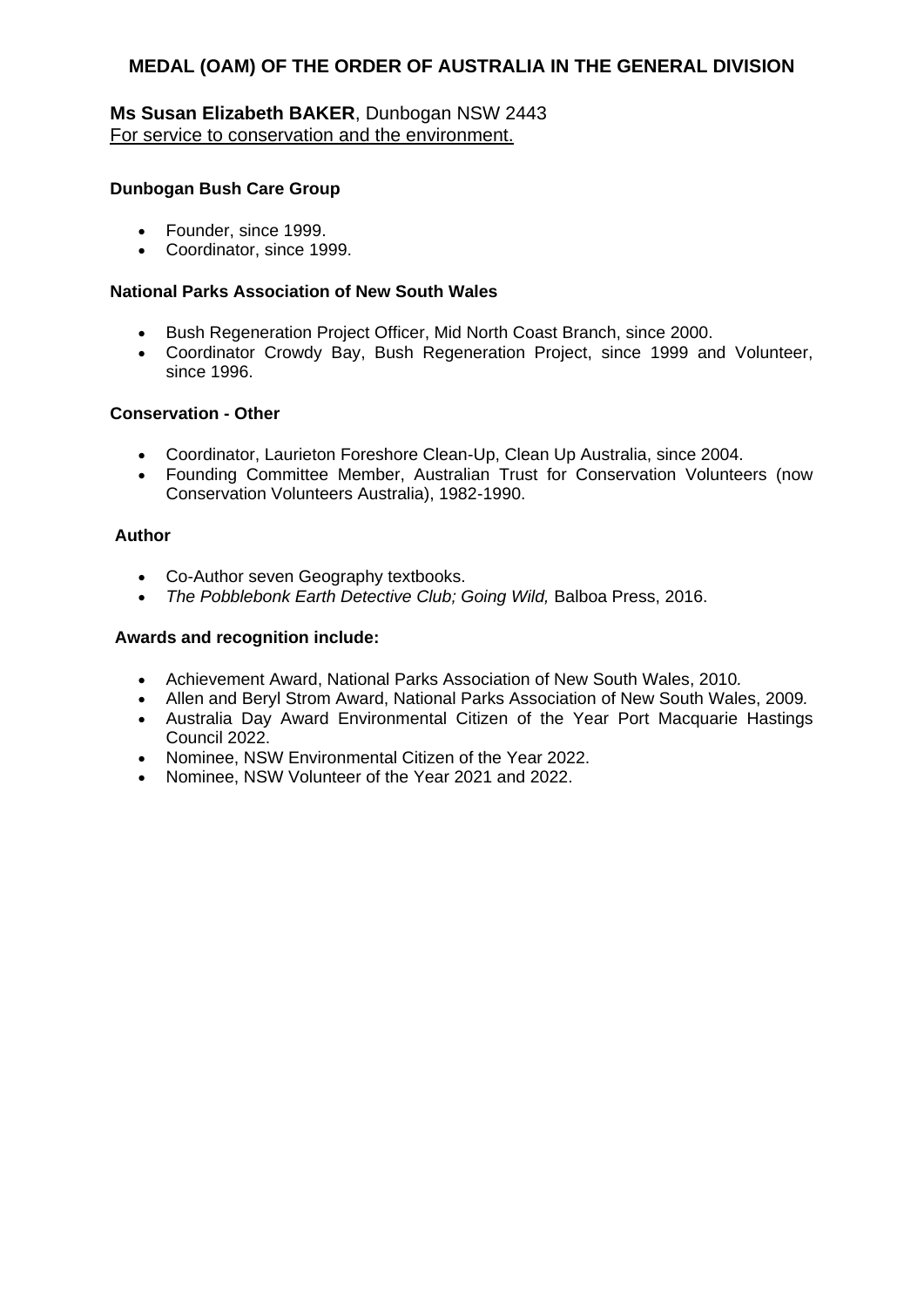## MEDAL (OAM) OF THE ORDER OF AUSTRALIA IN THE GENERAL DIVISION

**Ms Susan Elizabeth BAKER**, Dunbogan NSW 2443
For service to conservation and the environment.

**Dunbogan Bush Care Group**

- Founder, since 1999.
- Coordinator, since 1999.

**National Parks Association of New South Wales**

- Bush Regeneration Project Officer, Mid North Coast Branch, since 2000.
- Coordinator Crowdy Bay, Bush Regeneration Project, since 1999 and Volunteer, since 1996.

**Conservation - Other**

- Coordinator, Laurieton Foreshore Clean-Up, Clean Up Australia, since 2004.
- Founding Committee Member, Australian Trust for Conservation Volunteers (now Conservation Volunteers Australia), 1982-1990.

**Author**

- Co-Author seven Geography textbooks.
- *The Pobblebonk Earth Detective Club; Going Wild,* Balboa Press, 2016.

**Awards and recognition include:**

- Achievement Award, National Parks Association of New South Wales, 2010.
- Allen and Beryl Strom Award, National Parks Association of New South Wales, 2009.
- Australia Day Award Environmental Citizen of the Year Port Macquarie Hastings Council 2022.
- Nominee, NSW Environmental Citizen of the Year 2022.
- Nominee, NSW Volunteer of the Year 2021 and 2022.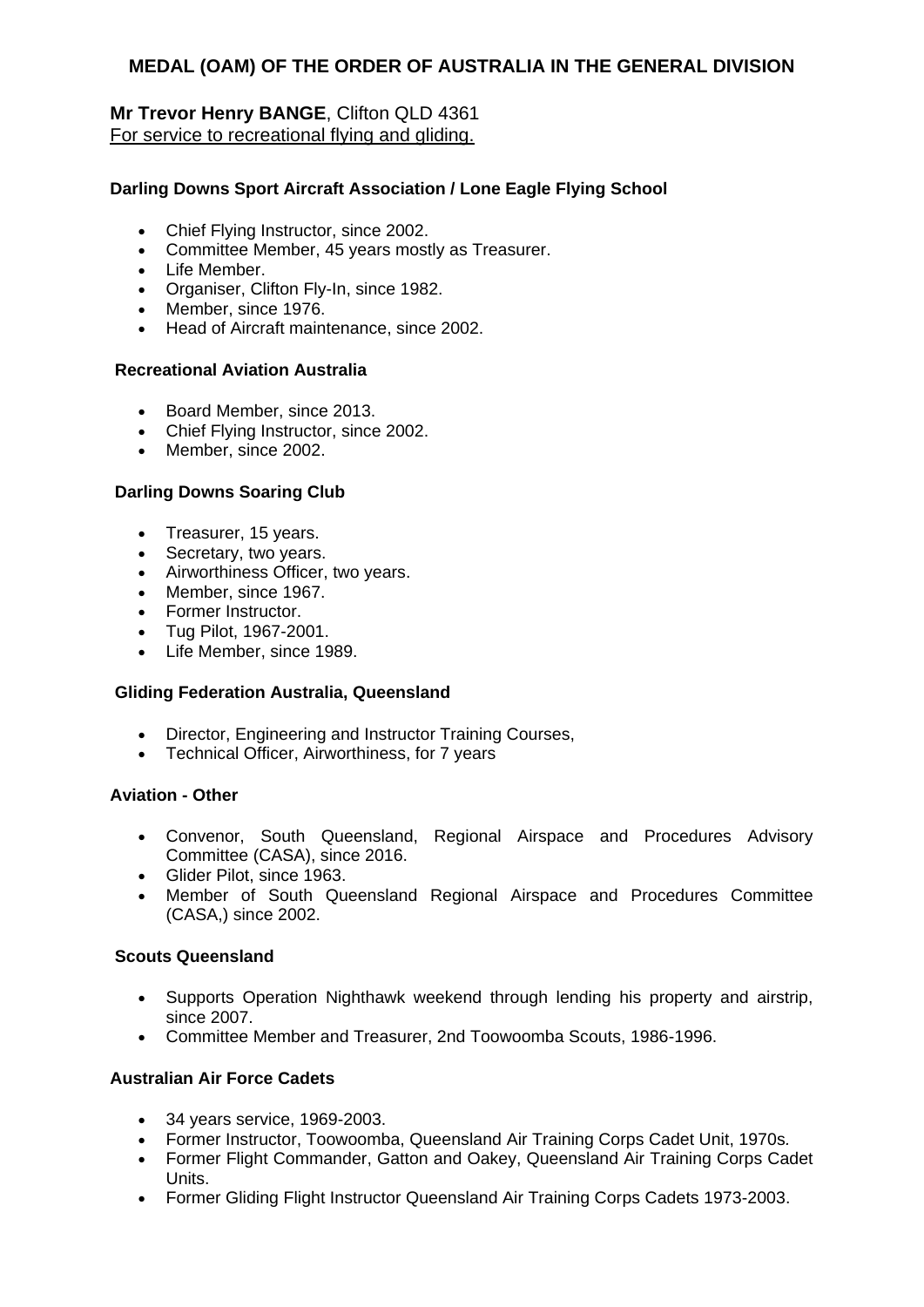## MEDAL (OAM) OF THE ORDER OF AUSTRALIA IN THE GENERAL DIVISION

**Mr Trevor Henry BANGE**, Clifton QLD 4361
For service to recreational flying and gliding.

**Darling Downs Sport Aircraft Association / Lone Eagle Flying School**

- Chief Flying Instructor, since 2002.
- Committee Member, 45 years mostly as Treasurer.
- Life Member.
- Organiser, Clifton Fly-In, since 1982.
- Member, since 1976.
- Head of Aircraft maintenance, since 2002.

**Recreational Aviation Australia**

- Board Member, since 2013.
- Chief Flying Instructor, since 2002.
- Member, since 2002.

**Darling Downs Soaring Club**

- Treasurer, 15 years.
- Secretary, two years.
- Airworthiness Officer, two years.
- Member, since 1967.
- Former Instructor.
- Tug Pilot, 1967-2001.
- Life Member, since 1989.

**Gliding Federation Australia, Queensland**

- Director, Engineering and Instructor Training Courses,
- Technical Officer, Airworthiness, for 7 years

**Aviation - Other**

- Convenor, South Queensland, Regional Airspace and Procedures Advisory Committee (CASA), since 2016.
- Glider Pilot, since 1963.
- Member of South Queensland Regional Airspace and Procedures Committee (CASA,) since 2002.

**Scouts Queensland**

- Supports Operation Nighthawk weekend through lending his property and airstrip, since 2007.
- Committee Member and Treasurer, 2nd Toowoomba Scouts, 1986-1996.

**Australian Air Force Cadets**

- 34 years service, 1969-2003.
- Former Instructor, Toowoomba, Queensland Air Training Corps Cadet Unit, 1970s.
- Former Flight Commander, Gatton and Oakey, Queensland Air Training Corps Cadet Units.
- Former Gliding Flight Instructor Queensland Air Training Corps Cadets 1973-2003.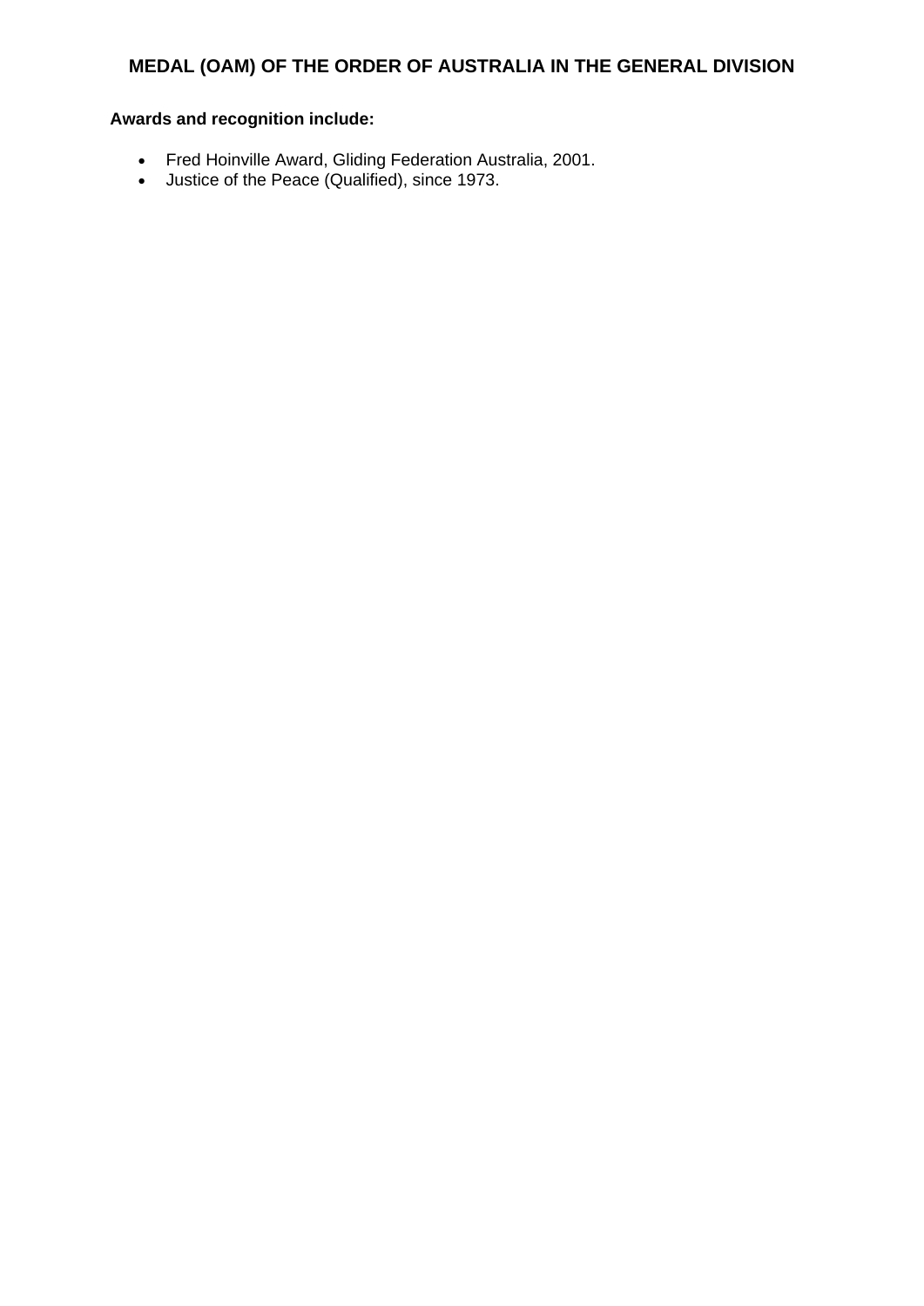## MEDAL (OAM) OF THE ORDER OF AUSTRALIA IN THE GENERAL DIVISION

**Awards and recognition include:**

- Fred Hoinville Award, Gliding Federation Australia, 2001.
- Justice of the Peace (Qualified), since 1973.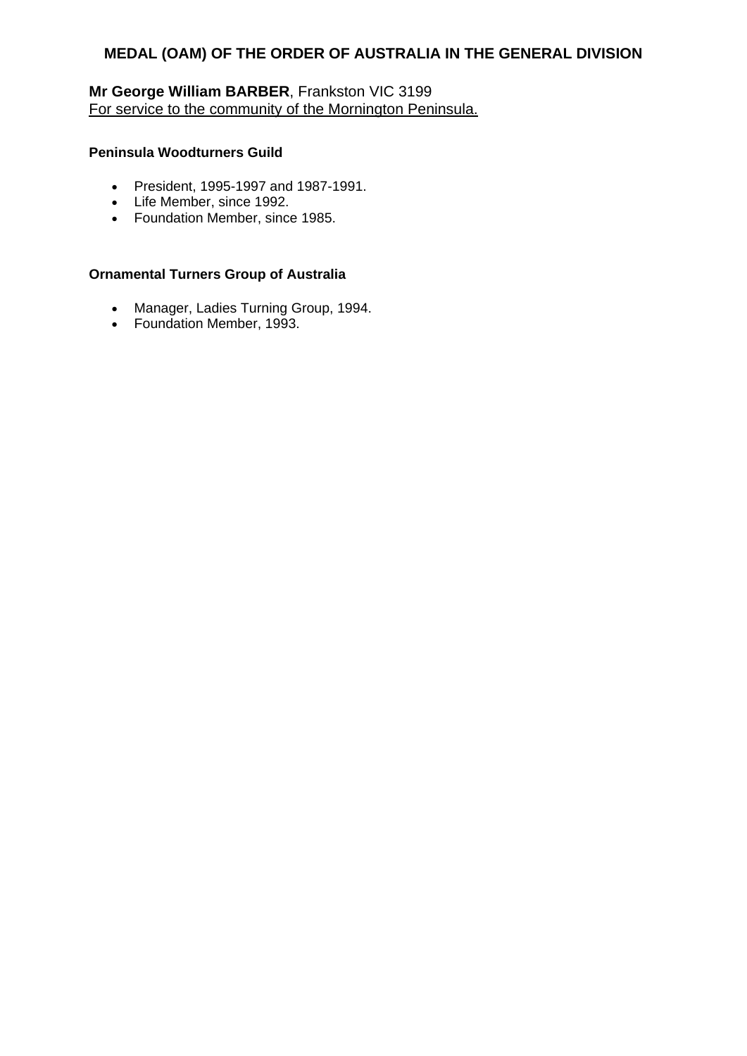## MEDAL (OAM) OF THE ORDER OF AUSTRALIA IN THE GENERAL DIVISION

**Mr George William BARBER**, Frankston VIC 3199
For service to the community of the Mornington Peninsula.

**Peninsula Woodturners Guild**

- President, 1995-1997 and 1987-1991.
- Life Member, since 1992.
- Foundation Member, since 1985.

**Ornamental Turners Group of Australia**

- Manager, Ladies Turning Group, 1994.
- Foundation Member, 1993.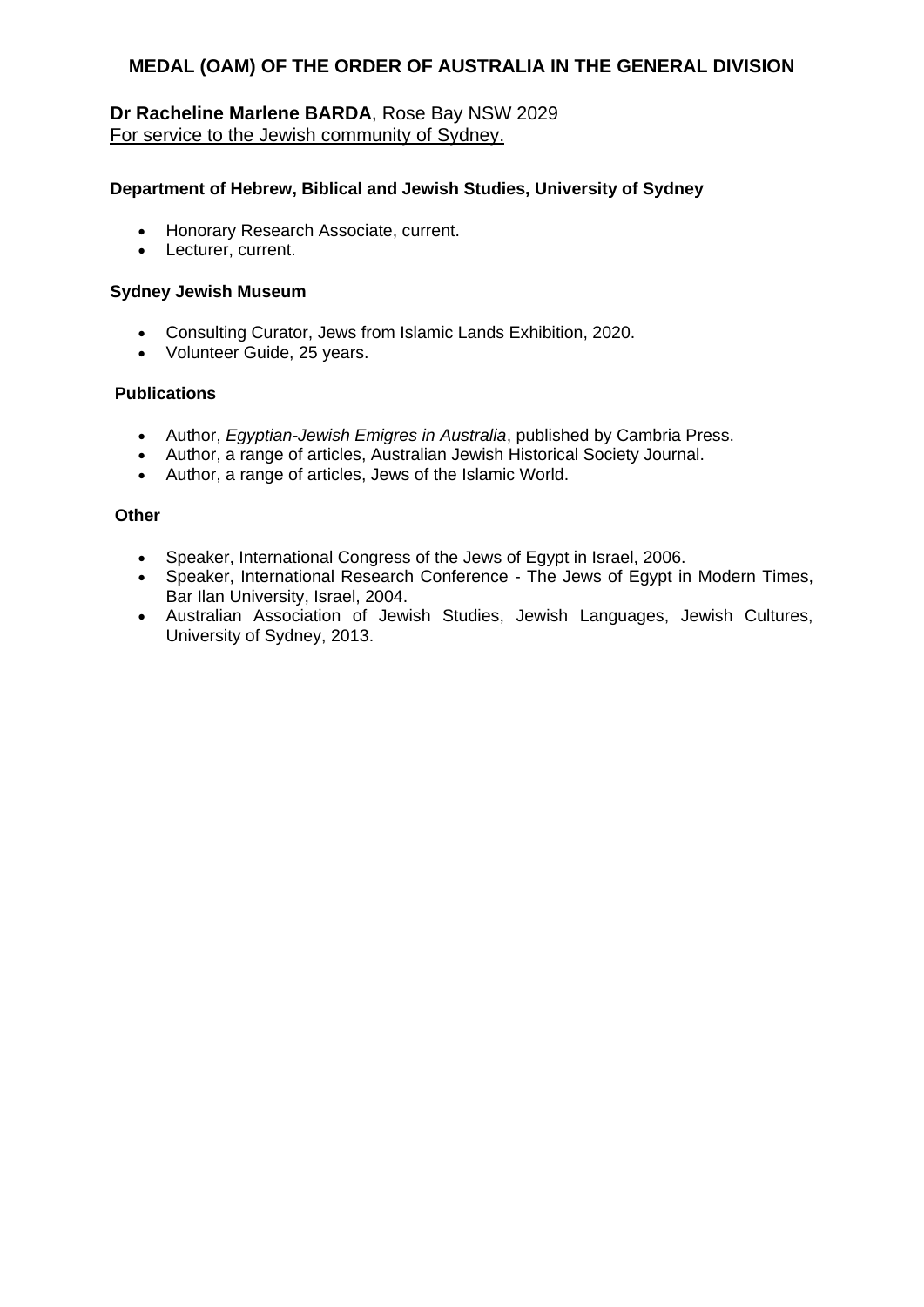## MEDAL (OAM) OF THE ORDER OF AUSTRALIA IN THE GENERAL DIVISION

**Dr Racheline Marlene BARDA**, Rose Bay NSW 2029
For service to the Jewish community of Sydney.

**Department of Hebrew, Biblical and Jewish Studies, University of Sydney**

- Honorary Research Associate, current.
- Lecturer, current.

**Sydney Jewish Museum**

- Consulting Curator, Jews from Islamic Lands Exhibition, 2020.
- Volunteer Guide, 25 years.

**Publications**

- Author, *Egyptian-Jewish Emigres in Australia*, published by Cambria Press.
- Author, a range of articles, Australian Jewish Historical Society Journal.
- Author, a range of articles, Jews of the Islamic World.

**Other**

- Speaker, International Congress of the Jews of Egypt in Israel, 2006.
- Speaker, International Research Conference - The Jews of Egypt in Modern Times, Bar Ilan University, Israel, 2004.
- Australian Association of Jewish Studies, Jewish Languages, Jewish Cultures, University of Sydney, 2013.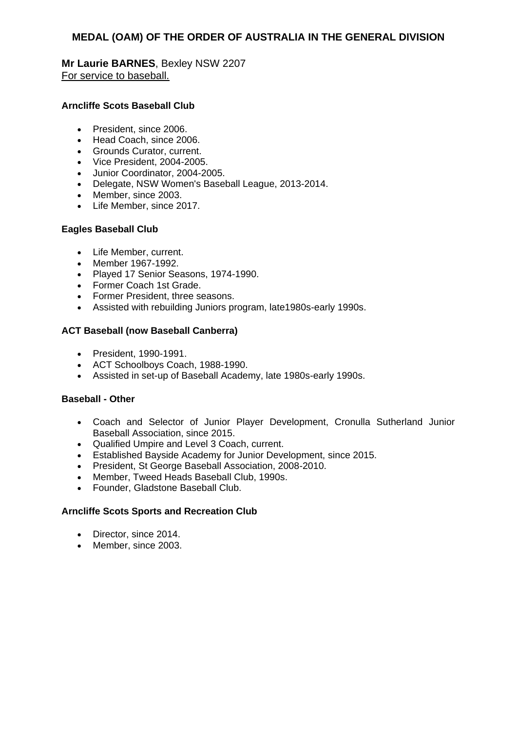## MEDAL (OAM) OF THE ORDER OF AUSTRALIA IN THE GENERAL DIVISION

**Mr Laurie BARNES**, Bexley NSW 2207
For service to baseball.

**Arncliffe Scots Baseball Club**

- President, since 2006.
- Head Coach, since 2006.
- Grounds Curator, current.
- Vice President, 2004-2005.
- Junior Coordinator, 2004-2005.
- Delegate, NSW Women's Baseball League, 2013-2014.
- Member, since 2003.
- Life Member, since 2017.

**Eagles Baseball Club**

- Life Member, current.
- Member 1967-1992.
- Played 17 Senior Seasons, 1974-1990.
- Former Coach 1st Grade.
- Former President, three seasons.
- Assisted with rebuilding Juniors program, late1980s-early 1990s.

**ACT Baseball (now Baseball Canberra)**

- President, 1990-1991.
- ACT Schoolboys Coach, 1988-1990.
- Assisted in set-up of Baseball Academy, late 1980s-early 1990s.

**Baseball - Other**

- Coach and Selector of Junior Player Development, Cronulla Sutherland Junior Baseball Association, since 2015.
- Qualified Umpire and Level 3 Coach, current.
- Established Bayside Academy for Junior Development, since 2015.
- President, St George Baseball Association, 2008-2010.
- Member, Tweed Heads Baseball Club, 1990s.
- Founder, Gladstone Baseball Club.

**Arncliffe Scots Sports and Recreation Club**

- Director, since 2014.
- Member, since 2003.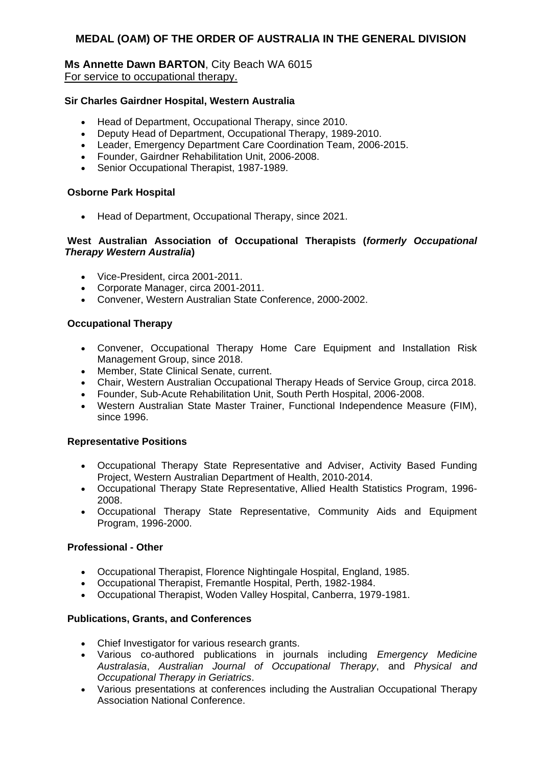# MEDAL (OAM) OF THE ORDER OF AUSTRALIA IN THE GENERAL DIVISION

**Ms Annette Dawn BARTON**, City Beach WA 6015
For service to occupational therapy.

**Sir Charles Gairdner Hospital, Western Australia**

- Head of Department, Occupational Therapy, since 2010.
- Deputy Head of Department, Occupational Therapy, 1989-2010.
- Leader, Emergency Department Care Coordination Team, 2006-2015.
- Founder, Gairdner Rehabilitation Unit, 2006-2008.
- Senior Occupational Therapist, 1987-1989.

**Osborne Park Hospital**

- Head of Department, Occupational Therapy, since 2021.

**West Australian Association of Occupational Therapists (*formerly Occupational Therapy Western Australia*)**

- Vice-President, circa 2001-2011.
- Corporate Manager, circa 2001-2011.
- Convener, Western Australian State Conference, 2000-2002.

**Occupational Therapy**

- Convener, Occupational Therapy Home Care Equipment and Installation Risk Management Group, since 2018.
- Member, State Clinical Senate, current.
- Chair, Western Australian Occupational Therapy Heads of Service Group, circa 2018.
- Founder, Sub-Acute Rehabilitation Unit, South Perth Hospital, 2006-2008.
- Western Australian State Master Trainer, Functional Independence Measure (FIM), since 1996.

**Representative Positions**

- Occupational Therapy State Representative and Adviser, Activity Based Funding Project, Western Australian Department of Health, 2010-2014.
- Occupational Therapy State Representative, Allied Health Statistics Program, 1996-2008.
- Occupational Therapy State Representative, Community Aids and Equipment Program, 1996-2000.

**Professional - Other**

- Occupational Therapist, Florence Nightingale Hospital, England, 1985.
- Occupational Therapist, Fremantle Hospital, Perth, 1982-1984.
- Occupational Therapist, Woden Valley Hospital, Canberra, 1979-1981.

**Publications, Grants, and Conferences**

- Chief Investigator for various research grants.
- Various co-authored publications in journals including *Emergency Medicine Australasia*, *Australian Journal of Occupational Therapy*, and *Physical and Occupational Therapy in Geriatrics*.
- Various presentations at conferences including the Australian Occupational Therapy Association National Conference.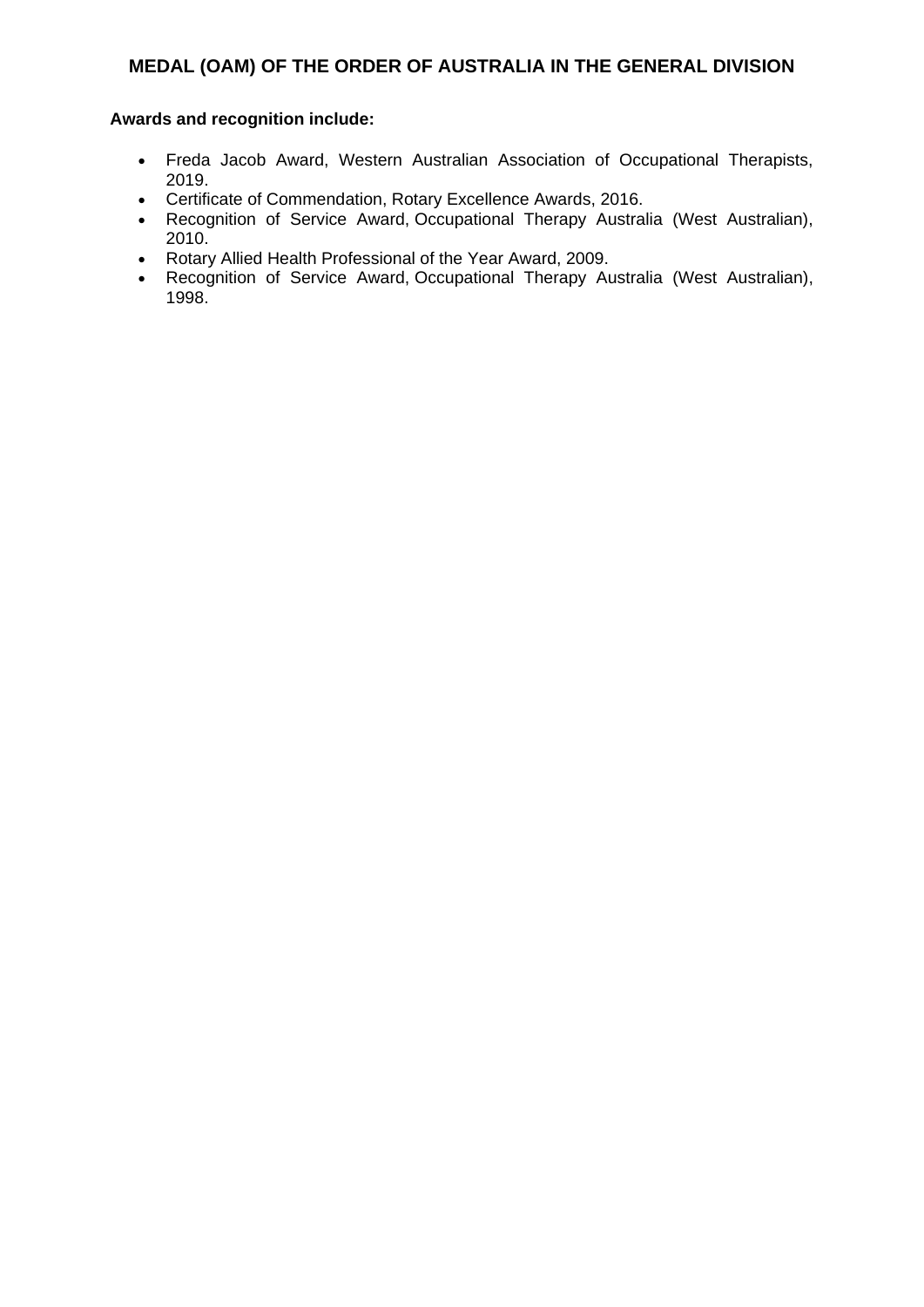## MEDAL (OAM) OF THE ORDER OF AUSTRALIA IN THE GENERAL DIVISION

**Awards and recognition include:**

- Freda Jacob Award, Western Australian Association of Occupational Therapists, 2019.
- Certificate of Commendation, Rotary Excellence Awards, 2016.
- Recognition of Service Award, Occupational Therapy Australia (West Australian), 2010.
- Rotary Allied Health Professional of the Year Award, 2009.
- Recognition of Service Award, Occupational Therapy Australia (West Australian), 1998.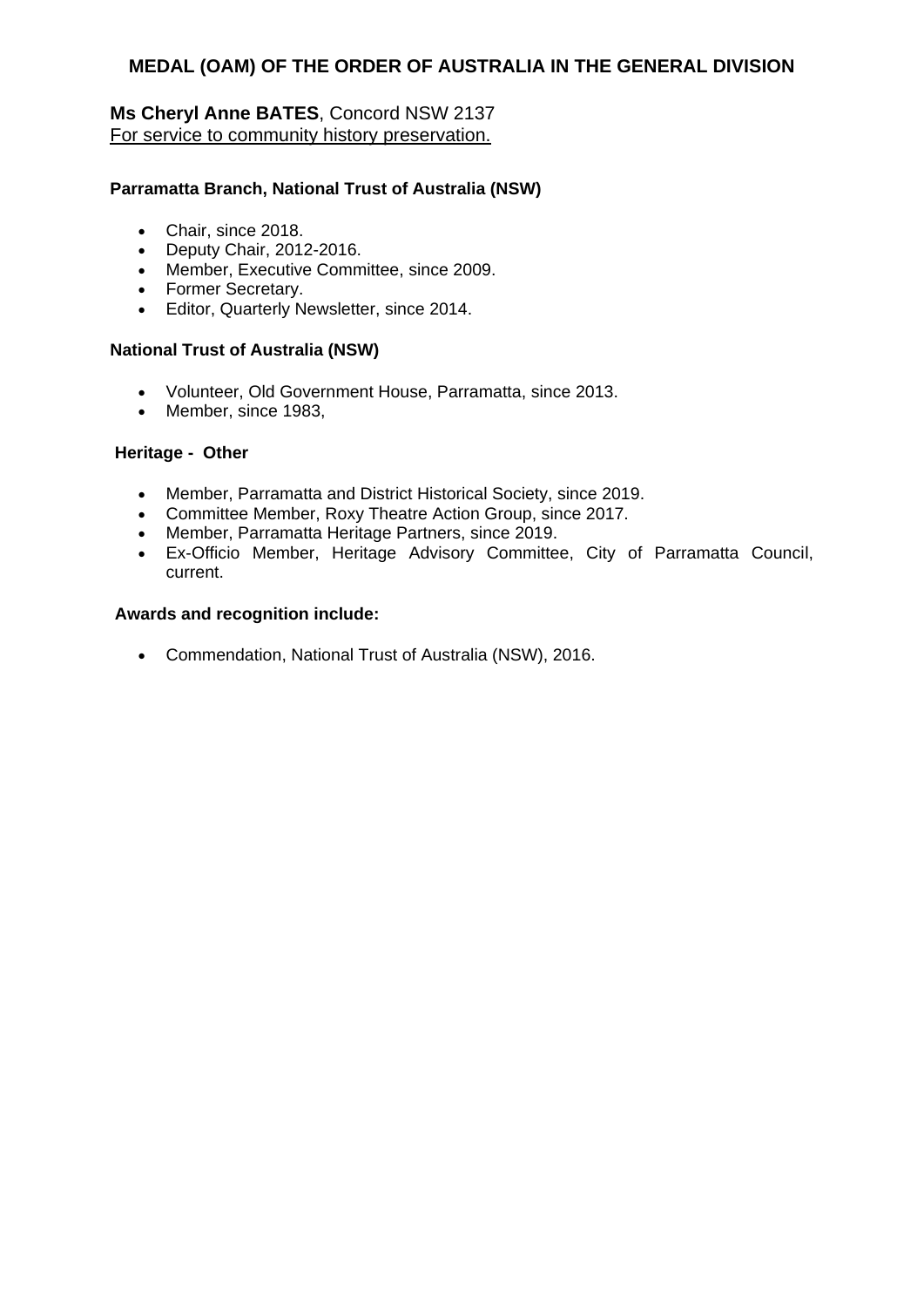## MEDAL (OAM) OF THE ORDER OF AUSTRALIA IN THE GENERAL DIVISION

**Ms Cheryl Anne BATES**, Concord NSW 2137
For service to community history preservation.

**Parramatta Branch, National Trust of Australia (NSW)**

- Chair, since 2018.
- Deputy Chair, 2012-2016.
- Member, Executive Committee, since 2009.
- Former Secretary.
- Editor, Quarterly Newsletter, since 2014.

**National Trust of Australia (NSW)**

- Volunteer, Old Government House, Parramatta, since 2013.
- Member, since 1983,

**Heritage - Other**

- Member, Parramatta and District Historical Society, since 2019.
- Committee Member, Roxy Theatre Action Group, since 2017.
- Member, Parramatta Heritage Partners, since 2019.
- Ex-Officio Member, Heritage Advisory Committee, City of Parramatta Council, current.

**Awards and recognition include:**

- Commendation, National Trust of Australia (NSW), 2016.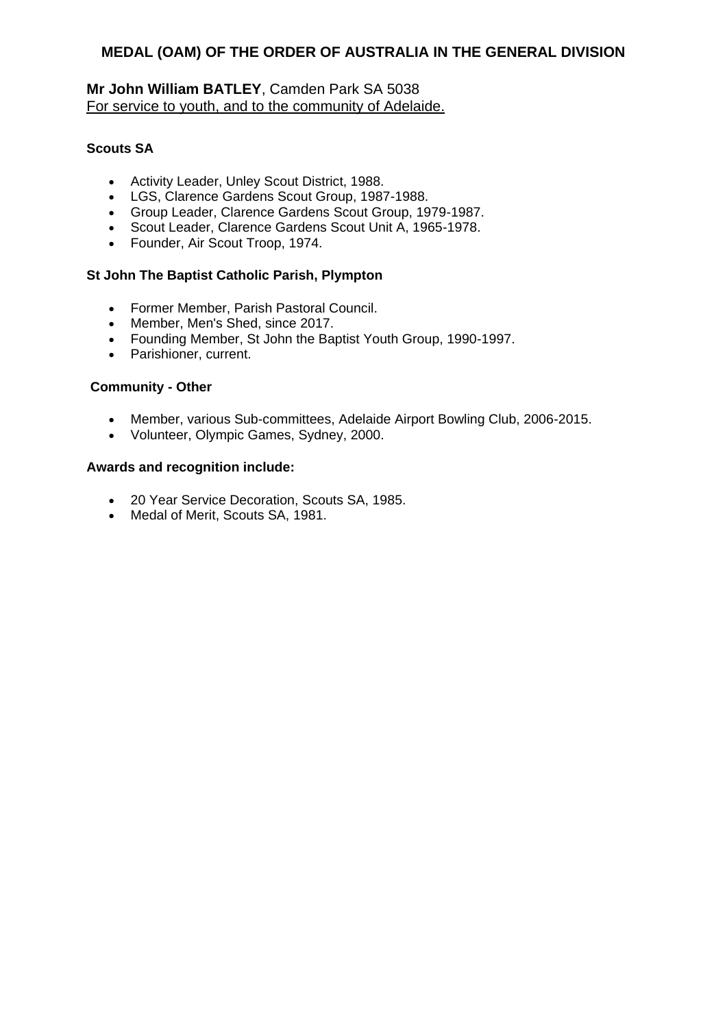## MEDAL (OAM) OF THE ORDER OF AUSTRALIA IN THE GENERAL DIVISION

**Mr John William BATLEY**, Camden Park SA 5038
For service to youth, and to the community of Adelaide.

**Scouts SA**

- Activity Leader, Unley Scout District, 1988.
- LGS, Clarence Gardens Scout Group, 1987-1988.
- Group Leader, Clarence Gardens Scout Group, 1979-1987.
- Scout Leader, Clarence Gardens Scout Unit A, 1965-1978.
- Founder, Air Scout Troop, 1974.

**St John The Baptist Catholic Parish, Plympton**

- Former Member, Parish Pastoral Council.
- Member, Men's Shed, since 2017.
- Founding Member, St John the Baptist Youth Group, 1990-1997.
- Parishioner, current.

**Community - Other**

- Member, various Sub-committees, Adelaide Airport Bowling Club, 2006-2015.
- Volunteer, Olympic Games, Sydney, 2000.

**Awards and recognition include:**

- 20 Year Service Decoration, Scouts SA, 1985.
- Medal of Merit, Scouts SA, 1981.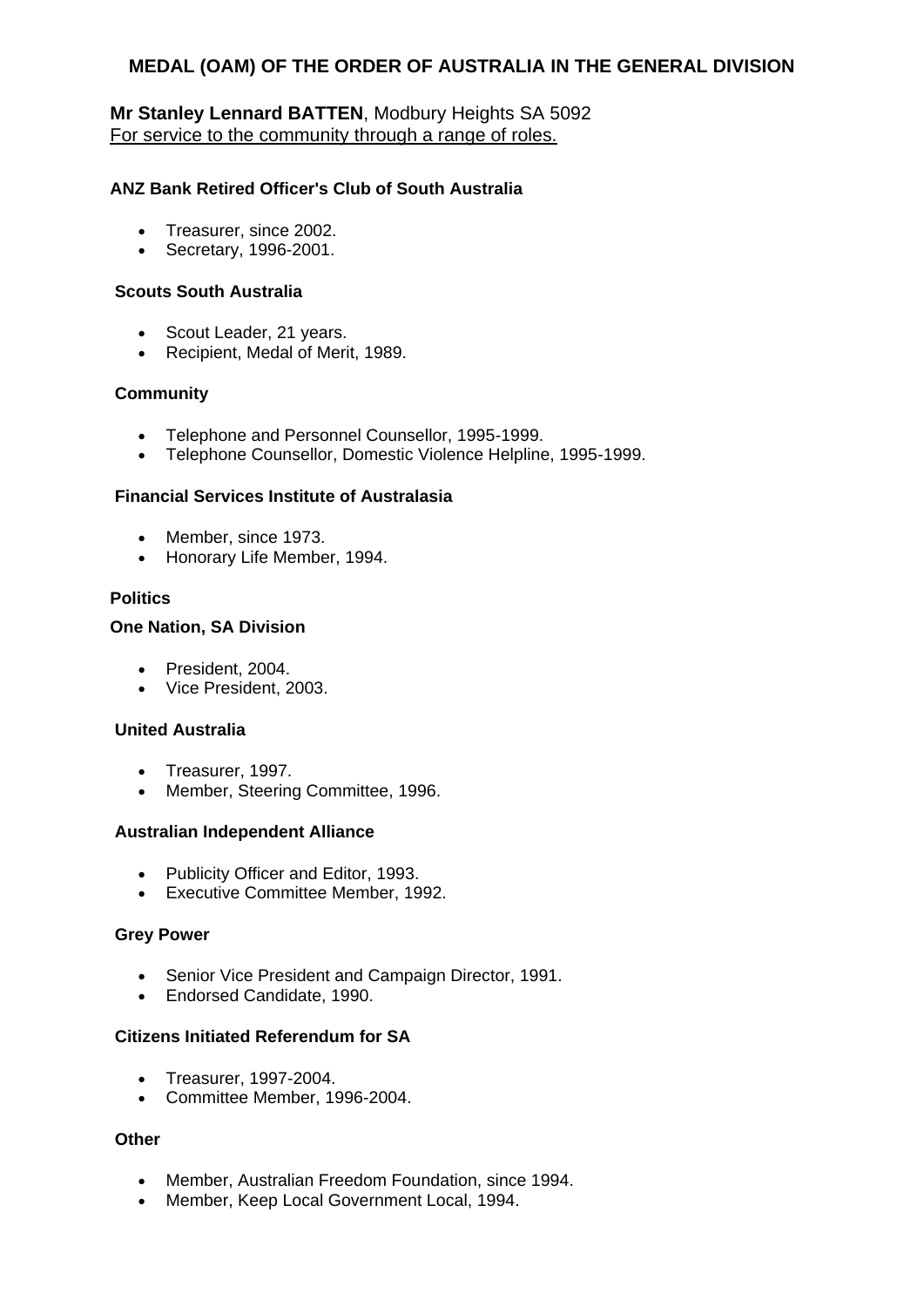## MEDAL (OAM) OF THE ORDER OF AUSTRALIA IN THE GENERAL DIVISION

**Mr Stanley Lennard BATTEN**, Modbury Heights SA 5092
For service to the community through a range of roles.

**ANZ Bank Retired Officer's Club of South Australia**

- Treasurer, since 2002.
- Secretary, 1996-2001.

**Scouts South Australia**

- Scout Leader, 21 years.
- Recipient, Medal of Merit, 1989.

**Community**

- Telephone and Personnel Counsellor, 1995-1999.
- Telephone Counsellor, Domestic Violence Helpline, 1995-1999.

**Financial Services Institute of Australasia**

- Member, since 1973.
- Honorary Life Member, 1994.

**Politics**

**One Nation, SA Division**

- President, 2004.
- Vice President, 2003.

**United Australia**

- Treasurer, 1997.
- Member, Steering Committee, 1996.

**Australian Independent Alliance**

- Publicity Officer and Editor, 1993.
- Executive Committee Member, 1992.

**Grey Power**

- Senior Vice President and Campaign Director, 1991.
- Endorsed Candidate, 1990.

**Citizens Initiated Referendum for SA**

- Treasurer, 1997-2004.
- Committee Member, 1996-2004.

**Other**

- Member, Australian Freedom Foundation, since 1994.
- Member, Keep Local Government Local, 1994.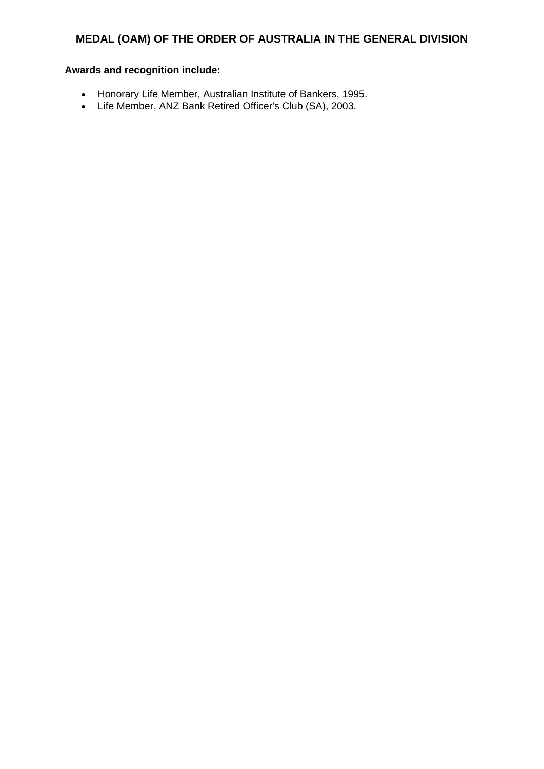## MEDAL (OAM) OF THE ORDER OF AUSTRALIA IN THE GENERAL DIVISION

**Awards and recognition include:**

- Honorary Life Member, Australian Institute of Bankers, 1995.
- Life Member, ANZ Bank Retired Officer's Club (SA), 2003.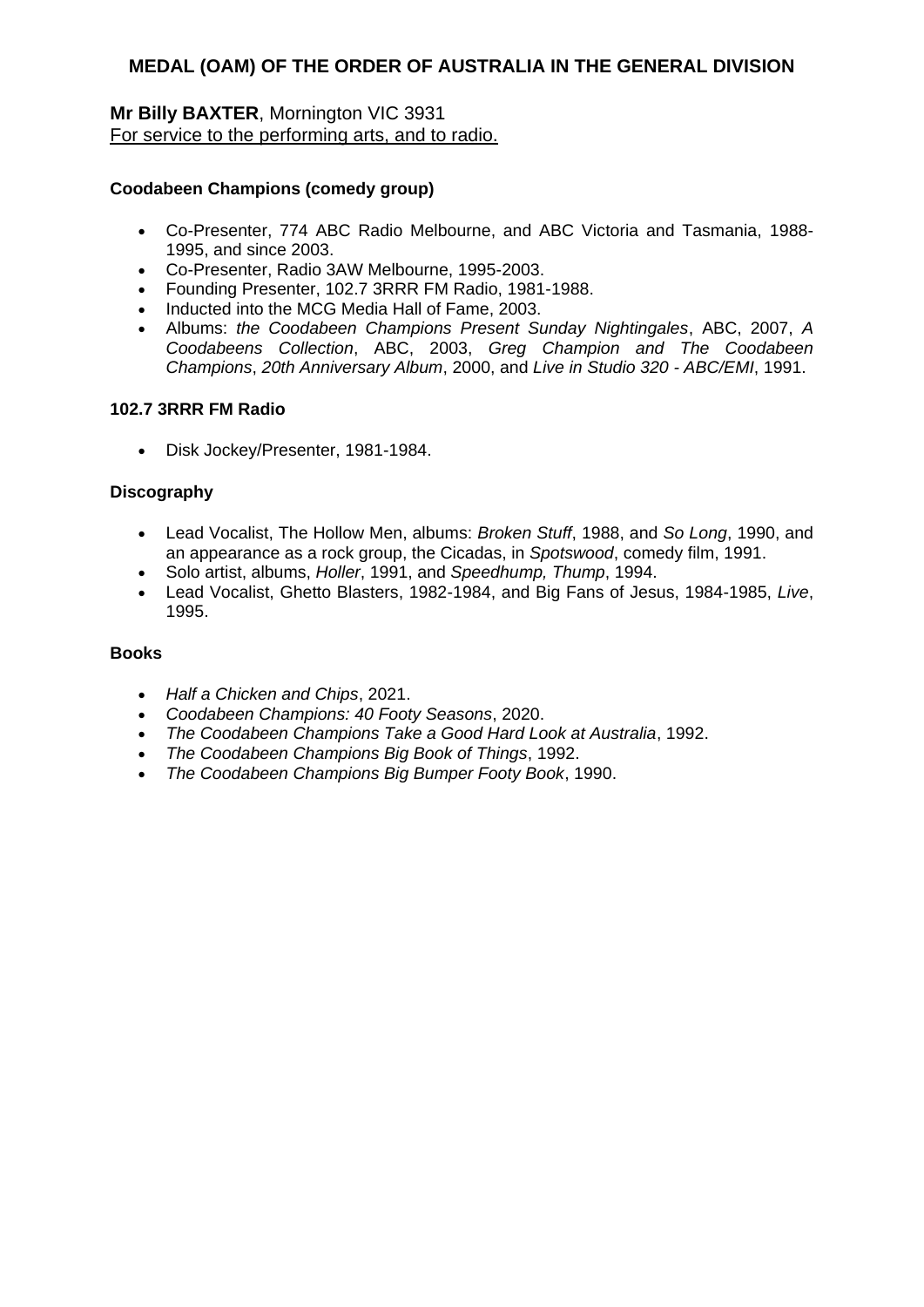## MEDAL (OAM) OF THE ORDER OF AUSTRALIA IN THE GENERAL DIVISION

**Mr Billy BAXTER**, Mornington VIC 3931
For service to the performing arts, and to radio.

**Coodabeen Champions (comedy group)**

- Co-Presenter, 774 ABC Radio Melbourne, and ABC Victoria and Tasmania, 1988-1995, and since 2003.
- Co-Presenter, Radio 3AW Melbourne, 1995-2003.
- Founding Presenter, 102.7 3RRR FM Radio, 1981-1988.
- Inducted into the MCG Media Hall of Fame, 2003.
- Albums: *the Coodabeen Champions Present Sunday Nightingales*, ABC, 2007, *A Coodabeens Collection*, ABC, 2003, *Greg Champion and The Coodabeen Champions*, *20th Anniversary Album*, 2000, and *Live in Studio 320 - ABC/EMI*, 1991.

**102.7 3RRR FM Radio**

- Disk Jockey/Presenter, 1981-1984.

**Discography**

- Lead Vocalist, The Hollow Men, albums: *Broken Stuff*, 1988, and *So Long*, 1990, and an appearance as a rock group, the Cicadas, in *Spotswood*, comedy film, 1991.
- Solo artist, albums, *Holler*, 1991, and *Speedhump, Thump*, 1994.
- Lead Vocalist, Ghetto Blasters, 1982-1984, and Big Fans of Jesus, 1984-1985, *Live*, 1995.

**Books**

- *Half a Chicken and Chips*, 2021.
- *Coodabeen Champions: 40 Footy Seasons*, 2020.
- *The Coodabeen Champions Take a Good Hard Look at Australia*, 1992.
- *The Coodabeen Champions Big Book of Things*, 1992.
- *The Coodabeen Champions Big Bumper Footy Book*, 1990.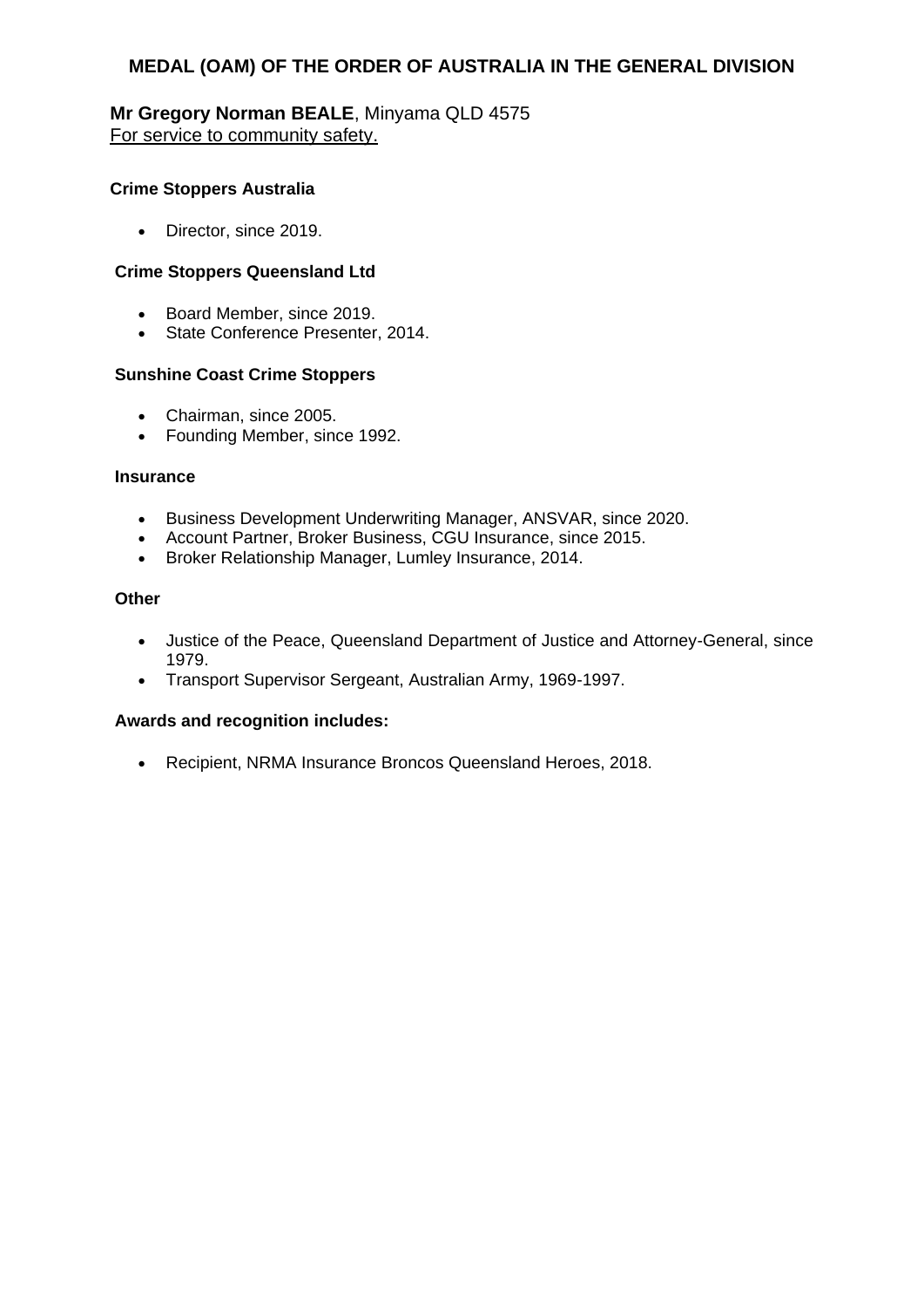## MEDAL (OAM) OF THE ORDER OF AUSTRALIA IN THE GENERAL DIVISION

**Mr Gregory Norman BEALE**, Minyama QLD 4575
For service to community safety.

**Crime Stoppers Australia**

- Director, since 2019.

**Crime Stoppers Queensland Ltd**

- Board Member, since 2019.
- State Conference Presenter, 2014.

**Sunshine Coast Crime Stoppers**

- Chairman, since 2005.
- Founding Member, since 1992.

**Insurance**

- Business Development Underwriting Manager, ANSVAR, since 2020.
- Account Partner, Broker Business, CGU Insurance, since 2015.
- Broker Relationship Manager, Lumley Insurance, 2014.

**Other**

- Justice of the Peace, Queensland Department of Justice and Attorney-General, since 1979.
- Transport Supervisor Sergeant, Australian Army, 1969-1997.

**Awards and recognition includes:**

- Recipient, NRMA Insurance Broncos Queensland Heroes, 2018.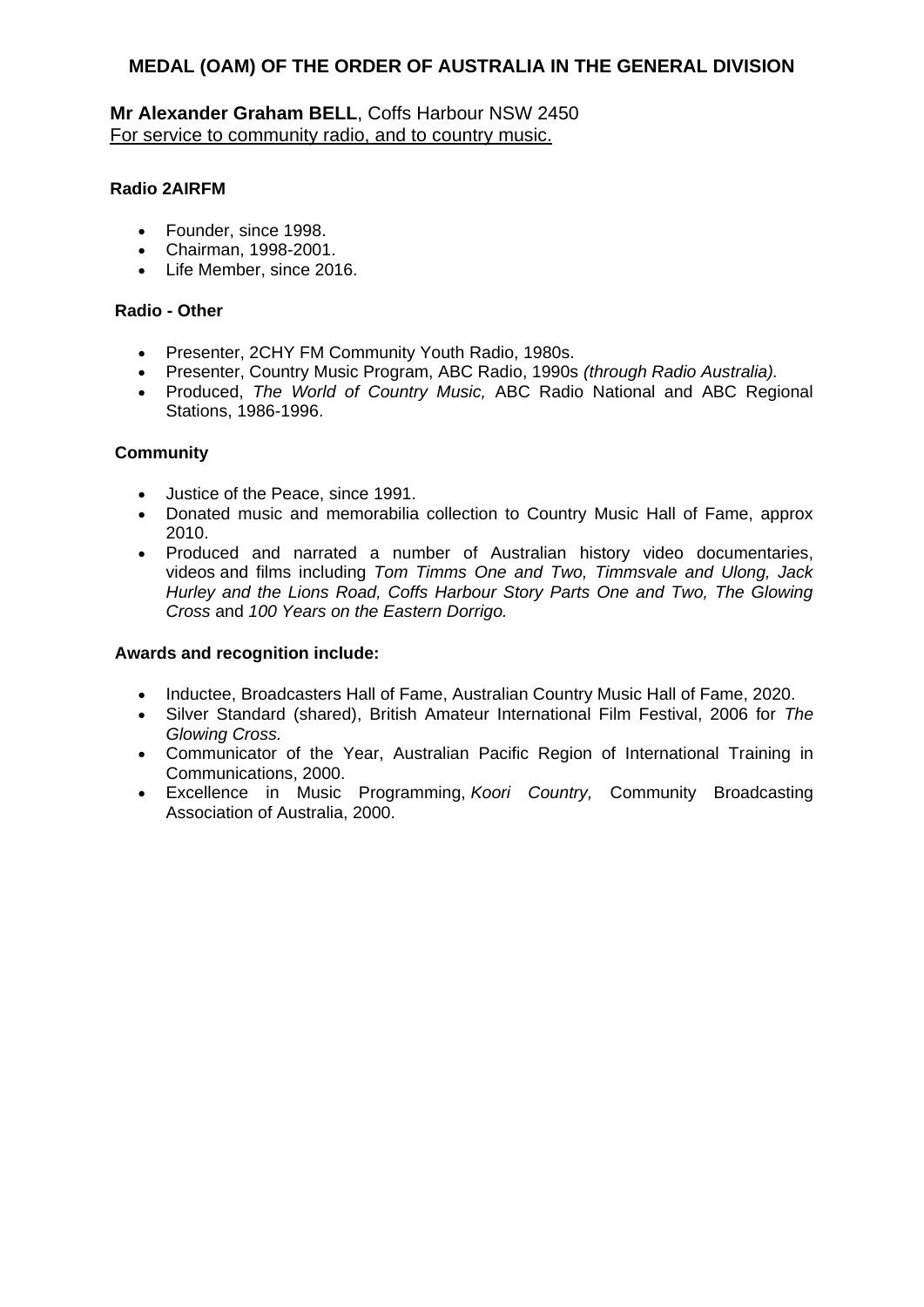## MEDAL (OAM) OF THE ORDER OF AUSTRALIA IN THE GENERAL DIVISION

**Mr Alexander Graham BELL**, Coffs Harbour NSW 2450
For service to community radio, and to country music.

**Radio 2AIRFM**

- Founder, since 1998.
- Chairman, 1998-2001.
- Life Member, since 2016.

**Radio - Other**

- Presenter, 2CHY FM Community Youth Radio, 1980s.
- Presenter, Country Music Program, ABC Radio, 1990s *(through Radio Australia).*
- Produced, *The World of Country Music,* ABC Radio National and ABC Regional Stations, 1986-1996.

**Community**

- Justice of the Peace, since 1991.
- Donated music and memorabilia collection to Country Music Hall of Fame, approx 2010.
- Produced and narrated a number of Australian history video documentaries, videos and films including *Tom Timms One and Two, Timmsvale and Ulong, Jack Hurley and the Lions Road, Coffs Harbour Story Parts One and Two, The Glowing Cross* and *100 Years on the Eastern Dorrigo.*

**Awards and recognition include:**

- Inductee, Broadcasters Hall of Fame, Australian Country Music Hall of Fame, 2020.
- Silver Standard (shared), British Amateur International Film Festival, 2006 for *The Glowing Cross.*
- Communicator of the Year, Australian Pacific Region of International Training in Communications, 2000.
- Excellence in Music Programming, *Koori Country,* Community Broadcasting Association of Australia, 2000.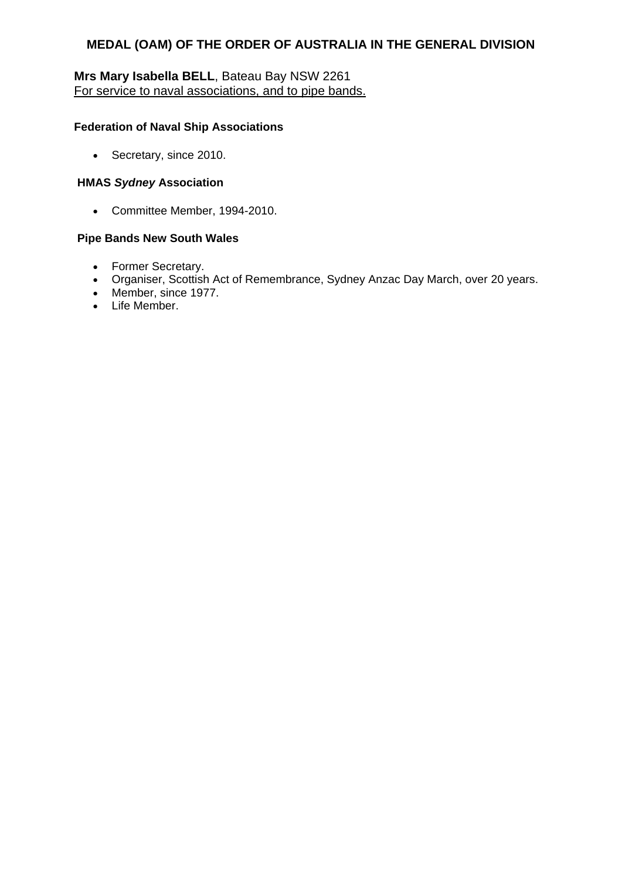## MEDAL (OAM) OF THE ORDER OF AUSTRALIA IN THE GENERAL DIVISION

**Mrs Mary Isabella BELL**, Bateau Bay NSW 2261
For service to naval associations, and to pipe bands.

**Federation of Naval Ship Associations**

- Secretary, since 2010.

**HMAS *Sydney* Association**

- Committee Member, 1994-2010.

**Pipe Bands New South Wales**

- Former Secretary.
- Organiser, Scottish Act of Remembrance, Sydney Anzac Day March, over 20 years.
- Member, since 1977.
- Life Member.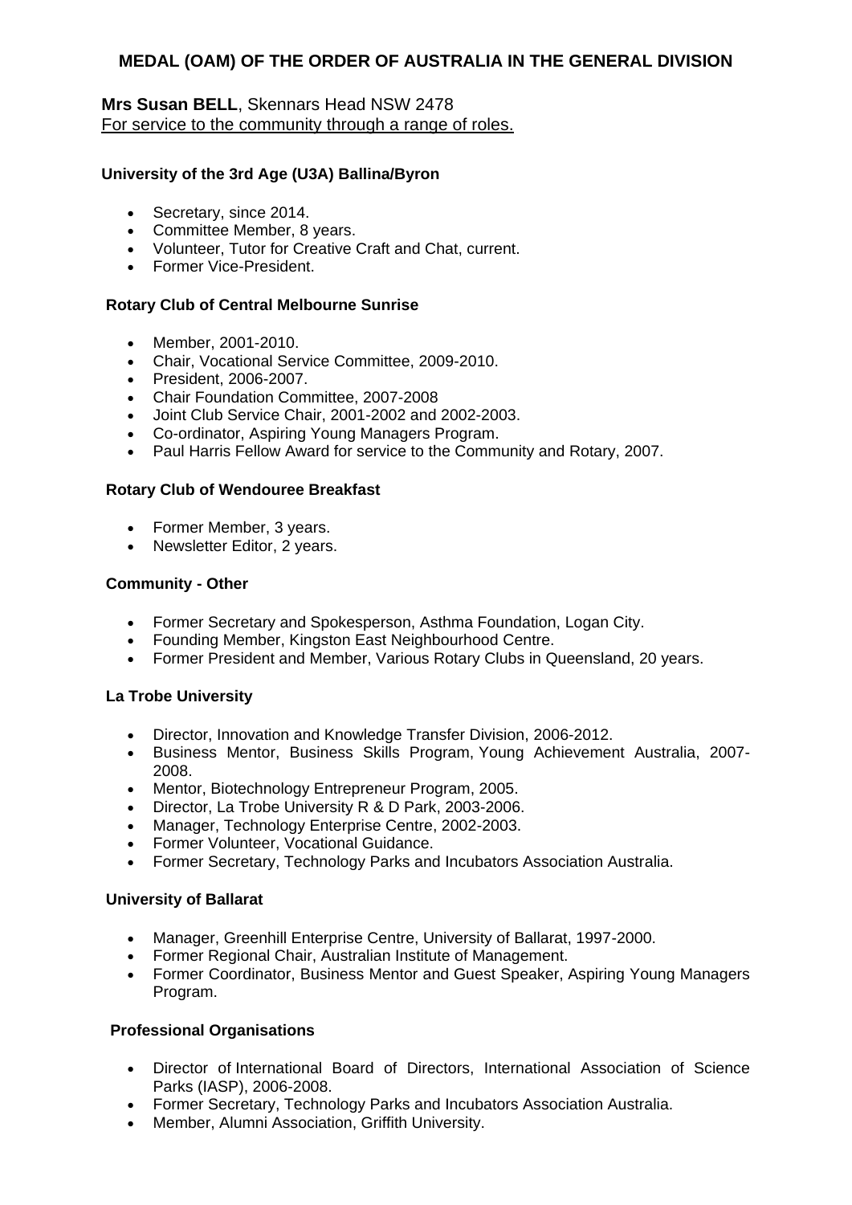## MEDAL (OAM) OF THE ORDER OF AUSTRALIA IN THE GENERAL DIVISION

**Mrs Susan BELL**, Skennars Head NSW 2478
For service to the community through a range of roles.

**University of the 3rd Age (U3A) Ballina/Byron**

- Secretary, since 2014.
- Committee Member, 8 years.
- Volunteer, Tutor for Creative Craft and Chat, current.
- Former Vice-President.

**Rotary Club of Central Melbourne Sunrise**

- Member, 2001-2010.
- Chair, Vocational Service Committee, 2009-2010.
- President, 2006-2007.
- Chair Foundation Committee, 2007-2008
- Joint Club Service Chair, 2001-2002 and 2002-2003.
- Co-ordinator, Aspiring Young Managers Program.
- Paul Harris Fellow Award for service to the Community and Rotary, 2007.

**Rotary Club of Wendouree Breakfast**

- Former Member, 3 years.
- Newsletter Editor, 2 years.

**Community - Other**

- Former Secretary and Spokesperson, Asthma Foundation, Logan City.
- Founding Member, Kingston East Neighbourhood Centre.
- Former President and Member, Various Rotary Clubs in Queensland, 20 years.

**La Trobe University**

- Director, Innovation and Knowledge Transfer Division, 2006-2012.
- Business Mentor, Business Skills Program, Young Achievement Australia, 2007-2008.
- Mentor, Biotechnology Entrepreneur Program, 2005.
- Director, La Trobe University R & D Park, 2003-2006.
- Manager, Technology Enterprise Centre, 2002-2003.
- Former Volunteer, Vocational Guidance.
- Former Secretary, Technology Parks and Incubators Association Australia.

**University of Ballarat**

- Manager, Greenhill Enterprise Centre, University of Ballarat, 1997-2000.
- Former Regional Chair, Australian Institute of Management.
- Former Coordinator, Business Mentor and Guest Speaker, Aspiring Young Managers Program.

**Professional Organisations**

- Director of International Board of Directors, International Association of Science Parks (IASP), 2006-2008.
- Former Secretary, Technology Parks and Incubators Association Australia.
- Member, Alumni Association, Griffith University.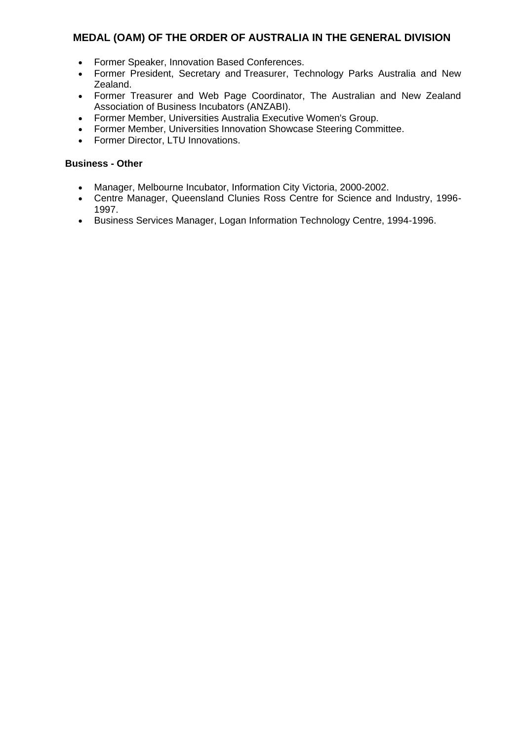## MEDAL (OAM) OF THE ORDER OF AUSTRALIA IN THE GENERAL DIVISION

- Former Speaker, Innovation Based Conferences.
- Former President, Secretary and Treasurer, Technology Parks Australia and New Zealand.
- Former Treasurer and Web Page Coordinator, The Australian and New Zealand Association of Business Incubators (ANZABI).
- Former Member, Universities Australia Executive Women's Group.
- Former Member, Universities Innovation Showcase Steering Committee.
- Former Director, LTU Innovations.

**Business - Other**

- Manager, Melbourne Incubator, Information City Victoria, 2000-2002.
- Centre Manager, Queensland Clunies Ross Centre for Science and Industry, 1996-1997.
- Business Services Manager, Logan Information Technology Centre, 1994-1996.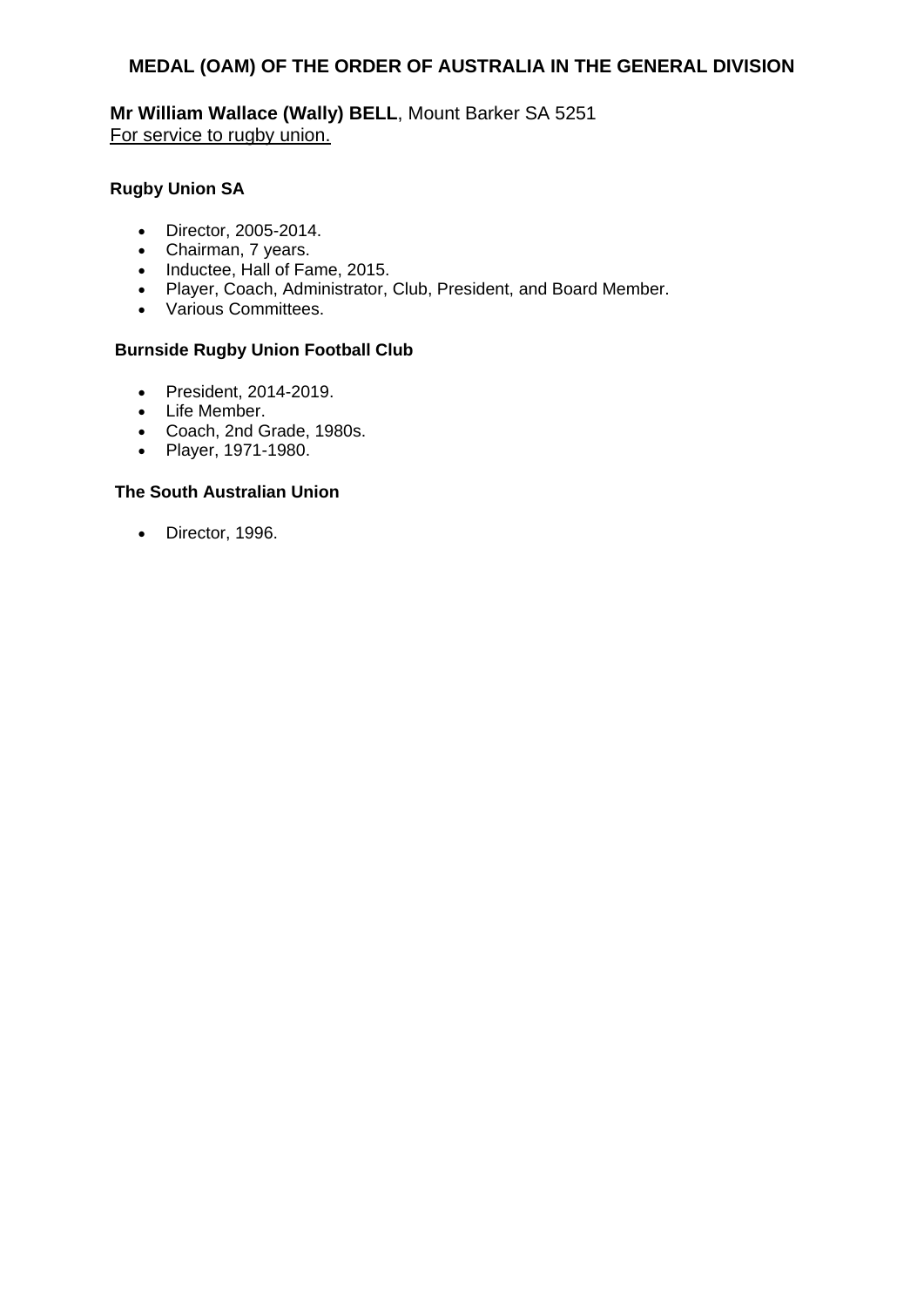## MEDAL (OAM) OF THE ORDER OF AUSTRALIA IN THE GENERAL DIVISION

**Mr William Wallace (Wally) BELL**, Mount Barker SA 5251
<u>For service to rugby union.</u>

**Rugby Union SA**

- Director, 2005-2014.
- Chairman, 7 years.
- Inductee, Hall of Fame, 2015.
- Player, Coach, Administrator, Club, President, and Board Member.
- Various Committees.

**Burnside Rugby Union Football Club**

- President, 2014-2019.
- Life Member.
- Coach, 2nd Grade, 1980s.
- Player, 1971-1980.

**The South Australian Union**

- Director, 1996.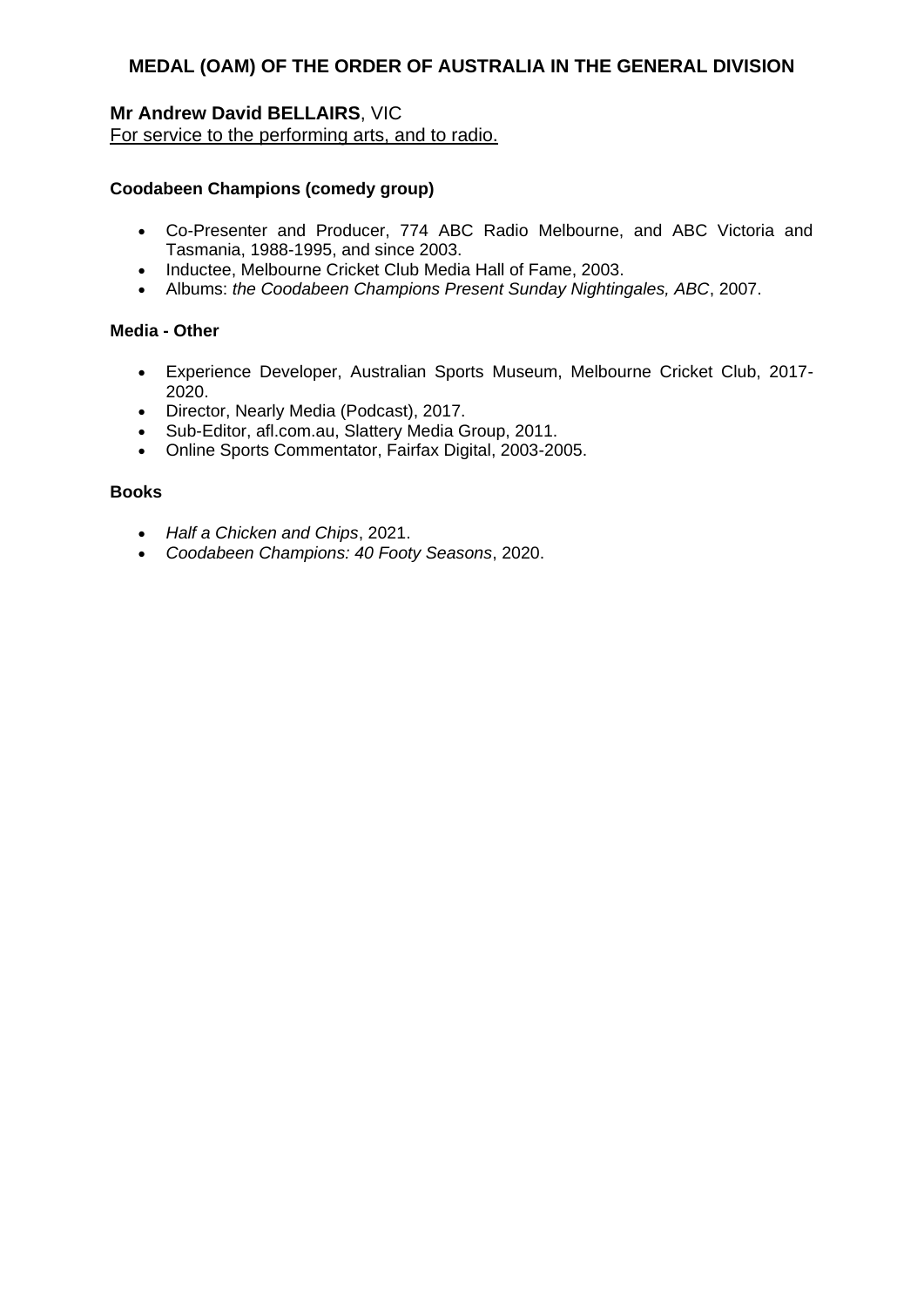## MEDAL (OAM) OF THE ORDER OF AUSTRALIA IN THE GENERAL DIVISION

**Mr Andrew David BELLAIRS**, VIC
For service to the performing arts, and to radio.

**Coodabeen Champions (comedy group)**

- Co-Presenter and Producer, 774 ABC Radio Melbourne, and ABC Victoria and Tasmania, 1988-1995, and since 2003.
- Inductee, Melbourne Cricket Club Media Hall of Fame, 2003.
- Albums: *the Coodabeen Champions Present Sunday Nightingales, ABC*, 2007.

**Media - Other**

- Experience Developer, Australian Sports Museum, Melbourne Cricket Club, 2017-2020.
- Director, Nearly Media (Podcast), 2017.
- Sub-Editor, afl.com.au, Slattery Media Group, 2011.
- Online Sports Commentator, Fairfax Digital, 2003-2005.

**Books**

- *Half a Chicken and Chips*, 2021.
- *Coodabeen Champions: 40 Footy Seasons*, 2020.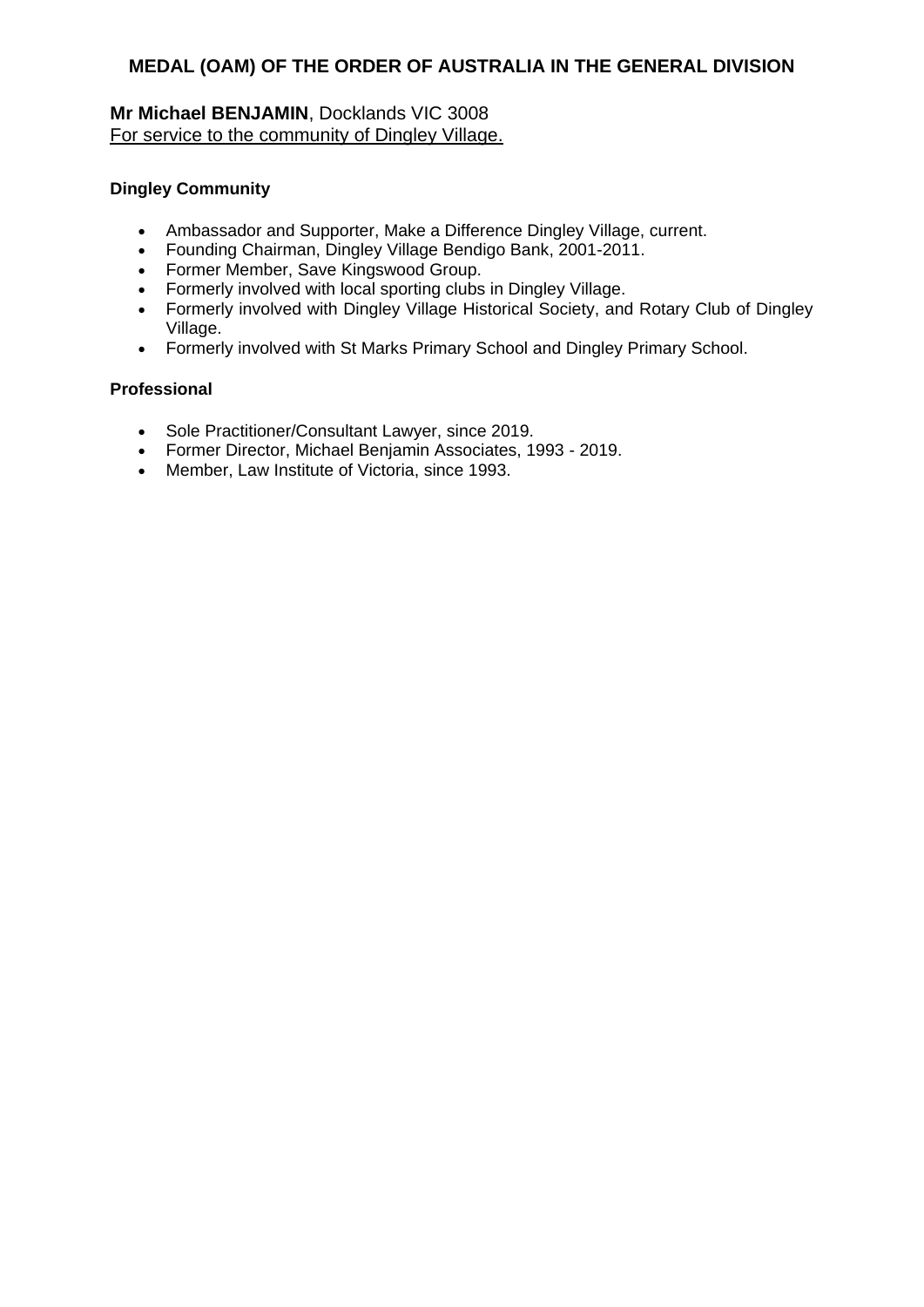## MEDAL (OAM) OF THE ORDER OF AUSTRALIA IN THE GENERAL DIVISION

**Mr Michael BENJAMIN**, Docklands VIC 3008
For service to the community of Dingley Village.

**Dingley Community**

- Ambassador and Supporter, Make a Difference Dingley Village, current.
- Founding Chairman, Dingley Village Bendigo Bank, 2001-2011.
- Former Member, Save Kingswood Group.
- Formerly involved with local sporting clubs in Dingley Village.
- Formerly involved with Dingley Village Historical Society, and Rotary Club of Dingley Village.
- Formerly involved with St Marks Primary School and Dingley Primary School.

**Professional**

- Sole Practitioner/Consultant Lawyer, since 2019.
- Former Director, Michael Benjamin Associates, 1993 - 2019.
- Member, Law Institute of Victoria, since 1993.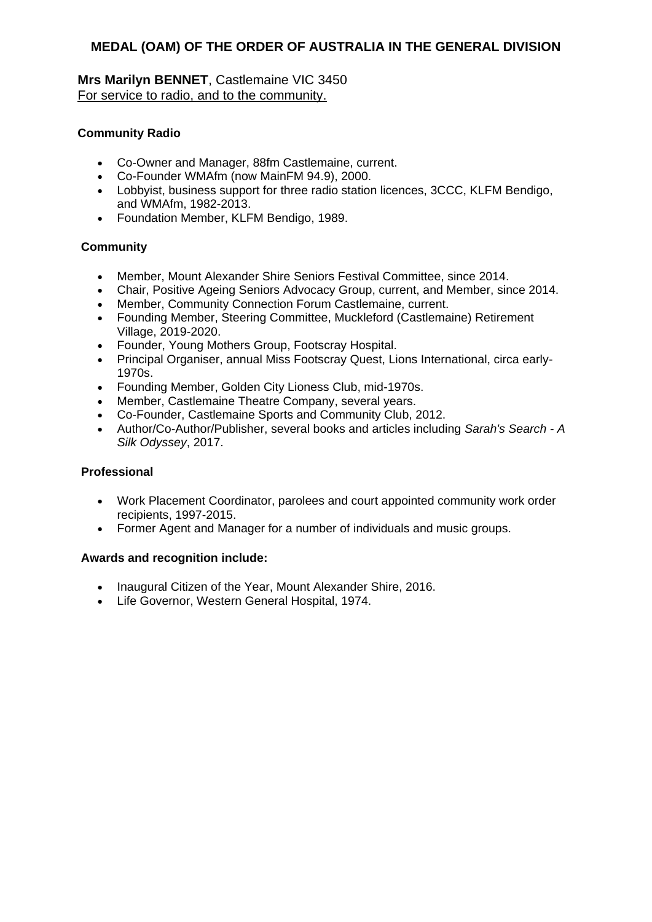## MEDAL (OAM) OF THE ORDER OF AUSTRALIA IN THE GENERAL DIVISION

**Mrs Marilyn BENNET**, Castlemaine VIC 3450
For service to radio, and to the community.

**Community Radio**

- Co-Owner and Manager, 88fm Castlemaine, current.
- Co-Founder WMAfm (now MainFM 94.9), 2000.
- Lobbyist, business support for three radio station licences, 3CCC, KLFM Bendigo, and WMAfm, 1982-2013.
- Foundation Member, KLFM Bendigo, 1989.

**Community**

- Member, Mount Alexander Shire Seniors Festival Committee, since 2014.
- Chair, Positive Ageing Seniors Advocacy Group, current, and Member, since 2014.
- Member, Community Connection Forum Castlemaine, current.
- Founding Member, Steering Committee, Muckleford (Castlemaine) Retirement Village, 2019-2020.
- Founder, Young Mothers Group, Footscray Hospital.
- Principal Organiser, annual Miss Footscray Quest, Lions International, circa early-1970s.
- Founding Member, Golden City Lioness Club, mid-1970s.
- Member, Castlemaine Theatre Company, several years.
- Co-Founder, Castlemaine Sports and Community Club, 2012.
- Author/Co-Author/Publisher, several books and articles including *Sarah's Search - A Silk Odyssey*, 2017.

**Professional**

- Work Placement Coordinator, parolees and court appointed community work order recipients, 1997-2015.
- Former Agent and Manager for a number of individuals and music groups.

**Awards and recognition include:**

- Inaugural Citizen of the Year, Mount Alexander Shire, 2016.
- Life Governor, Western General Hospital, 1974.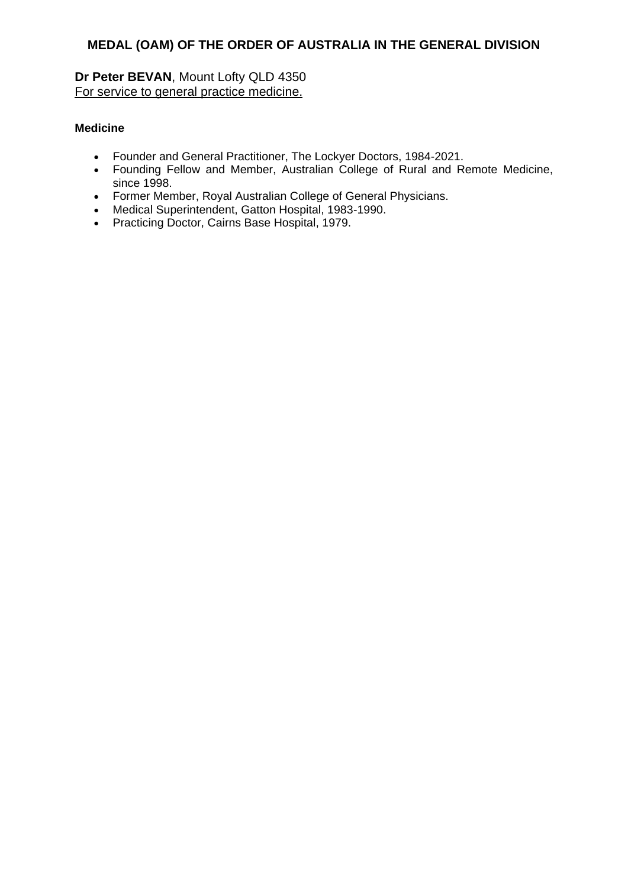## MEDAL (OAM) OF THE ORDER OF AUSTRALIA IN THE GENERAL DIVISION

**Dr Peter BEVAN**, Mount Lofty QLD 4350
For service to general practice medicine.

**Medicine**

- Founder and General Practitioner, The Lockyer Doctors, 1984-2021.
- Founding Fellow and Member, Australian College of Rural and Remote Medicine, since 1998.
- Former Member, Royal Australian College of General Physicians.
- Medical Superintendent, Gatton Hospital, 1983-1990.
- Practicing Doctor, Cairns Base Hospital, 1979.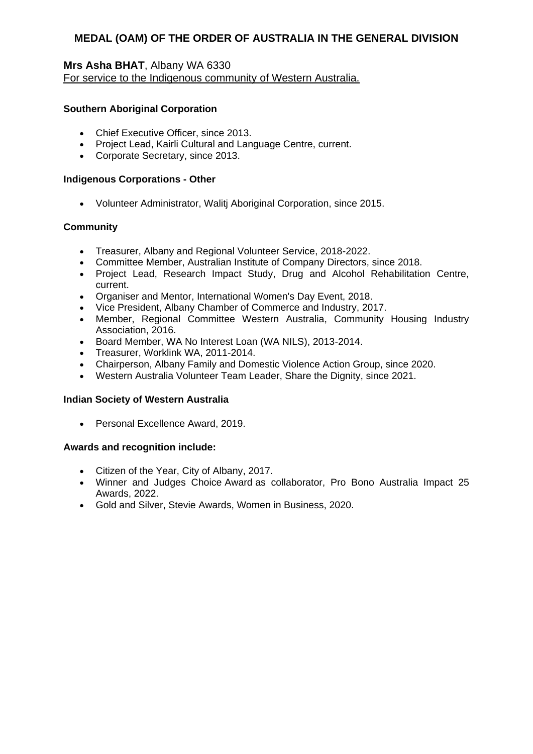## MEDAL (OAM) OF THE ORDER OF AUSTRALIA IN THE GENERAL DIVISION

**Mrs Asha BHAT**, Albany WA 6330
For service to the Indigenous community of Western Australia.

**Southern Aboriginal Corporation**

- Chief Executive Officer, since 2013.
- Project Lead, Kairli Cultural and Language Centre, current.
- Corporate Secretary, since 2013.

**Indigenous Corporations - Other**

- Volunteer Administrator, Walitj Aboriginal Corporation, since 2015.

**Community**

- Treasurer, Albany and Regional Volunteer Service, 2018-2022.
- Committee Member, Australian Institute of Company Directors, since 2018.
- Project Lead, Research Impact Study, Drug and Alcohol Rehabilitation Centre, current.
- Organiser and Mentor, International Women's Day Event, 2018.
- Vice President, Albany Chamber of Commerce and Industry, 2017.
- Member, Regional Committee Western Australia, Community Housing Industry Association, 2016.
- Board Member, WA No Interest Loan (WA NILS), 2013-2014.
- Treasurer, Worklink WA, 2011-2014.
- Chairperson, Albany Family and Domestic Violence Action Group, since 2020.
- Western Australia Volunteer Team Leader, Share the Dignity, since 2021.

**Indian Society of Western Australia**

- Personal Excellence Award, 2019.

**Awards and recognition include:**

- Citizen of the Year, City of Albany, 2017.
- Winner and Judges Choice Award as collaborator, Pro Bono Australia Impact 25 Awards, 2022.
- Gold and Silver, Stevie Awards, Women in Business, 2020.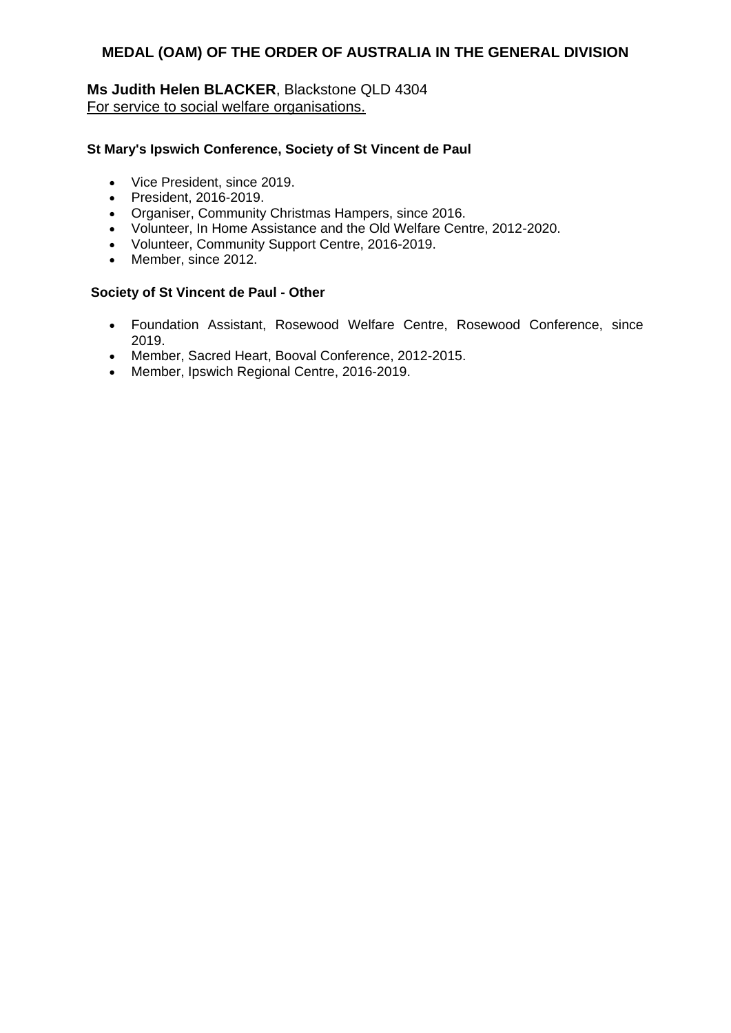## MEDAL (OAM) OF THE ORDER OF AUSTRALIA IN THE GENERAL DIVISION

**Ms Judith Helen BLACKER**, Blackstone QLD 4304
For service to social welfare organisations.

**St Mary's Ipswich Conference, Society of St Vincent de Paul**

- Vice President, since 2019.
- President, 2016-2019.
- Organiser, Community Christmas Hampers, since 2016.
- Volunteer, In Home Assistance and the Old Welfare Centre, 2012-2020.
- Volunteer, Community Support Centre, 2016-2019.
- Member, since 2012.

**Society of St Vincent de Paul - Other**

- Foundation Assistant, Rosewood Welfare Centre, Rosewood Conference, since 2019.
- Member, Sacred Heart, Booval Conference, 2012-2015.
- Member, Ipswich Regional Centre, 2016-2019.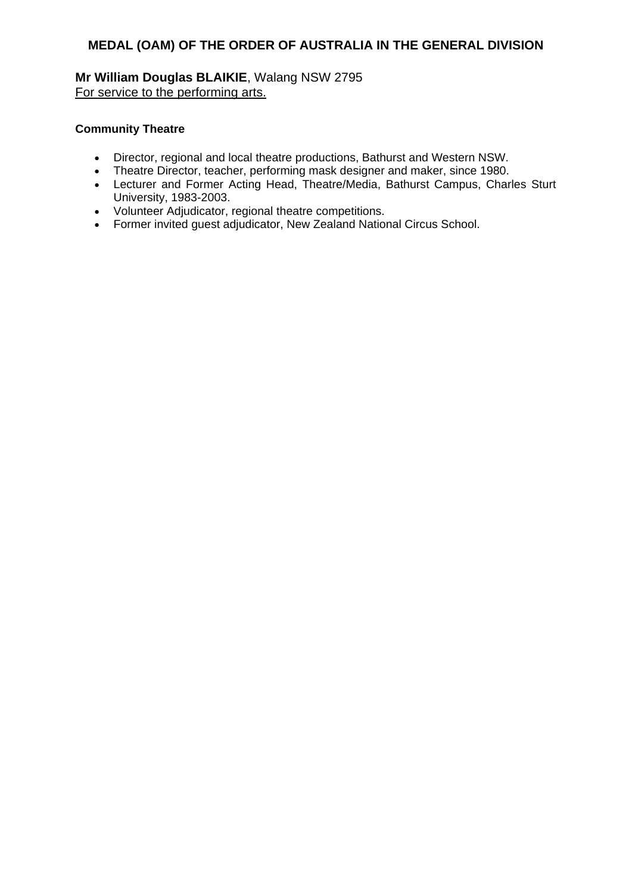## MEDAL (OAM) OF THE ORDER OF AUSTRALIA IN THE GENERAL DIVISION

**Mr William Douglas BLAIKIE**, Walang NSW 2795
For service to the performing arts.

**Community Theatre**

- Director, regional and local theatre productions, Bathurst and Western NSW.
- Theatre Director, teacher, performing mask designer and maker, since 1980.
- Lecturer and Former Acting Head, Theatre/Media, Bathurst Campus, Charles Sturt University, 1983-2003.
- Volunteer Adjudicator, regional theatre competitions.
- Former invited guest adjudicator, New Zealand National Circus School.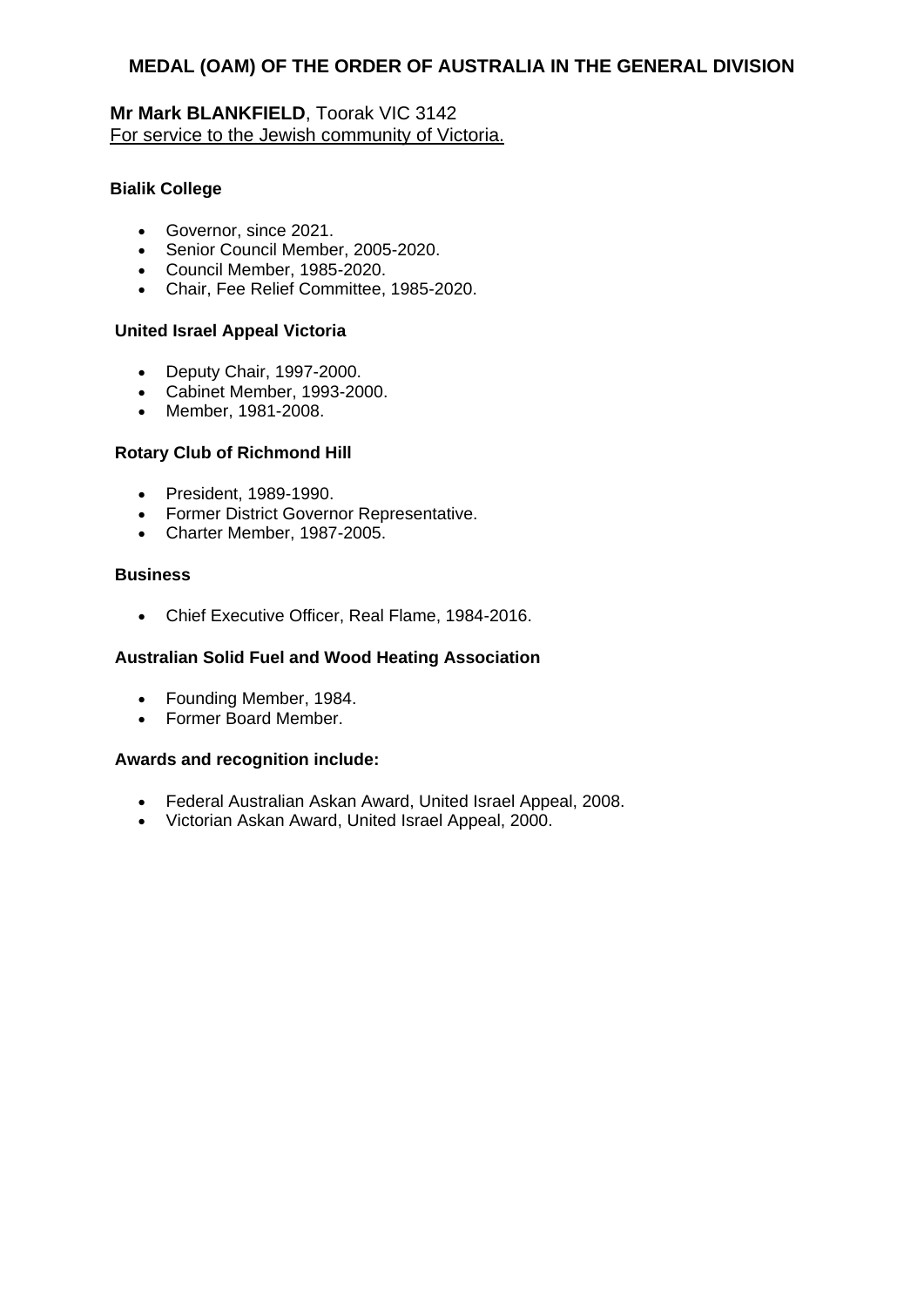## MEDAL (OAM) OF THE ORDER OF AUSTRALIA IN THE GENERAL DIVISION

**Mr Mark BLANKFIELD**, Toorak VIC 3142
For service to the Jewish community of Victoria.

**Bialik College**

- Governor, since 2021.
- Senior Council Member, 2005-2020.
- Council Member, 1985-2020.
- Chair, Fee Relief Committee, 1985-2020.

**United Israel Appeal Victoria**

- Deputy Chair, 1997-2000.
- Cabinet Member, 1993-2000.
- Member, 1981-2008.

**Rotary Club of Richmond Hill**

- President, 1989-1990.
- Former District Governor Representative.
- Charter Member, 1987-2005.

**Business**

- Chief Executive Officer, Real Flame, 1984-2016.

**Australian Solid Fuel and Wood Heating Association**

- Founding Member, 1984.
- Former Board Member.

**Awards and recognition include:**

- Federal Australian Askan Award, United Israel Appeal, 2008.
- Victorian Askan Award, United Israel Appeal, 2000.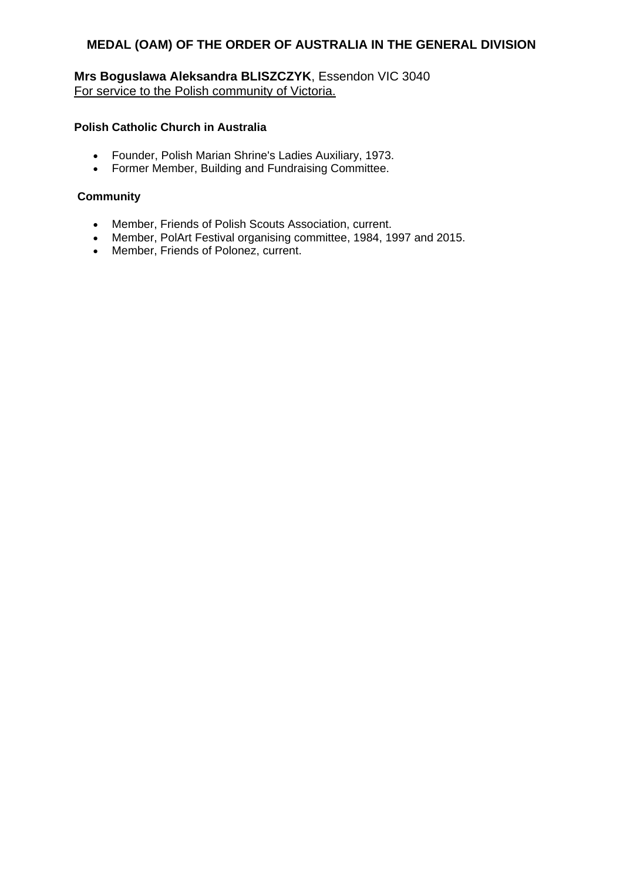## MEDAL (OAM) OF THE ORDER OF AUSTRALIA IN THE GENERAL DIVISION

**Mrs Boguslawa Aleksandra BLISZCZYK**, Essendon VIC 3040
For service to the Polish community of Victoria.

**Polish Catholic Church in Australia**

- Founder, Polish Marian Shrine's Ladies Auxiliary, 1973.
- Former Member, Building and Fundraising Committee.

**Community**

- Member, Friends of Polish Scouts Association, current.
- Member, PolArt Festival organising committee, 1984, 1997 and 2015.
- Member, Friends of Polonez, current.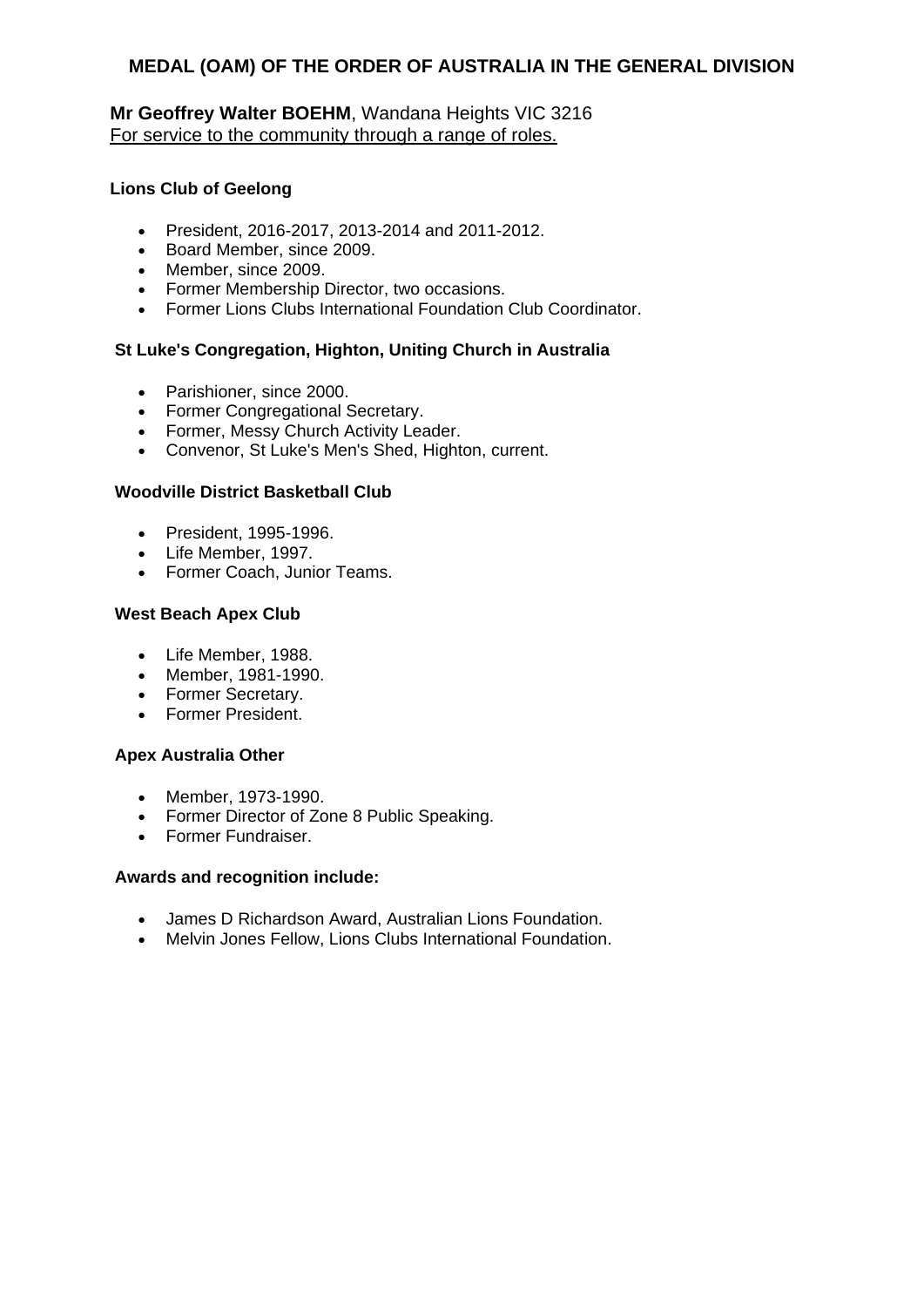## MEDAL (OAM) OF THE ORDER OF AUSTRALIA IN THE GENERAL DIVISION

**Mr Geoffrey Walter BOEHM**, Wandana Heights VIC 3216
For service to the community through a range of roles.

**Lions Club of Geelong**

- President, 2016-2017, 2013-2014 and 2011-2012.
- Board Member, since 2009.
- Member, since 2009.
- Former Membership Director, two occasions.
- Former Lions Clubs International Foundation Club Coordinator.

**St Luke's Congregation, Highton, Uniting Church in Australia**

- Parishioner, since 2000.
- Former Congregational Secretary.
- Former, Messy Church Activity Leader.
- Convenor, St Luke's Men's Shed, Highton, current.

**Woodville District Basketball Club**

- President, 1995-1996.
- Life Member, 1997.
- Former Coach, Junior Teams.

**West Beach Apex Club**

- Life Member, 1988.
- Member, 1981-1990.
- Former Secretary.
- Former President.

**Apex Australia Other**

- Member, 1973-1990.
- Former Director of Zone 8 Public Speaking.
- Former Fundraiser.

**Awards and recognition include:**

- James D Richardson Award, Australian Lions Foundation.
- Melvin Jones Fellow, Lions Clubs International Foundation.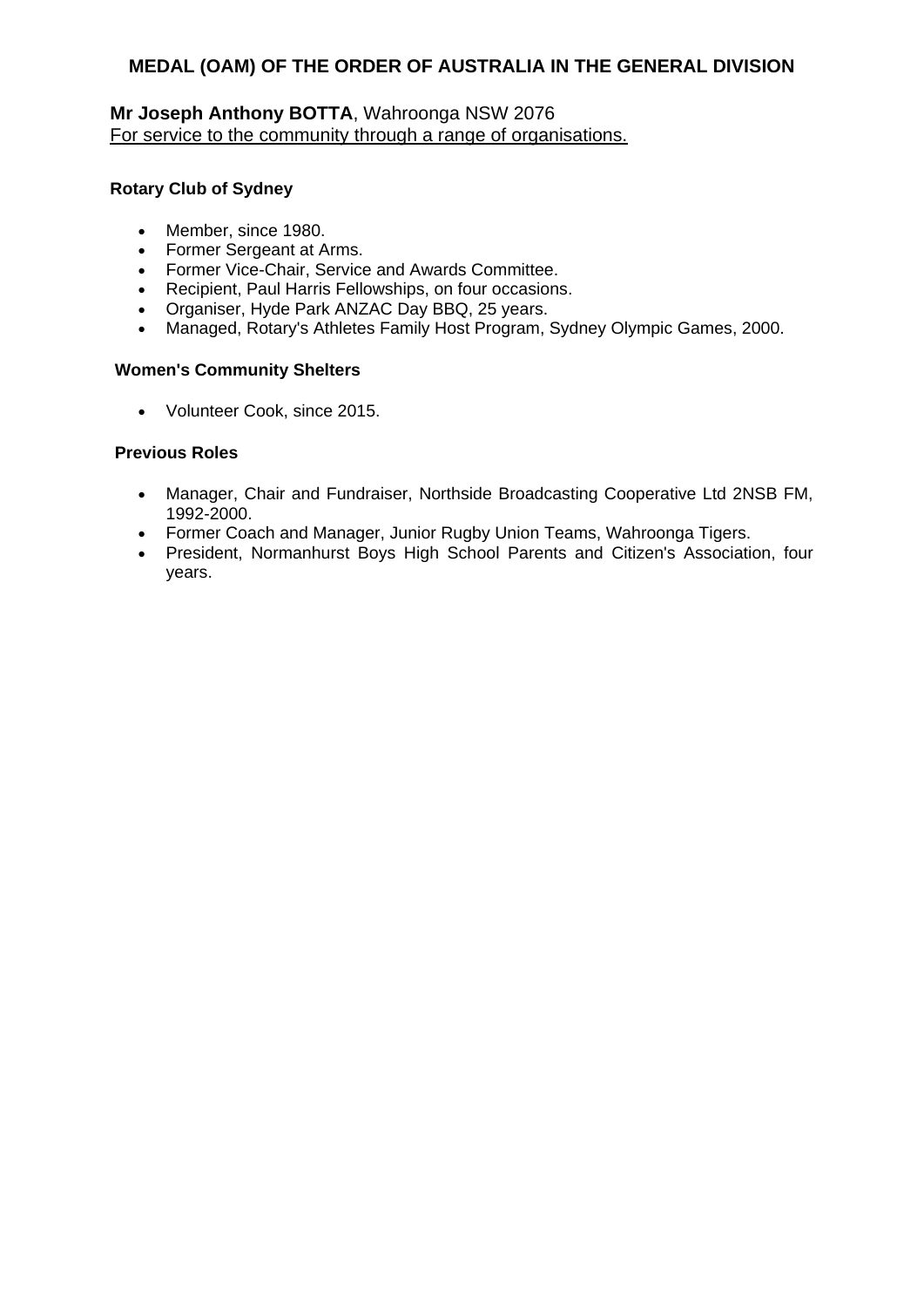## MEDAL (OAM) OF THE ORDER OF AUSTRALIA IN THE GENERAL DIVISION

**Mr Joseph Anthony BOTTA**, Wahroonga NSW 2076
For service to the community through a range of organisations.

**Rotary Club of Sydney**

- Member, since 1980.
- Former Sergeant at Arms.
- Former Vice-Chair, Service and Awards Committee.
- Recipient, Paul Harris Fellowships, on four occasions.
- Organiser, Hyde Park ANZAC Day BBQ, 25 years.
- Managed, Rotary's Athletes Family Host Program, Sydney Olympic Games, 2000.

**Women's Community Shelters**

- Volunteer Cook, since 2015.

**Previous Roles**

- Manager, Chair and Fundraiser, Northside Broadcasting Cooperative Ltd 2NSB FM, 1992-2000.
- Former Coach and Manager, Junior Rugby Union Teams, Wahroonga Tigers.
- President, Normanhurst Boys High School Parents and Citizen's Association, four years.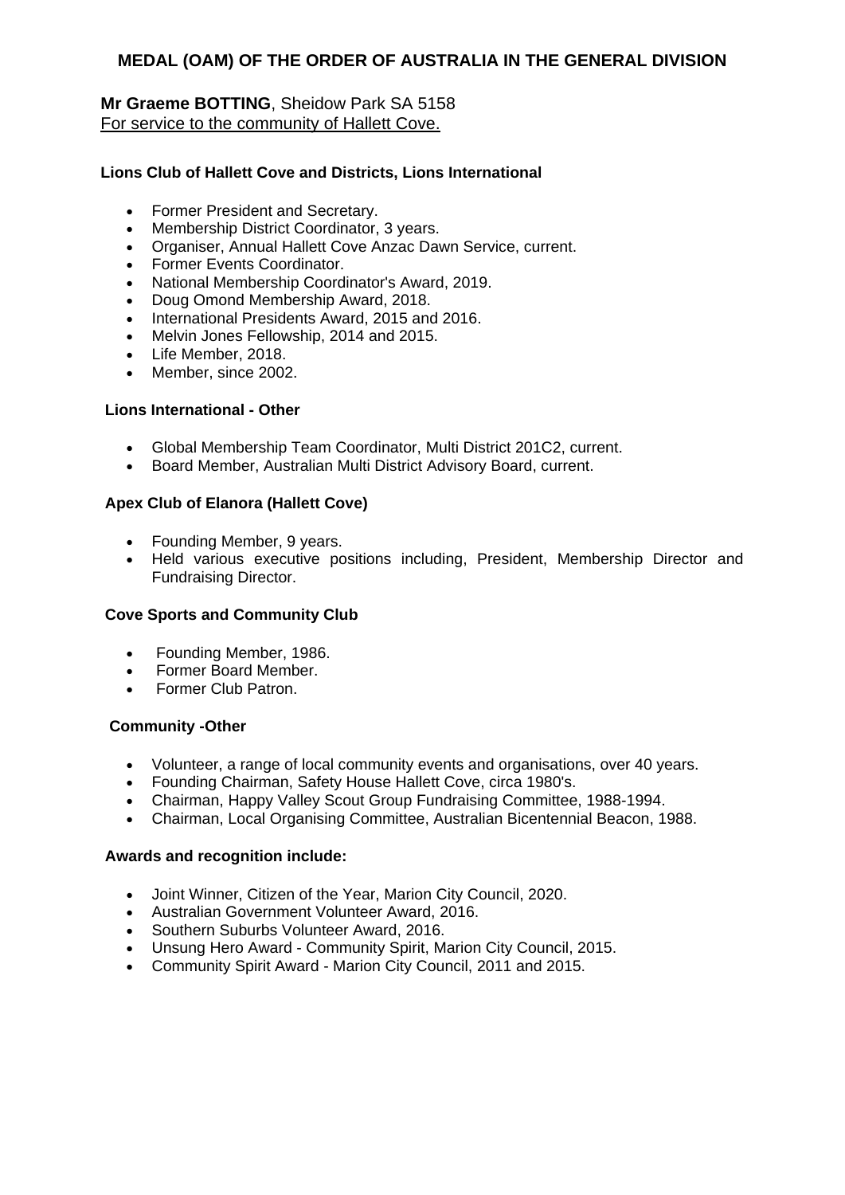## MEDAL (OAM) OF THE ORDER OF AUSTRALIA IN THE GENERAL DIVISION

**Mr Graeme BOTTING**, Sheidow Park SA 5158
<u>For service to the community of Hallett Cove.</u>

**Lions Club of Hallett Cove and Districts, Lions International**

- Former President and Secretary.
- Membership District Coordinator, 3 years.
- Organiser, Annual Hallett Cove Anzac Dawn Service, current.
- Former Events Coordinator.
- National Membership Coordinator's Award, 2019.
- Doug Omond Membership Award, 2018.
- International Presidents Award, 2015 and 2016.
- Melvin Jones Fellowship, 2014 and 2015.
- Life Member, 2018.
- Member, since 2002.

**Lions International - Other**

- Global Membership Team Coordinator, Multi District 201C2, current.
- Board Member, Australian Multi District Advisory Board, current.

**Apex Club of Elanora (Hallett Cove)**

- Founding Member, 9 years.
- Held various executive positions including, President, Membership Director and Fundraising Director.

**Cove Sports and Community Club**

- Founding Member, 1986.
- Former Board Member.
- Former Club Patron.

**Community -Other**

- Volunteer, a range of local community events and organisations, over 40 years.
- Founding Chairman, Safety House Hallett Cove, circa 1980's.
- Chairman, Happy Valley Scout Group Fundraising Committee, 1988-1994.
- Chairman, Local Organising Committee, Australian Bicentennial Beacon, 1988.

**Awards and recognition include:**

- Joint Winner, Citizen of the Year, Marion City Council, 2020.
- Australian Government Volunteer Award, 2016.
- Southern Suburbs Volunteer Award, 2016.
- Unsung Hero Award - Community Spirit, Marion City Council, 2015.
- Community Spirit Award - Marion City Council, 2011 and 2015.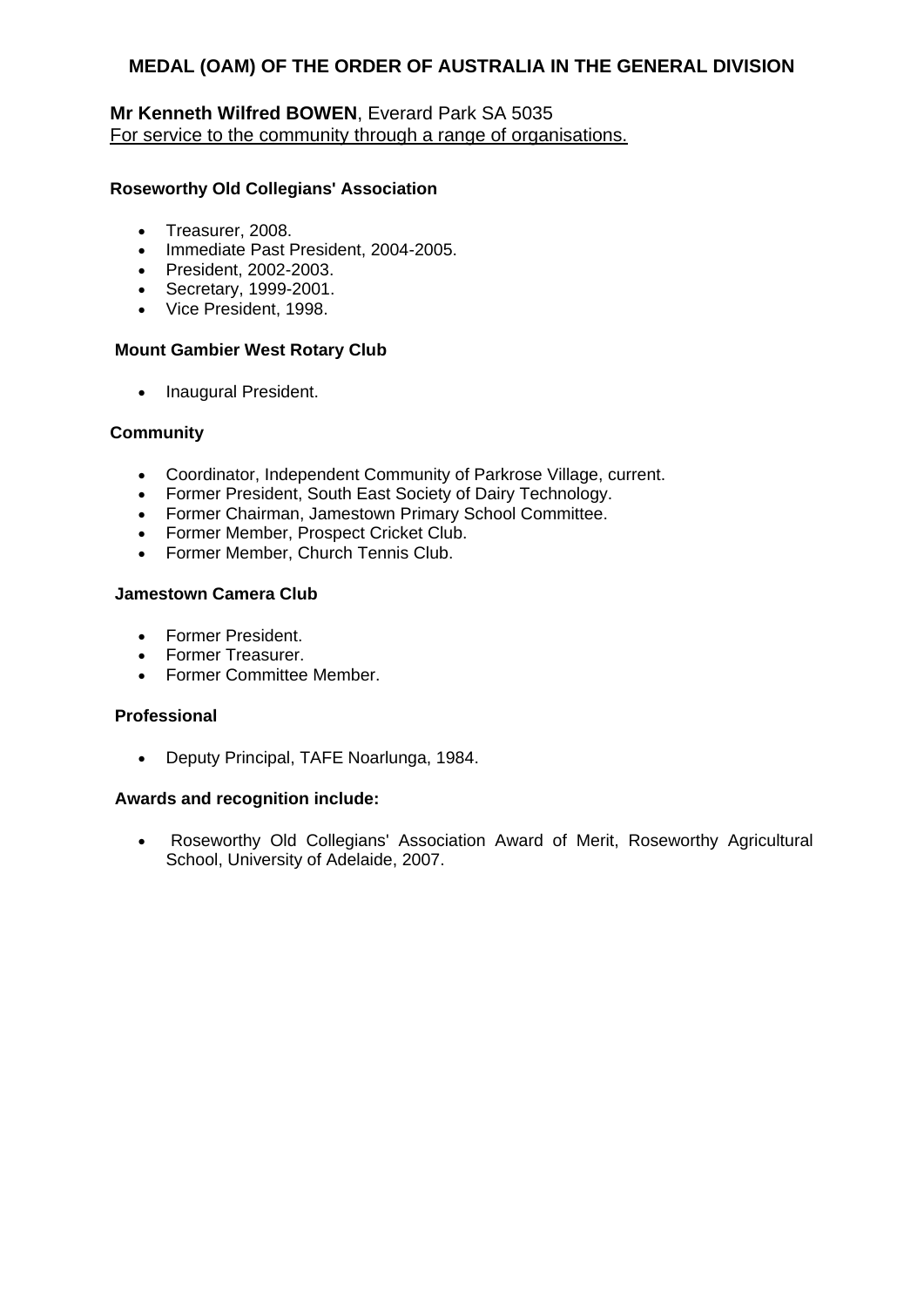## MEDAL (OAM) OF THE ORDER OF AUSTRALIA IN THE GENERAL DIVISION

**Mr Kenneth Wilfred BOWEN**, Everard Park SA 5035
For service to the community through a range of organisations.

**Roseworthy Old Collegians' Association**

- Treasurer, 2008.
- Immediate Past President, 2004-2005.
- President, 2002-2003.
- Secretary, 1999-2001.
- Vice President, 1998.

**Mount Gambier West Rotary Club**

- Inaugural President.

**Community**

- Coordinator, Independent Community of Parkrose Village, current.
- Former President, South East Society of Dairy Technology.
- Former Chairman, Jamestown Primary School Committee.
- Former Member, Prospect Cricket Club.
- Former Member, Church Tennis Club.

**Jamestown Camera Club**

- Former President.
- Former Treasurer.
- Former Committee Member.

**Professional**

- Deputy Principal, TAFE Noarlunga, 1984.

**Awards and recognition include:**

- Roseworthy Old Collegians' Association Award of Merit, Roseworthy Agricultural School, University of Adelaide, 2007.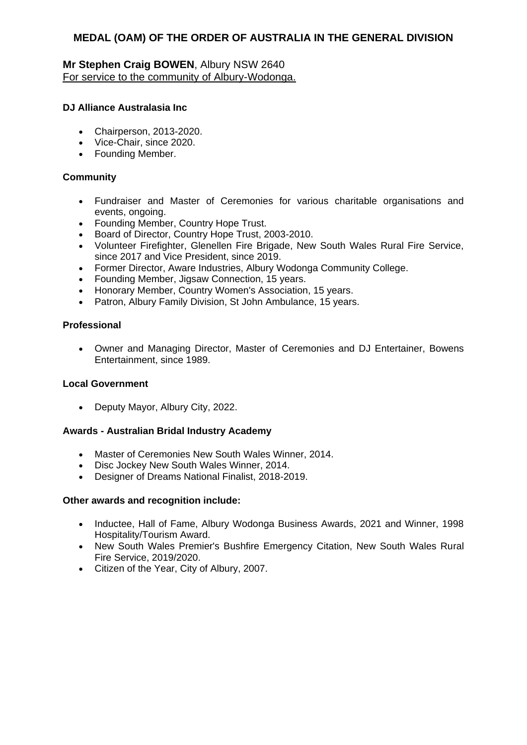## MEDAL (OAM) OF THE ORDER OF AUSTRALIA IN THE GENERAL DIVISION

**Mr Stephen Craig BOWEN**, Albury NSW 2640
For service to the community of Albury-Wodonga.

**DJ Alliance Australasia Inc**

- Chairperson, 2013-2020.
- Vice-Chair, since 2020.
- Founding Member.

**Community**

- Fundraiser and Master of Ceremonies for various charitable organisations and events, ongoing.
- Founding Member, Country Hope Trust.
- Board of Director, Country Hope Trust, 2003-2010.
- Volunteer Firefighter, Glenellen Fire Brigade, New South Wales Rural Fire Service, since 2017 and Vice President, since 2019.
- Former Director, Aware Industries, Albury Wodonga Community College.
- Founding Member, Jigsaw Connection, 15 years.
- Honorary Member, Country Women's Association, 15 years.
- Patron, Albury Family Division, St John Ambulance, 15 years.

**Professional**

- Owner and Managing Director, Master of Ceremonies and DJ Entertainer, Bowens Entertainment, since 1989.

**Local Government**

- Deputy Mayor, Albury City, 2022.

**Awards - Australian Bridal Industry Academy**

- Master of Ceremonies New South Wales Winner, 2014.
- Disc Jockey New South Wales Winner, 2014.
- Designer of Dreams National Finalist, 2018-2019.

**Other awards and recognition include:**

- Inductee, Hall of Fame, Albury Wodonga Business Awards, 2021 and Winner, 1998 Hospitality/Tourism Award.
- New South Wales Premier's Bushfire Emergency Citation, New South Wales Rural Fire Service, 2019/2020.
- Citizen of the Year, City of Albury, 2007.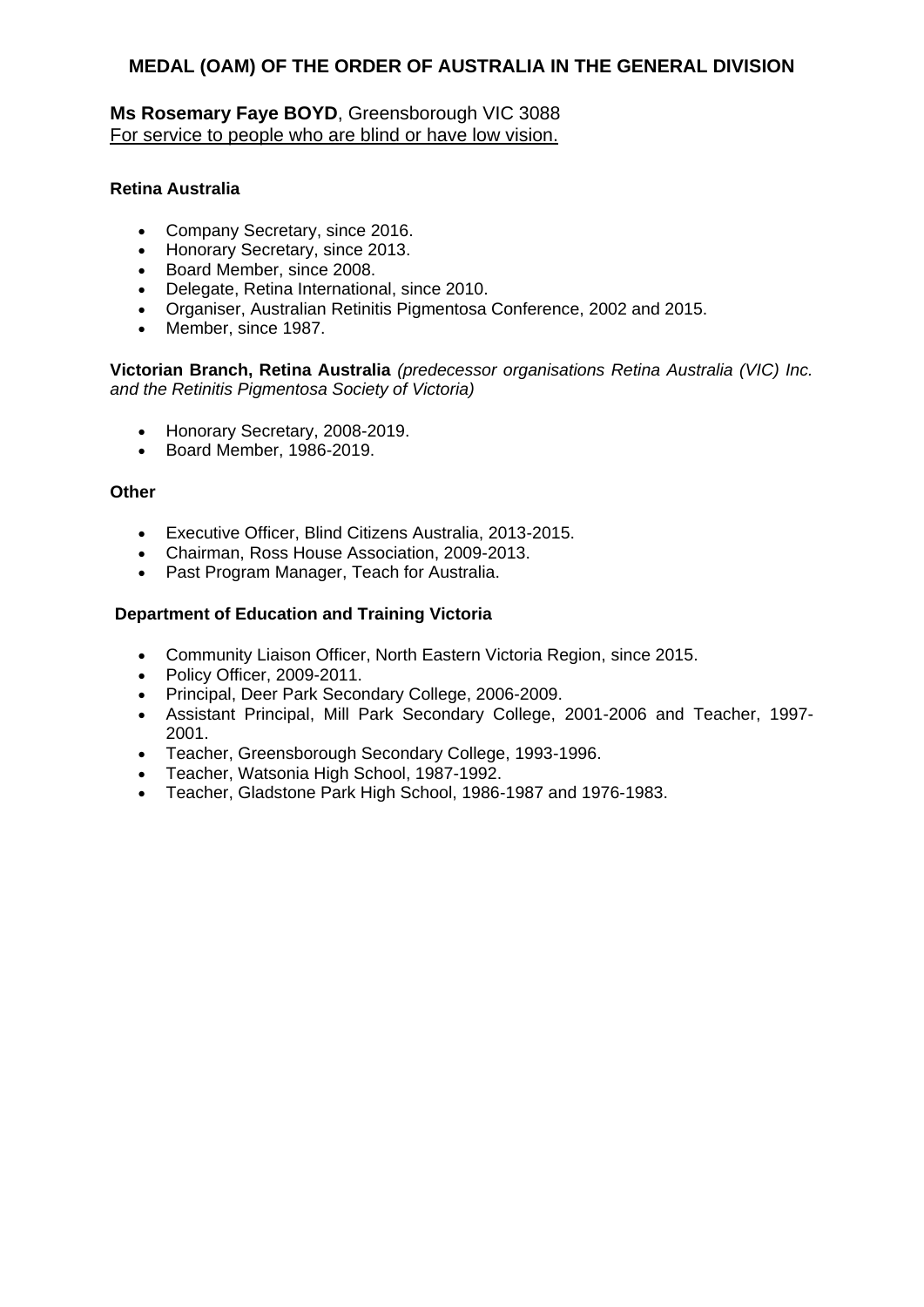## MEDAL (OAM) OF THE ORDER OF AUSTRALIA IN THE GENERAL DIVISION

**Ms Rosemary Faye BOYD**, Greensborough VIC 3088
For service to people who are blind or have low vision.

**Retina Australia**

- Company Secretary, since 2016.
- Honorary Secretary, since 2013.
- Board Member, since 2008.
- Delegate, Retina International, since 2010.
- Organiser, Australian Retinitis Pigmentosa Conference, 2002 and 2015.
- Member, since 1987.

**Victorian Branch, Retina Australia** *(predecessor organisations Retina Australia (VIC) Inc. and the Retinitis Pigmentosa Society of Victoria)*

- Honorary Secretary, 2008-2019.
- Board Member, 1986-2019.

**Other**

- Executive Officer, Blind Citizens Australia, 2013-2015.
- Chairman, Ross House Association, 2009-2013.
- Past Program Manager, Teach for Australia.

**Department of Education and Training Victoria**

- Community Liaison Officer, North Eastern Victoria Region, since 2015.
- Policy Officer, 2009-2011.
- Principal, Deer Park Secondary College, 2006-2009.
- Assistant Principal, Mill Park Secondary College, 2001-2006 and Teacher, 1997-2001.
- Teacher, Greensborough Secondary College, 1993-1996.
- Teacher, Watsonia High School, 1987-1992.
- Teacher, Gladstone Park High School, 1986-1987 and 1976-1983.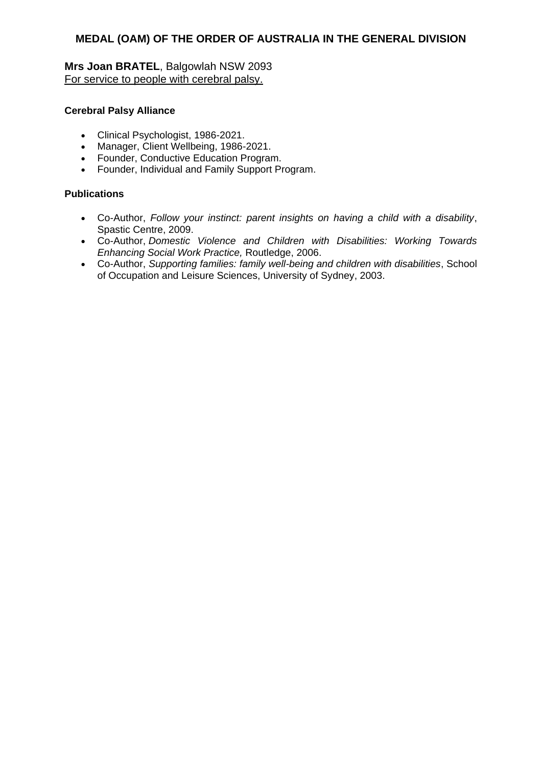## MEDAL (OAM) OF THE ORDER OF AUSTRALIA IN THE GENERAL DIVISION

**Mrs Joan BRATEL**, Balgowlah NSW 2093
For service to people with cerebral palsy.

**Cerebral Palsy Alliance**

- Clinical Psychologist, 1986-2021.
- Manager, Client Wellbeing, 1986-2021.
- Founder, Conductive Education Program.
- Founder, Individual and Family Support Program.

**Publications**

- Co-Author, *Follow your instinct: parent insights on having a child with a disability*, Spastic Centre, 2009.
- Co-Author, *Domestic Violence and Children with Disabilities: Working Towards Enhancing Social Work Practice,* Routledge, 2006.
- Co-Author, *Supporting families: family well-being and children with disabilities*, School of Occupation and Leisure Sciences, University of Sydney, 2003.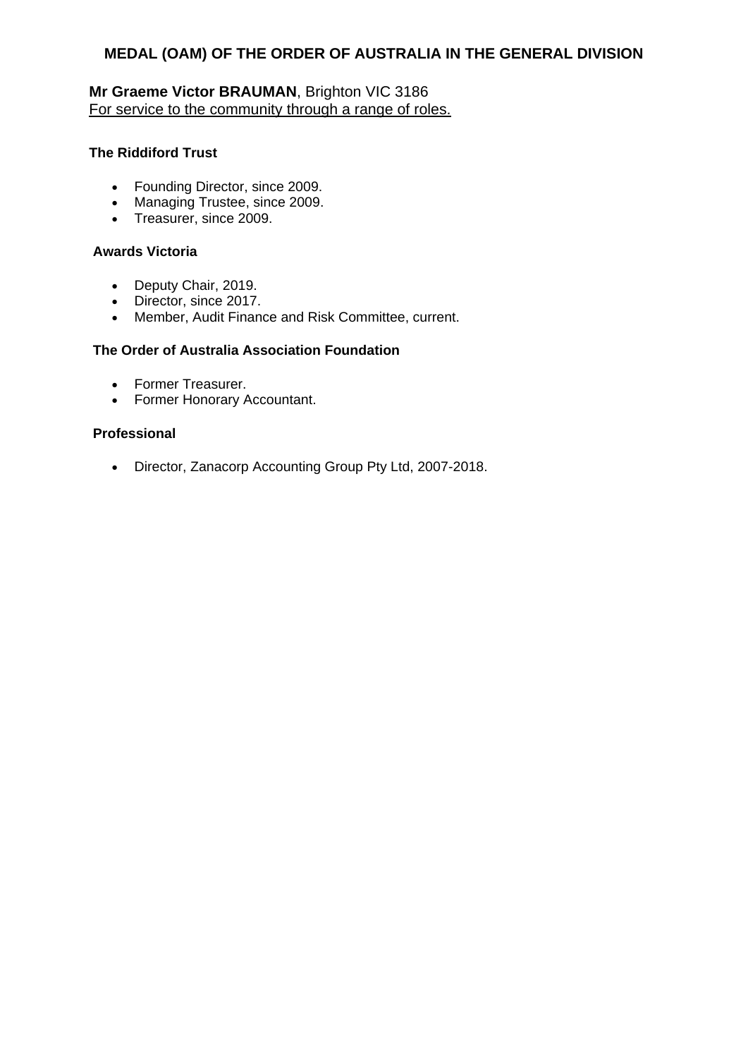# MEDAL (OAM) OF THE ORDER OF AUSTRALIA IN THE GENERAL DIVISION

**Mr Graeme Victor BRAUMAN**, Brighton VIC 3186
For service to the community through a range of roles.

**The Riddiford Trust**

- Founding Director, since 2009.
- Managing Trustee, since 2009.
- Treasurer, since 2009.

**Awards Victoria**

- Deputy Chair, 2019.
- Director, since 2017.
- Member, Audit Finance and Risk Committee, current.

**The Order of Australia Association Foundation**

- Former Treasurer.
- Former Honorary Accountant.

**Professional**

- Director, Zanacorp Accounting Group Pty Ltd, 2007-2018.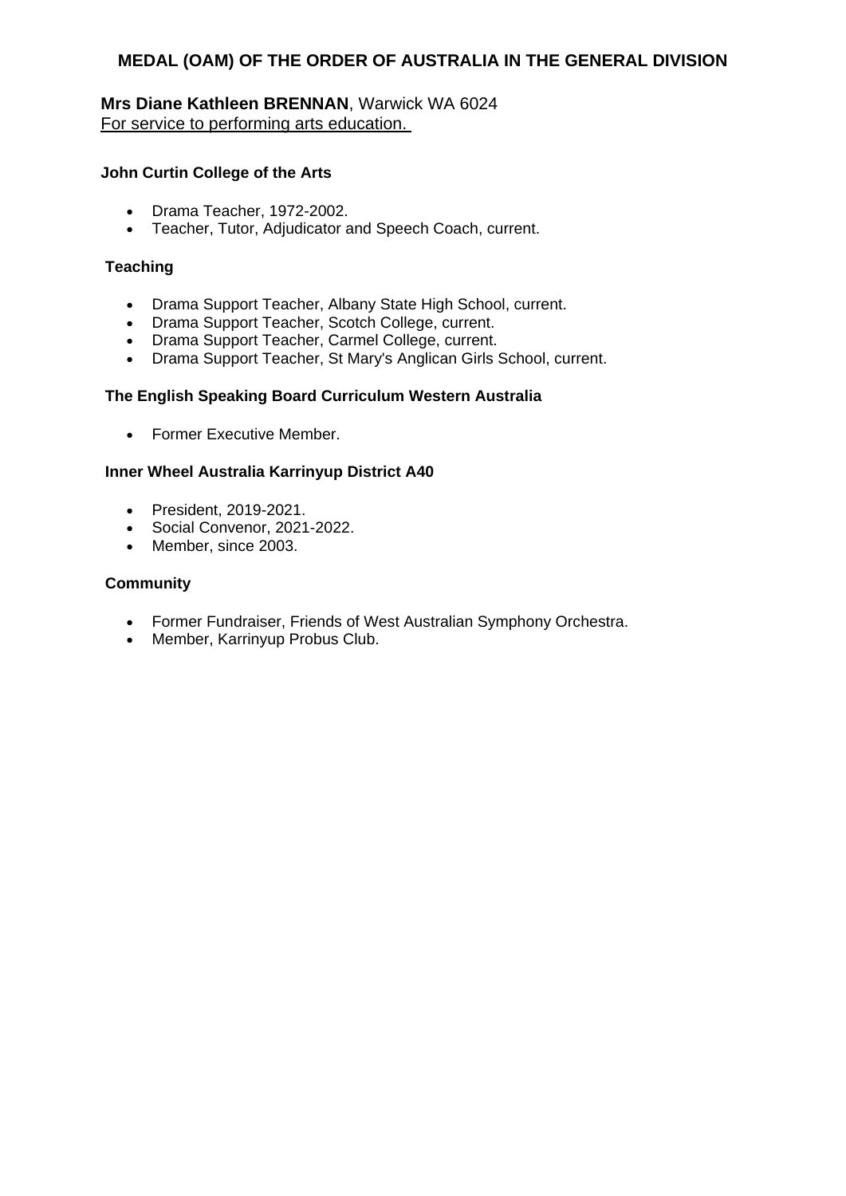## MEDAL (OAM) OF THE ORDER OF AUSTRALIA IN THE GENERAL DIVISION

**Mrs Diane Kathleen BRENNAN**, Warwick WA 6024
For service to performing arts education.

**John Curtin College of the Arts**

- Drama Teacher, 1972-2002.
- Teacher, Tutor, Adjudicator and Speech Coach, current.

**Teaching**

- Drama Support Teacher, Albany State High School, current.
- Drama Support Teacher, Scotch College, current.
- Drama Support Teacher, Carmel College, current.
- Drama Support Teacher, St Mary's Anglican Girls School, current.

**The English Speaking Board Curriculum Western Australia**

- Former Executive Member.

**Inner Wheel Australia Karrinyup District A40**

- President, 2019-2021.
- Social Convenor, 2021-2022.
- Member, since 2003.

**Community**

- Former Fundraiser, Friends of West Australian Symphony Orchestra.
- Member, Karrinyup Probus Club.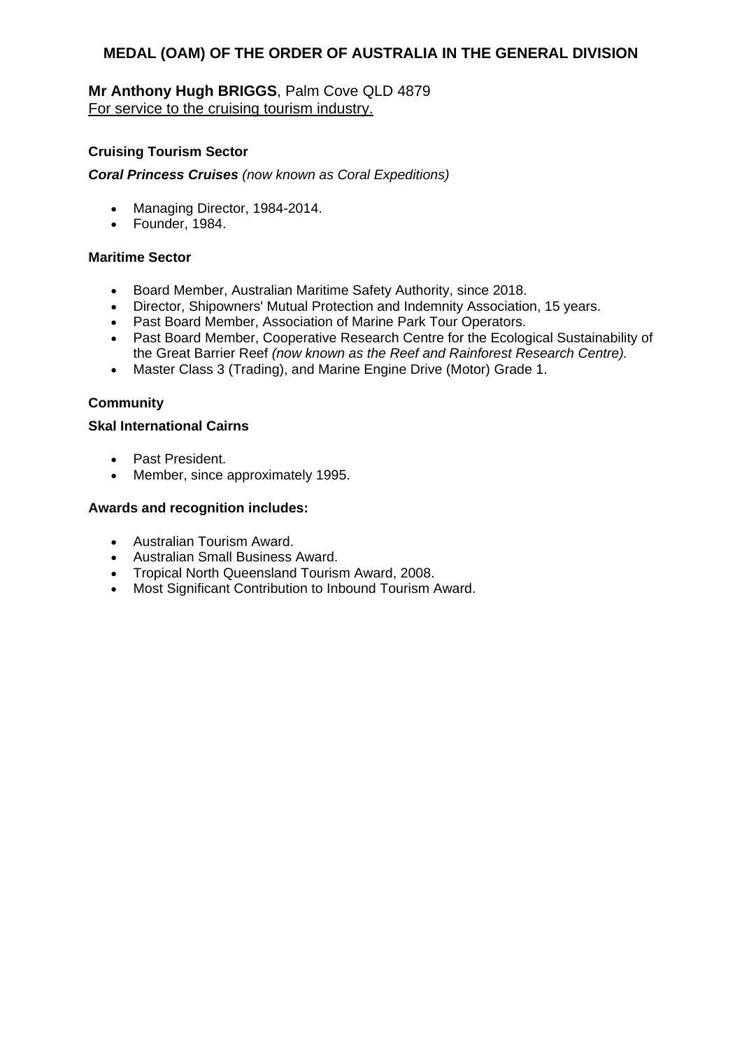## MEDAL (OAM) OF THE ORDER OF AUSTRALIA IN THE GENERAL DIVISION

**Mr Anthony Hugh BRIGGS**, Palm Cove QLD 4879
For service to the cruising tourism industry.

**Cruising Tourism Sector**

***Coral Princess Cruises*** *(now known as Coral Expeditions)*

- Managing Director, 1984-2014.
- Founder, 1984.

**Maritime Sector**

- Board Member, Australian Maritime Safety Authority, since 2018.
- Director, Shipowners' Mutual Protection and Indemnity Association, 15 years.
- Past Board Member, Association of Marine Park Tour Operators.
- Past Board Member, Cooperative Research Centre for the Ecological Sustainability of the Great Barrier Reef *(now known as the Reef and Rainforest Research Centre).*
- Master Class 3 (Trading), and Marine Engine Drive (Motor) Grade 1.

**Community**

**Skal International Cairns**

- Past President.
- Member, since approximately 1995.

**Awards and recognition includes:**

- Australian Tourism Award.
- Australian Small Business Award.
- Tropical North Queensland Tourism Award, 2008.
- Most Significant Contribution to Inbound Tourism Award.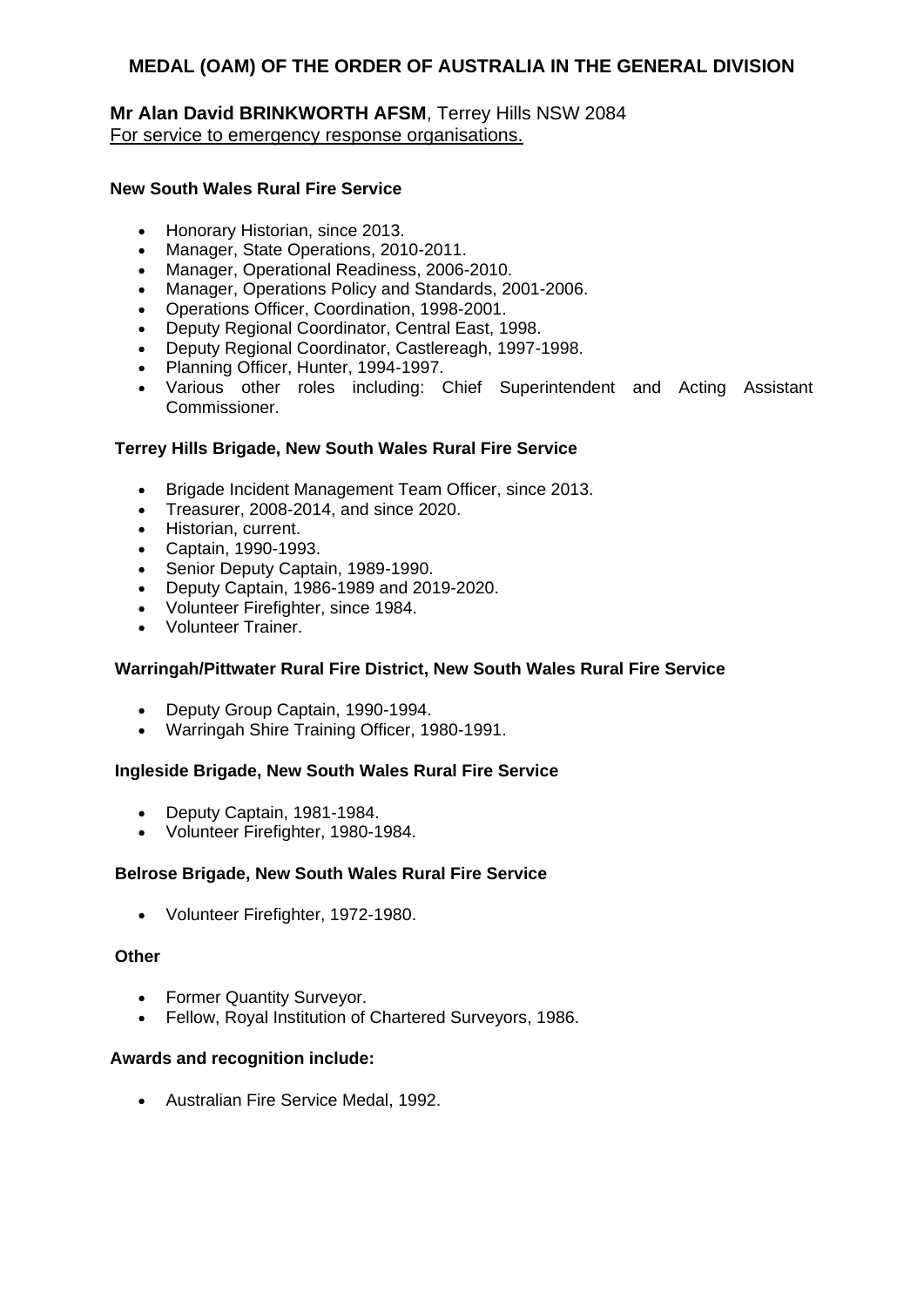## MEDAL (OAM) OF THE ORDER OF AUSTRALIA IN THE GENERAL DIVISION

**Mr Alan David BRINKWORTH AFSM**, Terrey Hills NSW 2084
For service to emergency response organisations.

**New South Wales Rural Fire Service**

- Honorary Historian, since 2013.
- Manager, State Operations, 2010-2011.
- Manager, Operational Readiness, 2006-2010.
- Manager, Operations Policy and Standards, 2001-2006.
- Operations Officer, Coordination, 1998-2001.
- Deputy Regional Coordinator, Central East, 1998.
- Deputy Regional Coordinator, Castlereagh, 1997-1998.
- Planning Officer, Hunter, 1994-1997.
- Various other roles including: Chief Superintendent and Acting Assistant Commissioner.

**Terrey Hills Brigade, New South Wales Rural Fire Service**

- Brigade Incident Management Team Officer, since 2013.
- Treasurer, 2008-2014, and since 2020.
- Historian, current.
- Captain, 1990-1993.
- Senior Deputy Captain, 1989-1990.
- Deputy Captain, 1986-1989 and 2019-2020.
- Volunteer Firefighter, since 1984.
- Volunteer Trainer.

**Warringah/Pittwater Rural Fire District, New South Wales Rural Fire Service**

- Deputy Group Captain, 1990-1994.
- Warringah Shire Training Officer, 1980-1991.

**Ingleside Brigade, New South Wales Rural Fire Service**

- Deputy Captain, 1981-1984.
- Volunteer Firefighter, 1980-1984.

**Belrose Brigade, New South Wales Rural Fire Service**

- Volunteer Firefighter, 1972-1980.

**Other**

- Former Quantity Surveyor.
- Fellow, Royal Institution of Chartered Surveyors, 1986.

**Awards and recognition include:**

- Australian Fire Service Medal, 1992.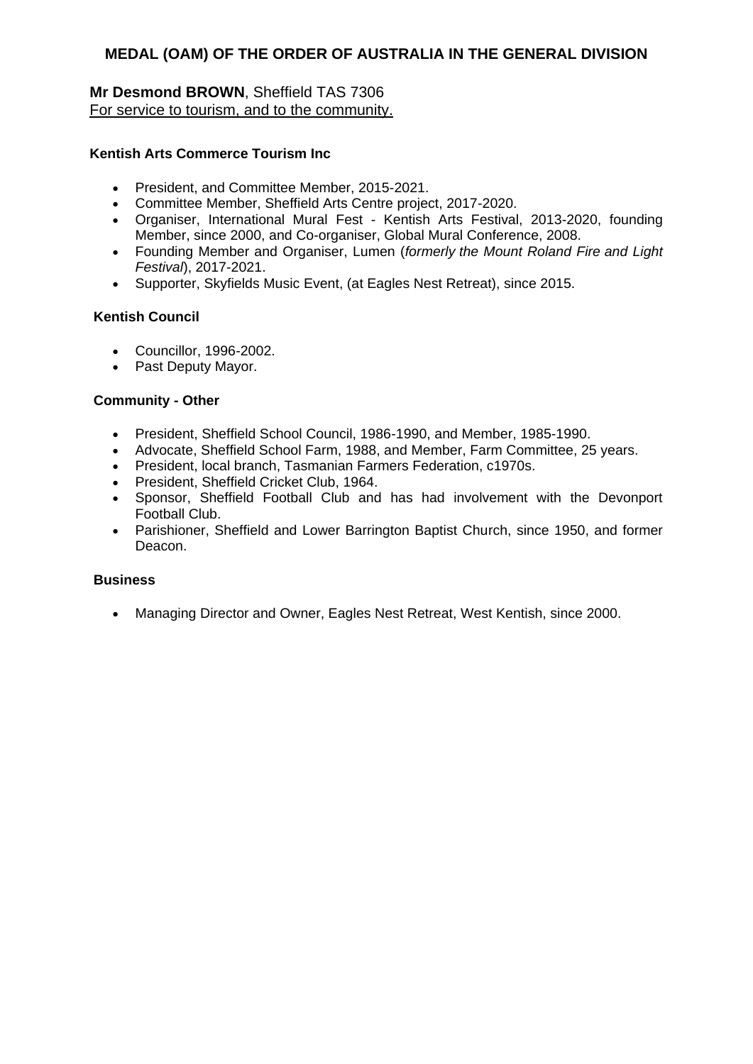## MEDAL (OAM) OF THE ORDER OF AUSTRALIA IN THE GENERAL DIVISION

**Mr Desmond BROWN**, Sheffield TAS 7306
For service to tourism, and to the community.

**Kentish Arts Commerce Tourism Inc**

- President, and Committee Member, 2015-2021.
- Committee Member, Sheffield Arts Centre project, 2017-2020.
- Organiser, International Mural Fest - Kentish Arts Festival, 2013-2020, founding Member, since 2000, and Co-organiser, Global Mural Conference, 2008.
- Founding Member and Organiser, Lumen (*formerly the Mount Roland Fire and Light Festival*), 2017-2021.
- Supporter, Skyfields Music Event, (at Eagles Nest Retreat), since 2015.

**Kentish Council**

- Councillor, 1996-2002.
- Past Deputy Mayor.

**Community - Other**

- President, Sheffield School Council, 1986-1990, and Member, 1985-1990.
- Advocate, Sheffield School Farm, 1988, and Member, Farm Committee, 25 years.
- President, local branch, Tasmanian Farmers Federation, c1970s.
- President, Sheffield Cricket Club, 1964.
- Sponsor, Sheffield Football Club and has had involvement with the Devonport Football Club.
- Parishioner, Sheffield and Lower Barrington Baptist Church, since 1950, and former Deacon.

**Business**

- Managing Director and Owner, Eagles Nest Retreat, West Kentish, since 2000.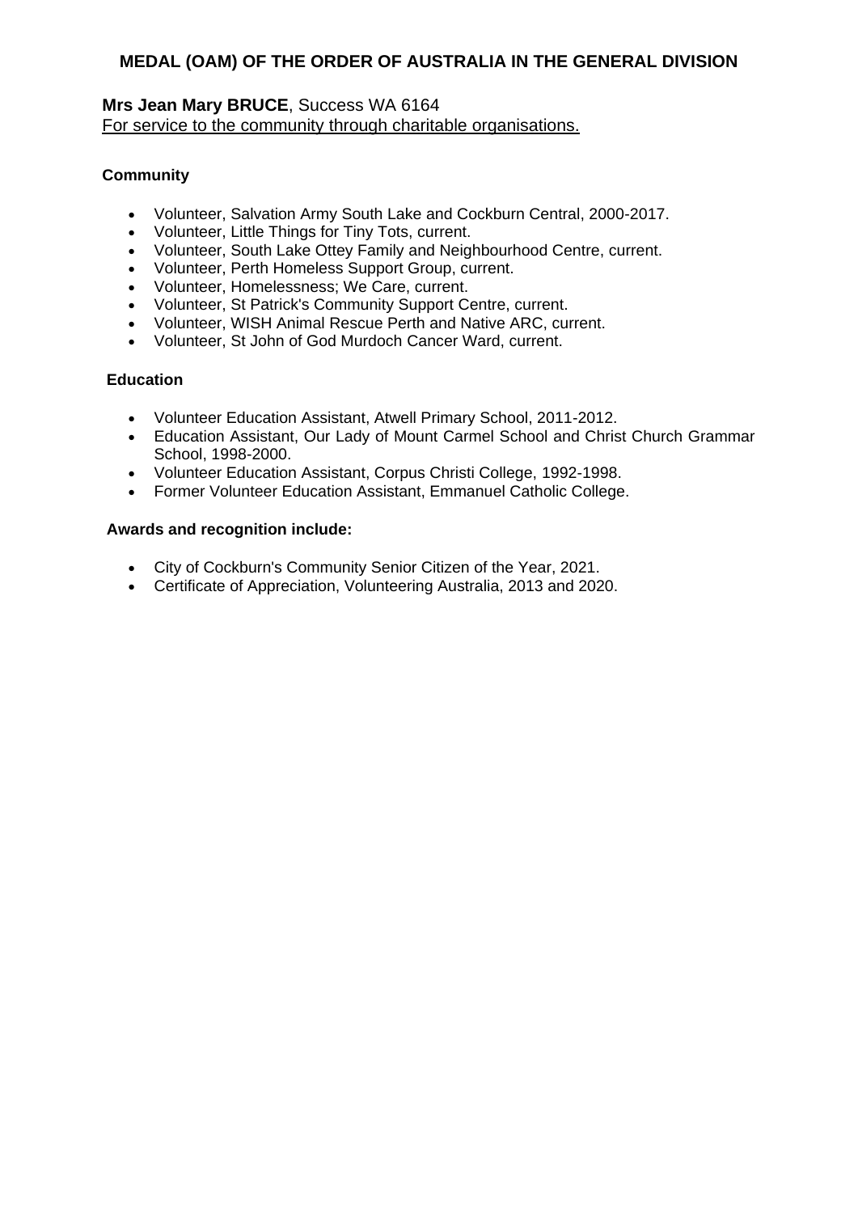## MEDAL (OAM) OF THE ORDER OF AUSTRALIA IN THE GENERAL DIVISION

**Mrs Jean Mary BRUCE**, Success WA 6164
For service to the community through charitable organisations.

**Community**

- Volunteer, Salvation Army South Lake and Cockburn Central, 2000-2017.
- Volunteer, Little Things for Tiny Tots, current.
- Volunteer, South Lake Ottey Family and Neighbourhood Centre, current.
- Volunteer, Perth Homeless Support Group, current.
- Volunteer, Homelessness; We Care, current.
- Volunteer, St Patrick's Community Support Centre, current.
- Volunteer, WISH Animal Rescue Perth and Native ARC, current.
- Volunteer, St John of God Murdoch Cancer Ward, current.

**Education**

- Volunteer Education Assistant, Atwell Primary School, 2011-2012.
- Education Assistant, Our Lady of Mount Carmel School and Christ Church Grammar School, 1998-2000.
- Volunteer Education Assistant, Corpus Christi College, 1992-1998.
- Former Volunteer Education Assistant, Emmanuel Catholic College.

**Awards and recognition include:**

- City of Cockburn's Community Senior Citizen of the Year, 2021.
- Certificate of Appreciation, Volunteering Australia, 2013 and 2020.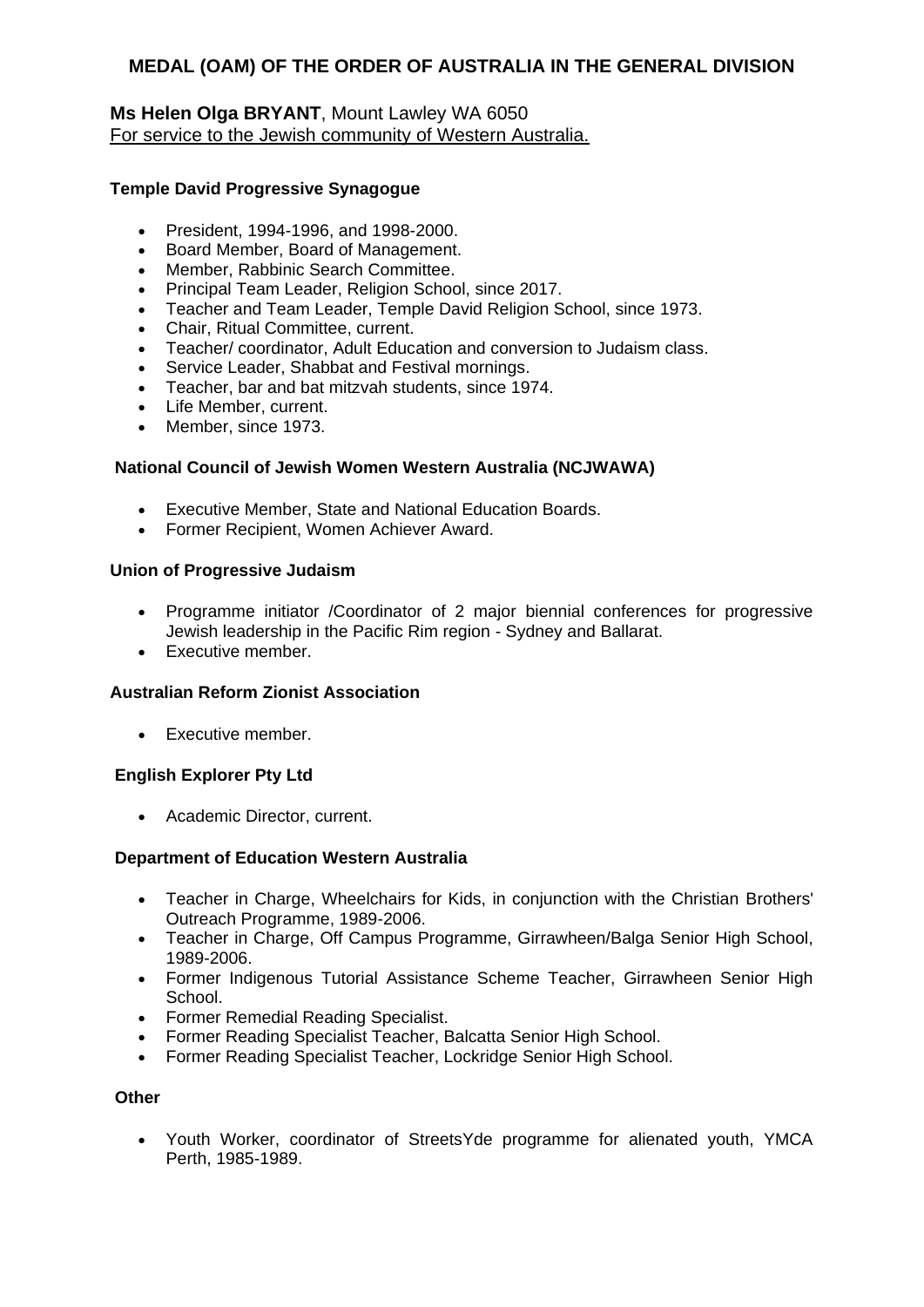## MEDAL (OAM) OF THE ORDER OF AUSTRALIA IN THE GENERAL DIVISION

**Ms Helen Olga BRYANT**, Mount Lawley WA 6050
For service to the Jewish community of Western Australia.

**Temple David Progressive Synagogue**

- President, 1994-1996, and 1998-2000.
- Board Member, Board of Management.
- Member, Rabbinic Search Committee.
- Principal Team Leader, Religion School, since 2017.
- Teacher and Team Leader, Temple David Religion School, since 1973.
- Chair, Ritual Committee, current.
- Teacher/ coordinator, Adult Education and conversion to Judaism class.
- Service Leader, Shabbat and Festival mornings.
- Teacher, bar and bat mitzvah students, since 1974.
- Life Member, current.
- Member, since 1973.

**National Council of Jewish Women Western Australia (NCJWAWA)**

- Executive Member, State and National Education Boards.
- Former Recipient, Women Achiever Award.

**Union of Progressive Judaism**

- Programme initiator /Coordinator of 2 major biennial conferences for progressive Jewish leadership in the Pacific Rim region - Sydney and Ballarat.
- Executive member.

**Australian Reform Zionist Association**

- Executive member.

**English Explorer Pty Ltd**

- Academic Director, current.

**Department of Education Western Australia**

- Teacher in Charge, Wheelchairs for Kids, in conjunction with the Christian Brothers' Outreach Programme, 1989-2006.
- Teacher in Charge, Off Campus Programme, Girrawheen/Balga Senior High School, 1989-2006.
- Former Indigenous Tutorial Assistance Scheme Teacher, Girrawheen Senior High School.
- Former Remedial Reading Specialist.
- Former Reading Specialist Teacher, Balcatta Senior High School.
- Former Reading Specialist Teacher, Lockridge Senior High School.

**Other**

- Youth Worker, coordinator of StreetsYde programme for alienated youth, YMCA Perth, 1985-1989.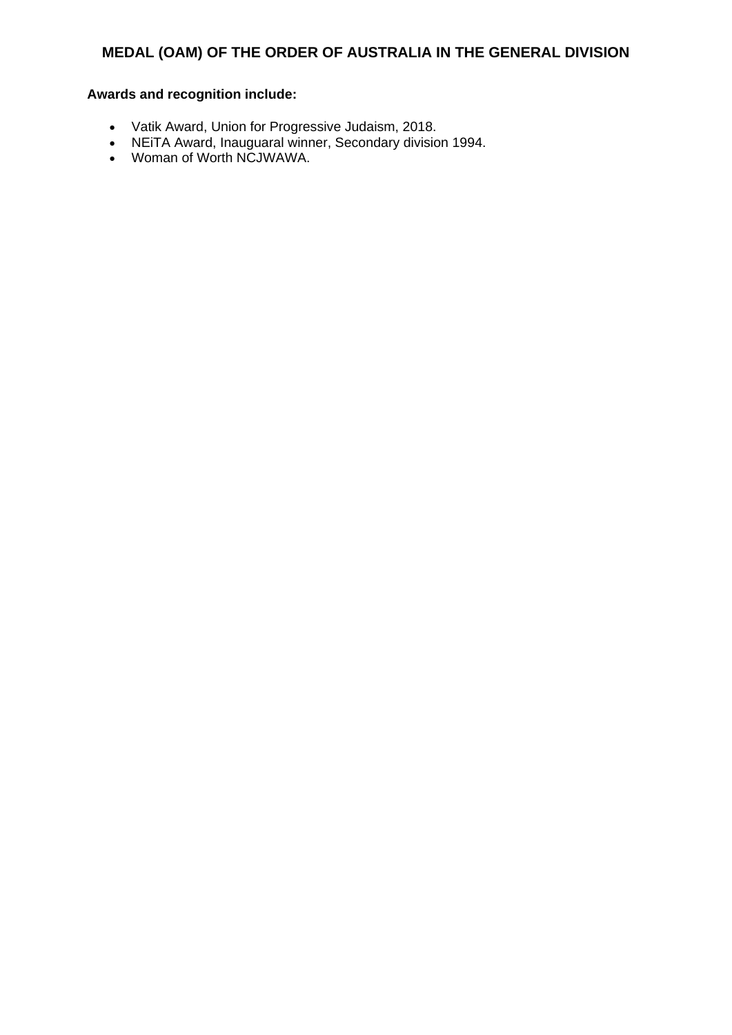## MEDAL (OAM) OF THE ORDER OF AUSTRALIA IN THE GENERAL DIVISION

**Awards and recognition include:**

- Vatik Award, Union for Progressive Judaism, 2018.
- NEiTA Award, Inauguaral winner, Secondary division 1994.
- Woman of Worth NCJWAWA.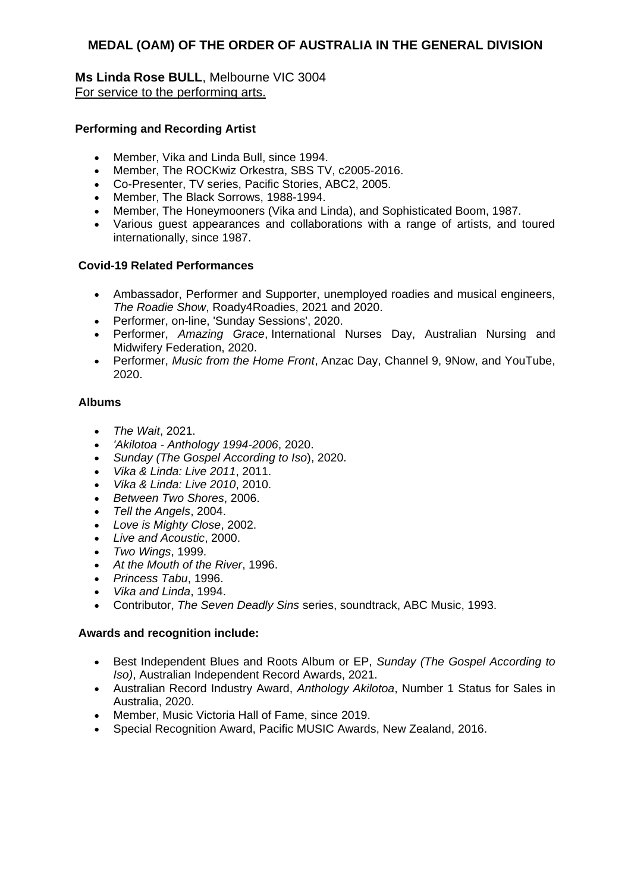## MEDAL (OAM) OF THE ORDER OF AUSTRALIA IN THE GENERAL DIVISION

**Ms Linda Rose BULL**, Melbourne VIC 3004
For service to the performing arts.

**Performing and Recording Artist**

- Member, Vika and Linda Bull, since 1994.
- Member, The ROCKwiz Orkestra, SBS TV, c2005-2016.
- Co-Presenter, TV series, Pacific Stories, ABC2, 2005.
- Member, The Black Sorrows, 1988-1994.
- Member, The Honeymooners (Vika and Linda), and Sophisticated Boom, 1987.
- Various guest appearances and collaborations with a range of artists, and toured internationally, since 1987.

**Covid-19 Related Performances**

- Ambassador, Performer and Supporter, unemployed roadies and musical engineers, *The Roadie Show*, Roady4Roadies, 2021 and 2020.
- Performer, on-line, 'Sunday Sessions', 2020.
- Performer, *Amazing Grace*, International Nurses Day, Australian Nursing and Midwifery Federation, 2020.
- Performer, *Music from the Home Front*, Anzac Day, Channel 9, 9Now, and YouTube, 2020.

**Albums**

- *The Wait*, 2021.
- *'Akilotoa - Anthology 1994-2006*, 2020.
- *Sunday (The Gospel According to Iso*), 2020.
- *Vika & Linda: Live 2011*, 2011.
- *Vika & Linda: Live 2010*, 2010.
- *Between Two Shores*, 2006.
- *Tell the Angels*, 2004.
- *Love is Mighty Close*, 2002.
- *Live and Acoustic*, 2000.
- *Two Wings*, 1999.
- *At the Mouth of the River*, 1996.
- *Princess Tabu*, 1996.
- *Vika and Linda*, 1994.
- Contributor, *The Seven Deadly Sins* series, soundtrack, ABC Music, 1993.

**Awards and recognition include:**

- Best Independent Blues and Roots Album or EP, *Sunday (The Gospel According to Iso)*, Australian Independent Record Awards, 2021.
- Australian Record Industry Award, *Anthology Akilotoa*, Number 1 Status for Sales in Australia, 2020.
- Member, Music Victoria Hall of Fame, since 2019.
- Special Recognition Award, Pacific MUSIC Awards, New Zealand, 2016.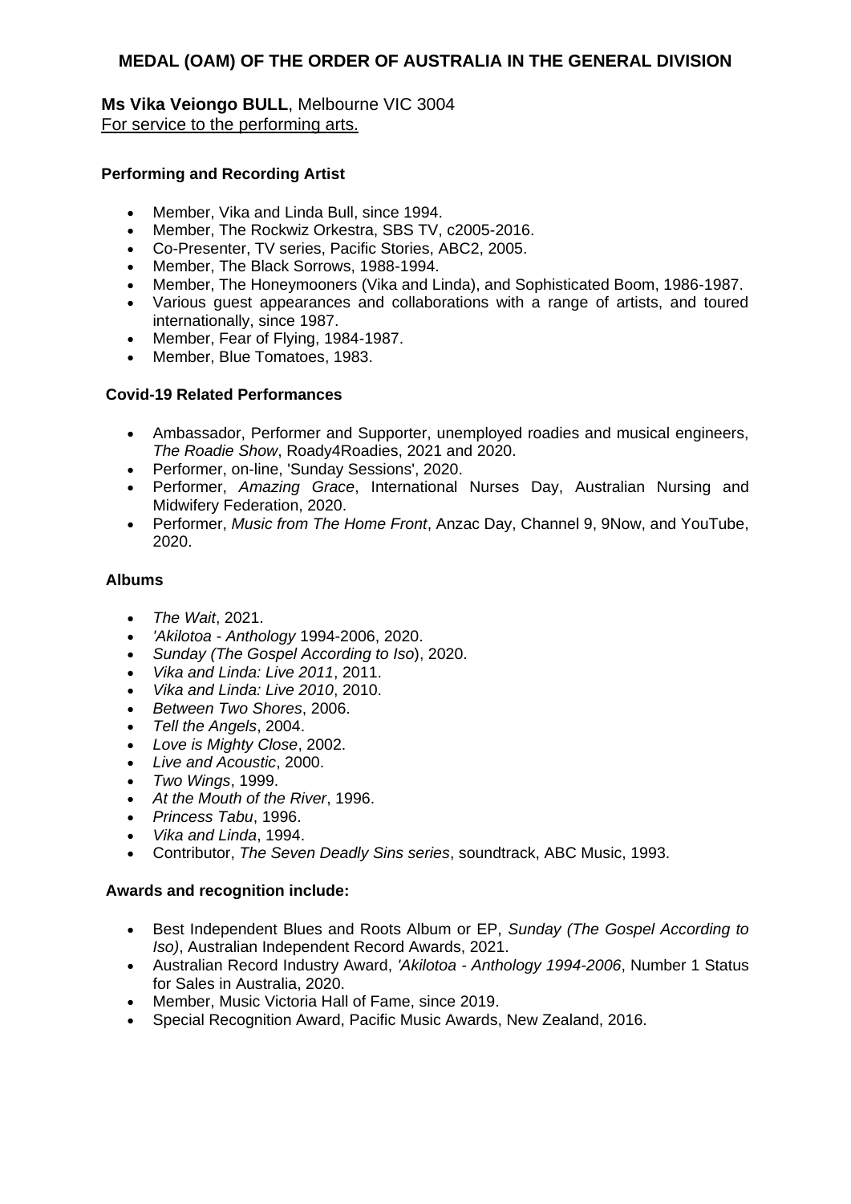## MEDAL (OAM) OF THE ORDER OF AUSTRALIA IN THE GENERAL DIVISION

**Ms Vika Veiongo BULL**, Melbourne VIC 3004
For service to the performing arts.

**Performing and Recording Artist**

- Member, Vika and Linda Bull, since 1994.
- Member, The Rockwiz Orkestra, SBS TV, c2005-2016.
- Co-Presenter, TV series, Pacific Stories, ABC2, 2005.
- Member, The Black Sorrows, 1988-1994.
- Member, The Honeymooners (Vika and Linda), and Sophisticated Boom, 1986-1987.
- Various guest appearances and collaborations with a range of artists, and toured internationally, since 1987.
- Member, Fear of Flying, 1984-1987.
- Member, Blue Tomatoes, 1983.

**Covid-19 Related Performances**

- Ambassador, Performer and Supporter, unemployed roadies and musical engineers, *The Roadie Show*, Roady4Roadies, 2021 and 2020.
- Performer, on-line, 'Sunday Sessions', 2020.
- Performer, *Amazing Grace*, International Nurses Day, Australian Nursing and Midwifery Federation, 2020.
- Performer, *Music from The Home Front*, Anzac Day, Channel 9, 9Now, and YouTube, 2020.

**Albums**

- *The Wait*, 2021.
- *'Akilotoa - Anthology* 1994-2006, 2020.
- *Sunday (The Gospel According to Iso*), 2020.
- *Vika and Linda: Live 2011*, 2011.
- *Vika and Linda: Live 2010*, 2010.
- *Between Two Shores*, 2006.
- *Tell the Angels*, 2004.
- *Love is Mighty Close*, 2002.
- *Live and Acoustic*, 2000.
- *Two Wings*, 1999.
- *At the Mouth of the River*, 1996.
- *Princess Tabu*, 1996.
- *Vika and Linda*, 1994.
- Contributor, *The Seven Deadly Sins series*, soundtrack, ABC Music, 1993.

**Awards and recognition include:**

- Best Independent Blues and Roots Album or EP, *Sunday (The Gospel According to Iso)*, Australian Independent Record Awards, 2021.
- Australian Record Industry Award, *'Akilotoa - Anthology 1994-2006*, Number 1 Status for Sales in Australia, 2020.
- Member, Music Victoria Hall of Fame, since 2019.
- Special Recognition Award, Pacific Music Awards, New Zealand, 2016.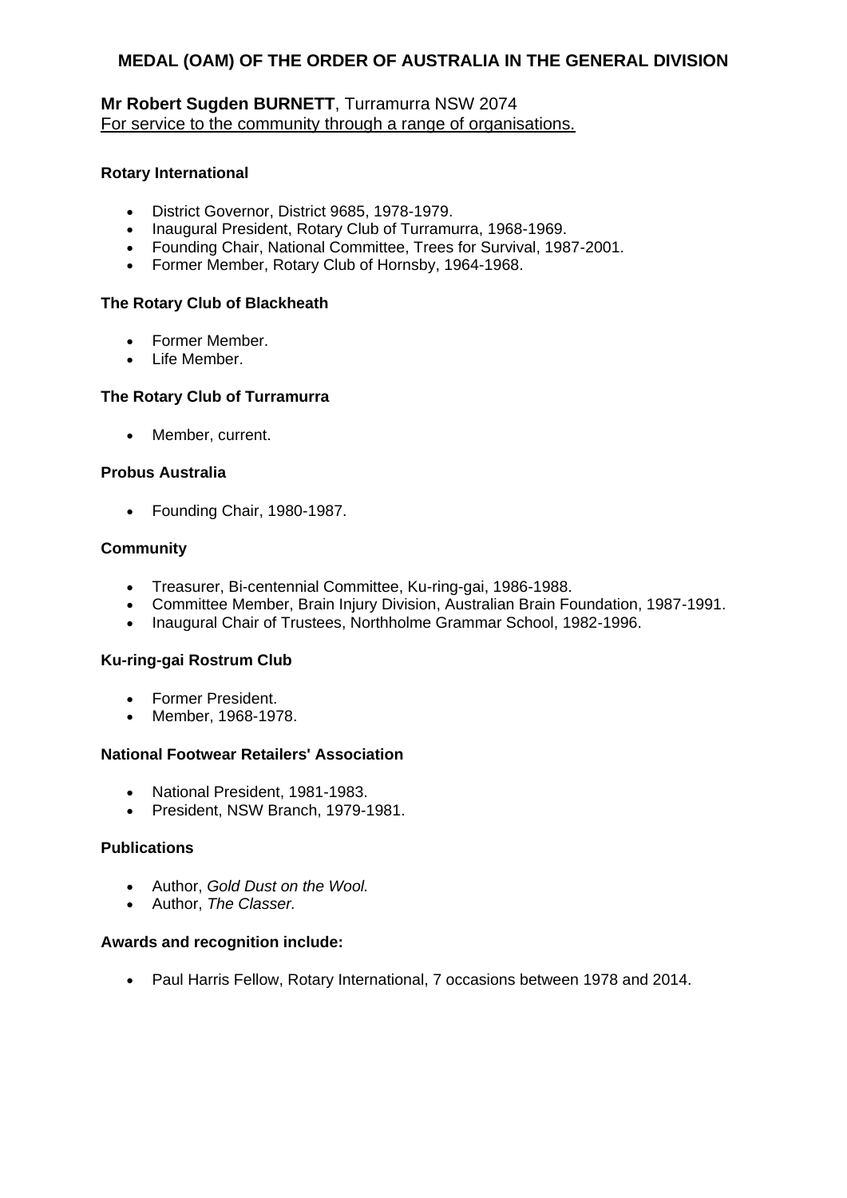## MEDAL (OAM) OF THE ORDER OF AUSTRALIA IN THE GENERAL DIVISION

**Mr Robert Sugden BURNETT**, Turramurra NSW 2074
For service to the community through a range of organisations.

**Rotary International**

- District Governor, District 9685, 1978-1979.
- Inaugural President, Rotary Club of Turramurra, 1968-1969.
- Founding Chair, National Committee, Trees for Survival, 1987-2001.
- Former Member, Rotary Club of Hornsby, 1964-1968.

**The Rotary Club of Blackheath**

- Former Member.
- Life Member.

**The Rotary Club of Turramurra**

- Member, current.

**Probus Australia**

- Founding Chair, 1980-1987.

**Community**

- Treasurer, Bi-centennial Committee, Ku-ring-gai, 1986-1988.
- Committee Member, Brain Injury Division, Australian Brain Foundation, 1987-1991.
- Inaugural Chair of Trustees, Northholme Grammar School, 1982-1996.

**Ku-ring-gai Rostrum Club**

- Former President.
- Member, 1968-1978.

**National Footwear Retailers' Association**

- National President, 1981-1983.
- President, NSW Branch, 1979-1981.

**Publications**

- Author, *Gold Dust on the Wool.*
- Author, *The Classer.*

**Awards and recognition include:**

- Paul Harris Fellow, Rotary International, 7 occasions between 1978 and 2014.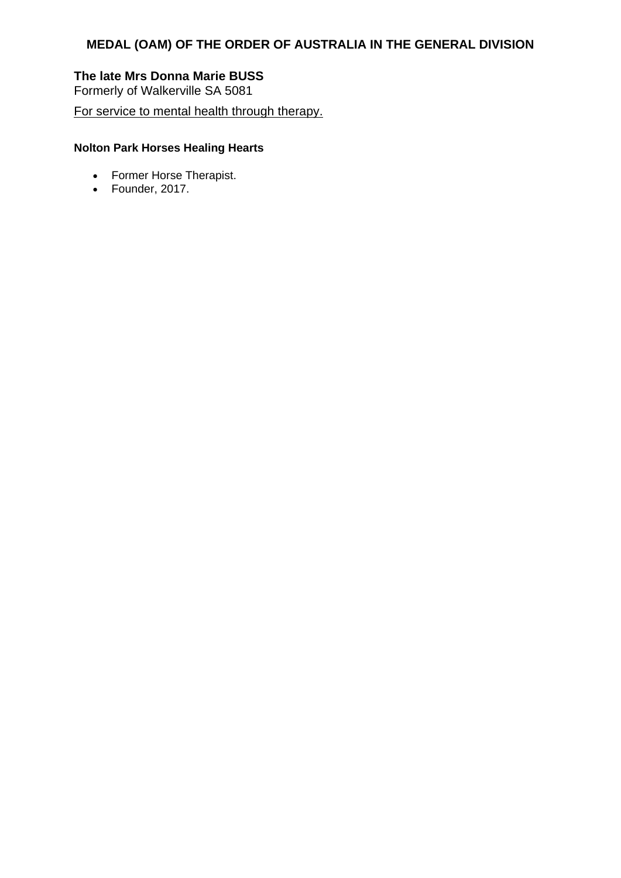## MEDAL (OAM) OF THE ORDER OF AUSTRALIA IN THE GENERAL DIVISION

**The late Mrs Donna Marie BUSS**
Formerly of Walkerville SA 5081

For service to mental health through therapy.

**Nolton Park Horses Healing Hearts**

- Former Horse Therapist.
- Founder, 2017.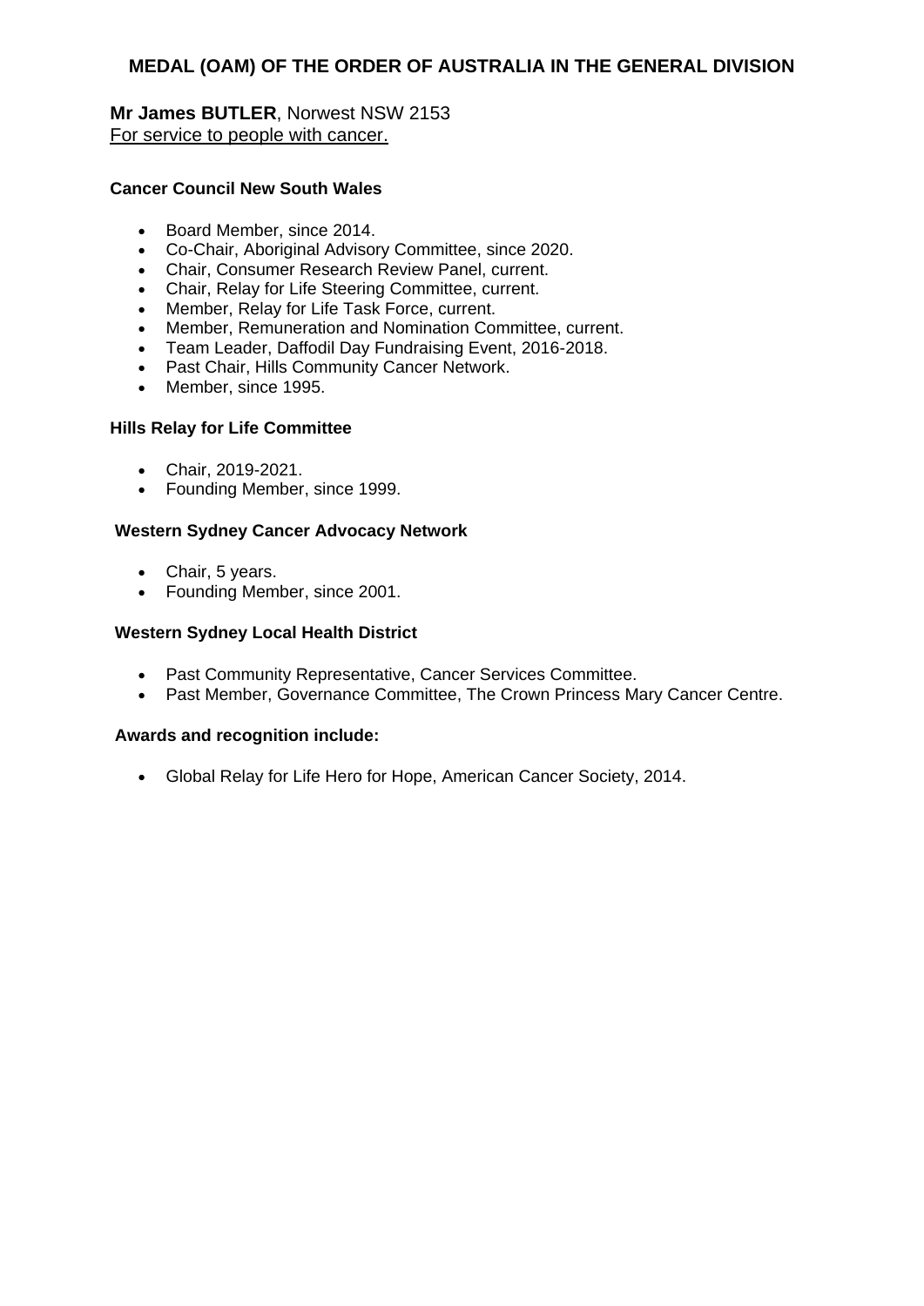## MEDAL (OAM) OF THE ORDER OF AUSTRALIA IN THE GENERAL DIVISION

**Mr James BUTLER**, Norwest NSW 2153
For service to people with cancer.

**Cancer Council New South Wales**

- Board Member, since 2014.
- Co-Chair, Aboriginal Advisory Committee, since 2020.
- Chair, Consumer Research Review Panel, current.
- Chair, Relay for Life Steering Committee, current.
- Member, Relay for Life Task Force, current.
- Member, Remuneration and Nomination Committee, current.
- Team Leader, Daffodil Day Fundraising Event, 2016-2018.
- Past Chair, Hills Community Cancer Network.
- Member, since 1995.

**Hills Relay for Life Committee**

- Chair, 2019-2021.
- Founding Member, since 1999.

**Western Sydney Cancer Advocacy Network**

- Chair, 5 years.
- Founding Member, since 2001.

**Western Sydney Local Health District**

- Past Community Representative, Cancer Services Committee.
- Past Member, Governance Committee, The Crown Princess Mary Cancer Centre.

**Awards and recognition include:**

- Global Relay for Life Hero for Hope, American Cancer Society, 2014.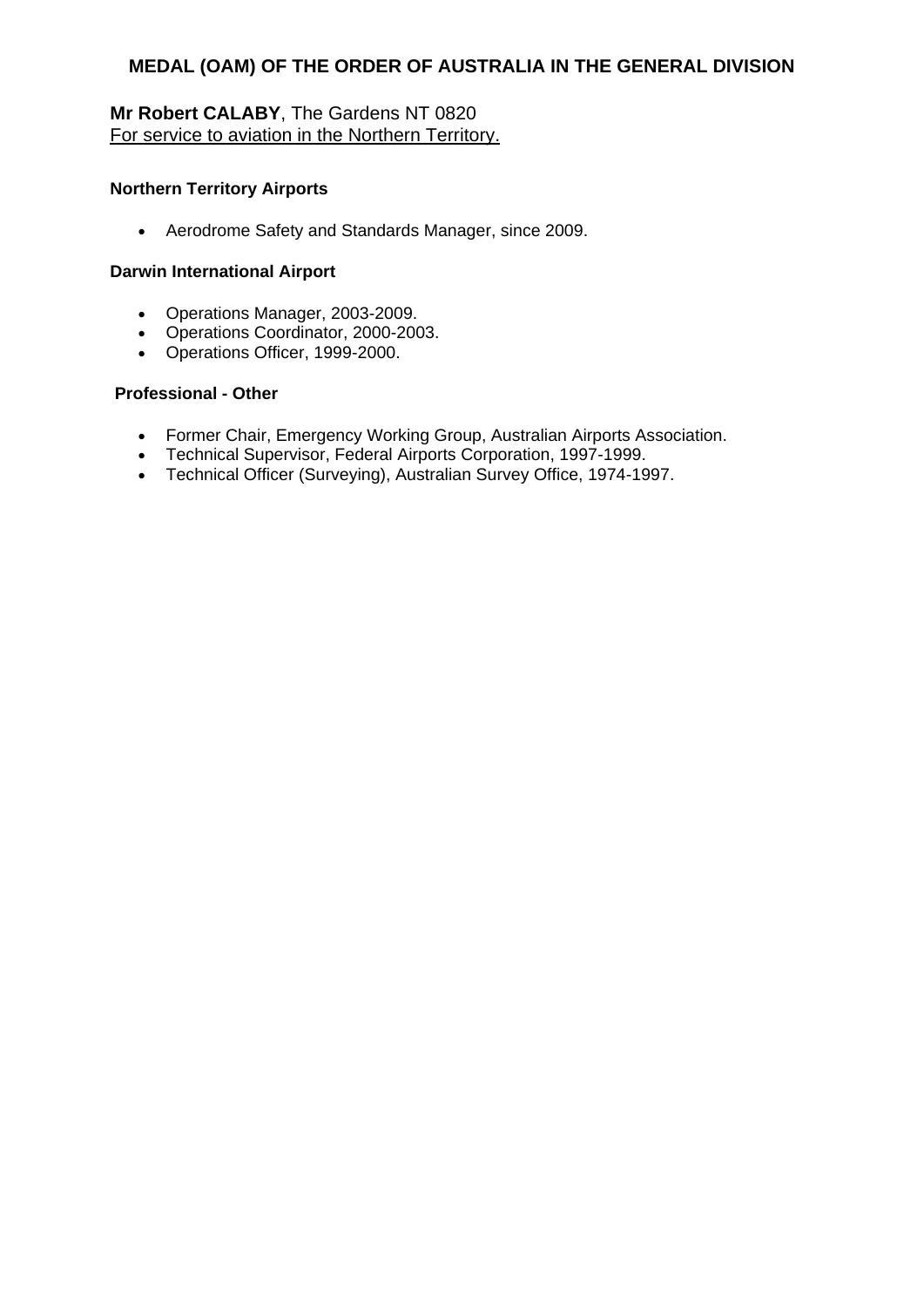## MEDAL (OAM) OF THE ORDER OF AUSTRALIA IN THE GENERAL DIVISION

**Mr Robert CALABY**, The Gardens NT 0820
For service to aviation in the Northern Territory.

**Northern Territory Airports**

- Aerodrome Safety and Standards Manager, since 2009.

**Darwin International Airport**

- Operations Manager, 2003-2009.
- Operations Coordinator, 2000-2003.
- Operations Officer, 1999-2000.

**Professional - Other**

- Former Chair, Emergency Working Group, Australian Airports Association.
- Technical Supervisor, Federal Airports Corporation, 1997-1999.
- Technical Officer (Surveying), Australian Survey Office, 1974-1997.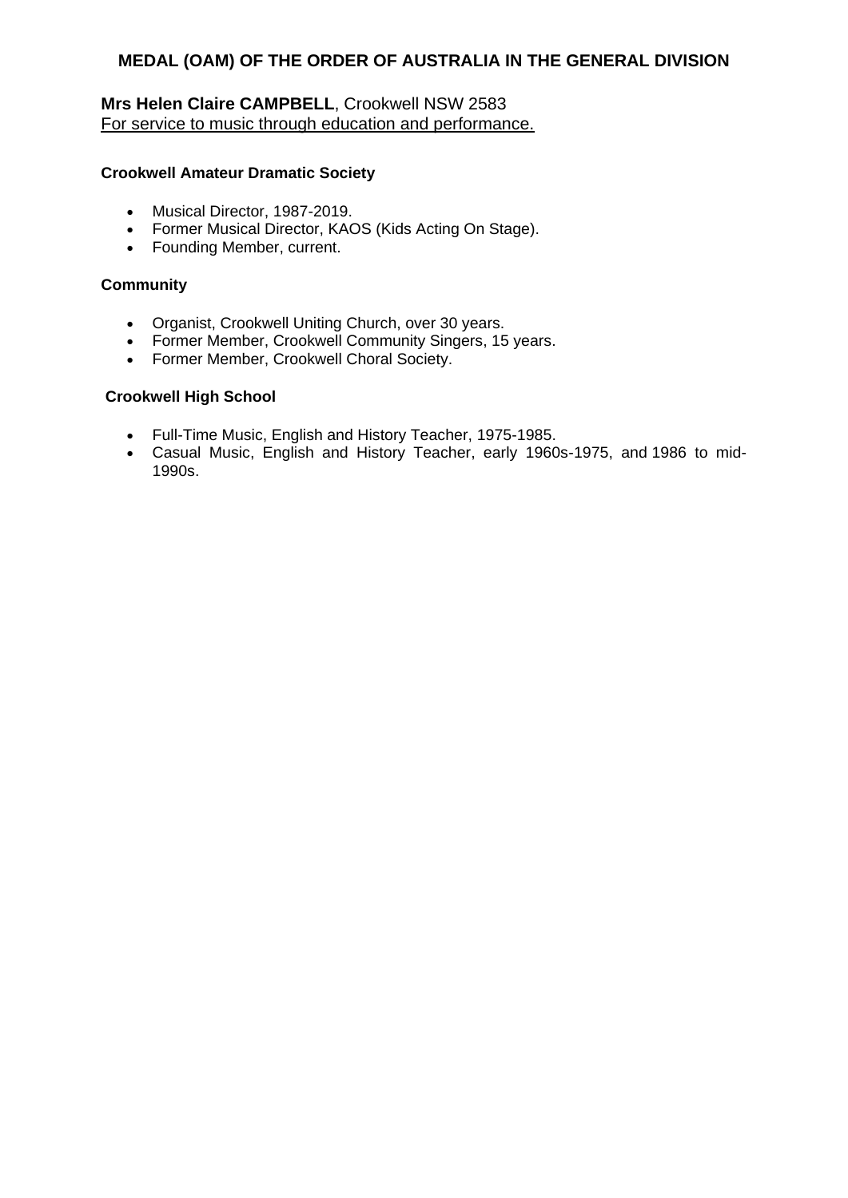## MEDAL (OAM) OF THE ORDER OF AUSTRALIA IN THE GENERAL DIVISION

**Mrs Helen Claire CAMPBELL**, Crookwell NSW 2583
For service to music through education and performance.

**Crookwell Amateur Dramatic Society**

- Musical Director, 1987-2019.
- Former Musical Director, KAOS (Kids Acting On Stage).
- Founding Member, current.

**Community**

- Organist, Crookwell Uniting Church, over 30 years.
- Former Member, Crookwell Community Singers, 15 years.
- Former Member, Crookwell Choral Society.

**Crookwell High School**

- Full-Time Music, English and History Teacher, 1975-1985.
- Casual Music, English and History Teacher, early 1960s-1975, and 1986 to mid-1990s.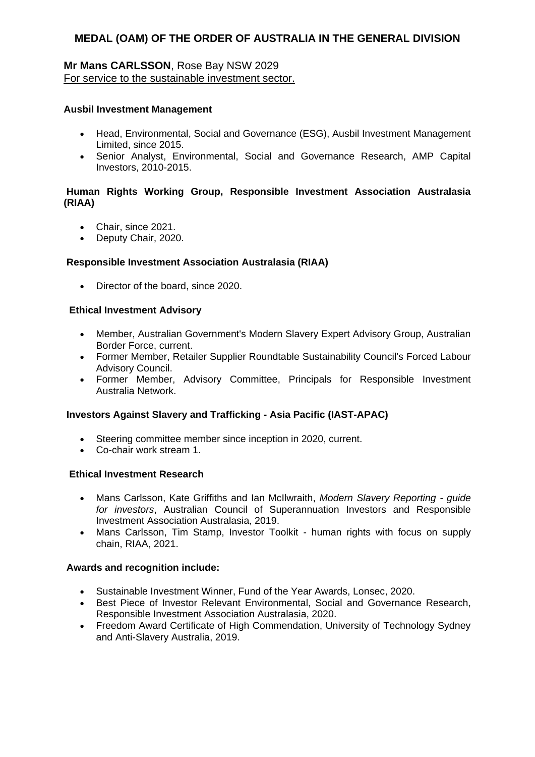## MEDAL (OAM) OF THE ORDER OF AUSTRALIA IN THE GENERAL DIVISION

**Mr Mans CARLSSON**, Rose Bay NSW 2029
For service to the sustainable investment sector.

**Ausbil Investment Management**

- Head, Environmental, Social and Governance (ESG), Ausbil Investment Management Limited, since 2015.
- Senior Analyst, Environmental, Social and Governance Research, AMP Capital Investors, 2010-2015.

**Human Rights Working Group, Responsible Investment Association Australasia (RIAA)**

- Chair, since 2021.
- Deputy Chair, 2020.

**Responsible Investment Association Australasia (RIAA)**

- Director of the board, since 2020.

**Ethical Investment Advisory**

- Member, Australian Government's Modern Slavery Expert Advisory Group, Australian Border Force, current.
- Former Member, Retailer Supplier Roundtable Sustainability Council's Forced Labour Advisory Council.
- Former Member, Advisory Committee, Principals for Responsible Investment Australia Network.

**Investors Against Slavery and Trafficking - Asia Pacific (IAST-APAC)**

- Steering committee member since inception in 2020, current.
- Co-chair work stream 1.

**Ethical Investment Research**

- Mans Carlsson, Kate Griffiths and Ian McIlwraith, *Modern Slavery Reporting - guide for investors*, Australian Council of Superannuation Investors and Responsible Investment Association Australasia, 2019.
- Mans Carlsson, Tim Stamp, Investor Toolkit - human rights with focus on supply chain, RIAA, 2021.

**Awards and recognition include:**

- Sustainable Investment Winner, Fund of the Year Awards, Lonsec, 2020.
- Best Piece of Investor Relevant Environmental, Social and Governance Research, Responsible Investment Association Australasia, 2020.
- Freedom Award Certificate of High Commendation, University of Technology Sydney and Anti-Slavery Australia, 2019.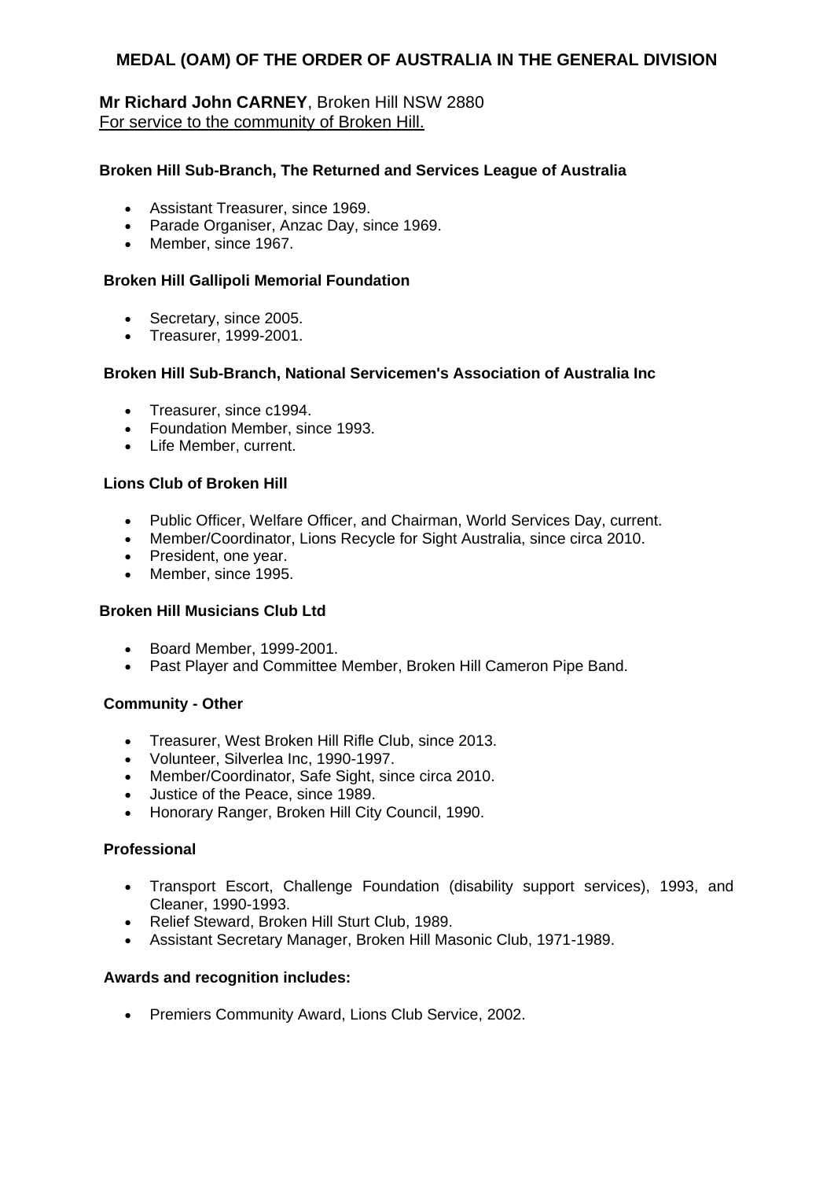## MEDAL (OAM) OF THE ORDER OF AUSTRALIA IN THE GENERAL DIVISION

**Mr Richard John CARNEY**, Broken Hill NSW 2880
For service to the community of Broken Hill.

**Broken Hill Sub-Branch, The Returned and Services League of Australia**

- Assistant Treasurer, since 1969.
- Parade Organiser, Anzac Day, since 1969.
- Member, since 1967.

**Broken Hill Gallipoli Memorial Foundation**

- Secretary, since 2005.
- Treasurer, 1999-2001.

**Broken Hill Sub-Branch, National Servicemen's Association of Australia Inc**

- Treasurer, since c1994.
- Foundation Member, since 1993.
- Life Member, current.

**Lions Club of Broken Hill**

- Public Officer, Welfare Officer, and Chairman, World Services Day, current.
- Member/Coordinator, Lions Recycle for Sight Australia, since circa 2010.
- President, one year.
- Member, since 1995.

**Broken Hill Musicians Club Ltd**

- Board Member, 1999-2001.
- Past Player and Committee Member, Broken Hill Cameron Pipe Band.

**Community - Other**

- Treasurer, West Broken Hill Rifle Club, since 2013.
- Volunteer, Silverlea Inc, 1990-1997.
- Member/Coordinator, Safe Sight, since circa 2010.
- Justice of the Peace, since 1989.
- Honorary Ranger, Broken Hill City Council, 1990.

**Professional**

- Transport Escort, Challenge Foundation (disability support services), 1993, and Cleaner, 1990-1993.
- Relief Steward, Broken Hill Sturt Club, 1989.
- Assistant Secretary Manager, Broken Hill Masonic Club, 1971-1989.

**Awards and recognition includes:**

- Premiers Community Award, Lions Club Service, 2002.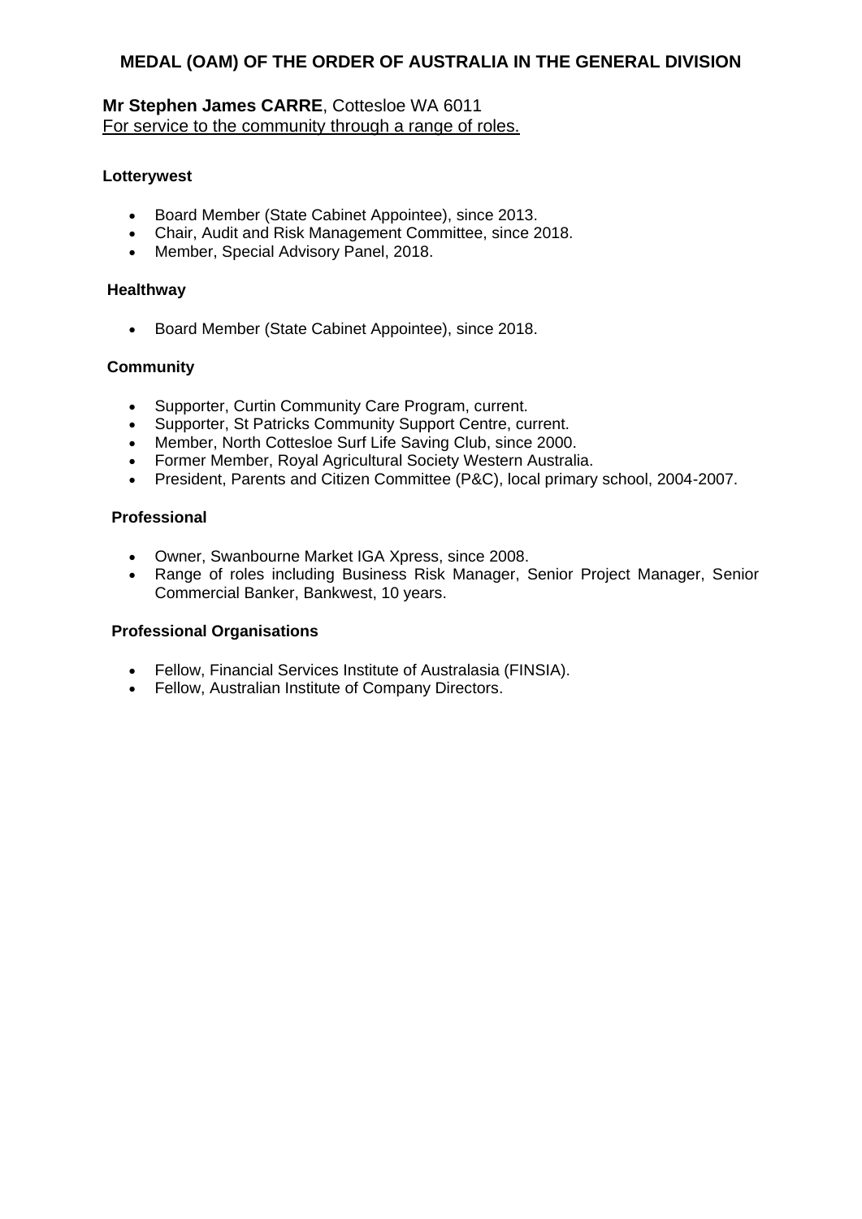## MEDAL (OAM) OF THE ORDER OF AUSTRALIA IN THE GENERAL DIVISION

**Mr Stephen James CARRE**, Cottesloe WA 6011
For service to the community through a range of roles.

**Lotterywest**

- Board Member (State Cabinet Appointee), since 2013.
- Chair, Audit and Risk Management Committee, since 2018.
- Member, Special Advisory Panel, 2018.

**Healthway**

- Board Member (State Cabinet Appointee), since 2018.

**Community**

- Supporter, Curtin Community Care Program, current.
- Supporter, St Patricks Community Support Centre, current.
- Member, North Cottesloe Surf Life Saving Club, since 2000.
- Former Member, Royal Agricultural Society Western Australia.
- President, Parents and Citizen Committee (P&C), local primary school, 2004-2007.

**Professional**

- Owner, Swanbourne Market IGA Xpress, since 2008.
- Range of roles including Business Risk Manager, Senior Project Manager, Senior Commercial Banker, Bankwest, 10 years.

**Professional Organisations**

- Fellow, Financial Services Institute of Australasia (FINSIA).
- Fellow, Australian Institute of Company Directors.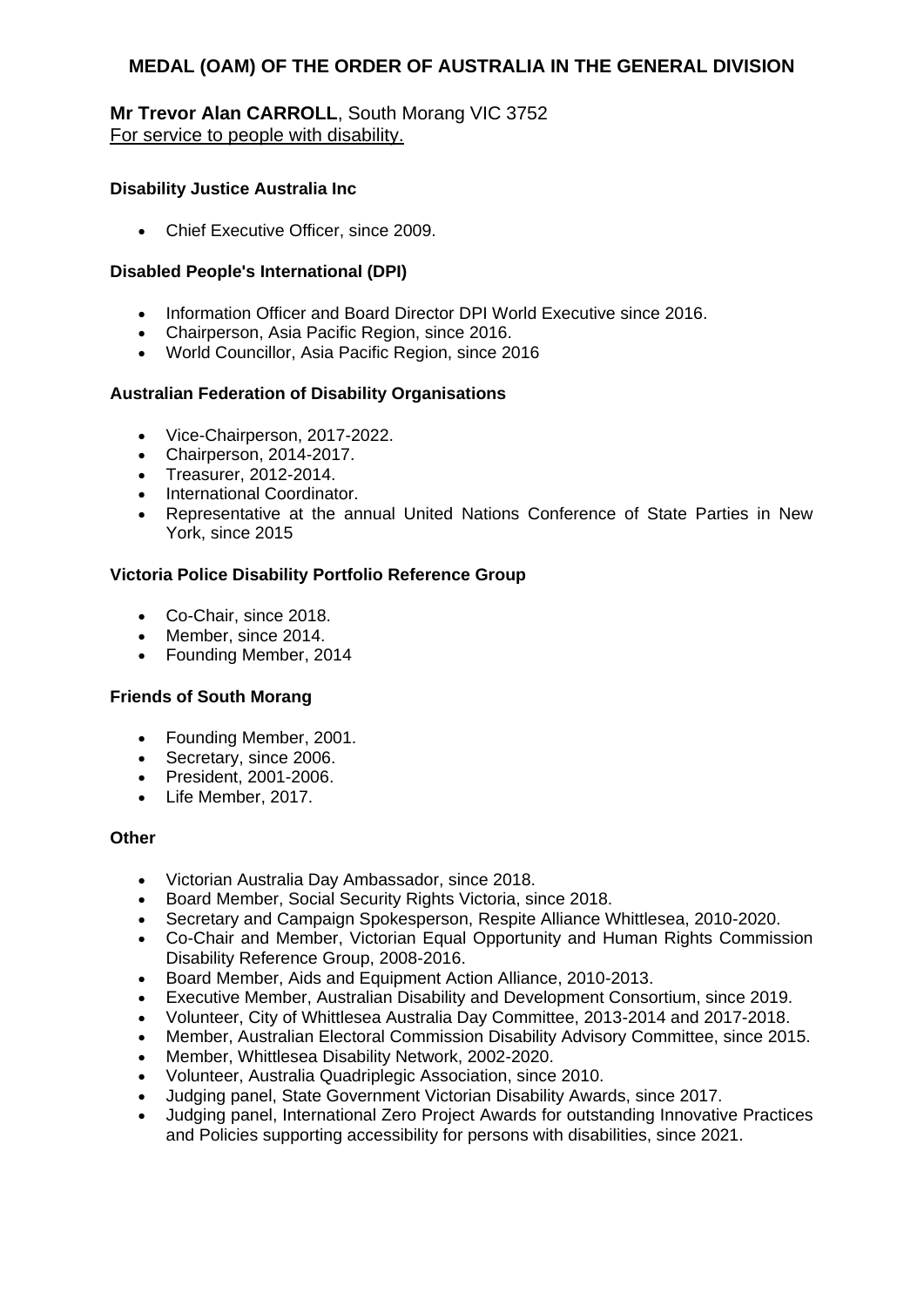## MEDAL (OAM) OF THE ORDER OF AUSTRALIA IN THE GENERAL DIVISION

**Mr Trevor Alan CARROLL**, South Morang VIC 3752
For service to people with disability.

**Disability Justice Australia Inc**

- Chief Executive Officer, since 2009.

**Disabled People's International (DPI)**

- Information Officer and Board Director DPI World Executive since 2016.
- Chairperson, Asia Pacific Region, since 2016.
- World Councillor, Asia Pacific Region, since 2016

**Australian Federation of Disability Organisations**

- Vice-Chairperson, 2017-2022.
- Chairperson, 2014-2017.
- Treasurer, 2012-2014.
- International Coordinator.
- Representative at the annual United Nations Conference of State Parties in New York, since 2015

**Victoria Police Disability Portfolio Reference Group**

- Co-Chair, since 2018.
- Member, since 2014.
- Founding Member, 2014

**Friends of South Morang**

- Founding Member, 2001.
- Secretary, since 2006.
- President, 2001-2006.
- Life Member, 2017.

**Other**

- Victorian Australia Day Ambassador, since 2018.
- Board Member, Social Security Rights Victoria, since 2018.
- Secretary and Campaign Spokesperson, Respite Alliance Whittlesea, 2010-2020.
- Co-Chair and Member, Victorian Equal Opportunity and Human Rights Commission Disability Reference Group, 2008-2016.
- Board Member, Aids and Equipment Action Alliance, 2010-2013.
- Executive Member, Australian Disability and Development Consortium, since 2019.
- Volunteer, City of Whittlesea Australia Day Committee, 2013-2014 and 2017-2018.
- Member, Australian Electoral Commission Disability Advisory Committee, since 2015.
- Member, Whittlesea Disability Network, 2002-2020.
- Volunteer, Australia Quadriplegic Association, since 2010.
- Judging panel, State Government Victorian Disability Awards, since 2017.
- Judging panel, International Zero Project Awards for outstanding Innovative Practices and Policies supporting accessibility for persons with disabilities, since 2021.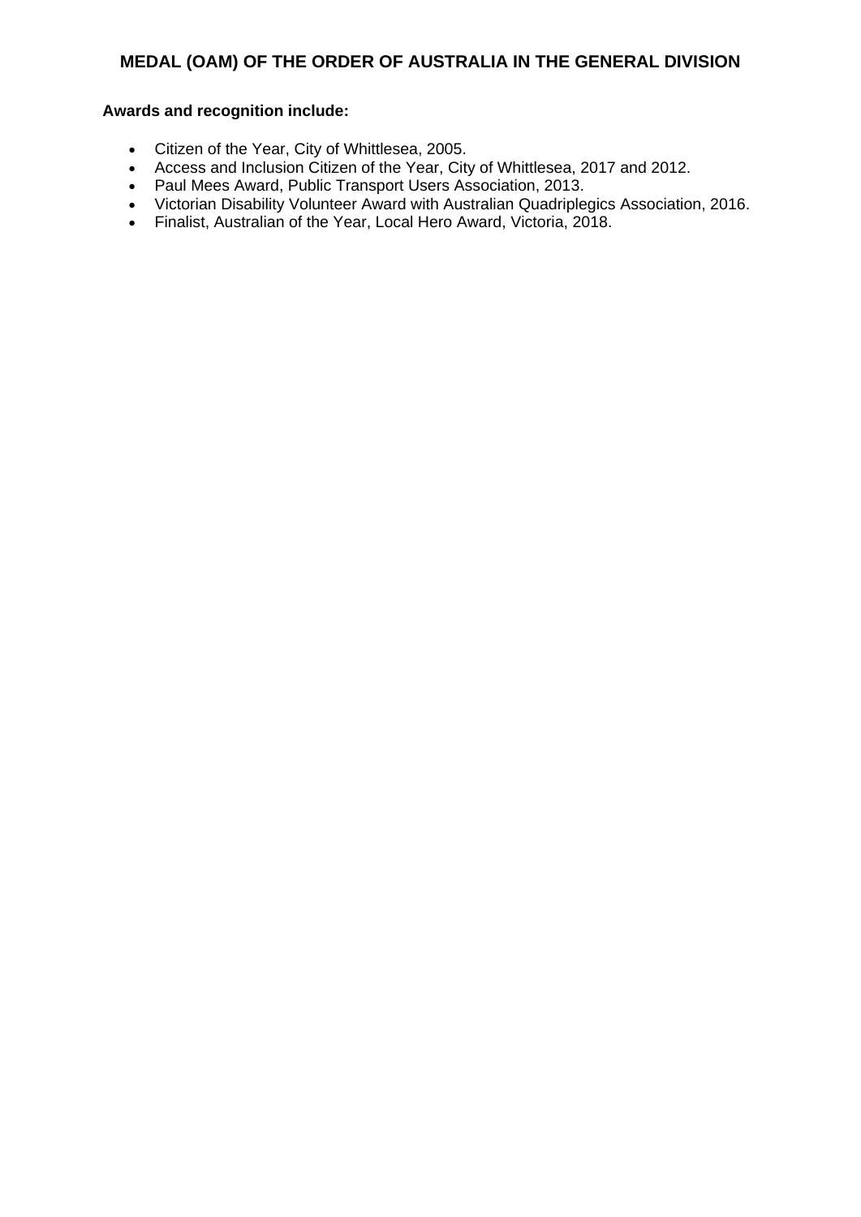## MEDAL (OAM) OF THE ORDER OF AUSTRALIA IN THE GENERAL DIVISION

**Awards and recognition include:**

- Citizen of the Year, City of Whittlesea, 2005.
- Access and Inclusion Citizen of the Year, City of Whittlesea, 2017 and 2012.
- Paul Mees Award, Public Transport Users Association, 2013.
- Victorian Disability Volunteer Award with Australian Quadriplegics Association, 2016.
- Finalist, Australian of the Year, Local Hero Award, Victoria, 2018.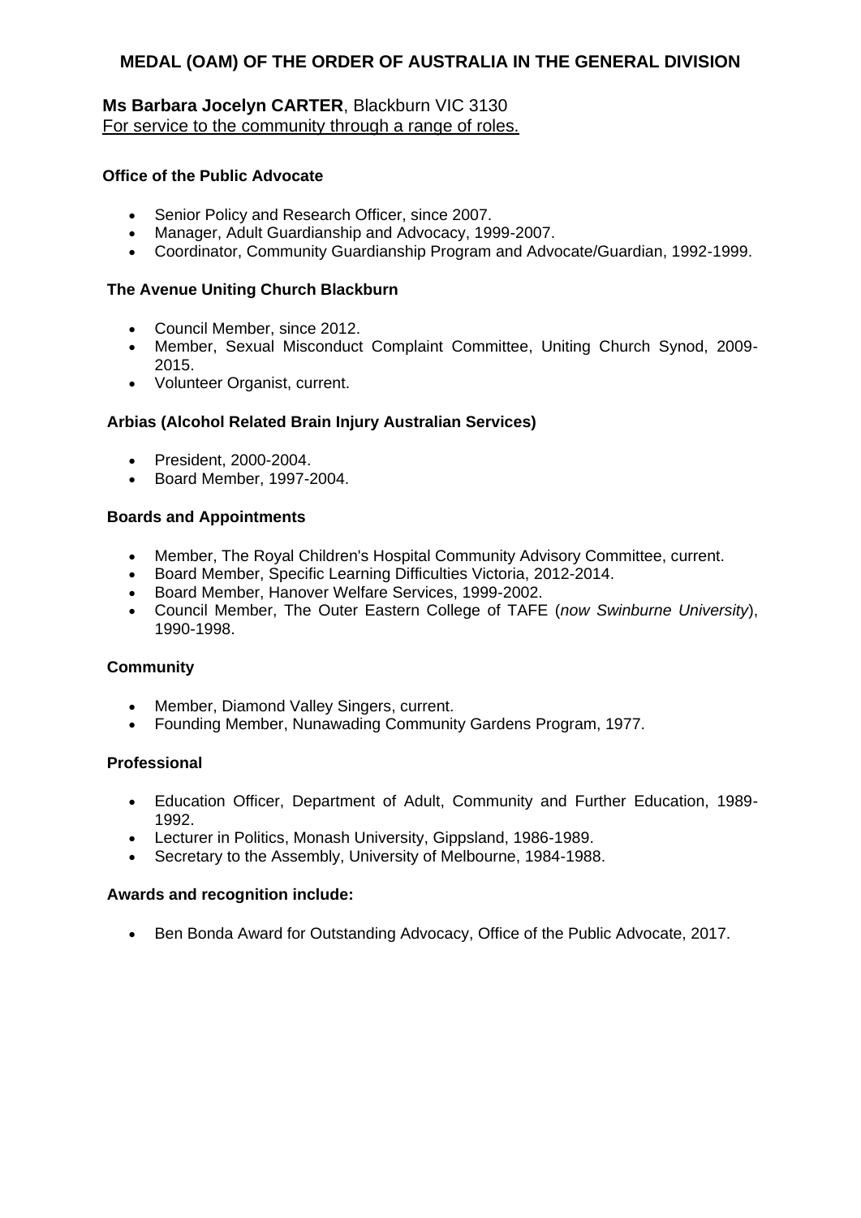## MEDAL (OAM) OF THE ORDER OF AUSTRALIA IN THE GENERAL DIVISION

**Ms Barbara Jocelyn CARTER**, Blackburn VIC 3130
For service to the community through a range of roles.

**Office of the Public Advocate**

- Senior Policy and Research Officer, since 2007.
- Manager, Adult Guardianship and Advocacy, 1999-2007.
- Coordinator, Community Guardianship Program and Advocate/Guardian, 1992-1999.

**The Avenue Uniting Church Blackburn**

- Council Member, since 2012.
- Member, Sexual Misconduct Complaint Committee, Uniting Church Synod, 2009-2015.
- Volunteer Organist, current.

**Arbias (Alcohol Related Brain Injury Australian Services)**

- President, 2000-2004.
- Board Member, 1997-2004.

**Boards and Appointments**

- Member, The Royal Children's Hospital Community Advisory Committee, current.
- Board Member, Specific Learning Difficulties Victoria, 2012-2014.
- Board Member, Hanover Welfare Services, 1999-2002.
- Council Member, The Outer Eastern College of TAFE (*now Swinburne University*), 1990-1998.

**Community**

- Member, Diamond Valley Singers, current.
- Founding Member, Nunawading Community Gardens Program, 1977.

**Professional**

- Education Officer, Department of Adult, Community and Further Education, 1989-1992.
- Lecturer in Politics, Monash University, Gippsland, 1986-1989.
- Secretary to the Assembly, University of Melbourne, 1984-1988.

**Awards and recognition include:**

- Ben Bonda Award for Outstanding Advocacy, Office of the Public Advocate, 2017.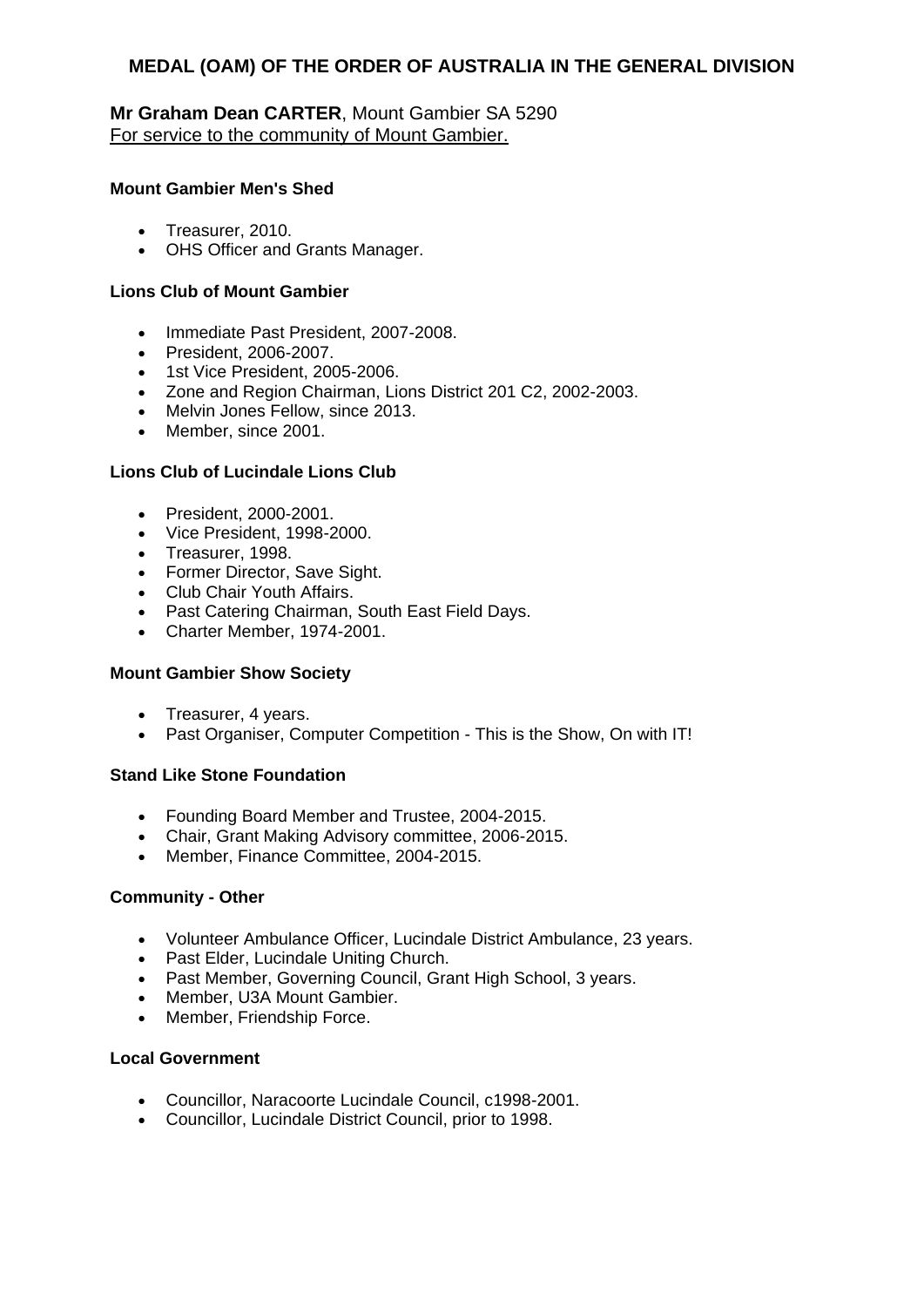## MEDAL (OAM) OF THE ORDER OF AUSTRALIA IN THE GENERAL DIVISION

**Mr Graham Dean CARTER**, Mount Gambier SA 5290
For service to the community of Mount Gambier.

**Mount Gambier Men's Shed**

- Treasurer, 2010.
- OHS Officer and Grants Manager.

**Lions Club of Mount Gambier**

- Immediate Past President, 2007-2008.
- President, 2006-2007.
- 1st Vice President, 2005-2006.
- Zone and Region Chairman, Lions District 201 C2, 2002-2003.
- Melvin Jones Fellow, since 2013.
- Member, since 2001.

**Lions Club of Lucindale Lions Club**

- President, 2000-2001.
- Vice President, 1998-2000.
- Treasurer, 1998.
- Former Director, Save Sight.
- Club Chair Youth Affairs.
- Past Catering Chairman, South East Field Days.
- Charter Member, 1974-2001.

**Mount Gambier Show Society**

- Treasurer, 4 years.
- Past Organiser, Computer Competition - This is the Show, On with IT!

**Stand Like Stone Foundation**

- Founding Board Member and Trustee, 2004-2015.
- Chair, Grant Making Advisory committee, 2006-2015.
- Member, Finance Committee, 2004-2015.

**Community - Other**

- Volunteer Ambulance Officer, Lucindale District Ambulance, 23 years.
- Past Elder, Lucindale Uniting Church.
- Past Member, Governing Council, Grant High School, 3 years.
- Member, U3A Mount Gambier.
- Member, Friendship Force.

**Local Government**

- Councillor, Naracoorte Lucindale Council, c1998-2001.
- Councillor, Lucindale District Council, prior to 1998.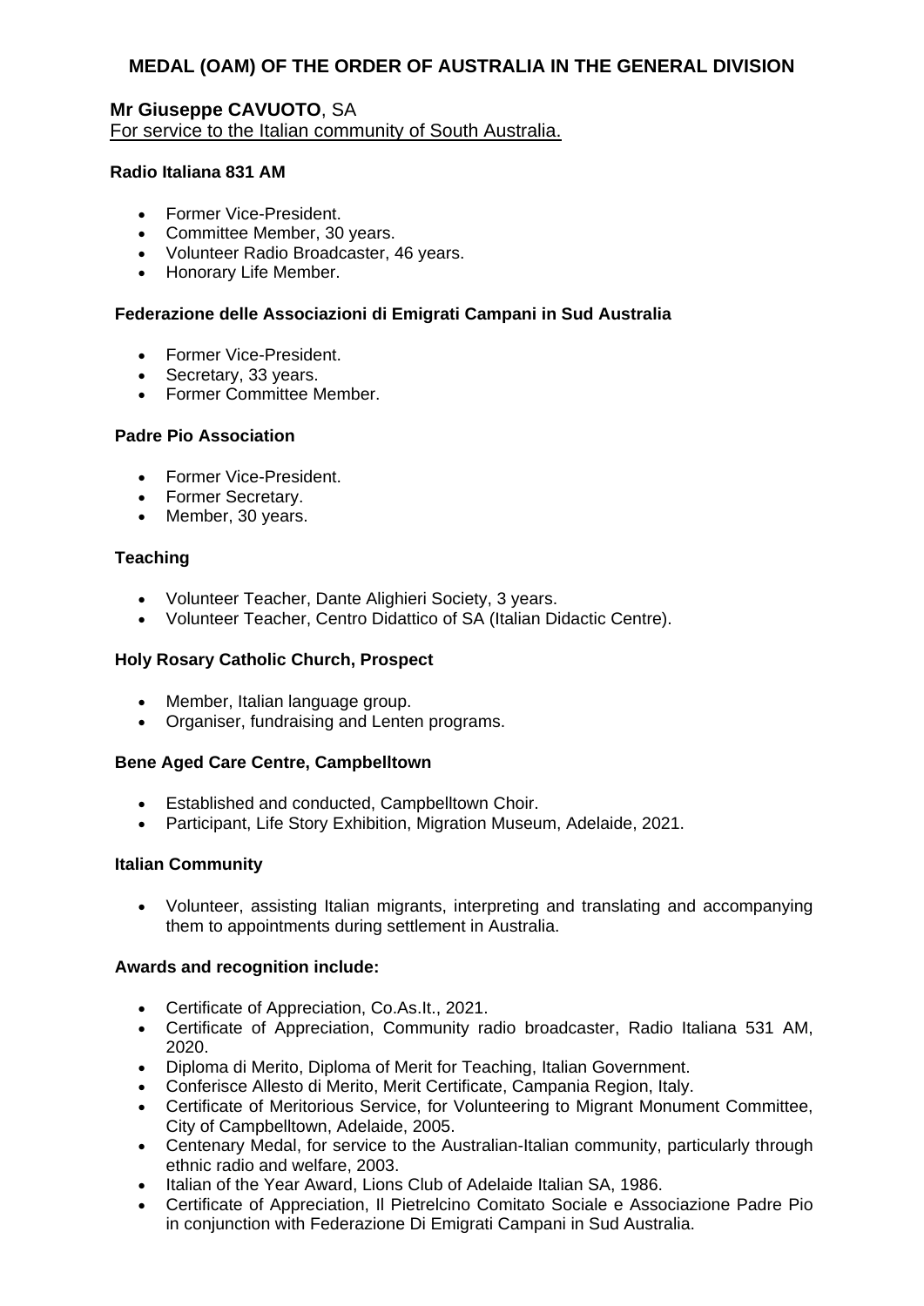## MEDAL (OAM) OF THE ORDER OF AUSTRALIA IN THE GENERAL DIVISION

**Mr Giuseppe CAVUOTO**, SA
For service to the Italian community of South Australia.

**Radio Italiana 831 AM**

- Former Vice-President.
- Committee Member, 30 years.
- Volunteer Radio Broadcaster, 46 years.
- Honorary Life Member.

**Federazione delle Associazioni di Emigrati Campani in Sud Australia**

- Former Vice-President.
- Secretary, 33 years.
- Former Committee Member.

**Padre Pio Association**

- Former Vice-President.
- Former Secretary.
- Member, 30 years.

**Teaching**

- Volunteer Teacher, Dante Alighieri Society, 3 years.
- Volunteer Teacher, Centro Didattico of SA (Italian Didactic Centre).

**Holy Rosary Catholic Church, Prospect**

- Member, Italian language group.
- Organiser, fundraising and Lenten programs.

**Bene Aged Care Centre, Campbelltown**

- Established and conducted, Campbelltown Choir.
- Participant, Life Story Exhibition, Migration Museum, Adelaide, 2021.

**Italian Community**

- Volunteer, assisting Italian migrants, interpreting and translating and accompanying them to appointments during settlement in Australia.

**Awards and recognition include:**

- Certificate of Appreciation, Co.As.It., 2021.
- Certificate of Appreciation, Community radio broadcaster, Radio Italiana 531 AM, 2020.
- Diploma di Merito, Diploma of Merit for Teaching, Italian Government.
- Conferisce Allesto di Merito, Merit Certificate, Campania Region, Italy.
- Certificate of Meritorious Service, for Volunteering to Migrant Monument Committee, City of Campbelltown, Adelaide, 2005.
- Centenary Medal, for service to the Australian-Italian community, particularly through ethnic radio and welfare, 2003.
- Italian of the Year Award, Lions Club of Adelaide Italian SA, 1986.
- Certificate of Appreciation, Il Pietrelcino Comitato Sociale e Associazione Padre Pio in conjunction with Federazione Di Emigrati Campani in Sud Australia.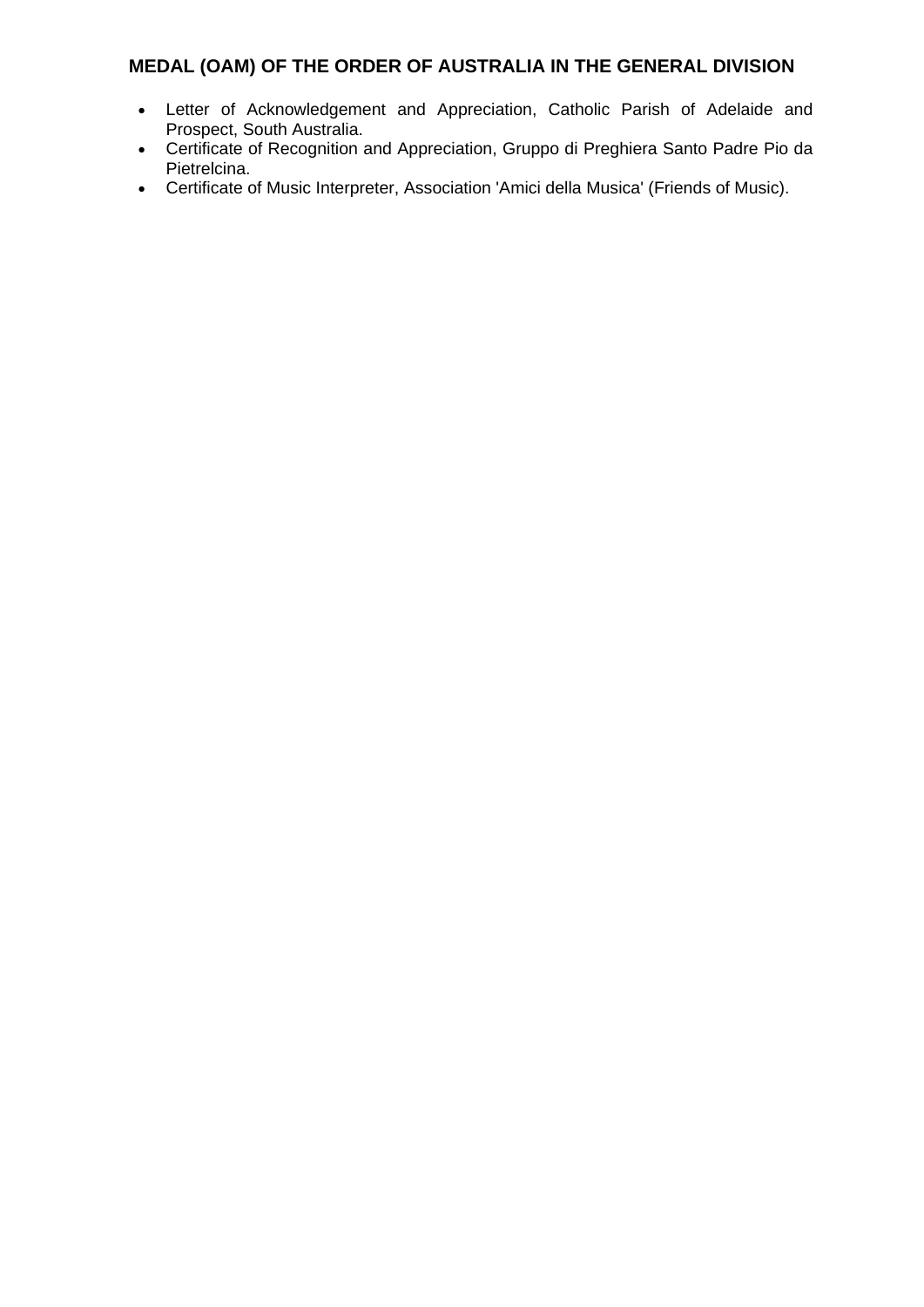## MEDAL (OAM) OF THE ORDER OF AUSTRALIA IN THE GENERAL DIVISION

- Letter of Acknowledgement and Appreciation, Catholic Parish of Adelaide and Prospect, South Australia.
- Certificate of Recognition and Appreciation, Gruppo di Preghiera Santo Padre Pio da Pietrelcina.
- Certificate of Music Interpreter, Association 'Amici della Musica' (Friends of Music).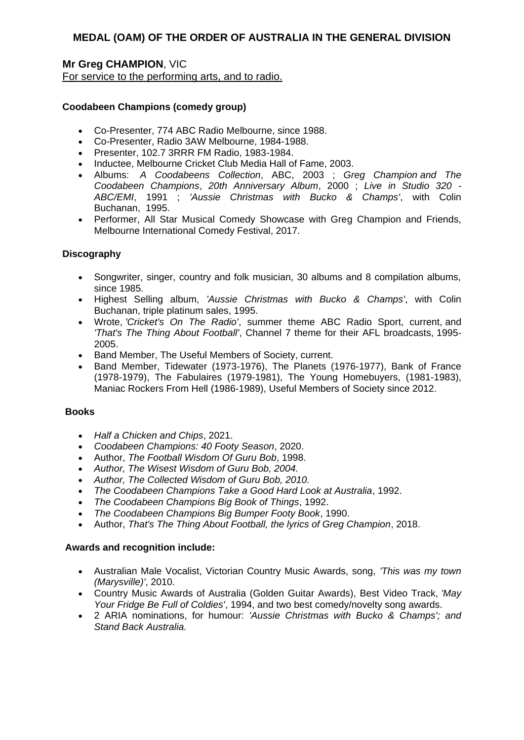## MEDAL (OAM) OF THE ORDER OF AUSTRALIA IN THE GENERAL DIVISION

**Mr Greg CHAMPION**, VIC
For service to the performing arts, and to radio.

**Coodabeen Champions (comedy group)**

- Co-Presenter, 774 ABC Radio Melbourne, since 1988.
- Co-Presenter, Radio 3AW Melbourne, 1984-1988.
- Presenter, 102.7 3RRR FM Radio, 1983-1984.
- Inductee, Melbourne Cricket Club Media Hall of Fame, 2003.
- Albums: *A Coodabeens Collection*, ABC, 2003 ; *Greg Champion and The Coodabeen Champions*, *20th Anniversary Album*, 2000 ; *Live in Studio 320 - ABC/EMI*, 1991 ; *'Aussie Christmas with Bucko & Champs'*, with Colin Buchanan, 1995.
- Performer, All Star Musical Comedy Showcase with Greg Champion and Friends, Melbourne International Comedy Festival, 2017.

**Discography**

- Songwriter, singer, country and folk musician, 30 albums and 8 compilation albums, since 1985.
- Highest Selling album, *'Aussie Christmas with Bucko & Champs'*, with Colin Buchanan, triple platinum sales, 1995.
- Wrote, *'Cricket's On The Radio'*, summer theme ABC Radio Sport, current, and *'That's The Thing About Football'*, Channel 7 theme for their AFL broadcasts, 1995-2005.
- Band Member, The Useful Members of Society, current.
- Band Member, Tidewater (1973-1976), The Planets (1976-1977), Bank of France (1978-1979), The Fabulaires (1979-1981), The Young Homebuyers, (1981-1983), Maniac Rockers From Hell (1986-1989), Useful Members of Society since 2012.

**Books**

- *Half a Chicken and Chips*, 2021.
- *Coodabeen Champions: 40 Footy Season*, 2020.
- Author, *The Football Wisdom Of Guru Bob*, 1998.
- *Author, The Wisest Wisdom of Guru Bob, 2004.*
- *Author, The Collected Wisdom of Guru Bob, 2010.*
- *The Coodabeen Champions Take a Good Hard Look at Australia*, 1992.
- *The Coodabeen Champions Big Book of Things*, 1992.
- *The Coodabeen Champions Big Bumper Footy Book*, 1990.
- Author, *That's The Thing About Football, the lyrics of Greg Champion*, 2018.

**Awards and recognition include:**

- Australian Male Vocalist, Victorian Country Music Awards, song, *'This was my town (Marysville)'*, 2010.
- Country Music Awards of Australia (Golden Guitar Awards), Best Video Track, *'May Your Fridge Be Full of Coldies'*, 1994, and two best comedy/novelty song awards.
- 2 ARIA nominations, for humour: *'Aussie Christmas with Bucko & Champs'; and Stand Back Australia.*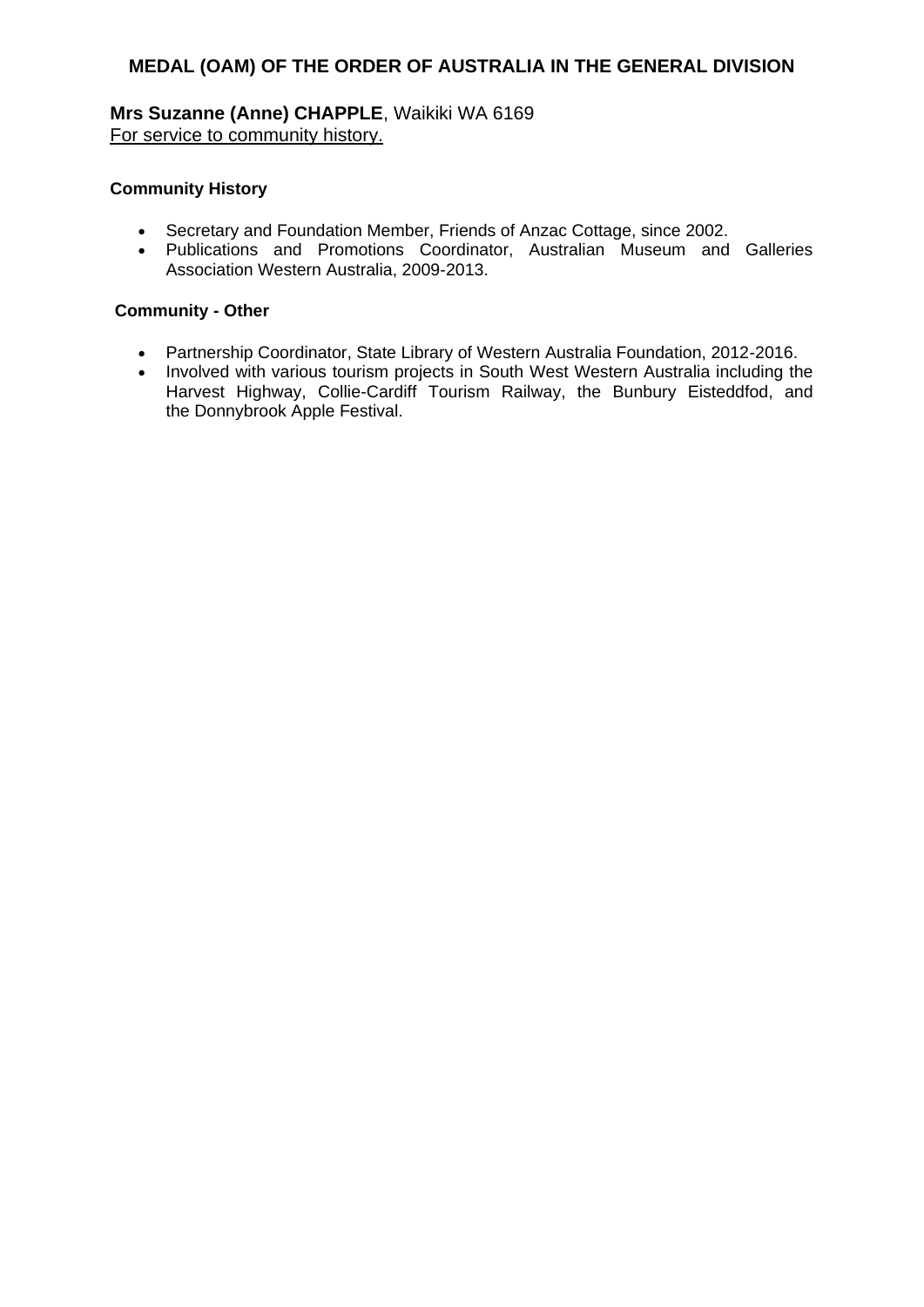## MEDAL (OAM) OF THE ORDER OF AUSTRALIA IN THE GENERAL DIVISION

**Mrs Suzanne (Anne) CHAPPLE**, Waikiki WA 6169
For service to community history.

**Community History**

- Secretary and Foundation Member, Friends of Anzac Cottage, since 2002.
- Publications and Promotions Coordinator, Australian Museum and Galleries Association Western Australia, 2009-2013.

**Community - Other**

- Partnership Coordinator, State Library of Western Australia Foundation, 2012-2016.
- Involved with various tourism projects in South West Western Australia including the Harvest Highway, Collie-Cardiff Tourism Railway, the Bunbury Eisteddfod, and the Donnybrook Apple Festival.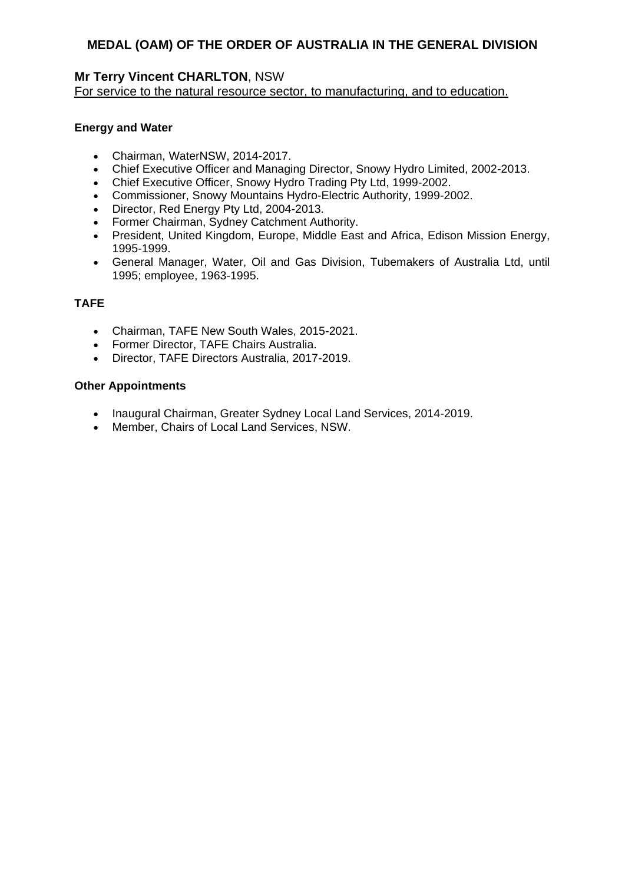## MEDAL (OAM) OF THE ORDER OF AUSTRALIA IN THE GENERAL DIVISION

**Mr Terry Vincent CHARLTON**, NSW
For service to the natural resource sector, to manufacturing, and to education.

**Energy and Water**

- Chairman, WaterNSW, 2014-2017.
- Chief Executive Officer and Managing Director, Snowy Hydro Limited, 2002-2013.
- Chief Executive Officer, Snowy Hydro Trading Pty Ltd, 1999-2002.
- Commissioner, Snowy Mountains Hydro-Electric Authority, 1999-2002.
- Director, Red Energy Pty Ltd, 2004-2013.
- Former Chairman, Sydney Catchment Authority.
- President, United Kingdom, Europe, Middle East and Africa, Edison Mission Energy, 1995-1999.
- General Manager, Water, Oil and Gas Division, Tubemakers of Australia Ltd, until 1995; employee, 1963-1995.

**TAFE**

- Chairman, TAFE New South Wales, 2015-2021.
- Former Director, TAFE Chairs Australia.
- Director, TAFE Directors Australia, 2017-2019.

**Other Appointments**

- Inaugural Chairman, Greater Sydney Local Land Services, 2014-2019.
- Member, Chairs of Local Land Services, NSW.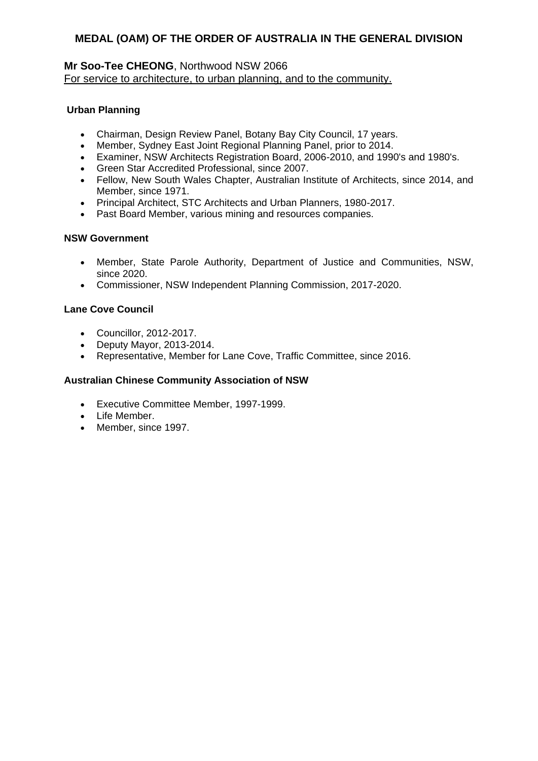## MEDAL (OAM) OF THE ORDER OF AUSTRALIA IN THE GENERAL DIVISION

**Mr Soo-Tee CHEONG**, Northwood NSW 2066
For service to architecture, to urban planning, and to the community.

**Urban Planning**

- Chairman, Design Review Panel, Botany Bay City Council, 17 years.
- Member, Sydney East Joint Regional Planning Panel, prior to 2014.
- Examiner, NSW Architects Registration Board, 2006-2010, and 1990's and 1980's.
- Green Star Accredited Professional, since 2007.
- Fellow, New South Wales Chapter, Australian Institute of Architects, since 2014, and Member, since 1971.
- Principal Architect, STC Architects and Urban Planners, 1980-2017.
- Past Board Member, various mining and resources companies.

**NSW Government**

- Member, State Parole Authority, Department of Justice and Communities, NSW, since 2020.
- Commissioner, NSW Independent Planning Commission, 2017-2020.

**Lane Cove Council**

- Councillor, 2012-2017.
- Deputy Mayor, 2013-2014.
- Representative, Member for Lane Cove, Traffic Committee, since 2016.

**Australian Chinese Community Association of NSW**

- Executive Committee Member, 1997-1999.
- Life Member.
- Member, since 1997.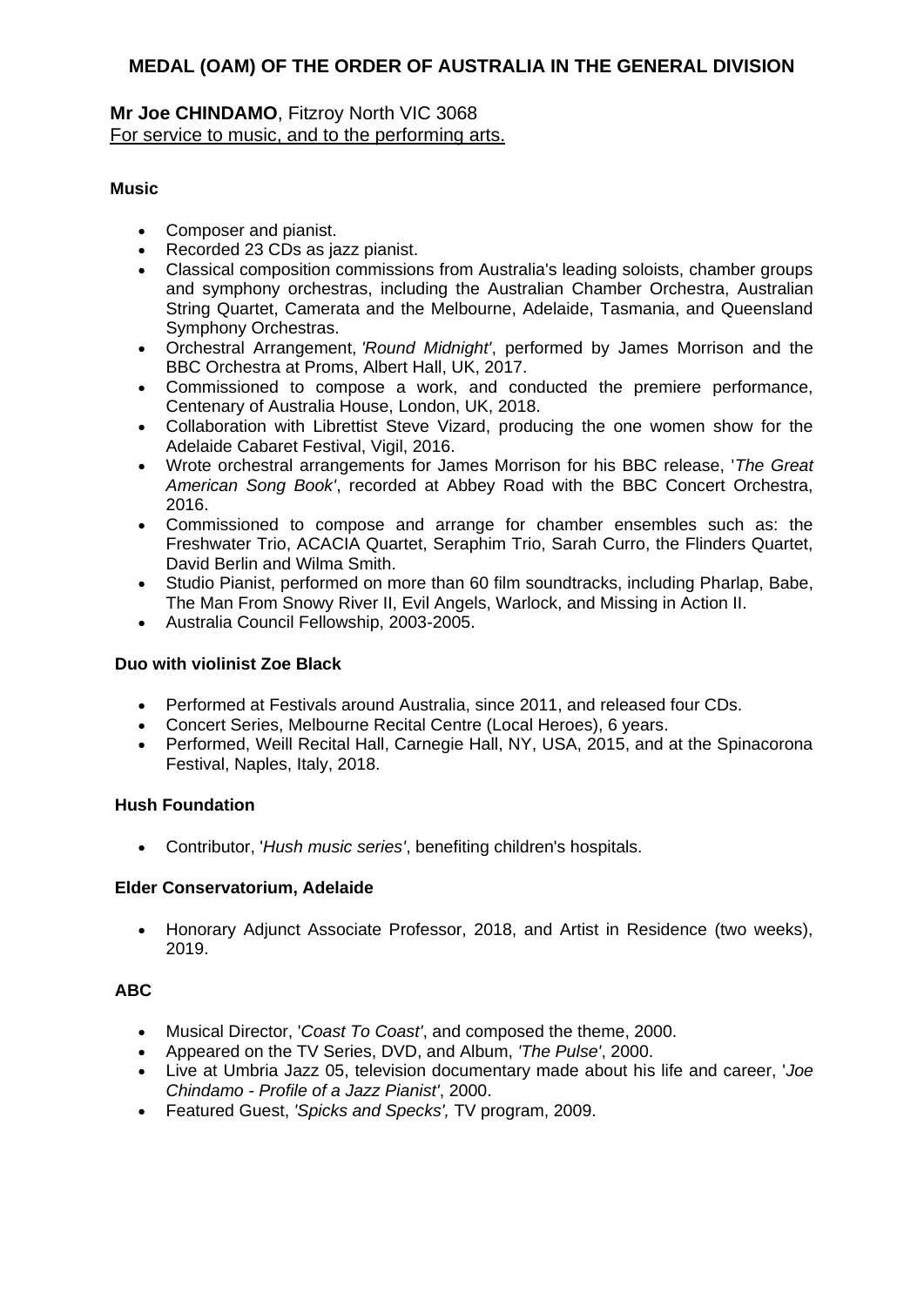## MEDAL (OAM) OF THE ORDER OF AUSTRALIA IN THE GENERAL DIVISION

**Mr Joe CHINDAMO**, Fitzroy North VIC 3068
For service to music, and to the performing arts.

**Music**

- Composer and pianist.
- Recorded 23 CDs as jazz pianist.
- Classical composition commissions from Australia's leading soloists, chamber groups and symphony orchestras, including the Australian Chamber Orchestra, Australian String Quartet, Camerata and the Melbourne, Adelaide, Tasmania, and Queensland Symphony Orchestras.
- Orchestral Arrangement, *'Round Midnight'*, performed by James Morrison and the BBC Orchestra at Proms, Albert Hall, UK, 2017.
- Commissioned to compose a work, and conducted the premiere performance, Centenary of Australia House, London, UK, 2018.
- Collaboration with Librettist Steve Vizard, producing the one women show for the Adelaide Cabaret Festival, Vigil, 2016.
- Wrote orchestral arrangements for James Morrison for his BBC release, '*The Great American Song Book'*, recorded at Abbey Road with the BBC Concert Orchestra, 2016.
- Commissioned to compose and arrange for chamber ensembles such as: the Freshwater Trio, ACACIA Quartet, Seraphim Trio, Sarah Curro, the Flinders Quartet, David Berlin and Wilma Smith.
- Studio Pianist, performed on more than 60 film soundtracks, including Pharlap, Babe, The Man From Snowy River II, Evil Angels, Warlock, and Missing in Action II.
- Australia Council Fellowship, 2003-2005.

**Duo with violinist Zoe Black**

- Performed at Festivals around Australia, since 2011, and released four CDs.
- Concert Series, Melbourne Recital Centre (Local Heroes), 6 years.
- Performed, Weill Recital Hall, Carnegie Hall, NY, USA, 2015, and at the Spinacorona Festival, Naples, Italy, 2018.

**Hush Foundation**

- Contributor, '*Hush music series'*, benefiting children's hospitals.

**Elder Conservatorium, Adelaide**

- Honorary Adjunct Associate Professor, 2018, and Artist in Residence (two weeks), 2019.

**ABC**

- Musical Director, '*Coast To Coast'*, and composed the theme, 2000.
- Appeared on the TV Series, DVD, and Album, *'The Pulse'*, 2000.
- Live at Umbria Jazz 05, television documentary made about his life and career, '*Joe Chindamo - Profile of a Jazz Pianist'*, 2000.
- Featured Guest, *'Spicks and Specks',* TV program, 2009.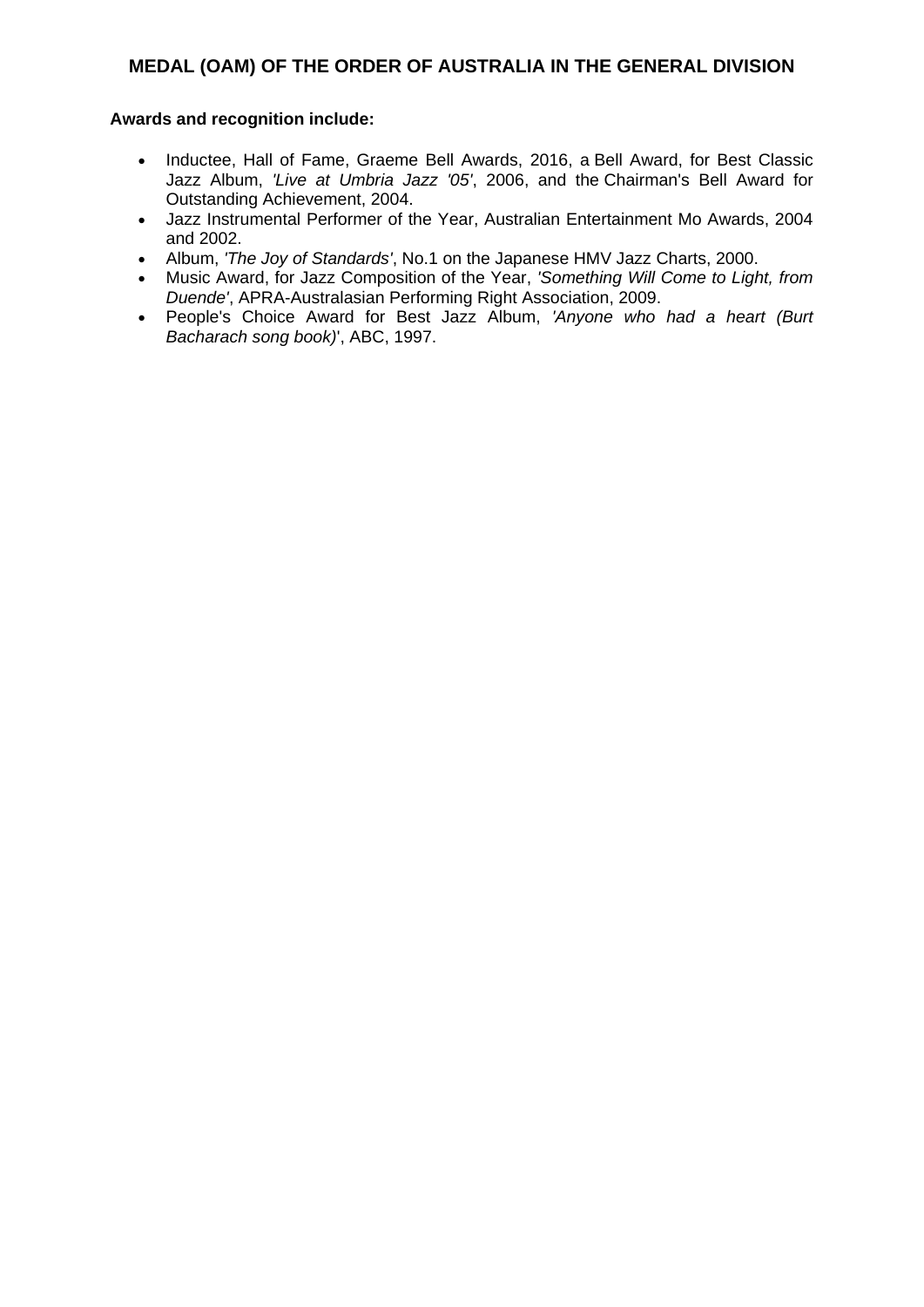## MEDAL (OAM) OF THE ORDER OF AUSTRALIA IN THE GENERAL DIVISION

**Awards and recognition include:**

- Inductee, Hall of Fame, Graeme Bell Awards, 2016, a Bell Award, for Best Classic Jazz Album, *'Live at Umbria Jazz '05'*, 2006, and the Chairman's Bell Award for Outstanding Achievement, 2004.
- Jazz Instrumental Performer of the Year, Australian Entertainment Mo Awards, 2004 and 2002.
- Album, *'The Joy of Standards'*, No.1 on the Japanese HMV Jazz Charts, 2000.
- Music Award, for Jazz Composition of the Year, *'Something Will Come to Light, from Duende'*, APRA-Australasian Performing Right Association, 2009.
- People's Choice Award for Best Jazz Album, *'Anyone who had a heart (Burt Bacharach song book)*', ABC, 1997.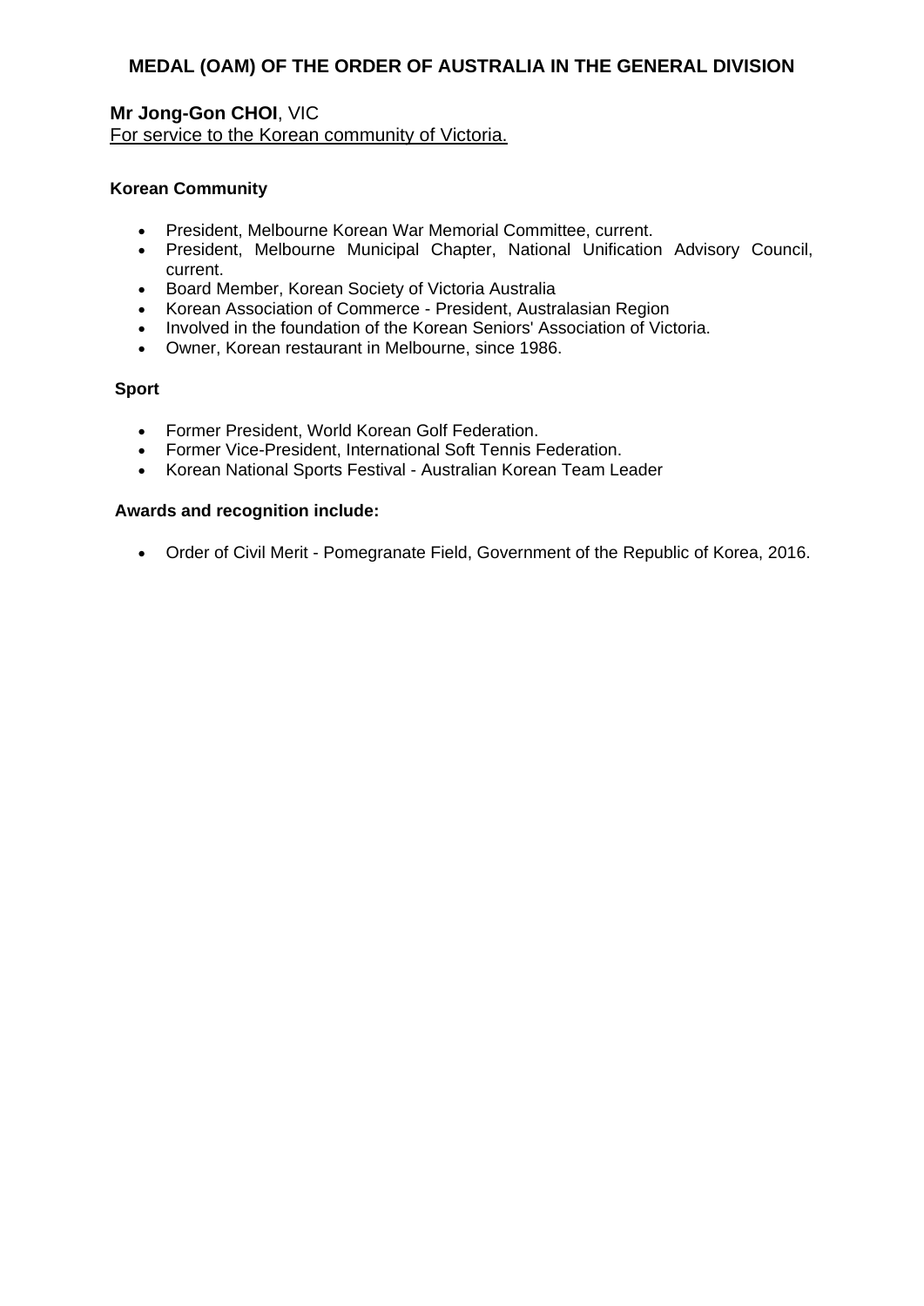## MEDAL (OAM) OF THE ORDER OF AUSTRALIA IN THE GENERAL DIVISION

**Mr Jong-Gon CHOI**, VIC
For service to the Korean community of Victoria.

**Korean Community**

- President, Melbourne Korean War Memorial Committee, current.
- President, Melbourne Municipal Chapter, National Unification Advisory Council, current.
- Board Member, Korean Society of Victoria Australia
- Korean Association of Commerce - President, Australasian Region
- Involved in the foundation of the Korean Seniors' Association of Victoria.
- Owner, Korean restaurant in Melbourne, since 1986.

**Sport**

- Former President, World Korean Golf Federation.
- Former Vice-President, International Soft Tennis Federation.
- Korean National Sports Festival - Australian Korean Team Leader

**Awards and recognition include:**

- Order of Civil Merit - Pomegranate Field, Government of the Republic of Korea, 2016.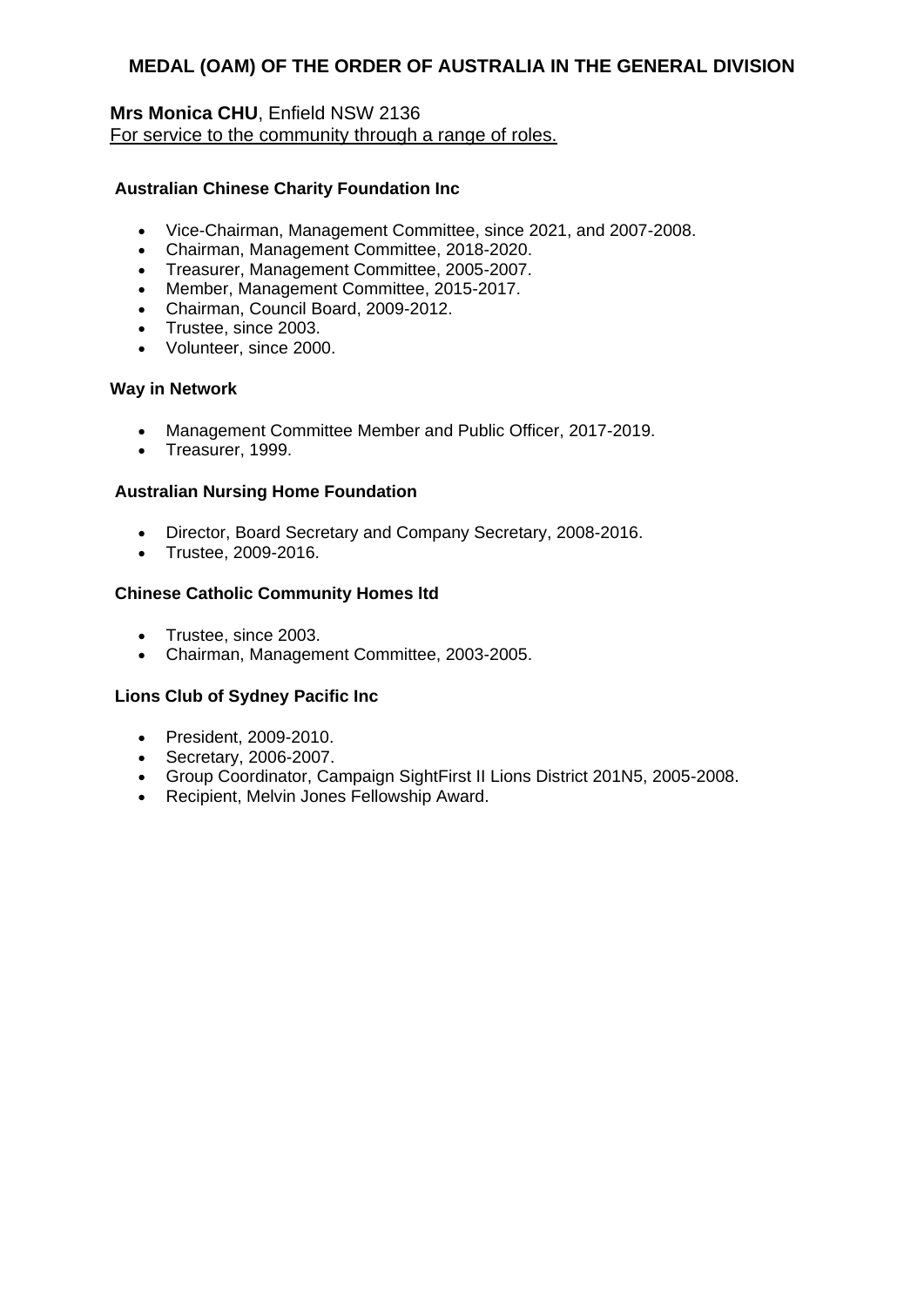## MEDAL (OAM) OF THE ORDER OF AUSTRALIA IN THE GENERAL DIVISION

**Mrs Monica CHU**, Enfield NSW 2136
For service to the community through a range of roles.

**Australian Chinese Charity Foundation Inc**

- Vice-Chairman, Management Committee, since 2021, and 2007-2008.
- Chairman, Management Committee, 2018-2020.
- Treasurer, Management Committee, 2005-2007.
- Member, Management Committee, 2015-2017.
- Chairman, Council Board, 2009-2012.
- Trustee, since 2003.
- Volunteer, since 2000.

**Way in Network**

- Management Committee Member and Public Officer, 2017-2019.
- Treasurer, 1999.

**Australian Nursing Home Foundation**

- Director, Board Secretary and Company Secretary, 2008-2016.
- Trustee, 2009-2016.

**Chinese Catholic Community Homes ltd**

- Trustee, since 2003.
- Chairman, Management Committee, 2003-2005.

**Lions Club of Sydney Pacific Inc**

- President, 2009-2010.
- Secretary, 2006-2007.
- Group Coordinator, Campaign SightFirst II Lions District 201N5, 2005-2008.
- Recipient, Melvin Jones Fellowship Award.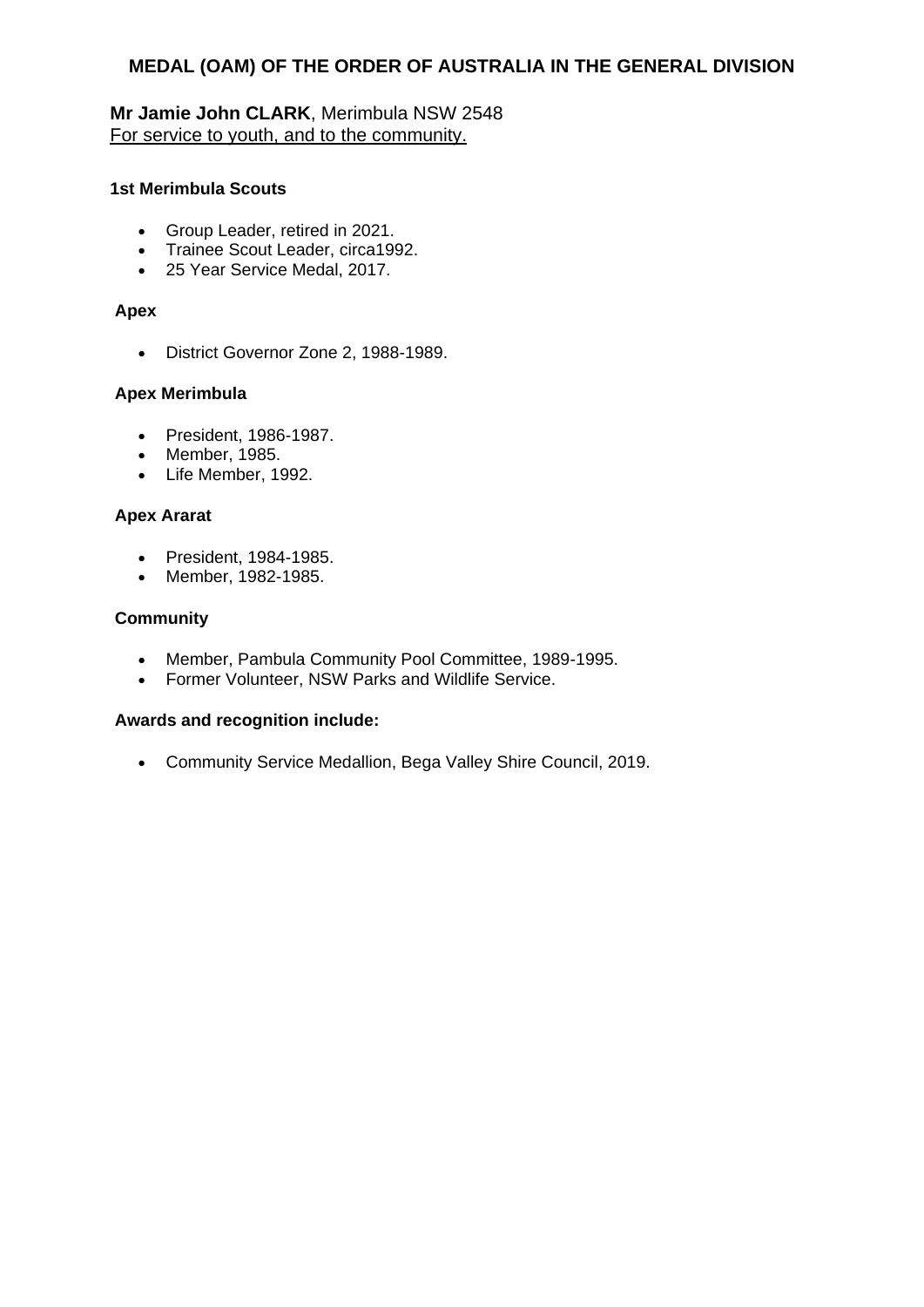## MEDAL (OAM) OF THE ORDER OF AUSTRALIA IN THE GENERAL DIVISION

**Mr Jamie John CLARK**, Merimbula NSW 2548
For service to youth, and to the community.

**1st Merimbula Scouts**

- Group Leader, retired in 2021.
- Trainee Scout Leader, circa1992.
- 25 Year Service Medal, 2017.

**Apex**

- District Governor Zone 2, 1988-1989.

**Apex Merimbula**

- President, 1986-1987.
- Member, 1985.
- Life Member, 1992.

**Apex Ararat**

- President, 1984-1985.
- Member, 1982-1985.

**Community**

- Member, Pambula Community Pool Committee, 1989-1995.
- Former Volunteer, NSW Parks and Wildlife Service.

**Awards and recognition include:**

- Community Service Medallion, Bega Valley Shire Council, 2019.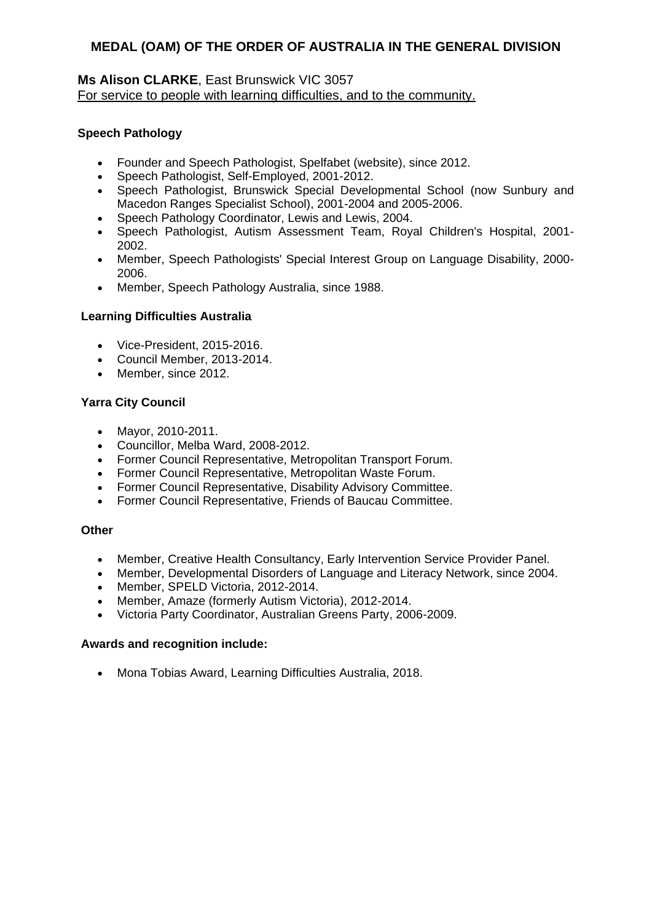# MEDAL (OAM) OF THE ORDER OF AUSTRALIA IN THE GENERAL DIVISION

**Ms Alison CLARKE**, East Brunswick VIC 3057
For service to people with learning difficulties, and to the community.

### Speech Pathology

- Founder and Speech Pathologist, Spelfabet (website), since 2012.
- Speech Pathologist, Self-Employed, 2001-2012.
- Speech Pathologist, Brunswick Special Developmental School (now Sunbury and Macedon Ranges Specialist School), 2001-2004 and 2005-2006.
- Speech Pathology Coordinator, Lewis and Lewis, 2004.
- Speech Pathologist, Autism Assessment Team, Royal Children's Hospital, 2001-2002.
- Member, Speech Pathologists' Special Interest Group on Language Disability, 2000-2006.
- Member, Speech Pathology Australia, since 1988.

### Learning Difficulties Australia

- Vice-President, 2015-2016.
- Council Member, 2013-2014.
- Member, since 2012.

### Yarra City Council

- Mayor, 2010-2011.
- Councillor, Melba Ward, 2008-2012.
- Former Council Representative, Metropolitan Transport Forum.
- Former Council Representative, Metropolitan Waste Forum.
- Former Council Representative, Disability Advisory Committee.
- Former Council Representative, Friends of Baucau Committee.

### Other

- Member, Creative Health Consultancy, Early Intervention Service Provider Panel.
- Member, Developmental Disorders of Language and Literacy Network, since 2004.
- Member, SPELD Victoria, 2012-2014.
- Member, Amaze (formerly Autism Victoria), 2012-2014.
- Victoria Party Coordinator, Australian Greens Party, 2006-2009.

### Awards and recognition include:

- Mona Tobias Award, Learning Difficulties Australia, 2018.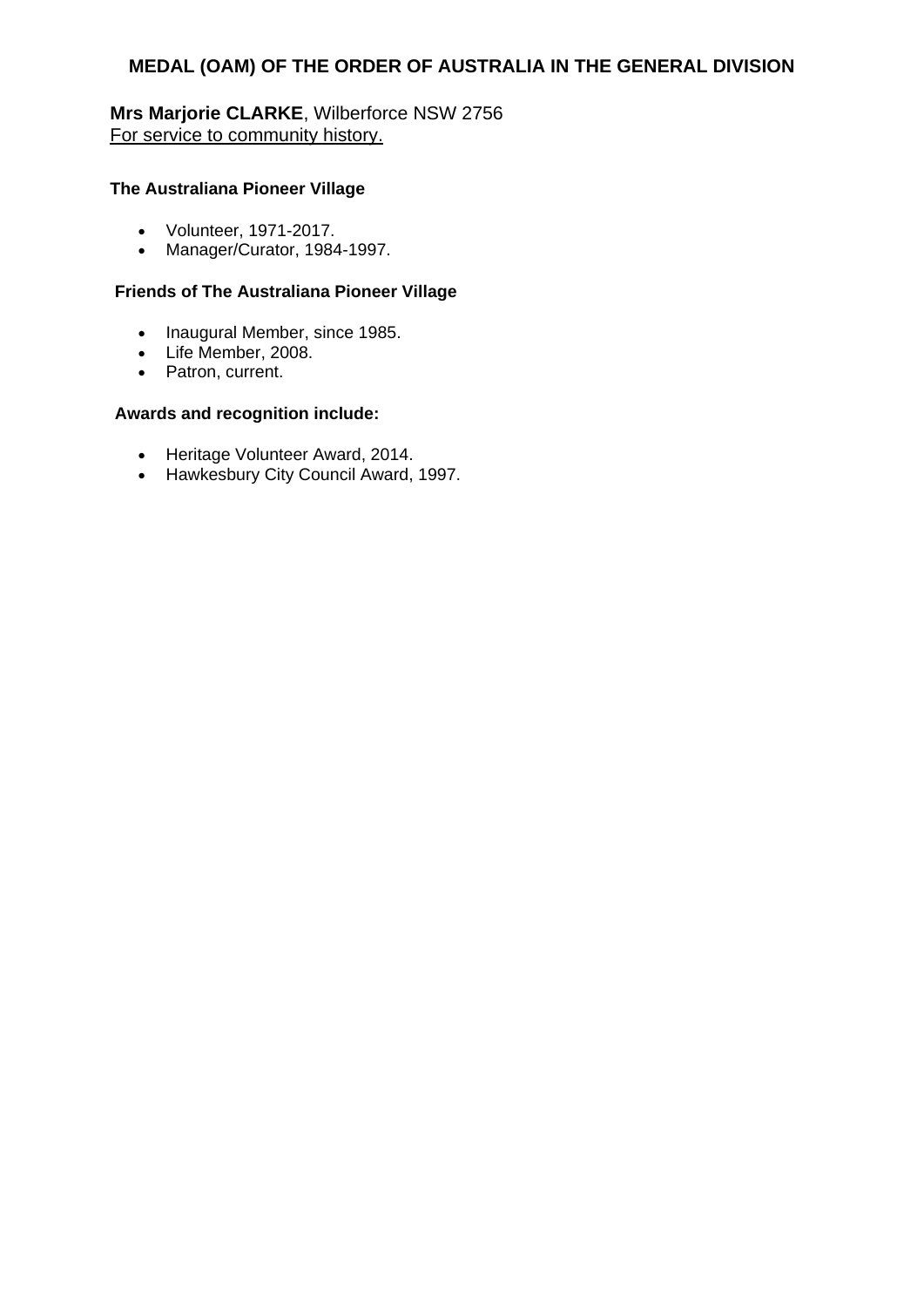## MEDAL (OAM) OF THE ORDER OF AUSTRALIA IN THE GENERAL DIVISION

**Mrs Marjorie CLARKE**, Wilberforce NSW 2756
For service to community history.

**The Australiana Pioneer Village**

- Volunteer, 1971-2017.
- Manager/Curator, 1984-1997.

**Friends of The Australiana Pioneer Village**

- Inaugural Member, since 1985.
- Life Member, 2008.
- Patron, current.

**Awards and recognition include:**

- Heritage Volunteer Award, 2014.
- Hawkesbury City Council Award, 1997.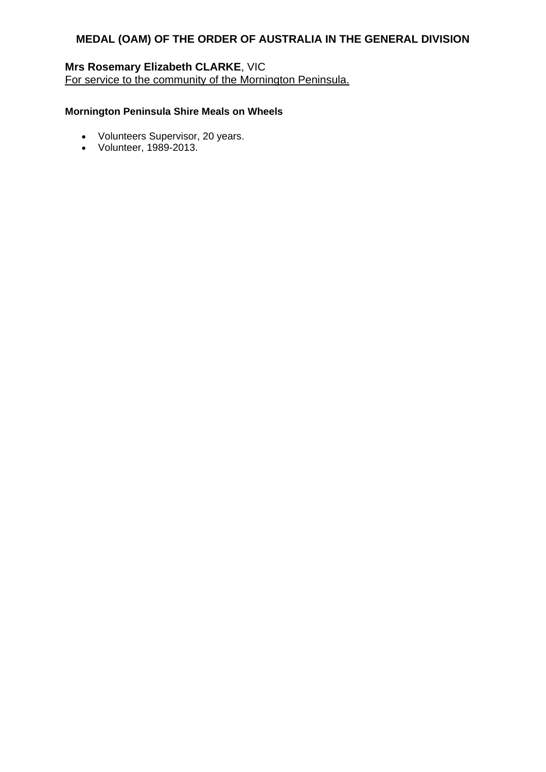## MEDAL (OAM) OF THE ORDER OF AUSTRALIA IN THE GENERAL DIVISION

**Mrs Rosemary Elizabeth CLARKE**, VIC
For service to the community of the Mornington Peninsula.

**Mornington Peninsula Shire Meals on Wheels**

- Volunteers Supervisor, 20 years.
- Volunteer, 1989-2013.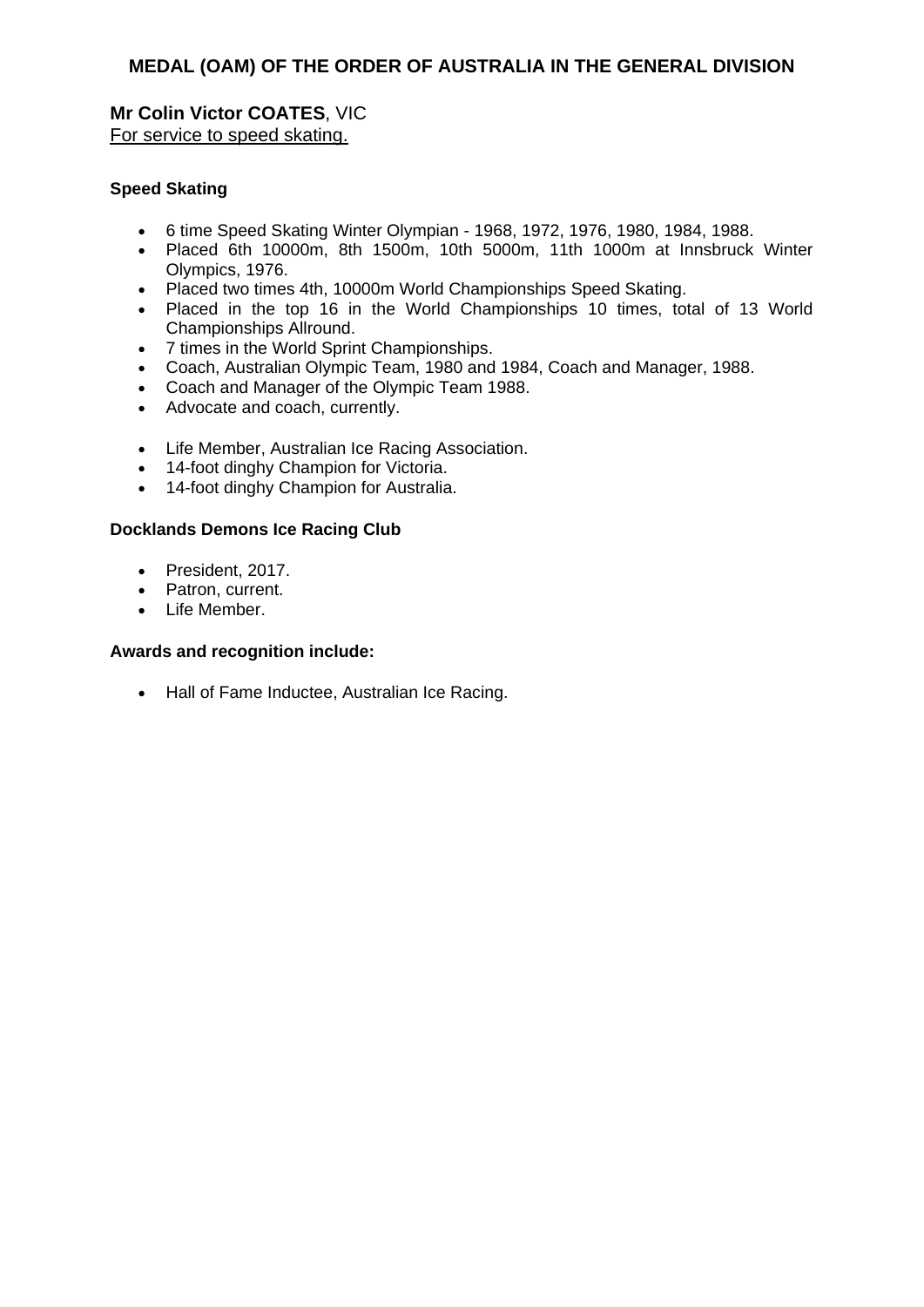## MEDAL (OAM) OF THE ORDER OF AUSTRALIA IN THE GENERAL DIVISION

**Mr Colin Victor COATES**, VIC
For service to speed skating.

**Speed Skating**

- 6 time Speed Skating Winter Olympian - 1968, 1972, 1976, 1980, 1984, 1988.
- Placed 6th 10000m, 8th 1500m, 10th 5000m, 11th 1000m at Innsbruck Winter Olympics, 1976.
- Placed two times 4th, 10000m World Championships Speed Skating.
- Placed in the top 16 in the World Championships 10 times, total of 13 World Championships Allround.
- 7 times in the World Sprint Championships.
- Coach, Australian Olympic Team, 1980 and 1984, Coach and Manager, 1988.
- Coach and Manager of the Olympic Team 1988.
- Advocate and coach, currently.

- Life Member, Australian Ice Racing Association.
- 14-foot dinghy Champion for Victoria.
- 14-foot dinghy Champion for Australia.

**Docklands Demons Ice Racing Club**

- President, 2017.
- Patron, current.
- Life Member.

**Awards and recognition include:**

- Hall of Fame Inductee, Australian Ice Racing.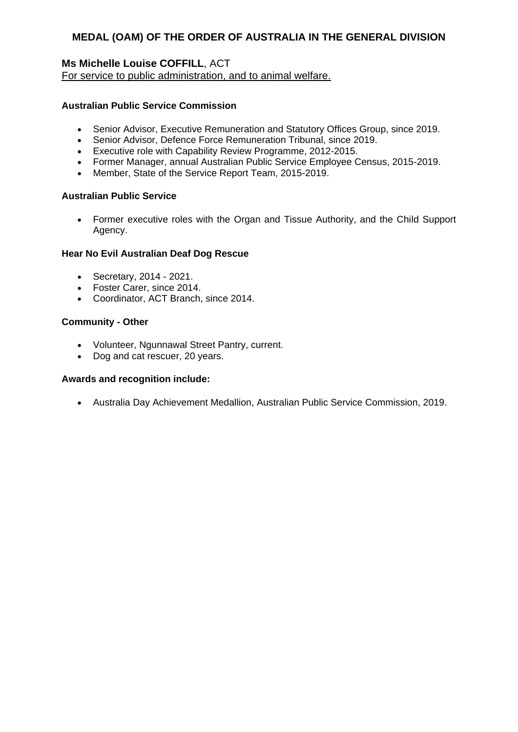## MEDAL (OAM) OF THE ORDER OF AUSTRALIA IN THE GENERAL DIVISION

**Ms Michelle Louise COFFILL**, ACT
For service to public administration, and to animal welfare.

**Australian Public Service Commission**

- Senior Advisor, Executive Remuneration and Statutory Offices Group, since 2019.
- Senior Advisor, Defence Force Remuneration Tribunal, since 2019.
- Executive role with Capability Review Programme, 2012-2015.
- Former Manager, annual Australian Public Service Employee Census, 2015-2019.
- Member, State of the Service Report Team, 2015-2019.

**Australian Public Service**

- Former executive roles with the Organ and Tissue Authority, and the Child Support Agency.

**Hear No Evil Australian Deaf Dog Rescue**

- Secretary, 2014 - 2021.
- Foster Carer, since 2014.
- Coordinator, ACT Branch, since 2014.

**Community - Other**

- Volunteer, Ngunnawal Street Pantry, current.
- Dog and cat rescuer, 20 years.

**Awards and recognition include:**

- Australia Day Achievement Medallion, Australian Public Service Commission, 2019.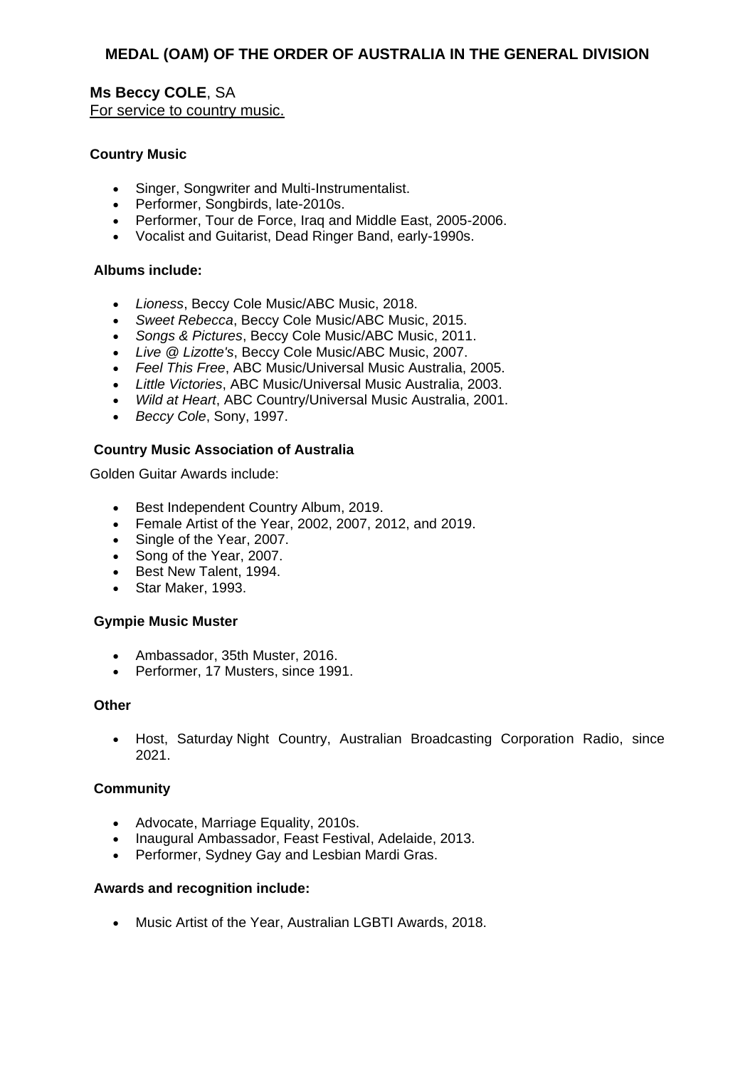## MEDAL (OAM) OF THE ORDER OF AUSTRALIA IN THE GENERAL DIVISION

**Ms Beccy COLE**, SA
For service to country music.

**Country Music**

- Singer, Songwriter and Multi-Instrumentalist.
- Performer, Songbirds, late-2010s.
- Performer, Tour de Force, Iraq and Middle East, 2005-2006.
- Vocalist and Guitarist, Dead Ringer Band, early-1990s.

**Albums include:**

- *Lioness*, Beccy Cole Music/ABC Music, 2018.
- *Sweet Rebecca*, Beccy Cole Music/ABC Music, 2015.
- *Songs & Pictures*, Beccy Cole Music/ABC Music, 2011.
- *Live @ Lizotte's*, Beccy Cole Music/ABC Music, 2007.
- *Feel This Free*, ABC Music/Universal Music Australia, 2005.
- *Little Victories*, ABC Music/Universal Music Australia, 2003.
- *Wild at Heart*, ABC Country/Universal Music Australia, 2001.
- *Beccy Cole*, Sony, 1997.

**Country Music Association of Australia**

Golden Guitar Awards include:

- Best Independent Country Album, 2019.
- Female Artist of the Year, 2002, 2007, 2012, and 2019.
- Single of the Year, 2007.
- Song of the Year, 2007.
- Best New Talent, 1994.
- Star Maker, 1993.

**Gympie Music Muster**

- Ambassador, 35th Muster, 2016.
- Performer, 17 Musters, since 1991.

**Other**

- Host, Saturday Night Country, Australian Broadcasting Corporation Radio, since 2021.

**Community**

- Advocate, Marriage Equality, 2010s.
- Inaugural Ambassador, Feast Festival, Adelaide, 2013.
- Performer, Sydney Gay and Lesbian Mardi Gras.

**Awards and recognition include:**

- Music Artist of the Year, Australian LGBTI Awards, 2018.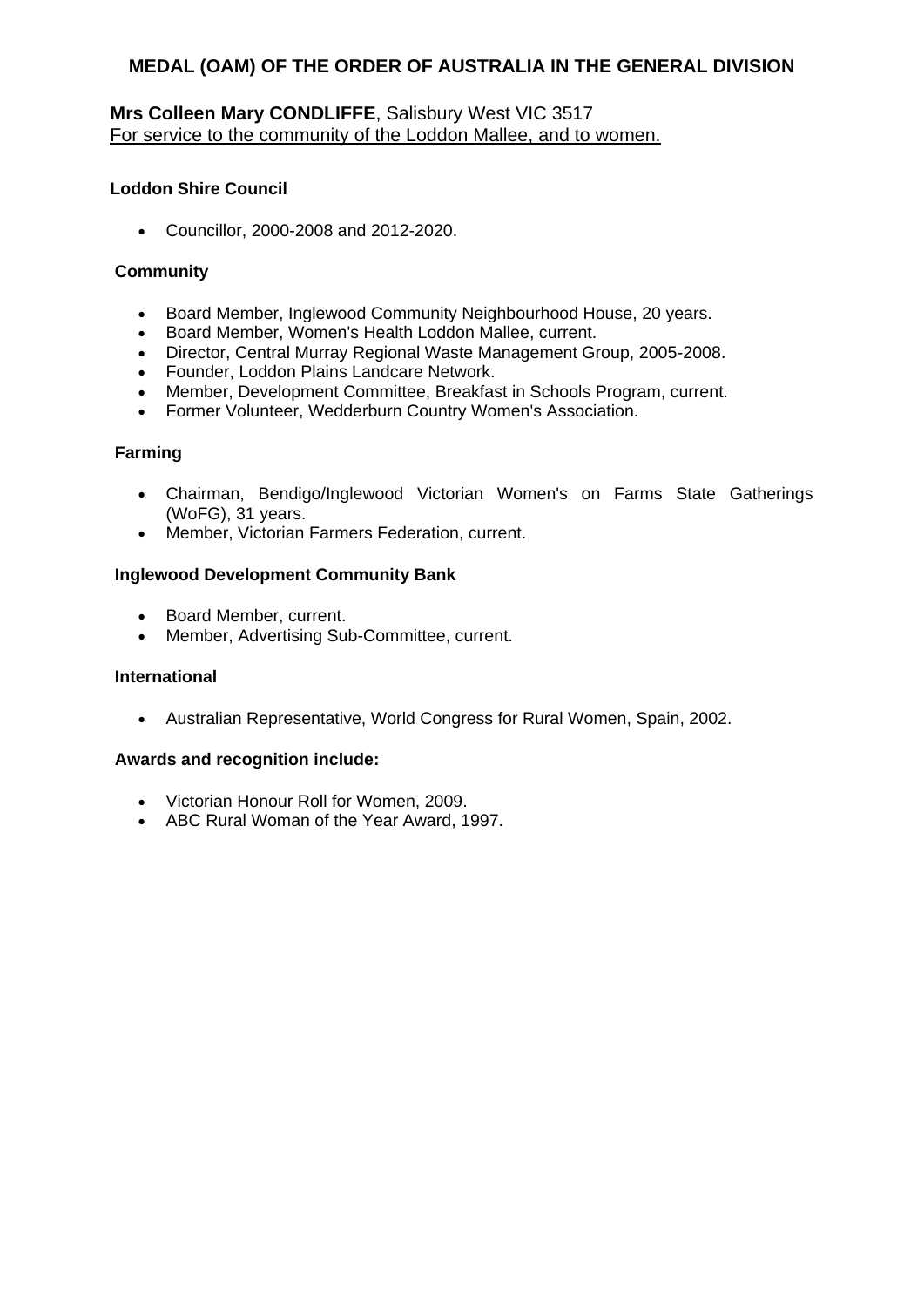## MEDAL (OAM) OF THE ORDER OF AUSTRALIA IN THE GENERAL DIVISION

**Mrs Colleen Mary CONDLIFFE**, Salisbury West VIC 3517
For service to the community of the Loddon Mallee, and to women.

**Loddon Shire Council**

- Councillor, 2000-2008 and 2012-2020.

**Community**

- Board Member, Inglewood Community Neighbourhood House, 20 years.
- Board Member, Women's Health Loddon Mallee, current.
- Director, Central Murray Regional Waste Management Group, 2005-2008.
- Founder, Loddon Plains Landcare Network.
- Member, Development Committee, Breakfast in Schools Program, current.
- Former Volunteer, Wedderburn Country Women's Association.

**Farming**

- Chairman, Bendigo/Inglewood Victorian Women's on Farms State Gatherings (WoFG), 31 years.
- Member, Victorian Farmers Federation, current.

**Inglewood Development Community Bank**

- Board Member, current.
- Member, Advertising Sub-Committee, current.

**International**

- Australian Representative, World Congress for Rural Women, Spain, 2002.

**Awards and recognition include:**

- Victorian Honour Roll for Women, 2009.
- ABC Rural Woman of the Year Award, 1997.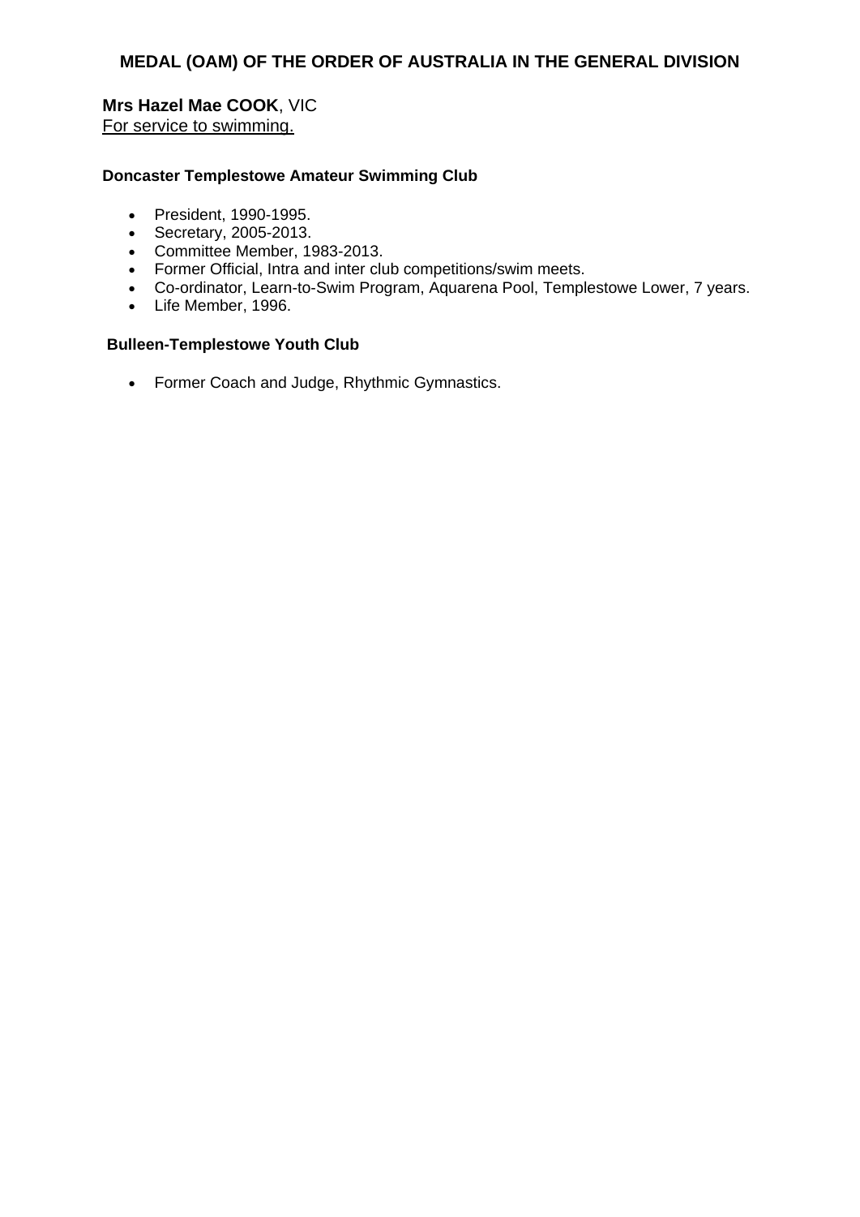## MEDAL (OAM) OF THE ORDER OF AUSTRALIA IN THE GENERAL DIVISION

**Mrs Hazel Mae COOK**, VIC
For service to swimming.

**Doncaster Templestowe Amateur Swimming Club**

- President, 1990-1995.
- Secretary, 2005-2013.
- Committee Member, 1983-2013.
- Former Official, Intra and inter club competitions/swim meets.
- Co-ordinator, Learn-to-Swim Program, Aquarena Pool, Templestowe Lower, 7 years.
- Life Member, 1996.

**Bulleen-Templestowe Youth Club**

- Former Coach and Judge, Rhythmic Gymnastics.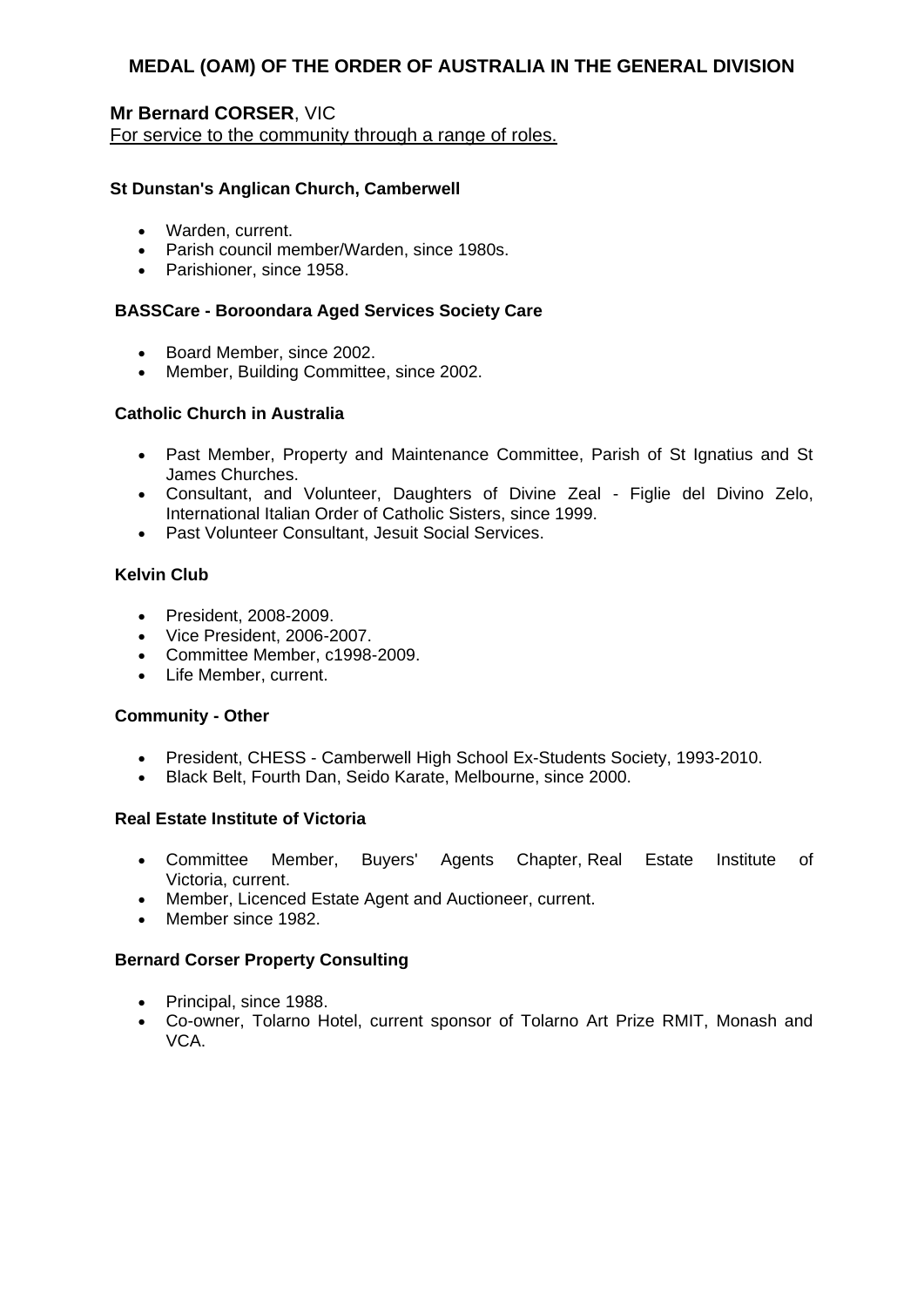## MEDAL (OAM) OF THE ORDER OF AUSTRALIA IN THE GENERAL DIVISION

**Mr Bernard CORSER**, VIC
For service to the community through a range of roles.

**St Dunstan's Anglican Church, Camberwell**

- Warden, current.
- Parish council member/Warden, since 1980s.
- Parishioner, since 1958.

**BASSCare - Boroondara Aged Services Society Care**

- Board Member, since 2002.
- Member, Building Committee, since 2002.

**Catholic Church in Australia**

- Past Member, Property and Maintenance Committee, Parish of St Ignatius and St James Churches.
- Consultant, and Volunteer, Daughters of Divine Zeal - Figlie del Divino Zelo, International Italian Order of Catholic Sisters, since 1999.
- Past Volunteer Consultant, Jesuit Social Services.

**Kelvin Club**

- President, 2008-2009.
- Vice President, 2006-2007.
- Committee Member, c1998-2009.
- Life Member, current.

**Community - Other**

- President, CHESS - Camberwell High School Ex-Students Society, 1993-2010.
- Black Belt, Fourth Dan, Seido Karate, Melbourne, since 2000.

**Real Estate Institute of Victoria**

- Committee Member, Buyers' Agents Chapter, Real Estate Institute of Victoria, current.
- Member, Licenced Estate Agent and Auctioneer, current.
- Member since 1982.

**Bernard Corser Property Consulting**

- Principal, since 1988.
- Co-owner, Tolarno Hotel, current sponsor of Tolarno Art Prize RMIT, Monash and VCA.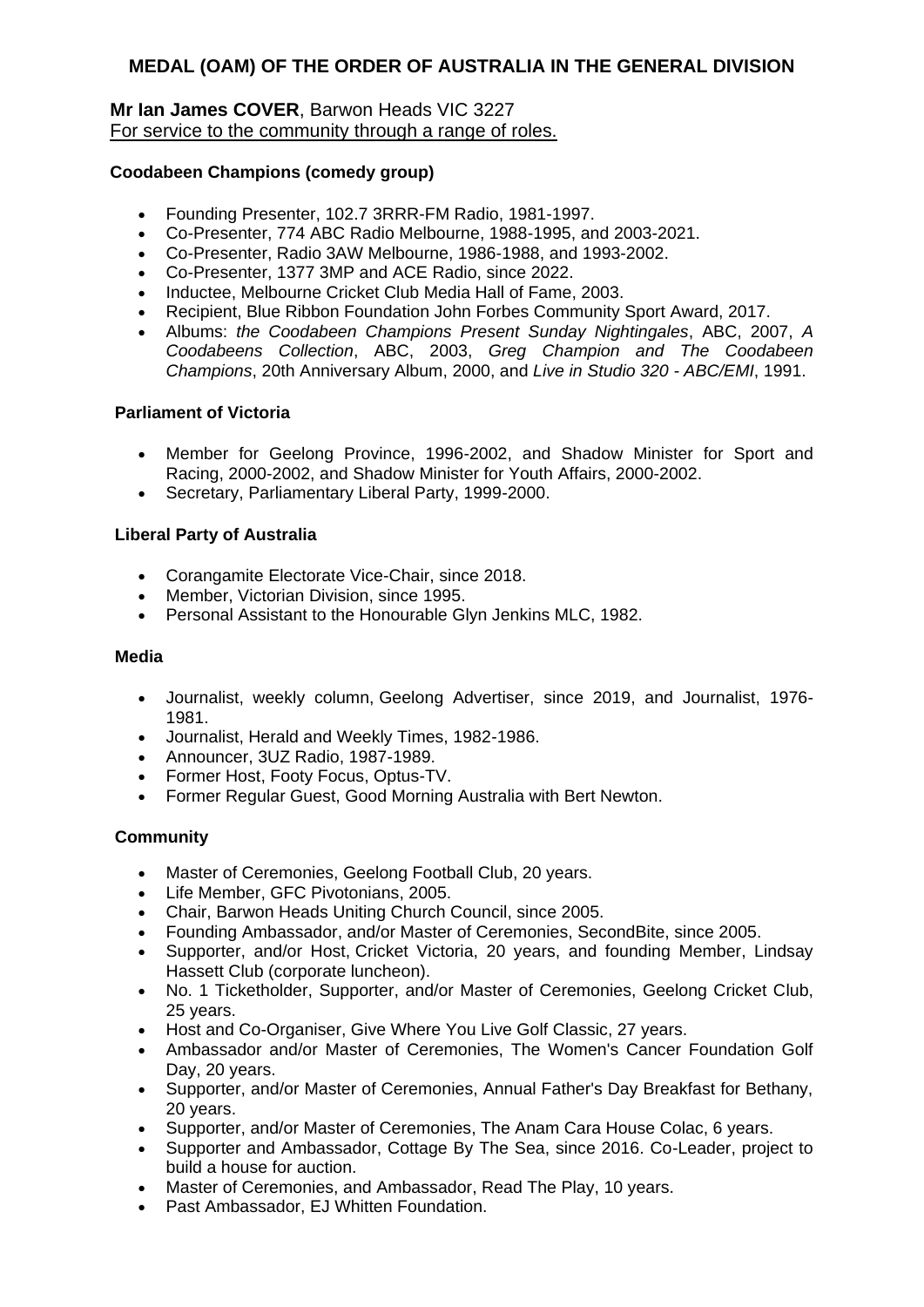## MEDAL (OAM) OF THE ORDER OF AUSTRALIA IN THE GENERAL DIVISION

**Mr Ian James COVER**, Barwon Heads VIC 3227
For service to the community through a range of roles.

**Coodabeen Champions (comedy group)**

- Founding Presenter, 102.7 3RRR-FM Radio, 1981-1997.
- Co-Presenter, 774 ABC Radio Melbourne, 1988-1995, and 2003-2021.
- Co-Presenter, Radio 3AW Melbourne, 1986-1988, and 1993-2002.
- Co-Presenter, 1377 3MP and ACE Radio, since 2022.
- Inductee, Melbourne Cricket Club Media Hall of Fame, 2003.
- Recipient, Blue Ribbon Foundation John Forbes Community Sport Award, 2017.
- Albums: *the Coodabeen Champions Present Sunday Nightingales*, ABC, 2007, *A Coodabeens Collection*, ABC, 2003, *Greg Champion and The Coodabeen Champions*, 20th Anniversary Album, 2000, and *Live in Studio 320 - ABC/EMI*, 1991.

**Parliament of Victoria**

- Member for Geelong Province, 1996-2002, and Shadow Minister for Sport and Racing, 2000-2002, and Shadow Minister for Youth Affairs, 2000-2002.
- Secretary, Parliamentary Liberal Party, 1999-2000.

**Liberal Party of Australia**

- Corangamite Electorate Vice-Chair, since 2018.
- Member, Victorian Division, since 1995.
- Personal Assistant to the Honourable Glyn Jenkins MLC, 1982.

**Media**

- Journalist, weekly column, Geelong Advertiser, since 2019, and Journalist, 1976-1981.
- Journalist, Herald and Weekly Times, 1982-1986.
- Announcer, 3UZ Radio, 1987-1989.
- Former Host, Footy Focus, Optus-TV.
- Former Regular Guest, Good Morning Australia with Bert Newton.

**Community**

- Master of Ceremonies, Geelong Football Club, 20 years.
- Life Member, GFC Pivotonians, 2005.
- Chair, Barwon Heads Uniting Church Council, since 2005.
- Founding Ambassador, and/or Master of Ceremonies, SecondBite, since 2005.
- Supporter, and/or Host, Cricket Victoria, 20 years, and founding Member, Lindsay Hassett Club (corporate luncheon).
- No. 1 Ticketholder, Supporter, and/or Master of Ceremonies, Geelong Cricket Club, 25 years.
- Host and Co-Organiser, Give Where You Live Golf Classic, 27 years.
- Ambassador and/or Master of Ceremonies, The Women's Cancer Foundation Golf Day, 20 years.
- Supporter, and/or Master of Ceremonies, Annual Father's Day Breakfast for Bethany, 20 years.
- Supporter, and/or Master of Ceremonies, The Anam Cara House Colac, 6 years.
- Supporter and Ambassador, Cottage By The Sea, since 2016. Co-Leader, project to build a house for auction.
- Master of Ceremonies, and Ambassador, Read The Play, 10 years.
- Past Ambassador, EJ Whitten Foundation.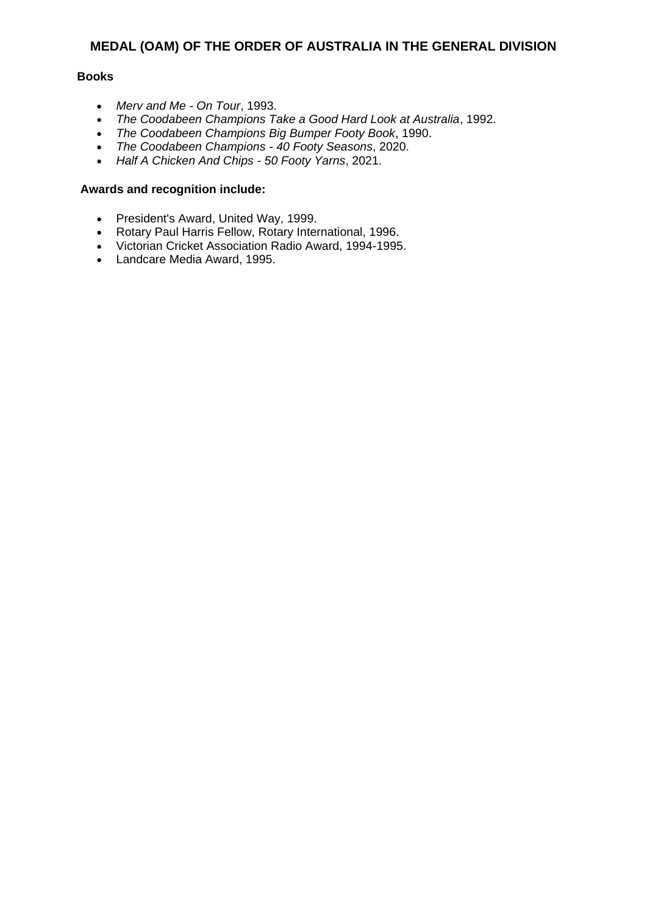## MEDAL (OAM) OF THE ORDER OF AUSTRALIA IN THE GENERAL DIVISION

**Books**

- *Merv and Me - On Tour*, 1993.
- *The Coodabeen Champions Take a Good Hard Look at Australia*, 1992.
- *The Coodabeen Champions Big Bumper Footy Book*, 1990.
- *The Coodabeen Champions - 40 Footy Seasons*, 2020.
- *Half A Chicken And Chips - 50 Footy Yarns*, 2021.

**Awards and recognition include:**

- President's Award, United Way, 1999.
- Rotary Paul Harris Fellow, Rotary International, 1996.
- Victorian Cricket Association Radio Award, 1994-1995.
- Landcare Media Award, 1995.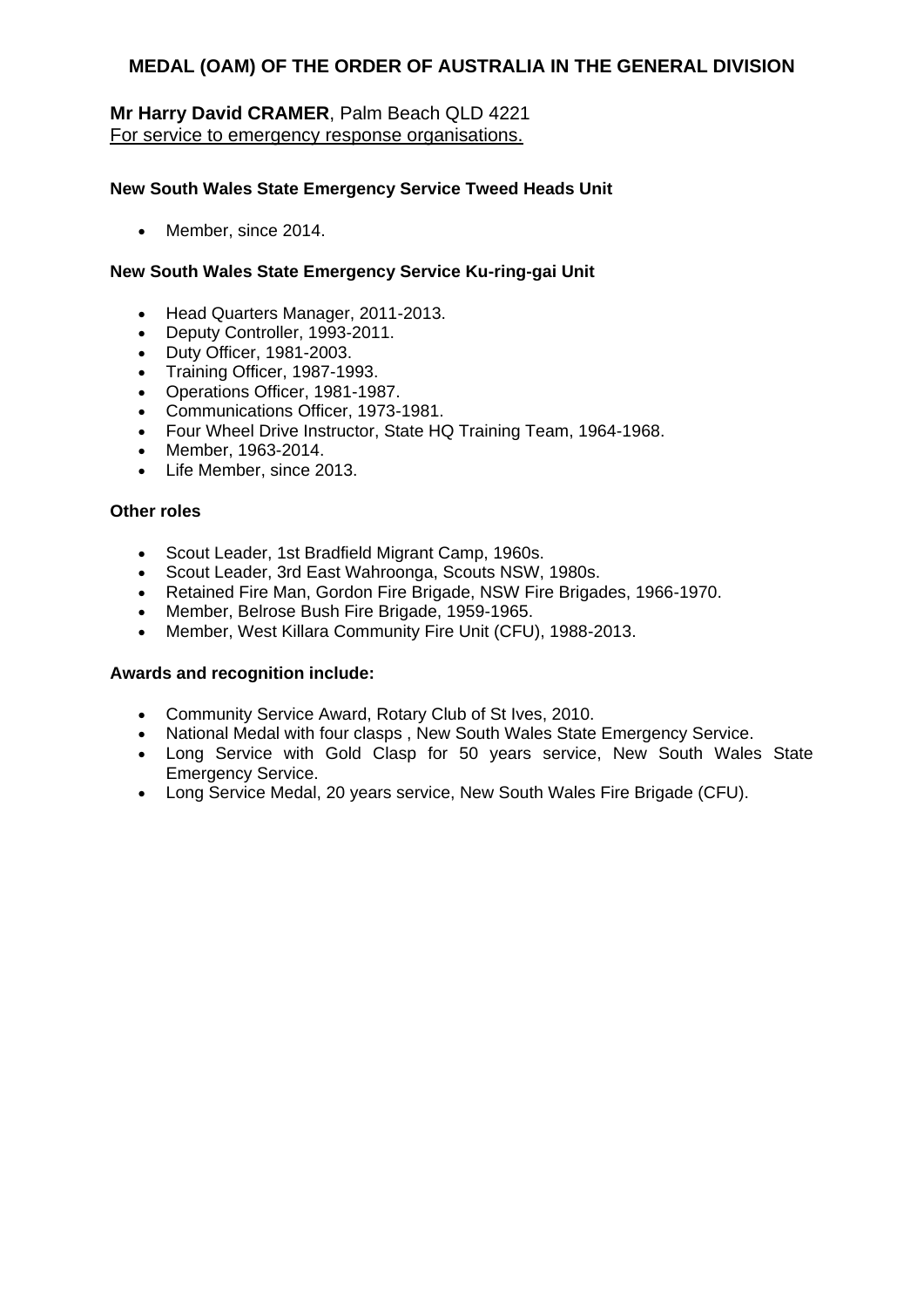## MEDAL (OAM) OF THE ORDER OF AUSTRALIA IN THE GENERAL DIVISION

**Mr Harry David CRAMER**, Palm Beach QLD 4221
For service to emergency response organisations.

**New South Wales State Emergency Service Tweed Heads Unit**

- Member, since 2014.

**New South Wales State Emergency Service Ku-ring-gai Unit**

- Head Quarters Manager, 2011-2013.
- Deputy Controller, 1993-2011.
- Duty Officer, 1981-2003.
- Training Officer, 1987-1993.
- Operations Officer, 1981-1987.
- Communications Officer, 1973-1981.
- Four Wheel Drive Instructor, State HQ Training Team, 1964-1968.
- Member, 1963-2014.
- Life Member, since 2013.

**Other roles**

- Scout Leader, 1st Bradfield Migrant Camp, 1960s.
- Scout Leader, 3rd East Wahroonga, Scouts NSW, 1980s.
- Retained Fire Man, Gordon Fire Brigade, NSW Fire Brigades, 1966-1970.
- Member, Belrose Bush Fire Brigade, 1959-1965.
- Member, West Killara Community Fire Unit (CFU), 1988-2013.

**Awards and recognition include:**

- Community Service Award, Rotary Club of St Ives, 2010.
- National Medal with four clasps , New South Wales State Emergency Service.
- Long Service with Gold Clasp for 50 years service, New South Wales State Emergency Service.
- Long Service Medal, 20 years service, New South Wales Fire Brigade (CFU).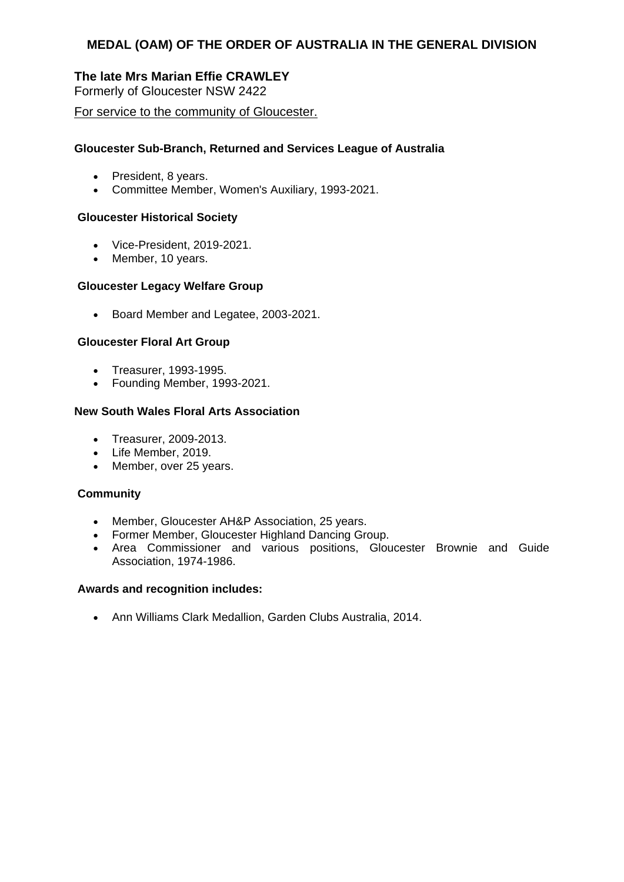## MEDAL (OAM) OF THE ORDER OF AUSTRALIA IN THE GENERAL DIVISION

### The late Mrs Marian Effie CRAWLEY

Formerly of Gloucester NSW 2422

For service to the community of Gloucester.

**Gloucester Sub-Branch, Returned and Services League of Australia**

- President, 8 years.
- Committee Member, Women's Auxiliary, 1993-2021.

**Gloucester Historical Society**

- Vice-President, 2019-2021.
- Member, 10 years.

**Gloucester Legacy Welfare Group**

- Board Member and Legatee, 2003-2021.

**Gloucester Floral Art Group**

- Treasurer, 1993-1995.
- Founding Member, 1993-2021.

**New South Wales Floral Arts Association**

- Treasurer, 2009-2013.
- Life Member, 2019.
- Member, over 25 years.

**Community**

- Member, Gloucester AH&P Association, 25 years.
- Former Member, Gloucester Highland Dancing Group.
- Area Commissioner and various positions, Gloucester Brownie and Guide Association, 1974-1986.

**Awards and recognition includes:**

- Ann Williams Clark Medallion, Garden Clubs Australia, 2014.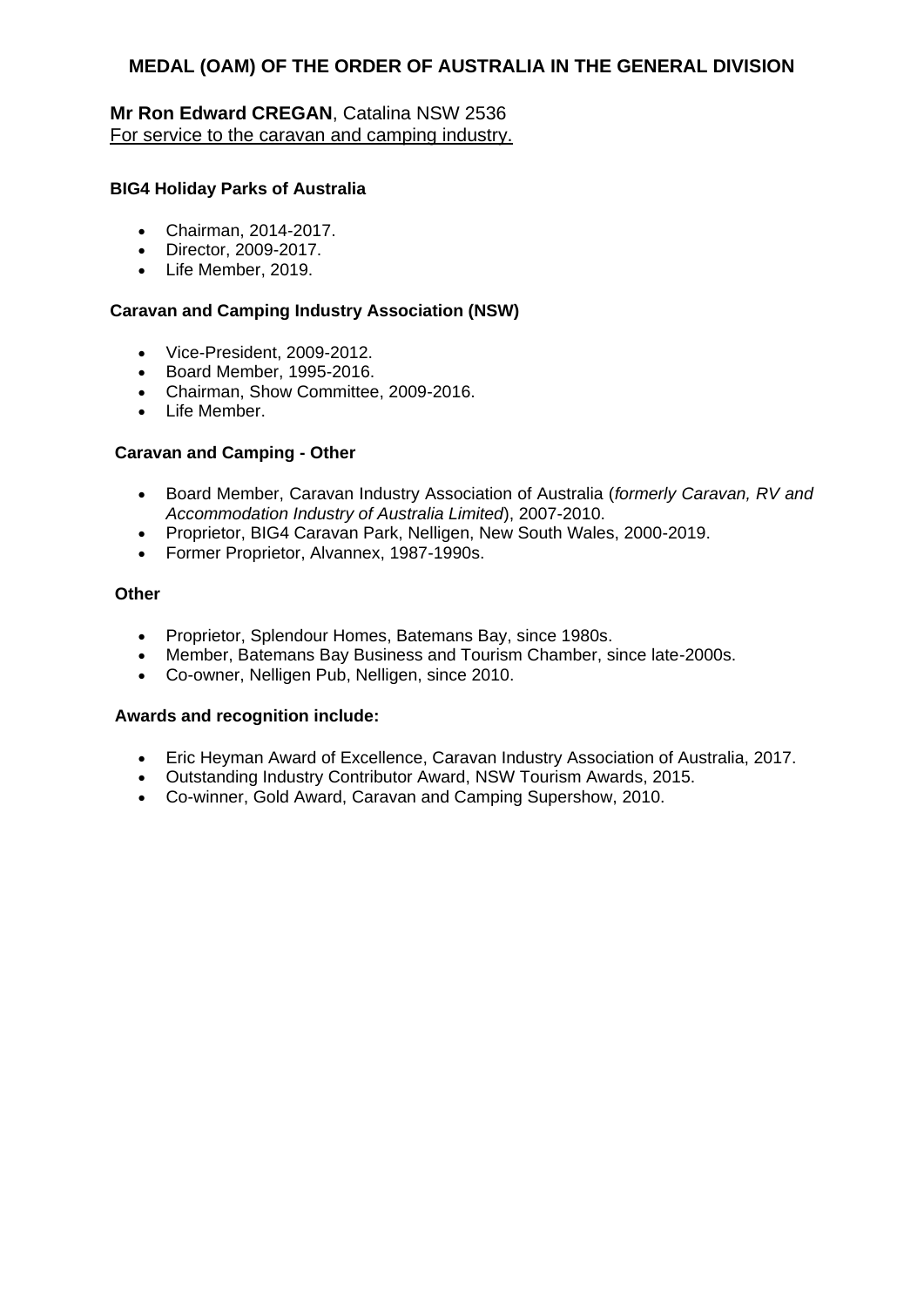## MEDAL (OAM) OF THE ORDER OF AUSTRALIA IN THE GENERAL DIVISION

**Mr Ron Edward CREGAN**, Catalina NSW 2536
For service to the caravan and camping industry.

**BIG4 Holiday Parks of Australia**

- Chairman, 2014-2017.
- Director, 2009-2017.
- Life Member, 2019.

**Caravan and Camping Industry Association (NSW)**

- Vice-President, 2009-2012.
- Board Member, 1995-2016.
- Chairman, Show Committee, 2009-2016.
- Life Member.

**Caravan and Camping - Other**

- Board Member, Caravan Industry Association of Australia (*formerly Caravan, RV and Accommodation Industry of Australia Limited*), 2007-2010.
- Proprietor, BIG4 Caravan Park, Nelligen, New South Wales, 2000-2019.
- Former Proprietor, Alvannex, 1987-1990s.

**Other**

- Proprietor, Splendour Homes, Batemans Bay, since 1980s.
- Member, Batemans Bay Business and Tourism Chamber, since late-2000s.
- Co-owner, Nelligen Pub, Nelligen, since 2010.

**Awards and recognition include:**

- Eric Heyman Award of Excellence, Caravan Industry Association of Australia, 2017.
- Outstanding Industry Contributor Award, NSW Tourism Awards, 2015.
- Co-winner, Gold Award, Caravan and Camping Supershow, 2010.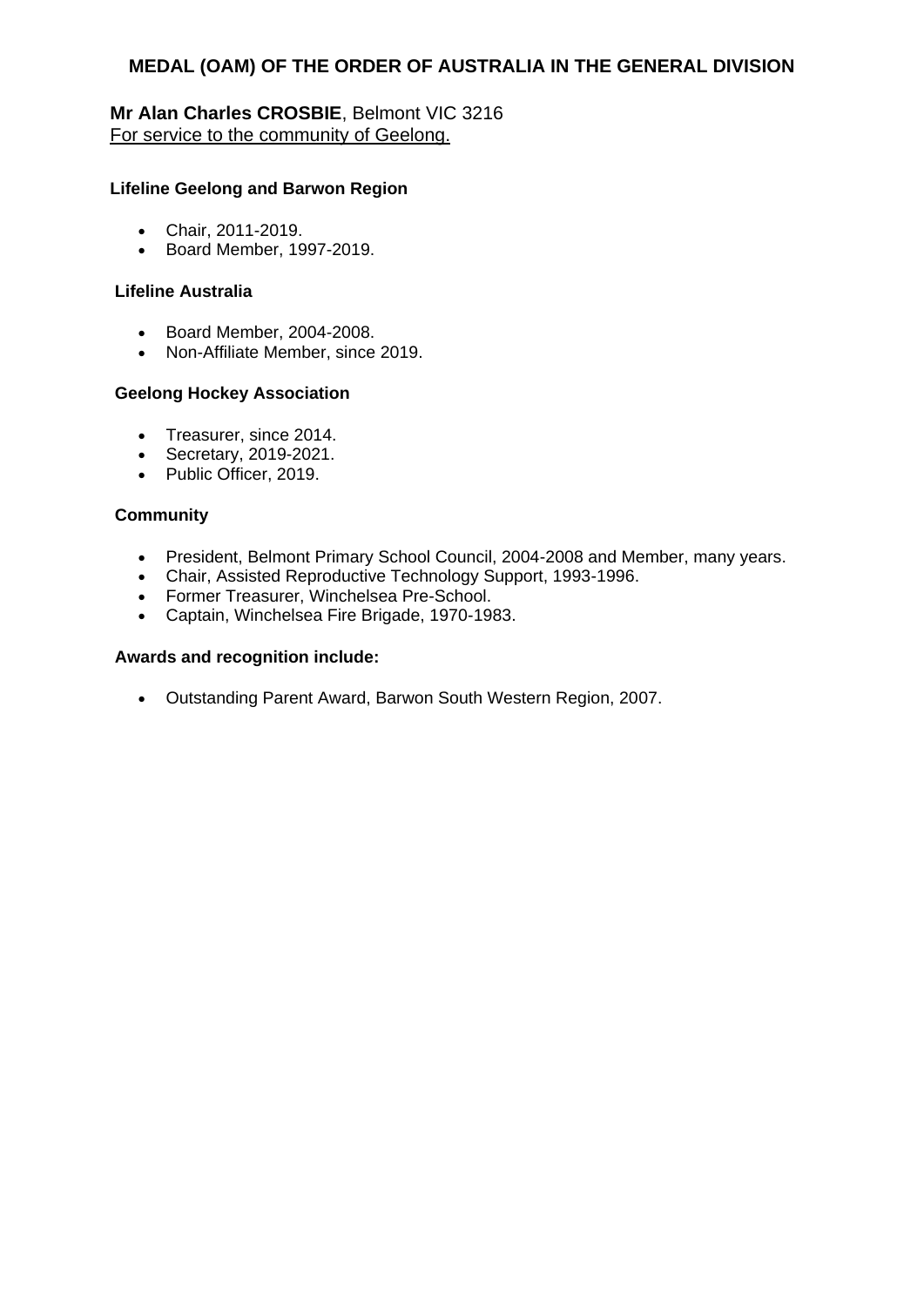## MEDAL (OAM) OF THE ORDER OF AUSTRALIA IN THE GENERAL DIVISION

**Mr Alan Charles CROSBIE**, Belmont VIC 3216
For service to the community of Geelong.

**Lifeline Geelong and Barwon Region**

- Chair, 2011-2019.
- Board Member, 1997-2019.

**Lifeline Australia**

- Board Member, 2004-2008.
- Non-Affiliate Member, since 2019.

**Geelong Hockey Association**

- Treasurer, since 2014.
- Secretary, 2019-2021.
- Public Officer, 2019.

**Community**

- President, Belmont Primary School Council, 2004-2008 and Member, many years.
- Chair, Assisted Reproductive Technology Support, 1993-1996.
- Former Treasurer, Winchelsea Pre-School.
- Captain, Winchelsea Fire Brigade, 1970-1983.

**Awards and recognition include:**

- Outstanding Parent Award, Barwon South Western Region, 2007.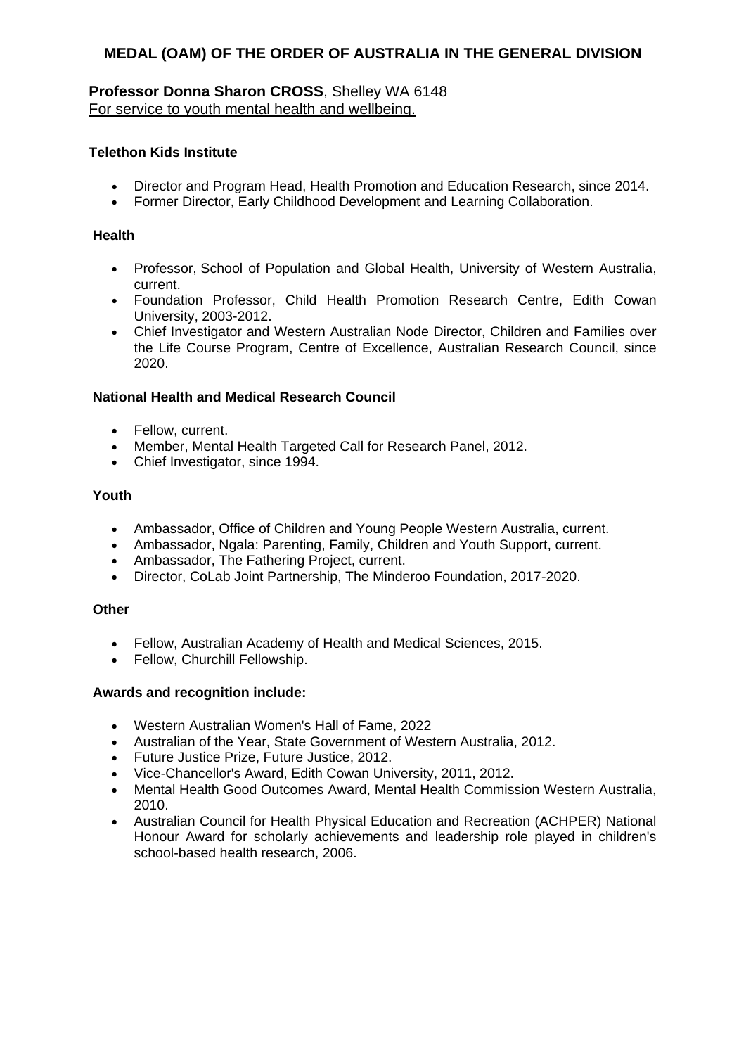## MEDAL (OAM) OF THE ORDER OF AUSTRALIA IN THE GENERAL DIVISION

**Professor Donna Sharon CROSS**, Shelley WA 6148
For service to youth mental health and wellbeing.

**Telethon Kids Institute**

- Director and Program Head, Health Promotion and Education Research, since 2014.
- Former Director, Early Childhood Development and Learning Collaboration.

**Health**

- Professor, School of Population and Global Health, University of Western Australia, current.
- Foundation Professor, Child Health Promotion Research Centre, Edith Cowan University, 2003-2012.
- Chief Investigator and Western Australian Node Director, Children and Families over the Life Course Program, Centre of Excellence, Australian Research Council, since 2020.

**National Health and Medical Research Council**

- Fellow, current.
- Member, Mental Health Targeted Call for Research Panel, 2012.
- Chief Investigator, since 1994.

**Youth**

- Ambassador, Office of Children and Young People Western Australia, current.
- Ambassador, Ngala: Parenting, Family, Children and Youth Support, current.
- Ambassador, The Fathering Project, current.
- Director, CoLab Joint Partnership, The Minderoo Foundation, 2017-2020.

**Other**

- Fellow, Australian Academy of Health and Medical Sciences, 2015.
- Fellow, Churchill Fellowship.

**Awards and recognition include:**

- Western Australian Women's Hall of Fame, 2022
- Australian of the Year, State Government of Western Australia, 2012.
- Future Justice Prize, Future Justice, 2012.
- Vice-Chancellor's Award, Edith Cowan University, 2011, 2012.
- Mental Health Good Outcomes Award, Mental Health Commission Western Australia, 2010.
- Australian Council for Health Physical Education and Recreation (ACHPER) National Honour Award for scholarly achievements and leadership role played in children's school-based health research, 2006.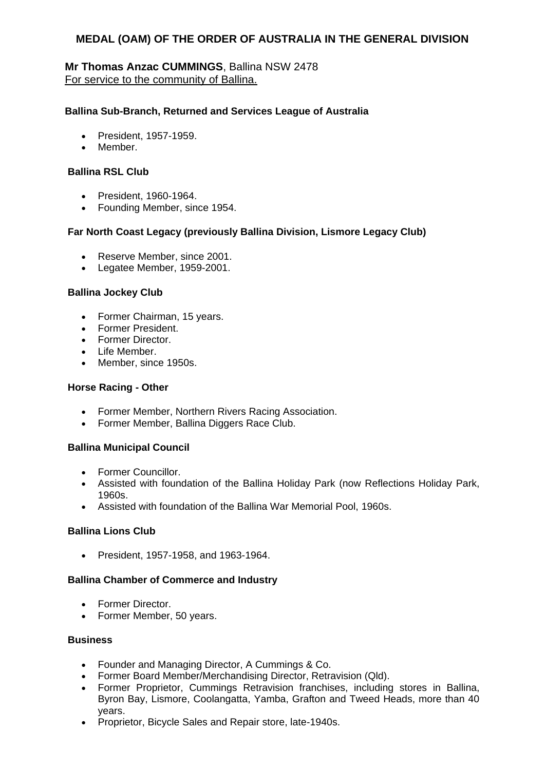## MEDAL (OAM) OF THE ORDER OF AUSTRALIA IN THE GENERAL DIVISION

**Mr Thomas Anzac CUMMINGS**, Ballina NSW 2478
For service to the community of Ballina.

**Ballina Sub-Branch, Returned and Services League of Australia**

- President, 1957-1959.
- Member.

**Ballina RSL Club**

- President, 1960-1964.
- Founding Member, since 1954.

**Far North Coast Legacy (previously Ballina Division, Lismore Legacy Club)**

- Reserve Member, since 2001.
- Legatee Member, 1959-2001.

**Ballina Jockey Club**

- Former Chairman, 15 years.
- Former President.
- Former Director.
- Life Member.
- Member, since 1950s.

**Horse Racing - Other**

- Former Member, Northern Rivers Racing Association.
- Former Member, Ballina Diggers Race Club.

**Ballina Municipal Council**

- Former Councillor.
- Assisted with foundation of the Ballina Holiday Park (now Reflections Holiday Park, 1960s.
- Assisted with foundation of the Ballina War Memorial Pool, 1960s.

**Ballina Lions Club**

- President, 1957-1958, and 1963-1964.

**Ballina Chamber of Commerce and Industry**

- Former Director.
- Former Member, 50 years.

**Business**

- Founder and Managing Director, A Cummings & Co.
- Former Board Member/Merchandising Director, Retravision (Qld).
- Former Proprietor, Cummings Retravision franchises, including stores in Ballina, Byron Bay, Lismore, Coolangatta, Yamba, Grafton and Tweed Heads, more than 40 years.
- Proprietor, Bicycle Sales and Repair store, late-1940s.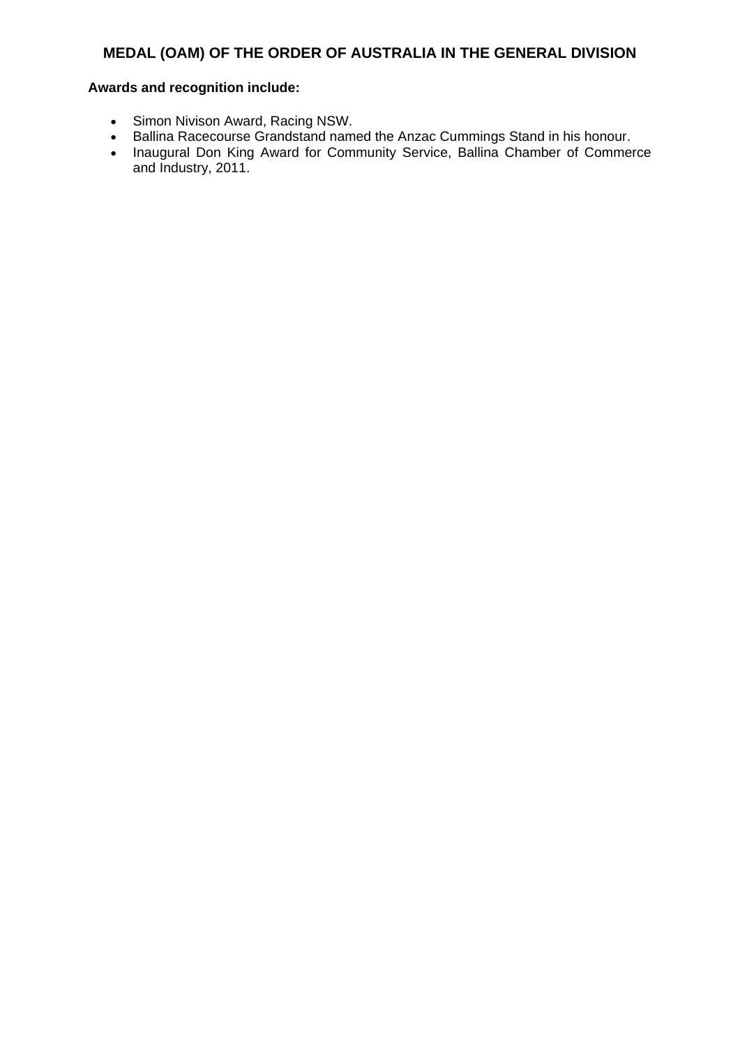## MEDAL (OAM) OF THE ORDER OF AUSTRALIA IN THE GENERAL DIVISION

**Awards and recognition include:**

- Simon Nivison Award, Racing NSW.
- Ballina Racecourse Grandstand named the Anzac Cummings Stand in his honour.
- Inaugural Don King Award for Community Service, Ballina Chamber of Commerce and Industry, 2011.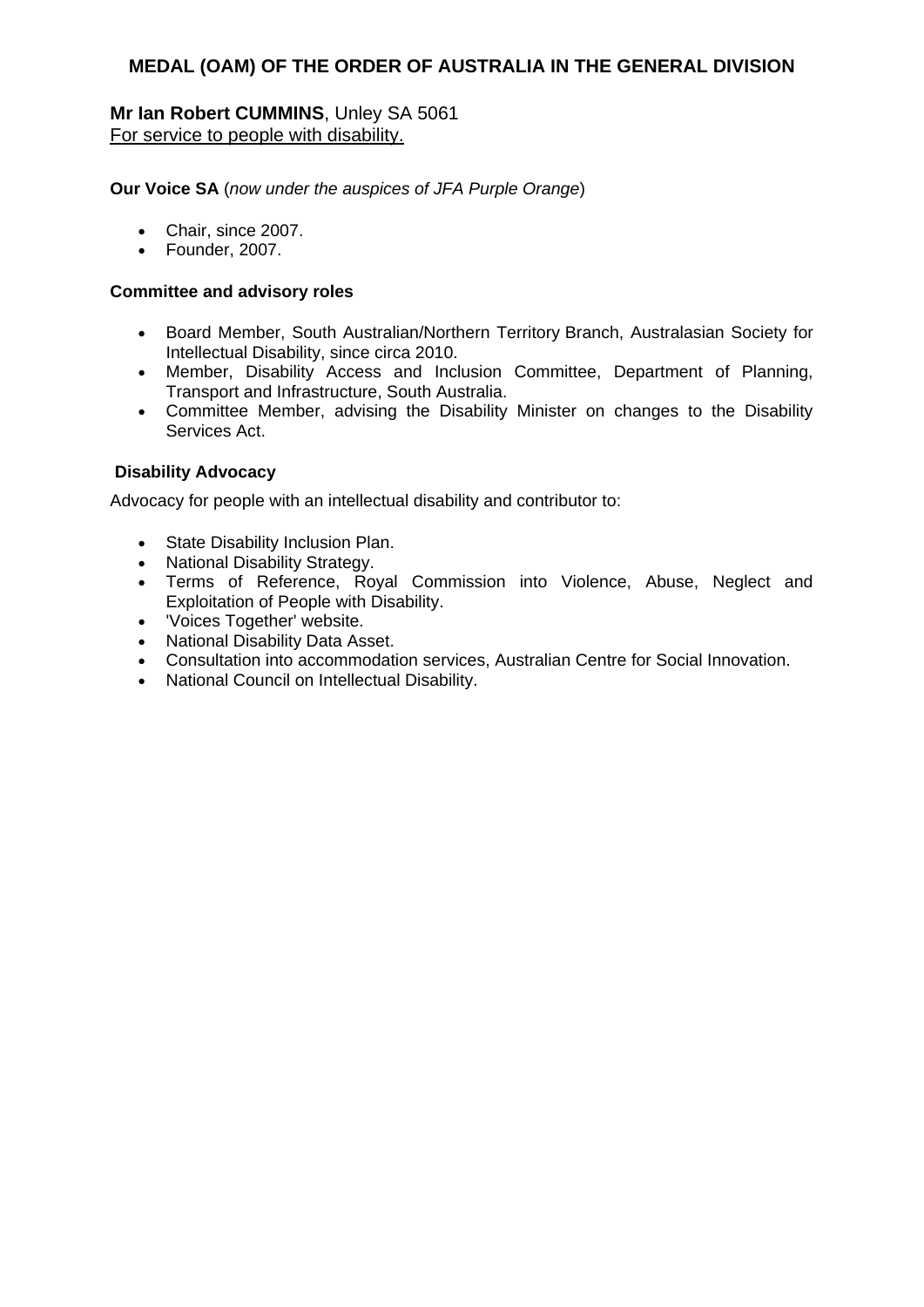## MEDAL (OAM) OF THE ORDER OF AUSTRALIA IN THE GENERAL DIVISION

**Mr Ian Robert CUMMINS**, Unley SA 5061
For service to people with disability.

**Our Voice SA** (*now under the auspices of JFA Purple Orange*)

- Chair, since 2007.
- Founder, 2007.

**Committee and advisory roles**

- Board Member, South Australian/Northern Territory Branch, Australasian Society for Intellectual Disability, since circa 2010.
- Member, Disability Access and Inclusion Committee, Department of Planning, Transport and Infrastructure, South Australia.
- Committee Member, advising the Disability Minister on changes to the Disability Services Act.

**Disability Advocacy**

Advocacy for people with an intellectual disability and contributor to:

- State Disability Inclusion Plan.
- National Disability Strategy.
- Terms of Reference, Royal Commission into Violence, Abuse, Neglect and Exploitation of People with Disability.
- 'Voices Together' website.
- National Disability Data Asset.
- Consultation into accommodation services, Australian Centre for Social Innovation.
- National Council on Intellectual Disability.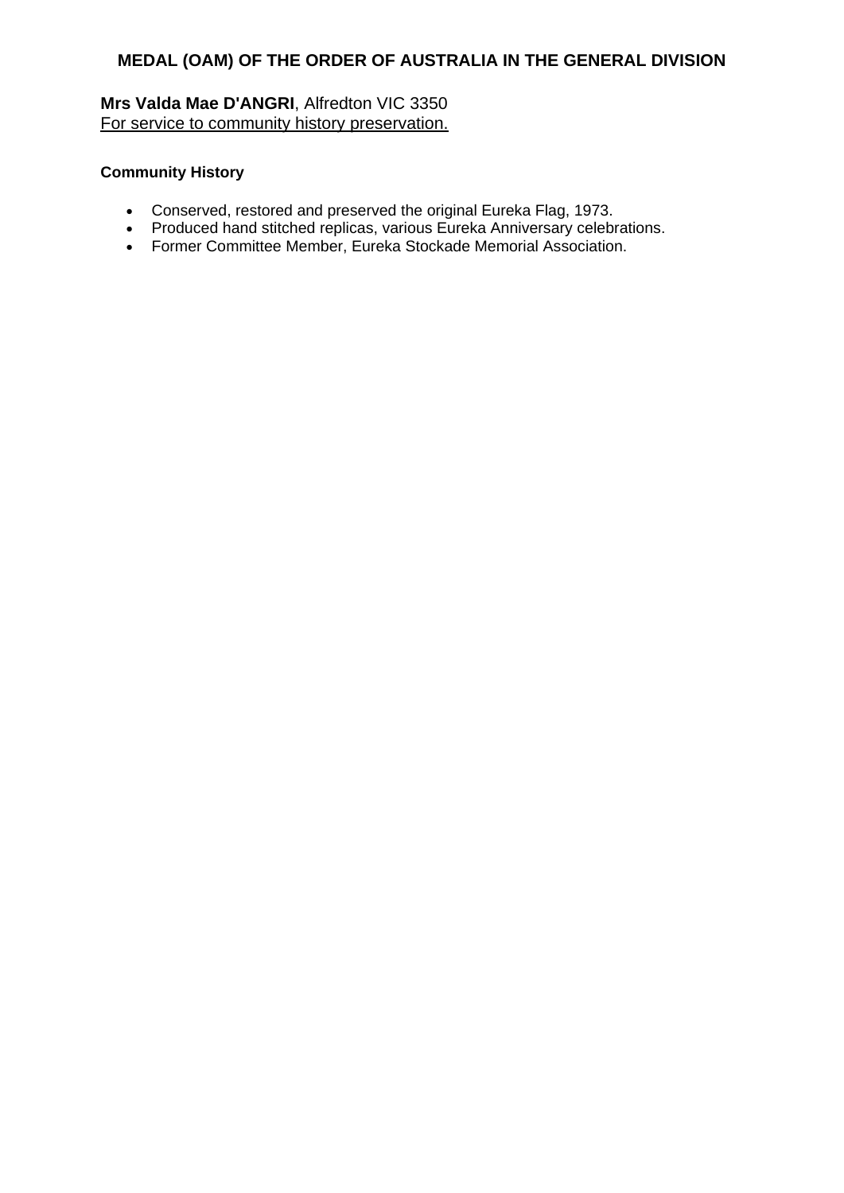## MEDAL (OAM) OF THE ORDER OF AUSTRALIA IN THE GENERAL DIVISION

**Mrs Valda Mae D'ANGRI**, Alfredton VIC 3350
For service to community history preservation.

**Community History**

- Conserved, restored and preserved the original Eureka Flag, 1973.
- Produced hand stitched replicas, various Eureka Anniversary celebrations.
- Former Committee Member, Eureka Stockade Memorial Association.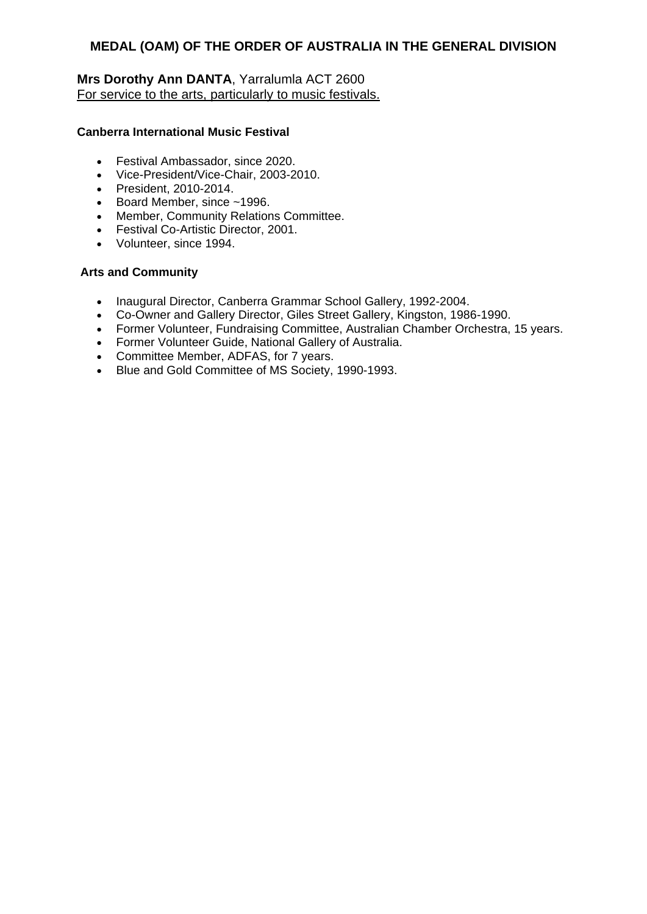## MEDAL (OAM) OF THE ORDER OF AUSTRALIA IN THE GENERAL DIVISION

**Mrs Dorothy Ann DANTA**, Yarralumla ACT 2600
For service to the arts, particularly to music festivals.

**Canberra International Music Festival**

- Festival Ambassador, since 2020.
- Vice-President/Vice-Chair, 2003-2010.
- President, 2010-2014.
- Board Member, since ~1996.
- Member, Community Relations Committee.
- Festival Co-Artistic Director, 2001.
- Volunteer, since 1994.

**Arts and Community**

- Inaugural Director, Canberra Grammar School Gallery, 1992-2004.
- Co-Owner and Gallery Director, Giles Street Gallery, Kingston, 1986-1990.
- Former Volunteer, Fundraising Committee, Australian Chamber Orchestra, 15 years.
- Former Volunteer Guide, National Gallery of Australia.
- Committee Member, ADFAS, for 7 years.
- Blue and Gold Committee of MS Society, 1990-1993.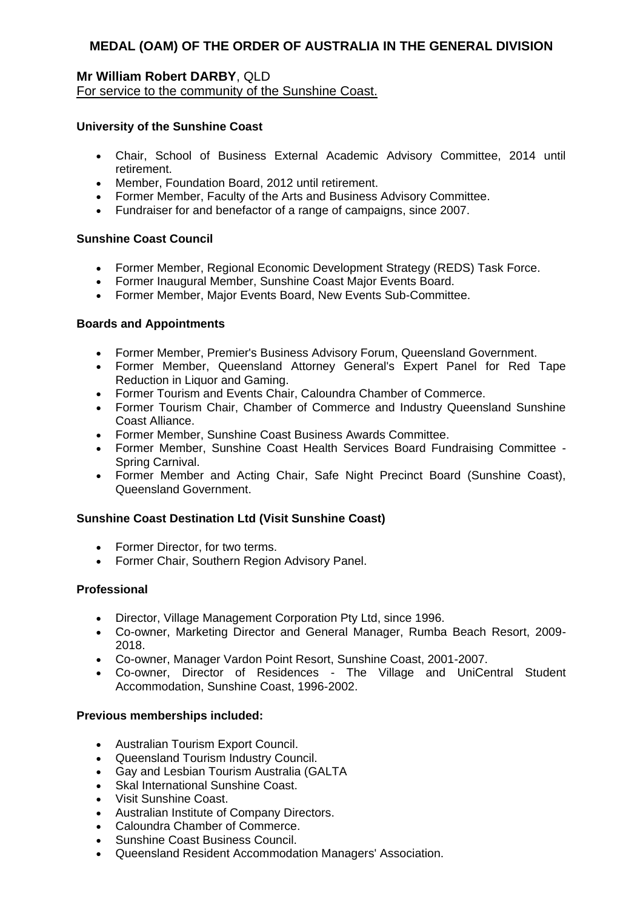## MEDAL (OAM) OF THE ORDER OF AUSTRALIA IN THE GENERAL DIVISION

**Mr William Robert DARBY**, QLD
For service to the community of the Sunshine Coast.

**University of the Sunshine Coast**

- Chair, School of Business External Academic Advisory Committee, 2014 until retirement.
- Member, Foundation Board, 2012 until retirement.
- Former Member, Faculty of the Arts and Business Advisory Committee.
- Fundraiser for and benefactor of a range of campaigns, since 2007.

**Sunshine Coast Council**

- Former Member, Regional Economic Development Strategy (REDS) Task Force.
- Former Inaugural Member, Sunshine Coast Major Events Board.
- Former Member, Major Events Board, New Events Sub-Committee.

**Boards and Appointments**

- Former Member, Premier's Business Advisory Forum, Queensland Government.
- Former Member, Queensland Attorney General's Expert Panel for Red Tape Reduction in Liquor and Gaming.
- Former Tourism and Events Chair, Caloundra Chamber of Commerce.
- Former Tourism Chair, Chamber of Commerce and Industry Queensland Sunshine Coast Alliance.
- Former Member, Sunshine Coast Business Awards Committee.
- Former Member, Sunshine Coast Health Services Board Fundraising Committee - Spring Carnival.
- Former Member and Acting Chair, Safe Night Precinct Board (Sunshine Coast), Queensland Government.

**Sunshine Coast Destination Ltd (Visit Sunshine Coast)**

- Former Director, for two terms.
- Former Chair, Southern Region Advisory Panel.

**Professional**

- Director, Village Management Corporation Pty Ltd, since 1996.
- Co-owner, Marketing Director and General Manager, Rumba Beach Resort, 2009-2018.
- Co-owner, Manager Vardon Point Resort, Sunshine Coast, 2001-2007.
- Co-owner, Director of Residences - The Village and UniCentral Student Accommodation, Sunshine Coast, 1996-2002.

**Previous memberships included:**

- Australian Tourism Export Council.
- Queensland Tourism Industry Council.
- Gay and Lesbian Tourism Australia (GALTA
- Skal International Sunshine Coast.
- Visit Sunshine Coast.
- Australian Institute of Company Directors.
- Caloundra Chamber of Commerce.
- Sunshine Coast Business Council.
- Queensland Resident Accommodation Managers' Association.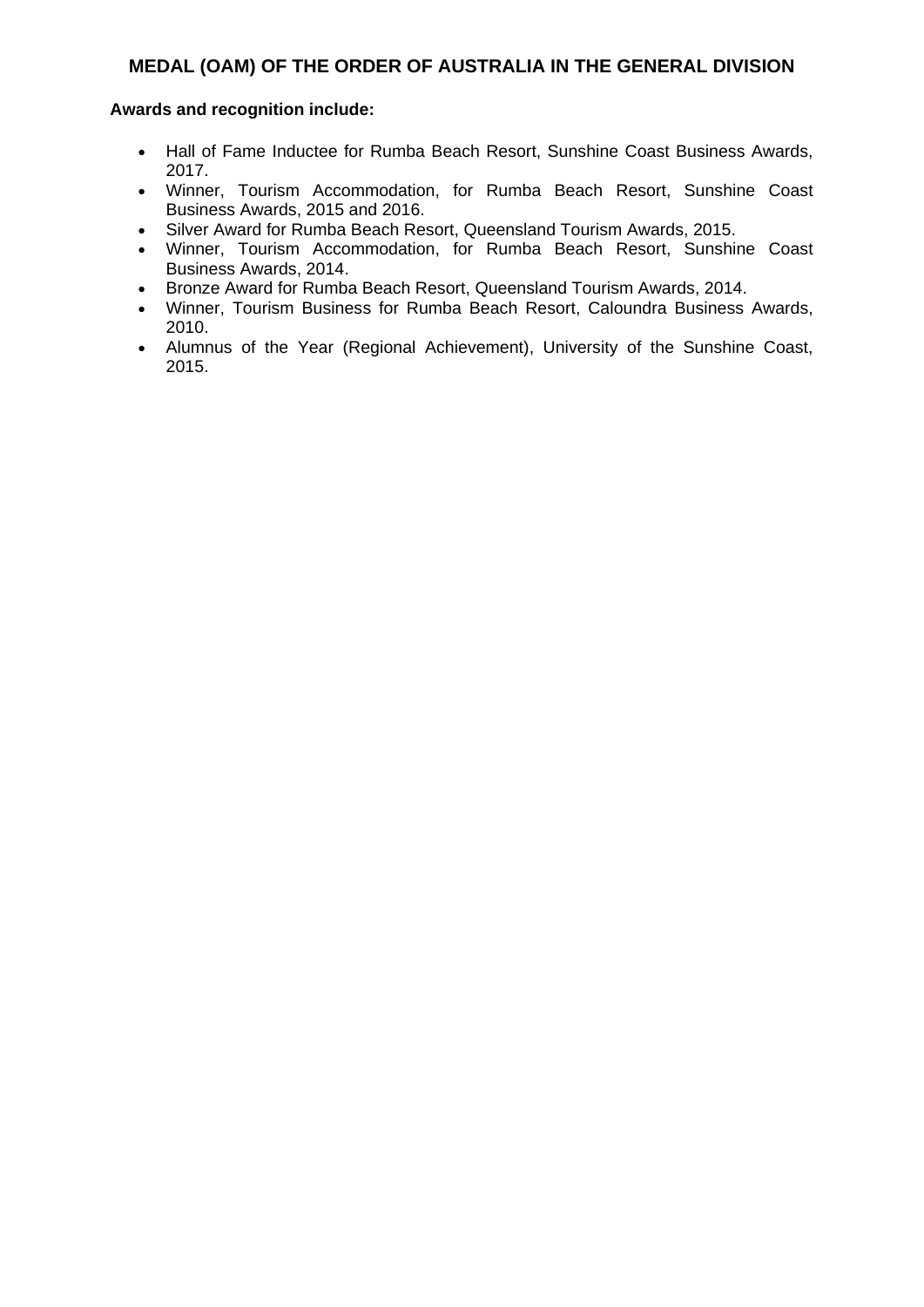## MEDAL (OAM) OF THE ORDER OF AUSTRALIA IN THE GENERAL DIVISION

**Awards and recognition include:**

- Hall of Fame Inductee for Rumba Beach Resort, Sunshine Coast Business Awards, 2017.
- Winner, Tourism Accommodation, for Rumba Beach Resort, Sunshine Coast Business Awards, 2015 and 2016.
- Silver Award for Rumba Beach Resort, Queensland Tourism Awards, 2015.
- Winner, Tourism Accommodation, for Rumba Beach Resort, Sunshine Coast Business Awards, 2014.
- Bronze Award for Rumba Beach Resort, Queensland Tourism Awards, 2014.
- Winner, Tourism Business for Rumba Beach Resort, Caloundra Business Awards, 2010.
- Alumnus of the Year (Regional Achievement), University of the Sunshine Coast, 2015.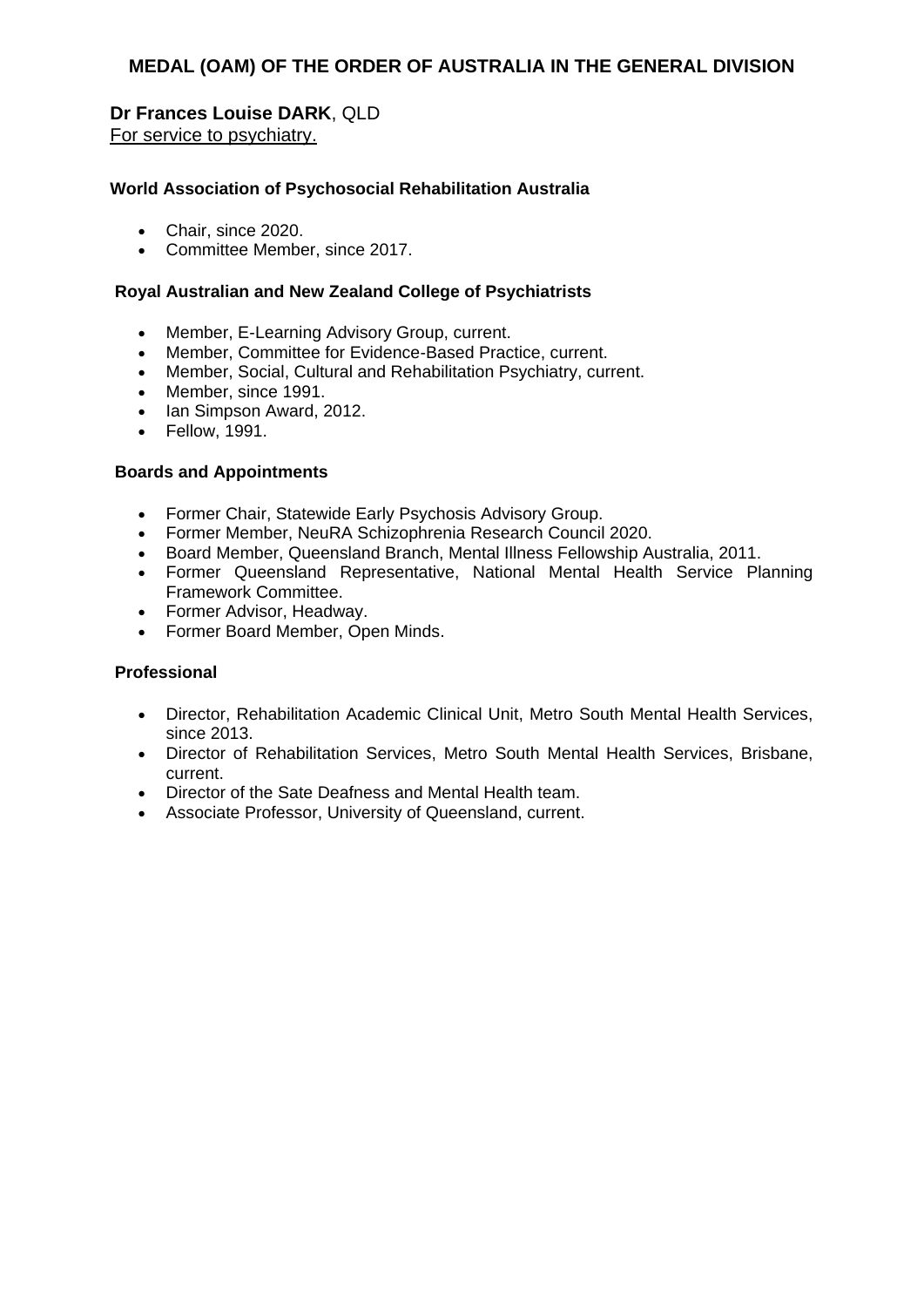## MEDAL (OAM) OF THE ORDER OF AUSTRALIA IN THE GENERAL DIVISION

**Dr Frances Louise DARK**, QLD
For service to psychiatry.

**World Association of Psychosocial Rehabilitation Australia**

- Chair, since 2020.
- Committee Member, since 2017.

**Royal Australian and New Zealand College of Psychiatrists**

- Member, E-Learning Advisory Group, current.
- Member, Committee for Evidence-Based Practice, current.
- Member, Social, Cultural and Rehabilitation Psychiatry, current.
- Member, since 1991.
- Ian Simpson Award, 2012.
- Fellow, 1991.

**Boards and Appointments**

- Former Chair, Statewide Early Psychosis Advisory Group.
- Former Member, NeuRA Schizophrenia Research Council 2020.
- Board Member, Queensland Branch, Mental Illness Fellowship Australia, 2011.
- Former Queensland Representative, National Mental Health Service Planning Framework Committee.
- Former Advisor, Headway.
- Former Board Member, Open Minds.

**Professional**

- Director, Rehabilitation Academic Clinical Unit, Metro South Mental Health Services, since 2013.
- Director of Rehabilitation Services, Metro South Mental Health Services, Brisbane, current.
- Director of the Sate Deafness and Mental Health team.
- Associate Professor, University of Queensland, current.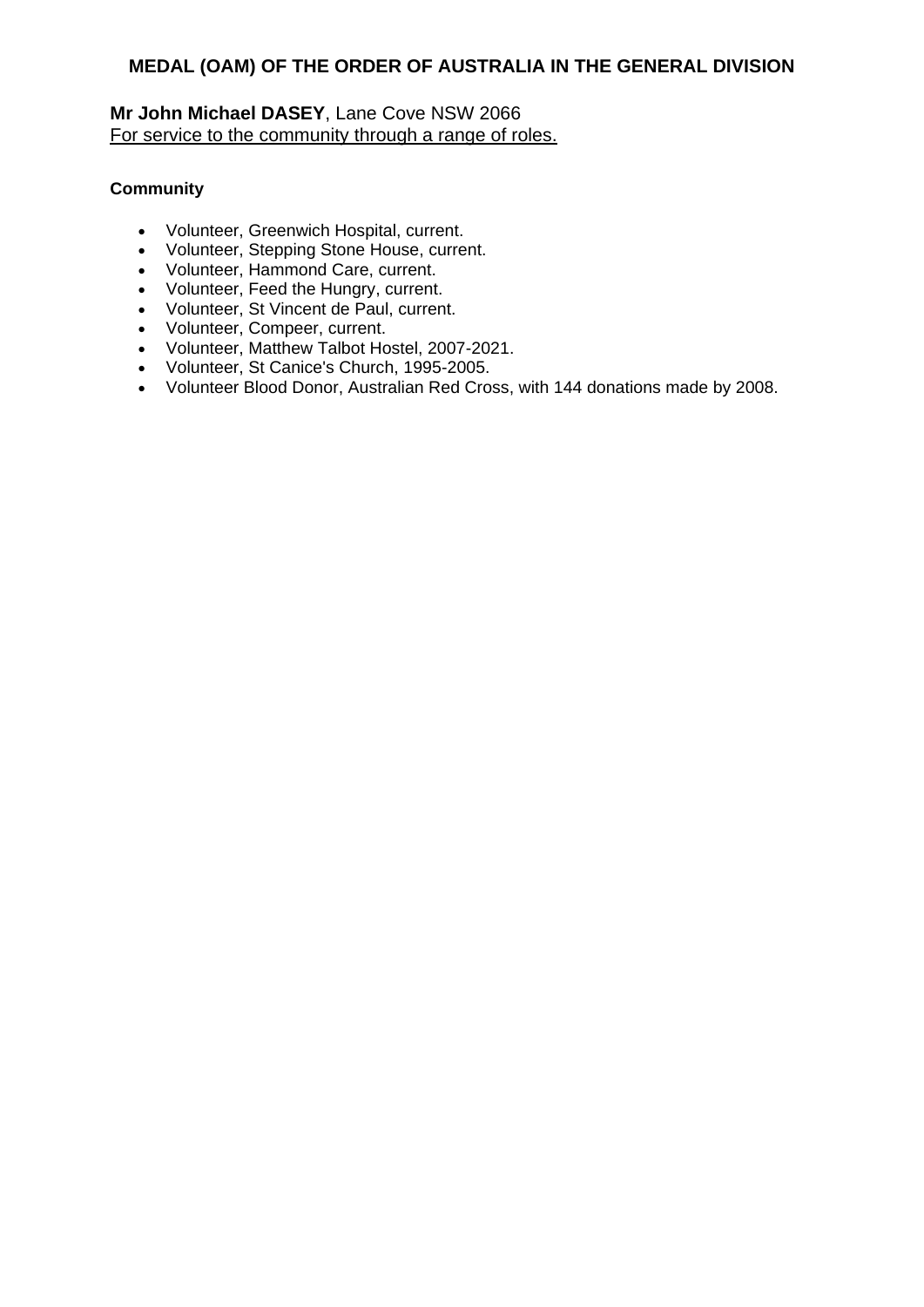## MEDAL (OAM) OF THE ORDER OF AUSTRALIA IN THE GENERAL DIVISION

**Mr John Michael DASEY**, Lane Cove NSW 2066
For service to the community through a range of roles.

**Community**

- Volunteer, Greenwich Hospital, current.
- Volunteer, Stepping Stone House, current.
- Volunteer, Hammond Care, current.
- Volunteer, Feed the Hungry, current.
- Volunteer, St Vincent de Paul, current.
- Volunteer, Compeer, current.
- Volunteer, Matthew Talbot Hostel, 2007-2021.
- Volunteer, St Canice's Church, 1995-2005.
- Volunteer Blood Donor, Australian Red Cross, with 144 donations made by 2008.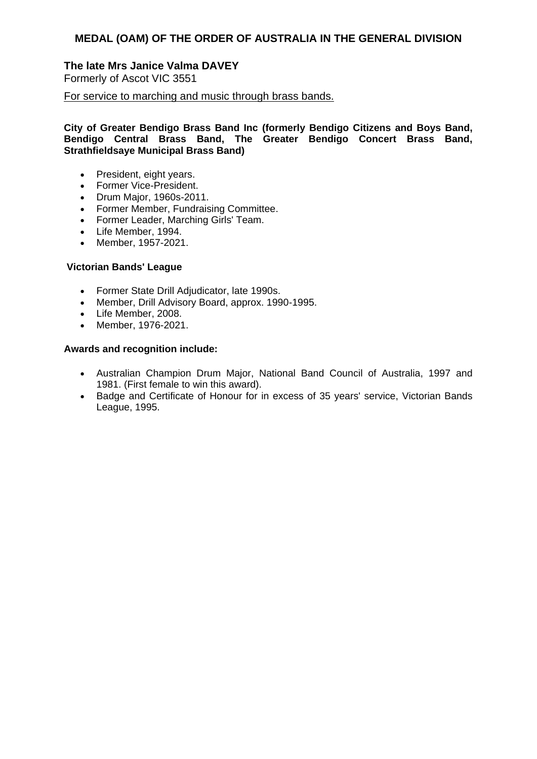## MEDAL (OAM) OF THE ORDER OF AUSTRALIA IN THE GENERAL DIVISION

**The late Mrs Janice Valma DAVEY**

Formerly of Ascot VIC 3551

For service to marching and music through brass bands.

**City of Greater Bendigo Brass Band Inc (formerly Bendigo Citizens and Boys Band, Bendigo Central Brass Band, The Greater Bendigo Concert Brass Band, Strathfieldsaye Municipal Brass Band)**

- President, eight years.
- Former Vice-President.
- Drum Major, 1960s-2011.
- Former Member, Fundraising Committee.
- Former Leader, Marching Girls' Team.
- Life Member, 1994.
- Member, 1957-2021.

**Victorian Bands' League**

- Former State Drill Adjudicator, late 1990s.
- Member, Drill Advisory Board, approx. 1990-1995.
- Life Member, 2008.
- Member, 1976-2021.

**Awards and recognition include:**

- Australian Champion Drum Major, National Band Council of Australia, 1997 and 1981. (First female to win this award).
- Badge and Certificate of Honour for in excess of 35 years' service, Victorian Bands League, 1995.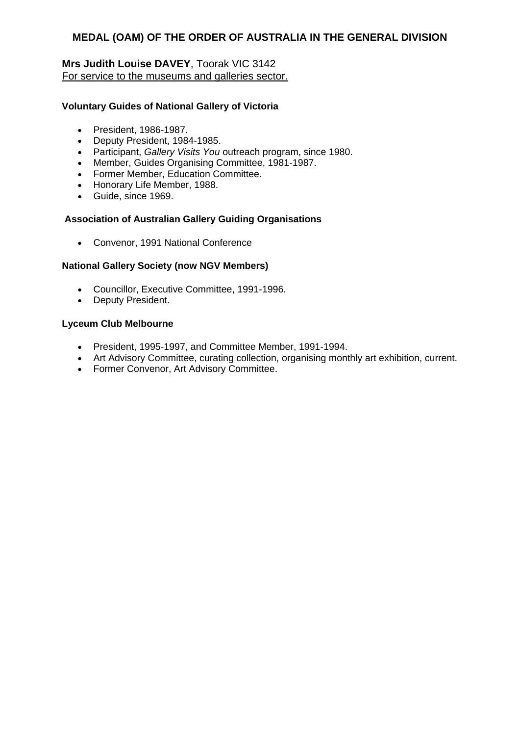## MEDAL (OAM) OF THE ORDER OF AUSTRALIA IN THE GENERAL DIVISION

**Mrs Judith Louise DAVEY**, Toorak VIC 3142
For service to the museums and galleries sector.

**Voluntary Guides of National Gallery of Victoria**

- President, 1986-1987.
- Deputy President, 1984-1985.
- Participant, *Gallery Visits You* outreach program, since 1980.
- Member, Guides Organising Committee, 1981-1987.
- Former Member, Education Committee.
- Honorary Life Member, 1988.
- Guide, since 1969.

**Association of Australian Gallery Guiding Organisations**

- Convenor, 1991 National Conference

**National Gallery Society (now NGV Members)**

- Councillor, Executive Committee, 1991-1996.
- Deputy President.

**Lyceum Club Melbourne**

- President, 1995-1997, and Committee Member, 1991-1994.
- Art Advisory Committee, curating collection, organising monthly art exhibition, current.
- Former Convenor, Art Advisory Committee.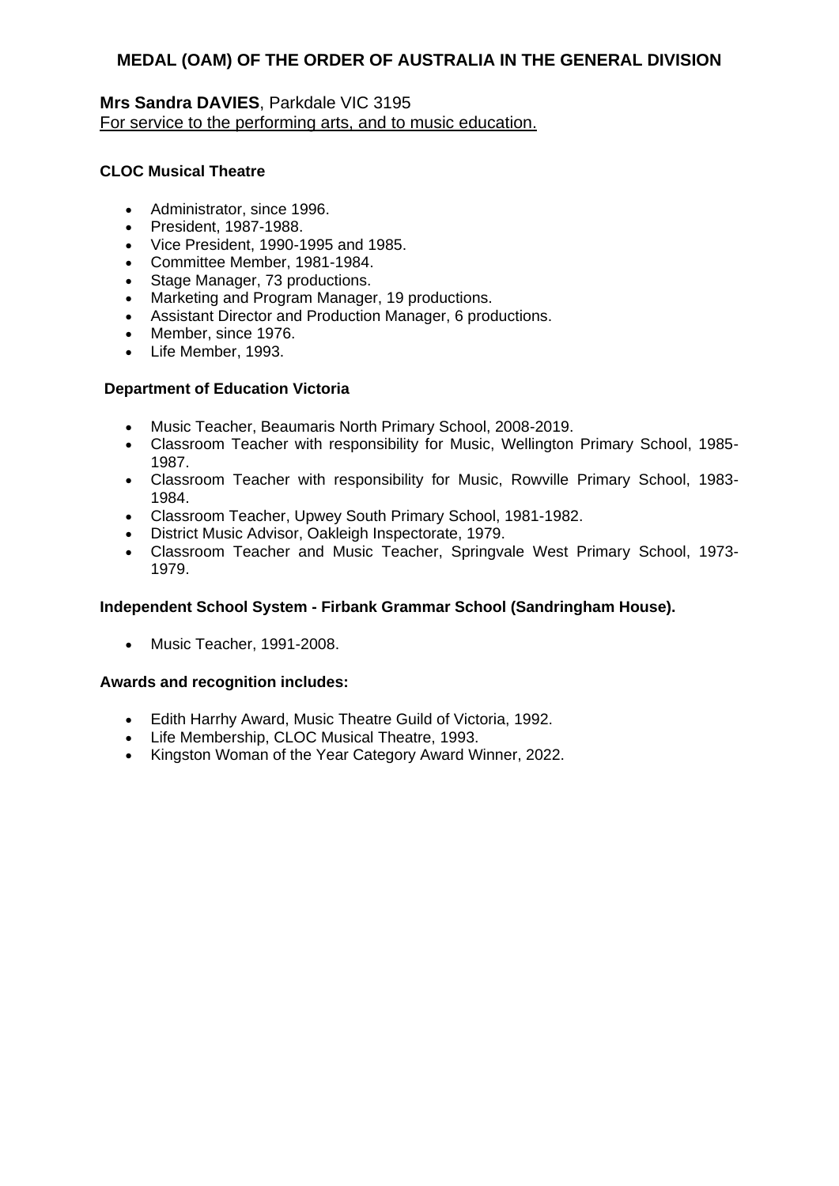## MEDAL (OAM) OF THE ORDER OF AUSTRALIA IN THE GENERAL DIVISION

**Mrs Sandra DAVIES**, Parkdale VIC 3195
For service to the performing arts, and to music education.

**CLOC Musical Theatre**

- Administrator, since 1996.
- President, 1987-1988.
- Vice President, 1990-1995 and 1985.
- Committee Member, 1981-1984.
- Stage Manager, 73 productions.
- Marketing and Program Manager, 19 productions.
- Assistant Director and Production Manager, 6 productions.
- Member, since 1976.
- Life Member, 1993.

**Department of Education Victoria**

- Music Teacher, Beaumaris North Primary School, 2008-2019.
- Classroom Teacher with responsibility for Music, Wellington Primary School, 1985-1987.
- Classroom Teacher with responsibility for Music, Rowville Primary School, 1983-1984.
- Classroom Teacher, Upwey South Primary School, 1981-1982.
- District Music Advisor, Oakleigh Inspectorate, 1979.
- Classroom Teacher and Music Teacher, Springvale West Primary School, 1973-1979.

**Independent School System - Firbank Grammar School (Sandringham House).**

- Music Teacher, 1991-2008.

**Awards and recognition includes:**

- Edith Harrhy Award, Music Theatre Guild of Victoria, 1992.
- Life Membership, CLOC Musical Theatre, 1993.
- Kingston Woman of the Year Category Award Winner, 2022.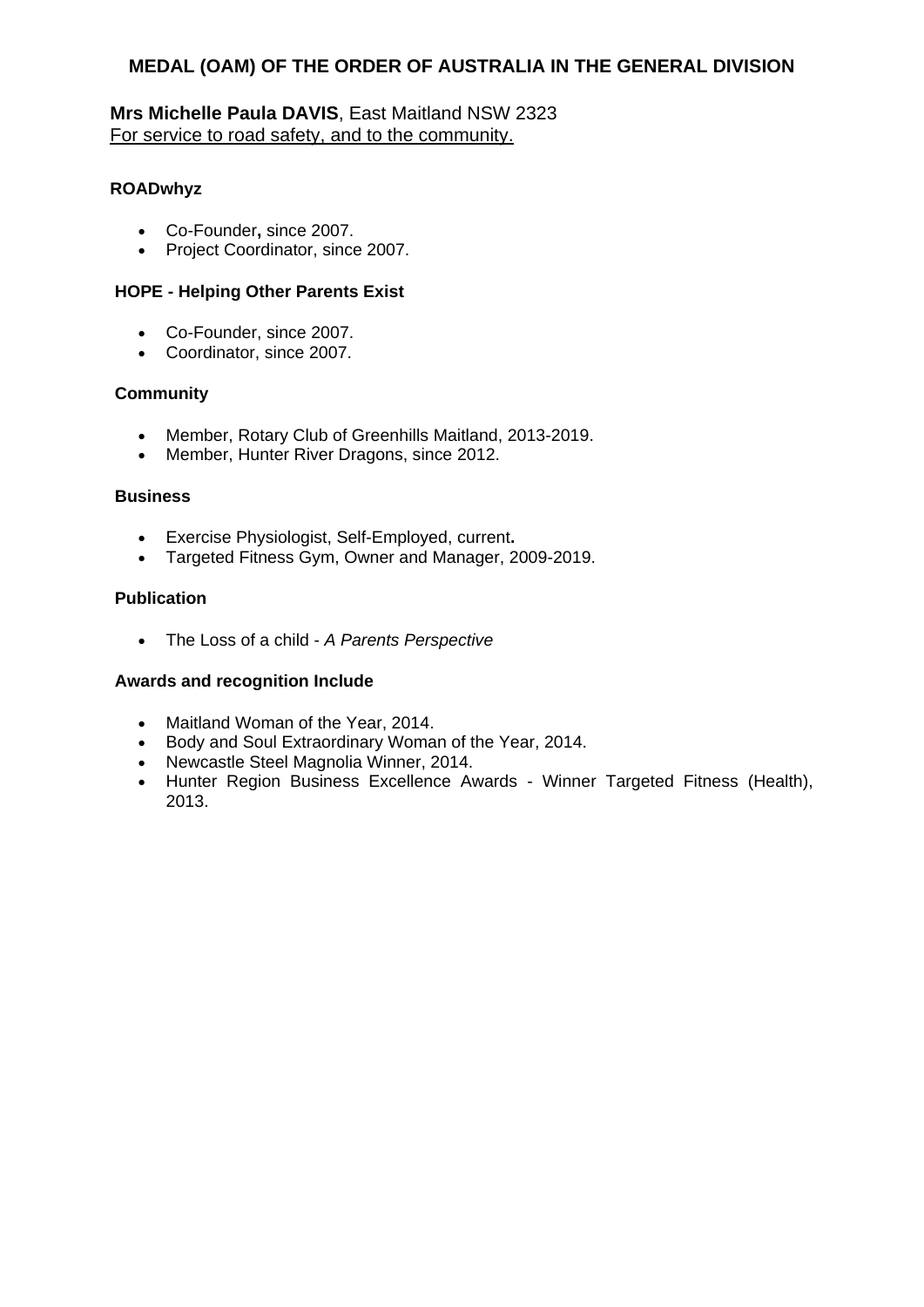## MEDAL (OAM) OF THE ORDER OF AUSTRALIA IN THE GENERAL DIVISION

**Mrs Michelle Paula DAVIS**, East Maitland NSW 2323
For service to road safety, and to the community.

**ROADwhyz**

- Co-Founder**,** since 2007.
- Project Coordinator, since 2007.

**HOPE - Helping Other Parents Exist**

- Co-Founder, since 2007.
- Coordinator, since 2007.

**Community**

- Member, Rotary Club of Greenhills Maitland, 2013-2019.
- Member, Hunter River Dragons, since 2012.

**Business**

- Exercise Physiologist, Self-Employed, current**.**
- Targeted Fitness Gym, Owner and Manager, 2009-2019.

**Publication**

- The Loss of a child - *A Parents Perspective*

**Awards and recognition Include**

- Maitland Woman of the Year, 2014.
- Body and Soul Extraordinary Woman of the Year, 2014.
- Newcastle Steel Magnolia Winner, 2014.
- Hunter Region Business Excellence Awards - Winner Targeted Fitness (Health), 2013.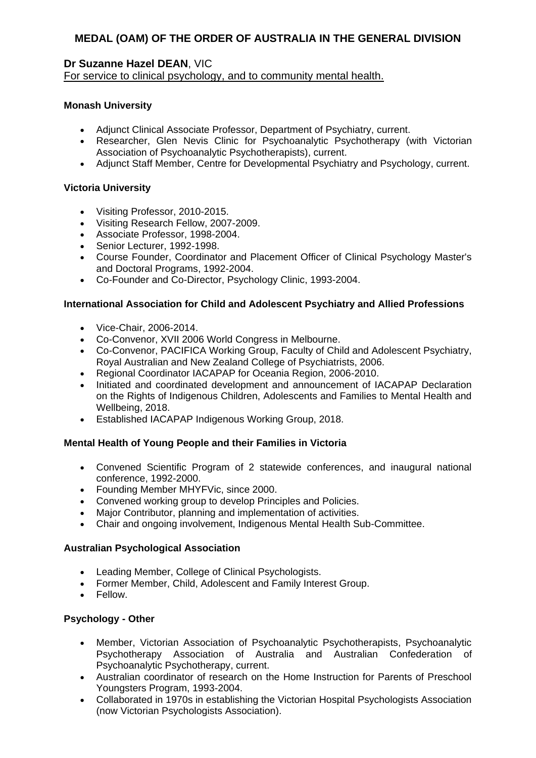## MEDAL (OAM) OF THE ORDER OF AUSTRALIA IN THE GENERAL DIVISION

**Dr Suzanne Hazel DEAN**, VIC
For service to clinical psychology, and to community mental health.

**Monash University**

- Adjunct Clinical Associate Professor, Department of Psychiatry, current.
- Researcher, Glen Nevis Clinic for Psychoanalytic Psychotherapy (with Victorian Association of Psychoanalytic Psychotherapists), current.
- Adjunct Staff Member, Centre for Developmental Psychiatry and Psychology, current.

**Victoria University**

- Visiting Professor, 2010-2015.
- Visiting Research Fellow, 2007-2009.
- Associate Professor, 1998-2004.
- Senior Lecturer, 1992-1998.
- Course Founder, Coordinator and Placement Officer of Clinical Psychology Master's and Doctoral Programs, 1992-2004.
- Co-Founder and Co-Director, Psychology Clinic, 1993-2004.

**International Association for Child and Adolescent Psychiatry and Allied Professions**

- Vice-Chair, 2006-2014.
- Co-Convenor, XVII 2006 World Congress in Melbourne.
- Co-Convenor, PACIFICA Working Group, Faculty of Child and Adolescent Psychiatry, Royal Australian and New Zealand College of Psychiatrists, 2006.
- Regional Coordinator IACAPAP for Oceania Region, 2006-2010.
- Initiated and coordinated development and announcement of IACAPAP Declaration on the Rights of Indigenous Children, Adolescents and Families to Mental Health and Wellbeing, 2018.
- Established IACAPAP Indigenous Working Group, 2018.

**Mental Health of Young People and their Families in Victoria**

- Convened Scientific Program of 2 statewide conferences, and inaugural national conference, 1992-2000.
- Founding Member MHYFVic, since 2000.
- Convened working group to develop Principles and Policies.
- Major Contributor, planning and implementation of activities.
- Chair and ongoing involvement, Indigenous Mental Health Sub-Committee.

**Australian Psychological Association**

- Leading Member, College of Clinical Psychologists.
- Former Member, Child, Adolescent and Family Interest Group.
- Fellow.

**Psychology - Other**

- Member, Victorian Association of Psychoanalytic Psychotherapists, Psychoanalytic Psychotherapy Association of Australia and Australian Confederation of Psychoanalytic Psychotherapy, current.
- Australian coordinator of research on the Home Instruction for Parents of Preschool Youngsters Program, 1993-2004.
- Collaborated in 1970s in establishing the Victorian Hospital Psychologists Association (now Victorian Psychologists Association).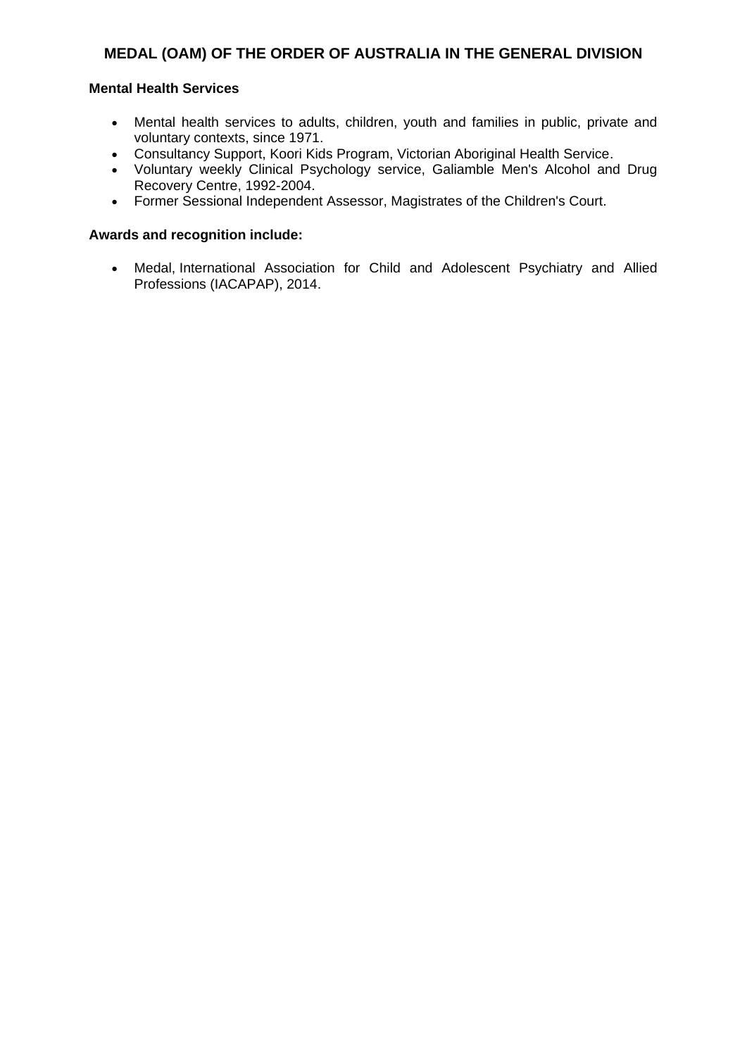## MEDAL (OAM) OF THE ORDER OF AUSTRALIA IN THE GENERAL DIVISION

**Mental Health Services**

- Mental health services to adults, children, youth and families in public, private and voluntary contexts, since 1971.
- Consultancy Support, Koori Kids Program, Victorian Aboriginal Health Service.
- Voluntary weekly Clinical Psychology service, Galiamble Men's Alcohol and Drug Recovery Centre, 1992-2004.
- Former Sessional Independent Assessor, Magistrates of the Children's Court.

**Awards and recognition include:**

- Medal, International Association for Child and Adolescent Psychiatry and Allied Professions (IACAPAP), 2014.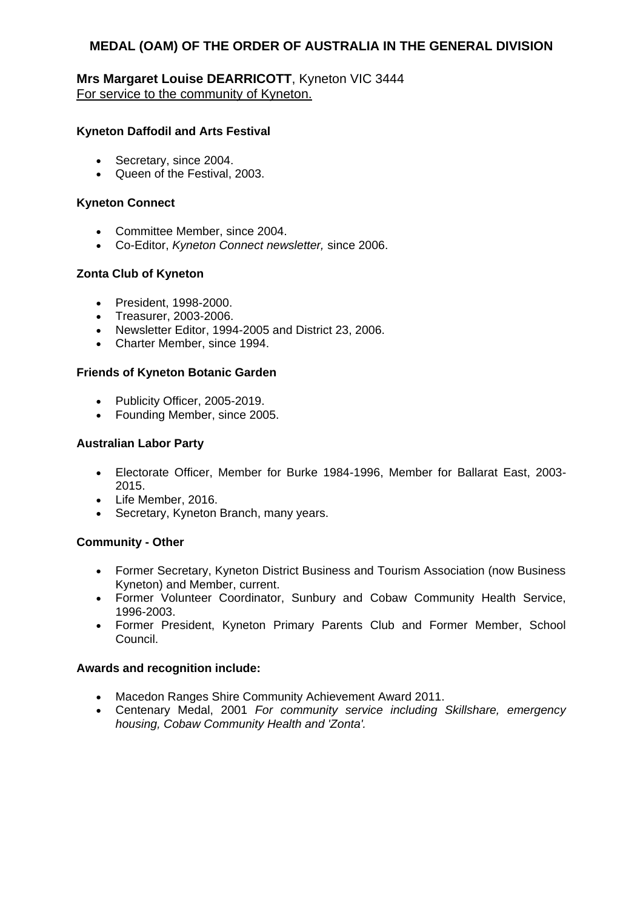## MEDAL (OAM) OF THE ORDER OF AUSTRALIA IN THE GENERAL DIVISION

**Mrs Margaret Louise DEARRICOTT**, Kyneton VIC 3444
For service to the community of Kyneton.

**Kyneton Daffodil and Arts Festival**

- Secretary, since 2004.
- Queen of the Festival, 2003.

**Kyneton Connect**

- Committee Member, since 2004.
- Co-Editor, *Kyneton Connect newsletter,* since 2006.

**Zonta Club of Kyneton**

- President, 1998-2000.
- Treasurer, 2003-2006.
- Newsletter Editor, 1994-2005 and District 23, 2006.
- Charter Member, since 1994.

**Friends of Kyneton Botanic Garden**

- Publicity Officer, 2005-2019.
- Founding Member, since 2005.

**Australian Labor Party**

- Electorate Officer, Member for Burke 1984-1996, Member for Ballarat East, 2003-2015.
- Life Member, 2016.
- Secretary, Kyneton Branch, many years.

**Community - Other**

- Former Secretary, Kyneton District Business and Tourism Association (now Business Kyneton) and Member, current.
- Former Volunteer Coordinator, Sunbury and Cobaw Community Health Service, 1996-2003.
- Former President, Kyneton Primary Parents Club and Former Member, School Council.

**Awards and recognition include:**

- Macedon Ranges Shire Community Achievement Award 2011.
- Centenary Medal, 2001 *For community service including Skillshare, emergency housing, Cobaw Community Health and 'Zonta'.*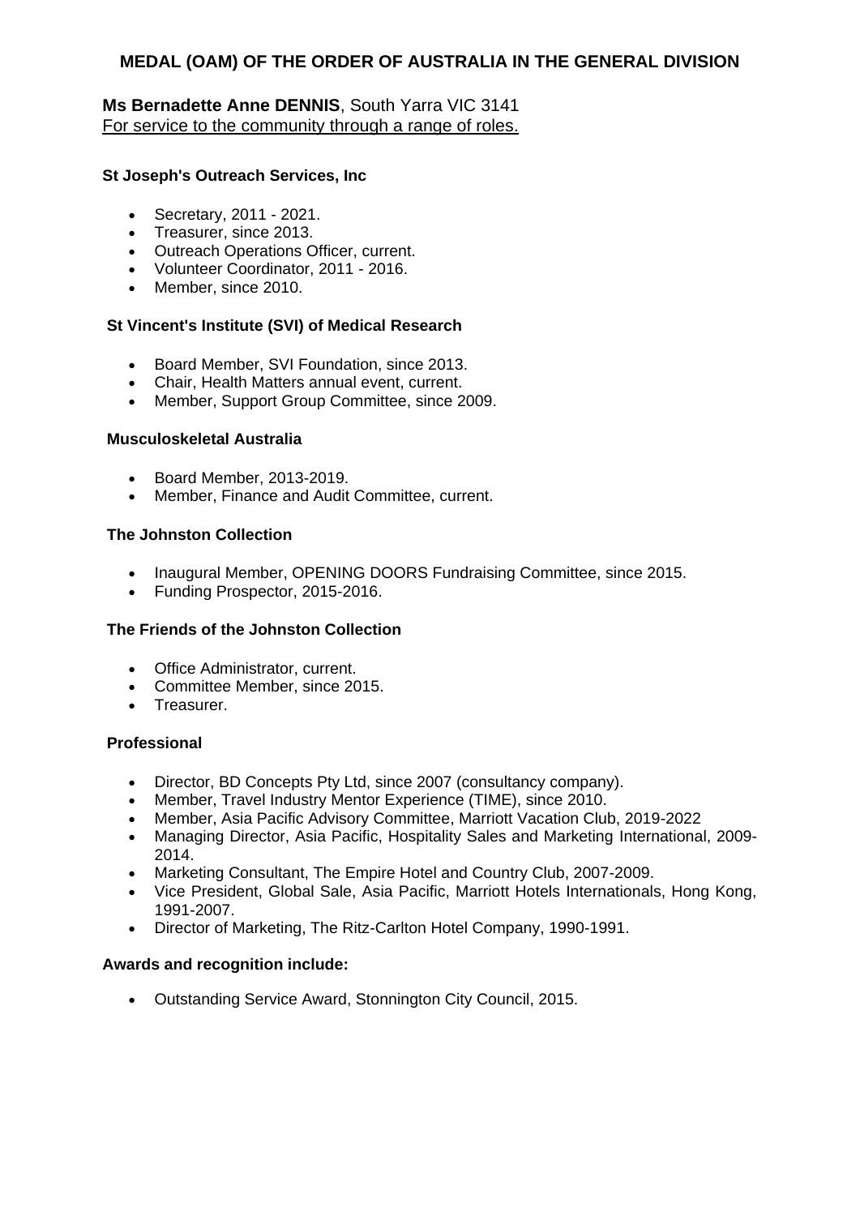## MEDAL (OAM) OF THE ORDER OF AUSTRALIA IN THE GENERAL DIVISION

**Ms Bernadette Anne DENNIS**, South Yarra VIC 3141
For service to the community through a range of roles.

**St Joseph's Outreach Services, Inc**

- Secretary, 2011 - 2021.
- Treasurer, since 2013.
- Outreach Operations Officer, current.
- Volunteer Coordinator, 2011 - 2016.
- Member, since 2010.

**St Vincent's Institute (SVI) of Medical Research**

- Board Member, SVI Foundation, since 2013.
- Chair, Health Matters annual event, current.
- Member, Support Group Committee, since 2009.

**Musculoskeletal Australia**

- Board Member, 2013-2019.
- Member, Finance and Audit Committee, current.

**The Johnston Collection**

- Inaugural Member, OPENING DOORS Fundraising Committee, since 2015.
- Funding Prospector, 2015-2016.

**The Friends of the Johnston Collection**

- Office Administrator, current.
- Committee Member, since 2015.
- Treasurer.

**Professional**

- Director, BD Concepts Pty Ltd, since 2007 (consultancy company).
- Member, Travel Industry Mentor Experience (TIME), since 2010.
- Member, Asia Pacific Advisory Committee, Marriott Vacation Club, 2019-2022
- Managing Director, Asia Pacific, Hospitality Sales and Marketing International, 2009-2014.
- Marketing Consultant, The Empire Hotel and Country Club, 2007-2009.
- Vice President, Global Sale, Asia Pacific, Marriott Hotels Internationals, Hong Kong, 1991-2007.
- Director of Marketing, The Ritz-Carlton Hotel Company, 1990-1991.

**Awards and recognition include:**

- Outstanding Service Award, Stonnington City Council, 2015.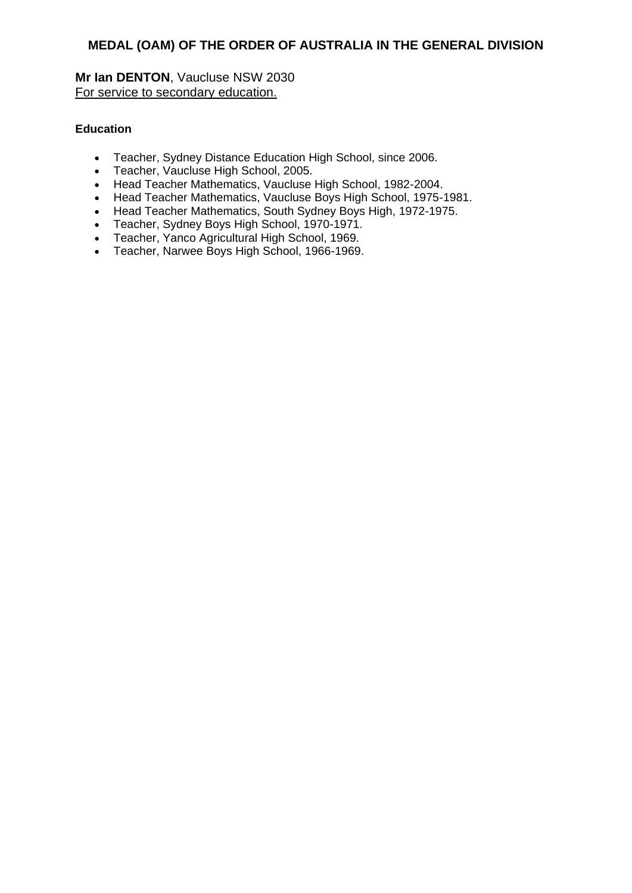## MEDAL (OAM) OF THE ORDER OF AUSTRALIA IN THE GENERAL DIVISION

**Mr Ian DENTON**, Vaucluse NSW 2030
For service to secondary education.

**Education**

- Teacher, Sydney Distance Education High School, since 2006.
- Teacher, Vaucluse High School, 2005.
- Head Teacher Mathematics, Vaucluse High School, 1982-2004.
- Head Teacher Mathematics, Vaucluse Boys High School, 1975-1981.
- Head Teacher Mathematics, South Sydney Boys High, 1972-1975.
- Teacher, Sydney Boys High School, 1970-1971.
- Teacher, Yanco Agricultural High School, 1969.
- Teacher, Narwee Boys High School, 1966-1969.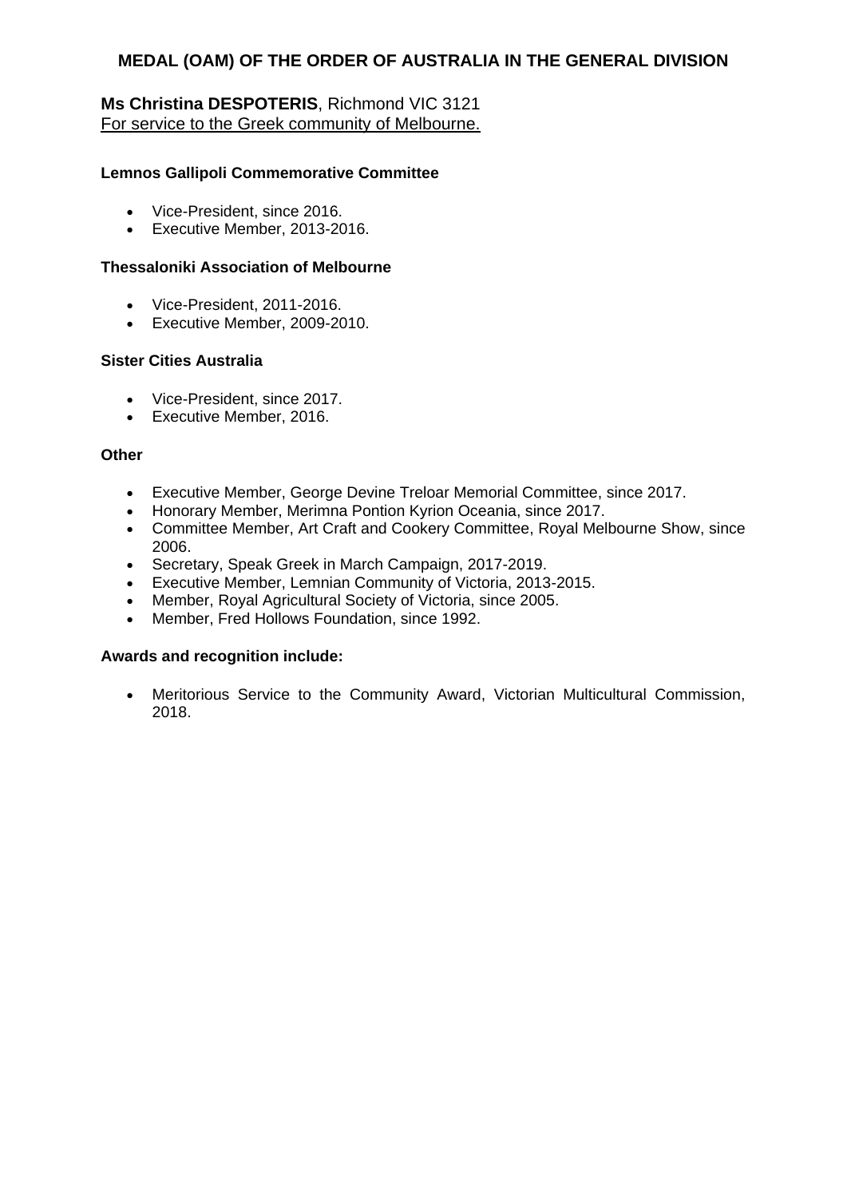## MEDAL (OAM) OF THE ORDER OF AUSTRALIA IN THE GENERAL DIVISION

**Ms Christina DESPOTERIS**, Richmond VIC 3121
For service to the Greek community of Melbourne.

**Lemnos Gallipoli Commemorative Committee**

- Vice-President, since 2016.
- Executive Member, 2013-2016.

**Thessaloniki Association of Melbourne**

- Vice-President, 2011-2016.
- Executive Member, 2009-2010.

**Sister Cities Australia**

- Vice-President, since 2017.
- Executive Member, 2016.

**Other**

- Executive Member, George Devine Treloar Memorial Committee, since 2017.
- Honorary Member, Merimna Pontion Kyrion Oceania, since 2017.
- Committee Member, Art Craft and Cookery Committee, Royal Melbourne Show, since 2006.
- Secretary, Speak Greek in March Campaign, 2017-2019.
- Executive Member, Lemnian Community of Victoria, 2013-2015.
- Member, Royal Agricultural Society of Victoria, since 2005.
- Member, Fred Hollows Foundation, since 1992.

**Awards and recognition include:**

- Meritorious Service to the Community Award, Victorian Multicultural Commission, 2018.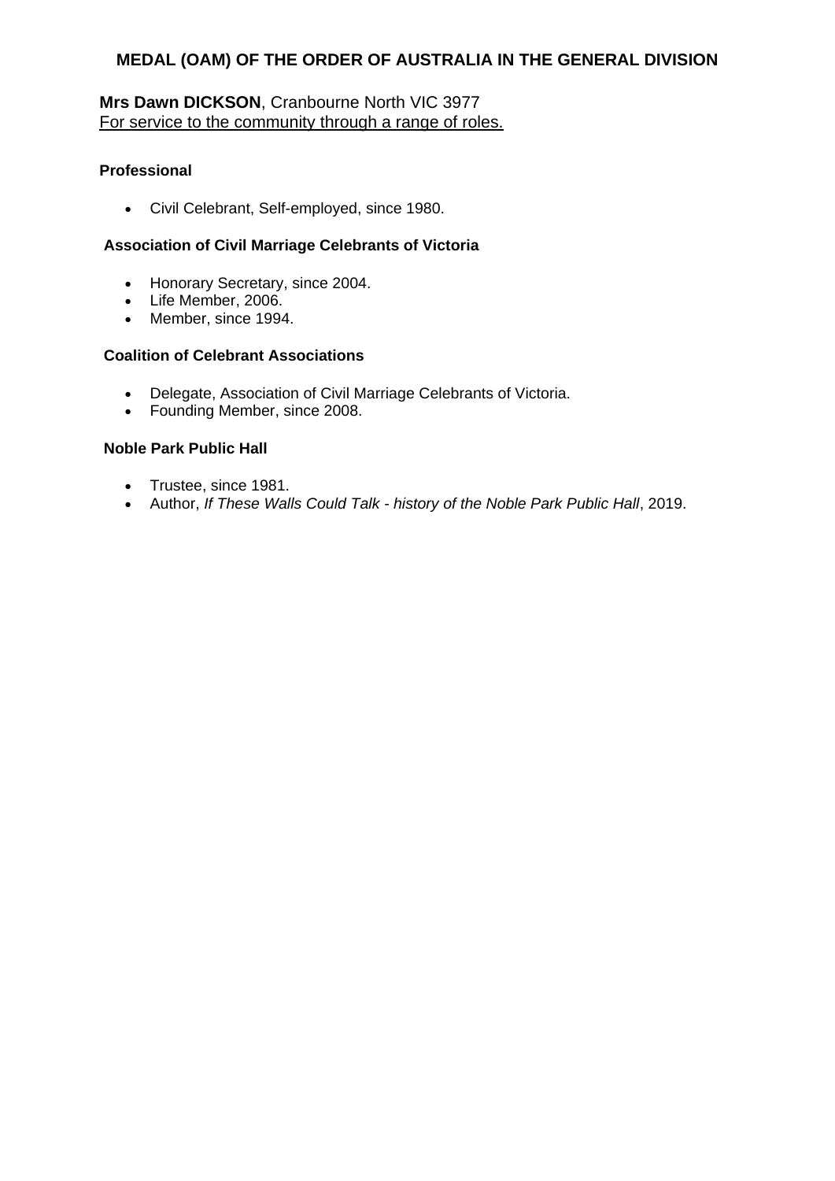## MEDAL (OAM) OF THE ORDER OF AUSTRALIA IN THE GENERAL DIVISION

**Mrs Dawn DICKSON**, Cranbourne North VIC 3977
For service to the community through a range of roles.

#### Professional

- Civil Celebrant, Self-employed, since 1980.

#### Association of Civil Marriage Celebrants of Victoria

- Honorary Secretary, since 2004.
- Life Member, 2006.
- Member, since 1994.

#### Coalition of Celebrant Associations

- Delegate, Association of Civil Marriage Celebrants of Victoria.
- Founding Member, since 2008.

#### Noble Park Public Hall

- Trustee, since 1981.
- Author, *If These Walls Could Talk - history of the Noble Park Public Hall*, 2019.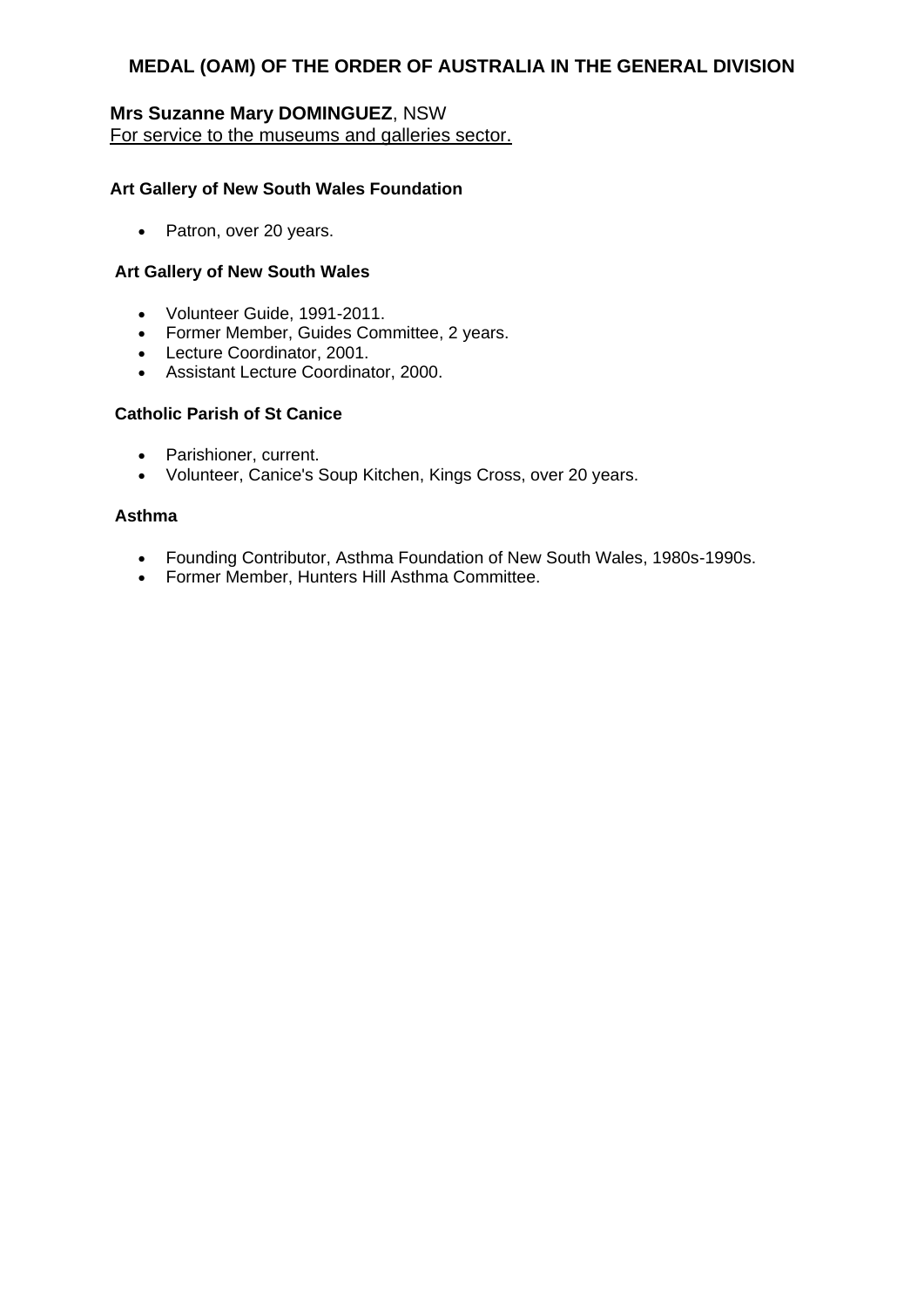## MEDAL (OAM) OF THE ORDER OF AUSTRALIA IN THE GENERAL DIVISION

**Mrs Suzanne Mary DOMINGUEZ**, NSW
For service to the museums and galleries sector.

**Art Gallery of New South Wales Foundation**

- Patron, over 20 years.

**Art Gallery of New South Wales**

- Volunteer Guide, 1991-2011.
- Former Member, Guides Committee, 2 years.
- Lecture Coordinator, 2001.
- Assistant Lecture Coordinator, 2000.

**Catholic Parish of St Canice**

- Parishioner, current.
- Volunteer, Canice's Soup Kitchen, Kings Cross, over 20 years.

**Asthma**

- Founding Contributor, Asthma Foundation of New South Wales, 1980s-1990s.
- Former Member, Hunters Hill Asthma Committee.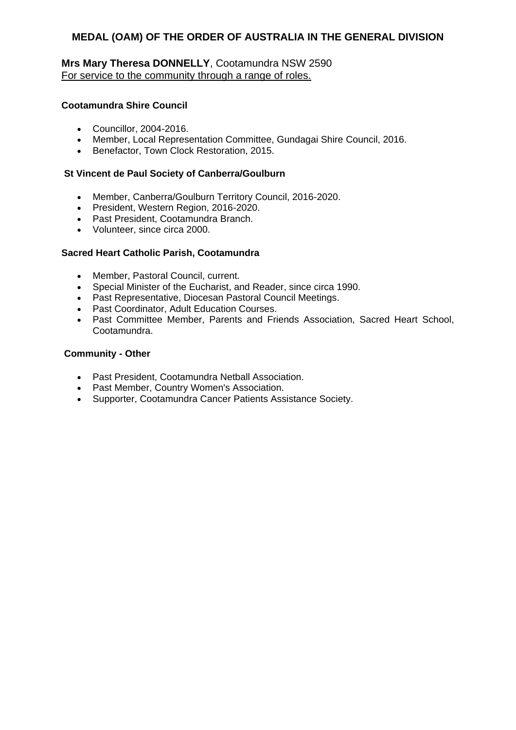## MEDAL (OAM) OF THE ORDER OF AUSTRALIA IN THE GENERAL DIVISION

**Mrs Mary Theresa DONNELLY**, Cootamundra NSW 2590
For service to the community through a range of roles.

**Cootamundra Shire Council**

- Councillor, 2004-2016.
- Member, Local Representation Committee, Gundagai Shire Council, 2016.
- Benefactor, Town Clock Restoration, 2015.

**St Vincent de Paul Society of Canberra/Goulburn**

- Member, Canberra/Goulburn Territory Council, 2016-2020.
- President, Western Region, 2016-2020.
- Past President, Cootamundra Branch.
- Volunteer, since circa 2000.

**Sacred Heart Catholic Parish, Cootamundra**

- Member, Pastoral Council, current.
- Special Minister of the Eucharist, and Reader, since circa 1990.
- Past Representative, Diocesan Pastoral Council Meetings.
- Past Coordinator, Adult Education Courses.
- Past Committee Member, Parents and Friends Association, Sacred Heart School, Cootamundra.

**Community - Other**

- Past President, Cootamundra Netball Association.
- Past Member, Country Women's Association.
- Supporter, Cootamundra Cancer Patients Assistance Society.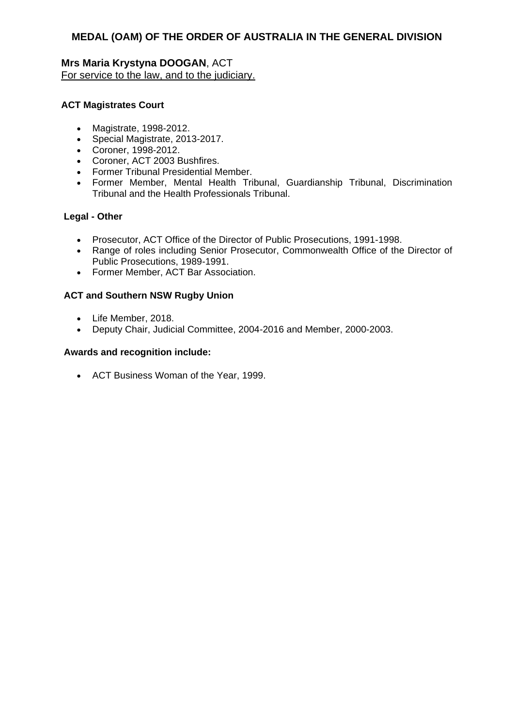## MEDAL (OAM) OF THE ORDER OF AUSTRALIA IN THE GENERAL DIVISION

**Mrs Maria Krystyna DOOGAN**, ACT
For service to the law, and to the judiciary.

**ACT Magistrates Court**

- Magistrate, 1998-2012.
- Special Magistrate, 2013-2017.
- Coroner, 1998-2012.
- Coroner, ACT 2003 Bushfires.
- Former Tribunal Presidential Member.
- Former Member, Mental Health Tribunal, Guardianship Tribunal, Discrimination Tribunal and the Health Professionals Tribunal.

**Legal - Other**

- Prosecutor, ACT Office of the Director of Public Prosecutions, 1991-1998.
- Range of roles including Senior Prosecutor, Commonwealth Office of the Director of Public Prosecutions, 1989-1991.
- Former Member, ACT Bar Association.

**ACT and Southern NSW Rugby Union**

- Life Member, 2018.
- Deputy Chair, Judicial Committee, 2004-2016 and Member, 2000-2003.

**Awards and recognition include:**

- ACT Business Woman of the Year, 1999.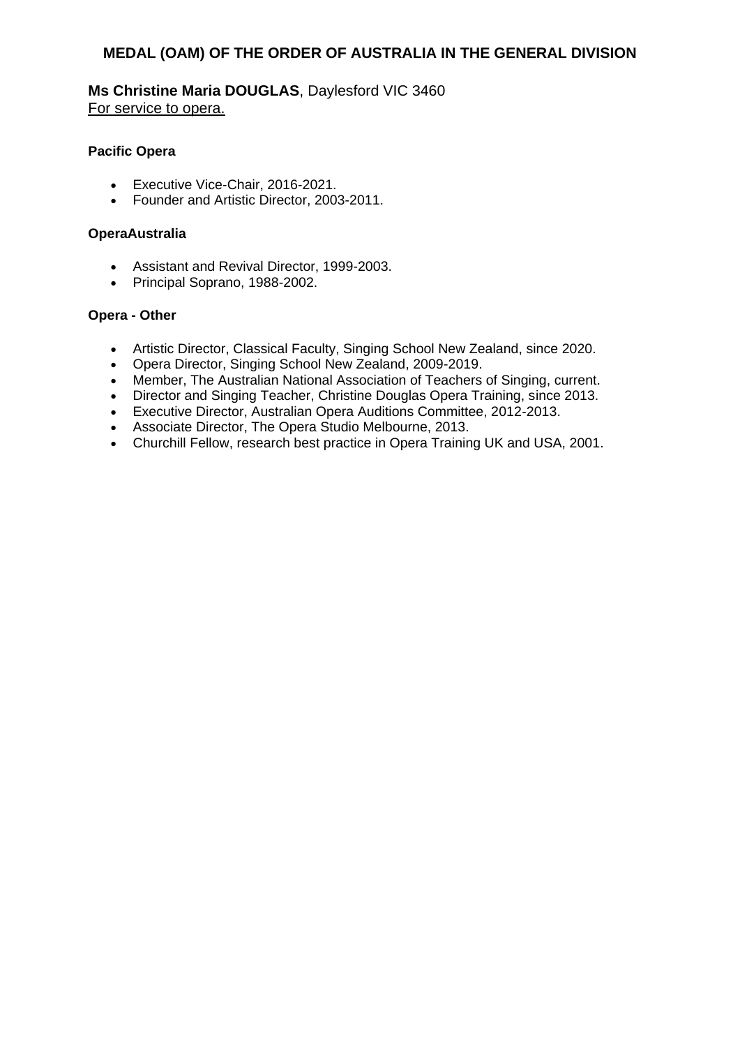## MEDAL (OAM) OF THE ORDER OF AUSTRALIA IN THE GENERAL DIVISION

**Ms Christine Maria DOUGLAS**, Daylesford VIC 3460
For service to opera.

**Pacific Opera**

- Executive Vice-Chair, 2016-2021.
- Founder and Artistic Director, 2003-2011.

**OperaAustralia**

- Assistant and Revival Director, 1999-2003.
- Principal Soprano, 1988-2002.

**Opera - Other**

- Artistic Director, Classical Faculty, Singing School New Zealand, since 2020.
- Opera Director, Singing School New Zealand, 2009-2019.
- Member, The Australian National Association of Teachers of Singing, current.
- Director and Singing Teacher, Christine Douglas Opera Training, since 2013.
- Executive Director, Australian Opera Auditions Committee, 2012-2013.
- Associate Director, The Opera Studio Melbourne, 2013.
- Churchill Fellow, research best practice in Opera Training UK and USA, 2001.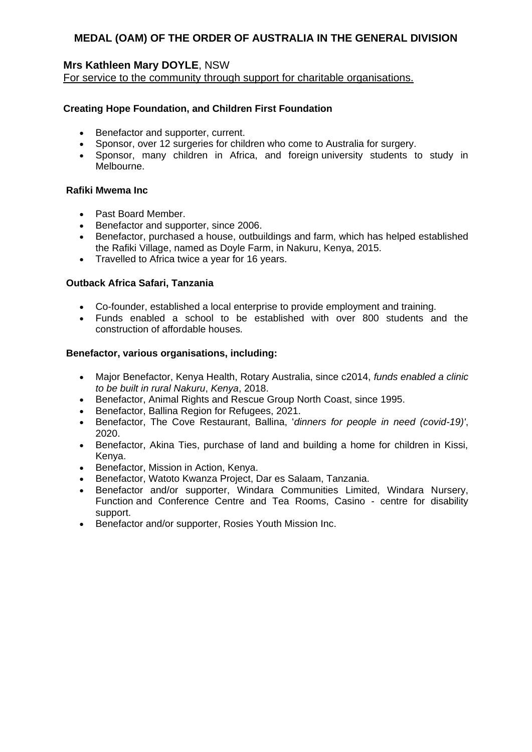## MEDAL (OAM) OF THE ORDER OF AUSTRALIA IN THE GENERAL DIVISION

### **Mrs Kathleen Mary DOYLE**, NSW

For service to the community through support for charitable organisations.

**Creating Hope Foundation, and Children First Foundation**

- Benefactor and supporter, current.
- Sponsor, over 12 surgeries for children who come to Australia for surgery.
- Sponsor, many children in Africa, and foreign university students to study in Melbourne.

**Rafiki Mwema Inc**

- Past Board Member.
- Benefactor and supporter, since 2006.
- Benefactor, purchased a house, outbuildings and farm, which has helped established the Rafiki Village, named as Doyle Farm, in Nakuru, Kenya, 2015.
- Travelled to Africa twice a year for 16 years.

**Outback Africa Safari, Tanzania**

- Co-founder, established a local enterprise to provide employment and training.
- Funds enabled a school to be established with over 800 students and the construction of affordable houses.

**Benefactor, various organisations, including:**

- Major Benefactor, Kenya Health, Rotary Australia, since c2014, *funds enabled a clinic to be built in rural Nakuru*, *Kenya*, 2018.
- Benefactor, Animal Rights and Rescue Group North Coast, since 1995.
- Benefactor, Ballina Region for Refugees, 2021.
- Benefactor, The Cove Restaurant, Ballina, '*dinners for people in need (covid-19)*', 2020.
- Benefactor, Akina Ties, purchase of land and building a home for children in Kissi, Kenya.
- Benefactor, Mission in Action, Kenya.
- Benefactor, Watoto Kwanza Project, Dar es Salaam, Tanzania.
- Benefactor and/or supporter, Windara Communities Limited, Windara Nursery, Function and Conference Centre and Tea Rooms, Casino - centre for disability support.
- Benefactor and/or supporter, Rosies Youth Mission Inc.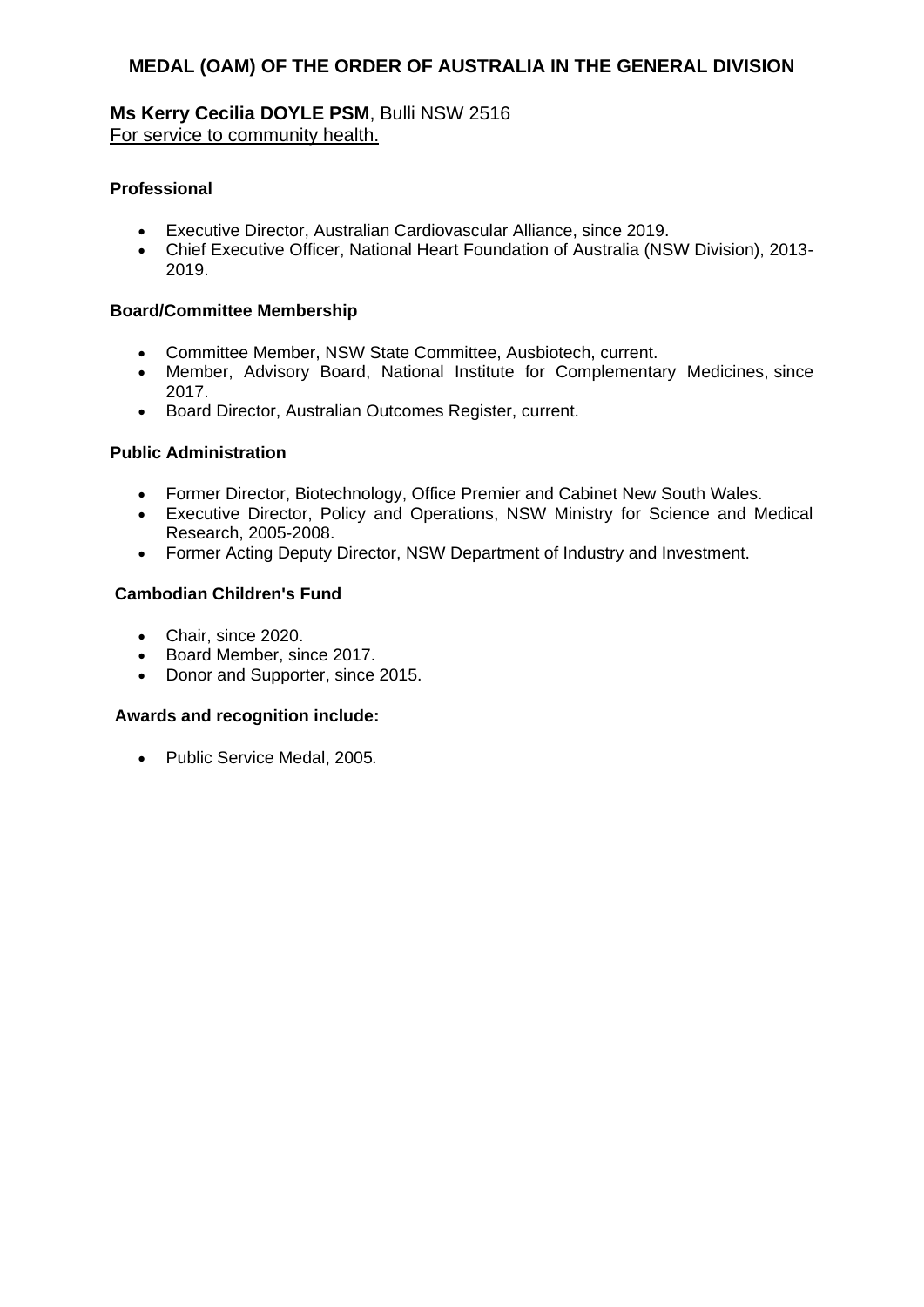## MEDAL (OAM) OF THE ORDER OF AUSTRALIA IN THE GENERAL DIVISION

**Ms Kerry Cecilia DOYLE PSM**, Bulli NSW 2516
For service to community health.

**Professional**

- Executive Director, Australian Cardiovascular Alliance, since 2019.
- Chief Executive Officer, National Heart Foundation of Australia (NSW Division), 2013-2019.

**Board/Committee Membership**

- Committee Member, NSW State Committee, Ausbiotech, current.
- Member, Advisory Board, National Institute for Complementary Medicines, since 2017.
- Board Director, Australian Outcomes Register, current.

**Public Administration**

- Former Director, Biotechnology, Office Premier and Cabinet New South Wales.
- Executive Director, Policy and Operations, NSW Ministry for Science and Medical Research, 2005-2008.
- Former Acting Deputy Director, NSW Department of Industry and Investment.

**Cambodian Children's Fund**

- Chair, since 2020.
- Board Member, since 2017.
- Donor and Supporter, since 2015.

**Awards and recognition include:**

- Public Service Medal, 2005.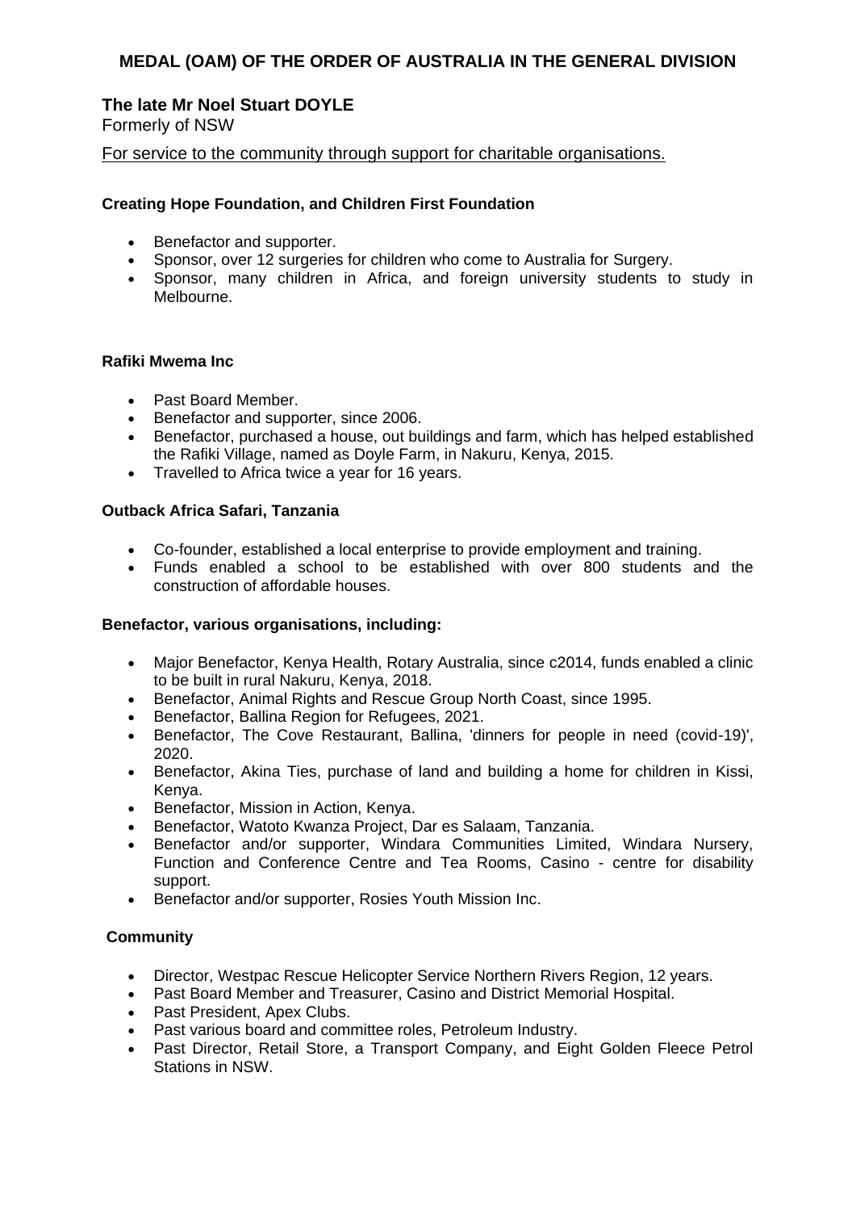## MEDAL (OAM) OF THE ORDER OF AUSTRALIA IN THE GENERAL DIVISION

### The late Mr Noel Stuart DOYLE

Formerly of NSW

For service to the community through support for charitable organisations.

**Creating Hope Foundation, and Children First Foundation**

- Benefactor and supporter.
- Sponsor, over 12 surgeries for children who come to Australia for Surgery.
- Sponsor, many children in Africa, and foreign university students to study in Melbourne.

**Rafiki Mwema Inc**

- Past Board Member.
- Benefactor and supporter, since 2006.
- Benefactor, purchased a house, out buildings and farm, which has helped established the Rafiki Village, named as Doyle Farm, in Nakuru, Kenya, 2015.
- Travelled to Africa twice a year for 16 years.

**Outback Africa Safari, Tanzania**

- Co-founder, established a local enterprise to provide employment and training.
- Funds enabled a school to be established with over 800 students and the construction of affordable houses.

**Benefactor, various organisations, including:**

- Major Benefactor, Kenya Health, Rotary Australia, since c2014, funds enabled a clinic to be built in rural Nakuru, Kenya, 2018.
- Benefactor, Animal Rights and Rescue Group North Coast, since 1995.
- Benefactor, Ballina Region for Refugees, 2021.
- Benefactor, The Cove Restaurant, Ballina, 'dinners for people in need (covid-19)', 2020.
- Benefactor, Akina Ties, purchase of land and building a home for children in Kissi, Kenya.
- Benefactor, Mission in Action, Kenya.
- Benefactor, Watoto Kwanza Project, Dar es Salaam, Tanzania.
- Benefactor and/or supporter, Windara Communities Limited, Windara Nursery, Function and Conference Centre and Tea Rooms, Casino - centre for disability support.
- Benefactor and/or supporter, Rosies Youth Mission Inc.

**Community**

- Director, Westpac Rescue Helicopter Service Northern Rivers Region, 12 years.
- Past Board Member and Treasurer, Casino and District Memorial Hospital.
- Past President, Apex Clubs.
- Past various board and committee roles, Petroleum Industry.
- Past Director, Retail Store, a Transport Company, and Eight Golden Fleece Petrol Stations in NSW.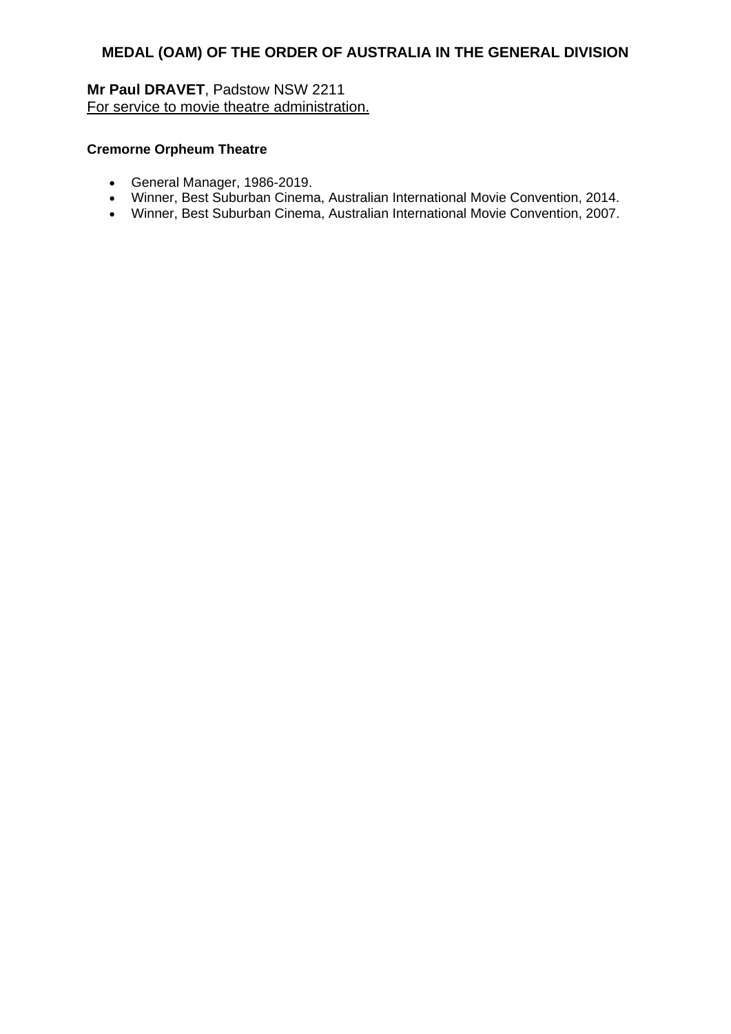## MEDAL (OAM) OF THE ORDER OF AUSTRALIA IN THE GENERAL DIVISION

**Mr Paul DRAVET**, Padstow NSW 2211
For service to movie theatre administration.

**Cremorne Orpheum Theatre**

- General Manager, 1986-2019.
- Winner, Best Suburban Cinema, Australian International Movie Convention, 2014.
- Winner, Best Suburban Cinema, Australian International Movie Convention, 2007.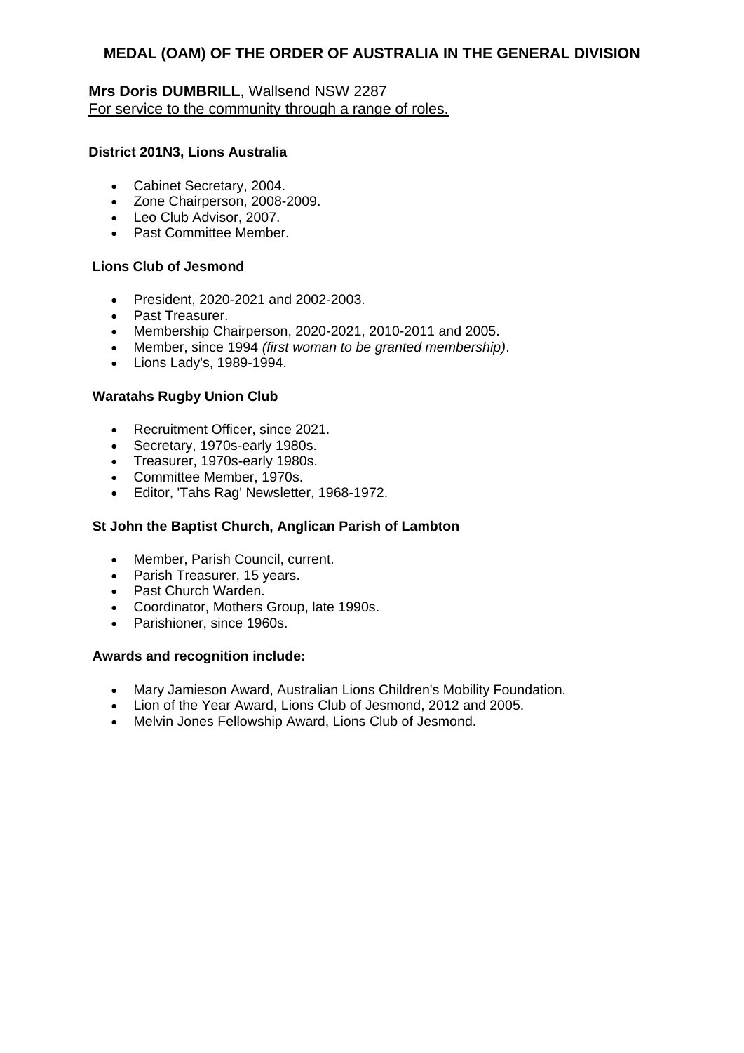## MEDAL (OAM) OF THE ORDER OF AUSTRALIA IN THE GENERAL DIVISION

**Mrs Doris DUMBRILL**, Wallsend NSW 2287
For service to the community through a range of roles.

**District 201N3, Lions Australia**

- Cabinet Secretary, 2004.
- Zone Chairperson, 2008-2009.
- Leo Club Advisor, 2007.
- Past Committee Member.

**Lions Club of Jesmond**

- President, 2020-2021 and 2002-2003.
- Past Treasurer.
- Membership Chairperson, 2020-2021, 2010-2011 and 2005.
- Member, since 1994 *(first woman to be granted membership)*.
- Lions Lady's, 1989-1994.

**Waratahs Rugby Union Club**

- Recruitment Officer, since 2021.
- Secretary, 1970s-early 1980s.
- Treasurer, 1970s-early 1980s.
- Committee Member, 1970s.
- Editor, 'Tahs Rag' Newsletter, 1968-1972.

**St John the Baptist Church, Anglican Parish of Lambton**

- Member, Parish Council, current.
- Parish Treasurer, 15 years.
- Past Church Warden.
- Coordinator, Mothers Group, late 1990s.
- Parishioner, since 1960s.

**Awards and recognition include:**

- Mary Jamieson Award, Australian Lions Children's Mobility Foundation.
- Lion of the Year Award, Lions Club of Jesmond, 2012 and 2005.
- Melvin Jones Fellowship Award, Lions Club of Jesmond.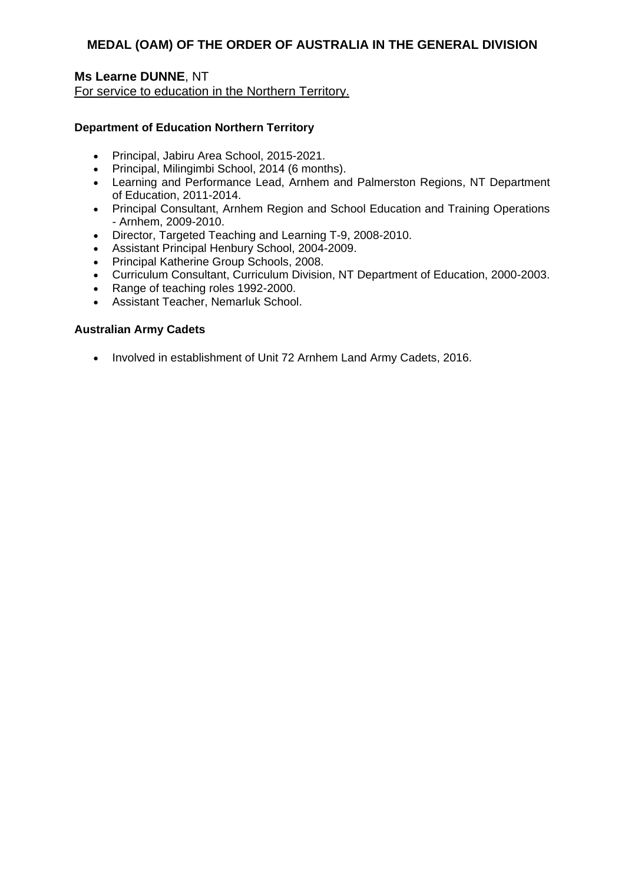## MEDAL (OAM) OF THE ORDER OF AUSTRALIA IN THE GENERAL DIVISION

**Ms Learne DUNNE**, NT
For service to education in the Northern Territory.

**Department of Education Northern Territory**

- Principal, Jabiru Area School, 2015-2021.
- Principal, Milingimbi School, 2014 (6 months).
- Learning and Performance Lead, Arnhem and Palmerston Regions, NT Department of Education, 2011-2014.
- Principal Consultant, Arnhem Region and School Education and Training Operations - Arnhem, 2009-2010.
- Director, Targeted Teaching and Learning T-9, 2008-2010.
- Assistant Principal Henbury School, 2004-2009.
- Principal Katherine Group Schools, 2008.
- Curriculum Consultant, Curriculum Division, NT Department of Education, 2000-2003.
- Range of teaching roles 1992-2000.
- Assistant Teacher, Nemarluk School.

**Australian Army Cadets**

- Involved in establishment of Unit 72 Arnhem Land Army Cadets, 2016.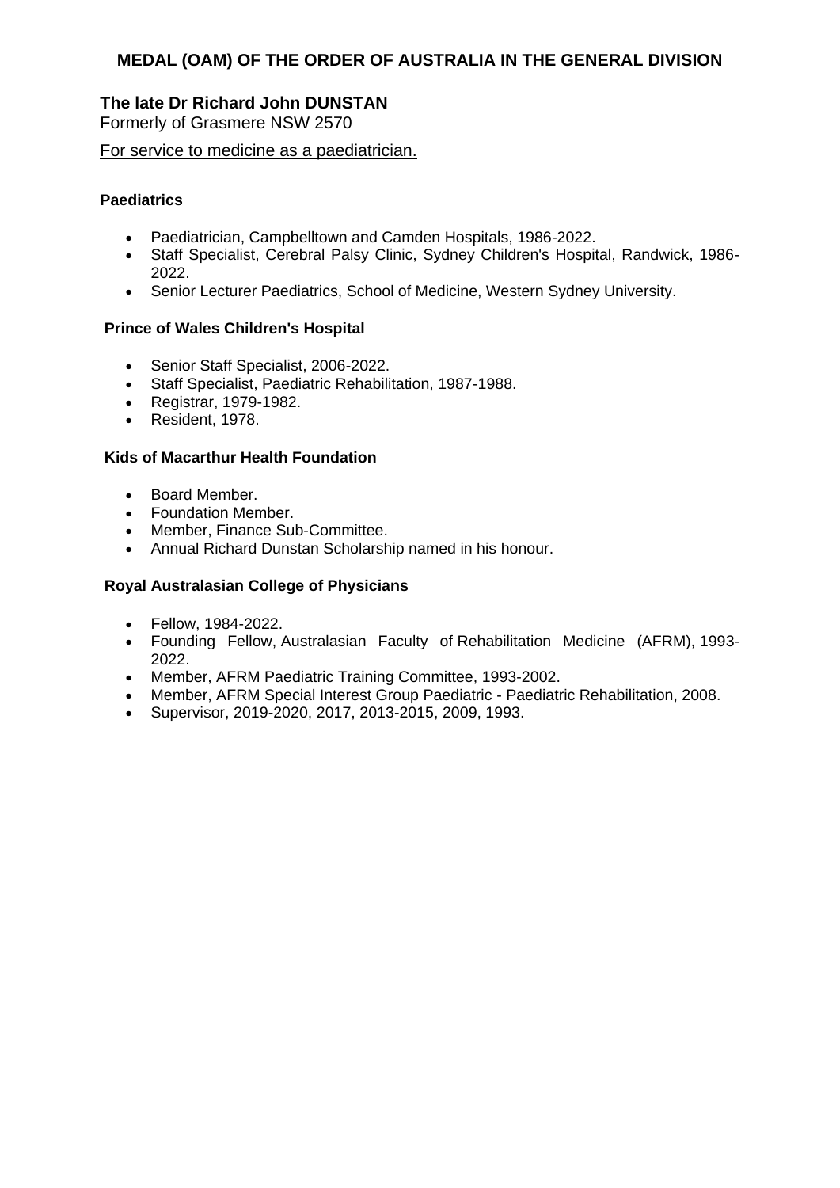## MEDAL (OAM) OF THE ORDER OF AUSTRALIA IN THE GENERAL DIVISION

### The late Dr Richard John DUNSTAN

Formerly of Grasmere NSW 2570

For service to medicine as a paediatrician.

**Paediatrics**

- Paediatrician, Campbelltown and Camden Hospitals, 1986-2022.
- Staff Specialist, Cerebral Palsy Clinic, Sydney Children's Hospital, Randwick, 1986-2022.
- Senior Lecturer Paediatrics, School of Medicine, Western Sydney University.

**Prince of Wales Children's Hospital**

- Senior Staff Specialist, 2006-2022.
- Staff Specialist, Paediatric Rehabilitation, 1987-1988.
- Registrar, 1979-1982.
- Resident, 1978.

**Kids of Macarthur Health Foundation**

- Board Member.
- Foundation Member.
- Member, Finance Sub-Committee.
- Annual Richard Dunstan Scholarship named in his honour.

**Royal Australasian College of Physicians**

- Fellow, 1984-2022.
- Founding Fellow, Australasian Faculty of Rehabilitation Medicine (AFRM), 1993-2022.
- Member, AFRM Paediatric Training Committee, 1993-2002.
- Member, AFRM Special Interest Group Paediatric - Paediatric Rehabilitation, 2008.
- Supervisor, 2019-2020, 2017, 2013-2015, 2009, 1993.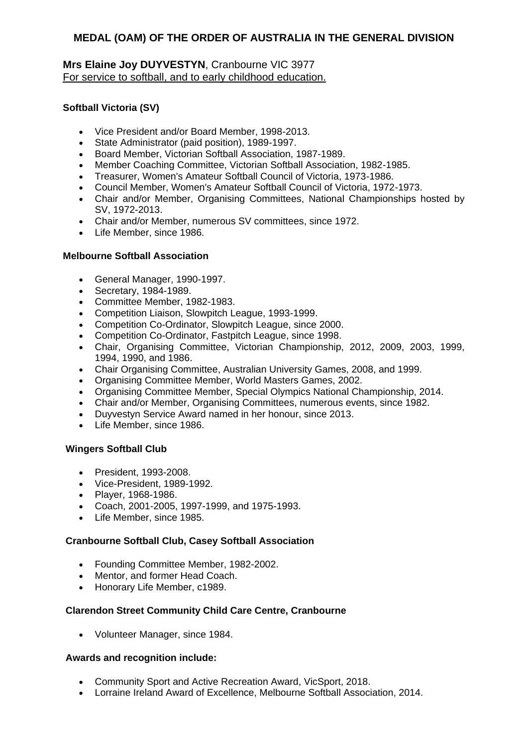## MEDAL (OAM) OF THE ORDER OF AUSTRALIA IN THE GENERAL DIVISION

**Mrs Elaine Joy DUYVESTYN**, Cranbourne VIC 3977
For service to softball, and to early childhood education.

### Softball Victoria (SV)

- Vice President and/or Board Member, 1998-2013.
- State Administrator (paid position), 1989-1997.
- Board Member, Victorian Softball Association, 1987-1989.
- Member Coaching Committee, Victorian Softball Association, 1982-1985.
- Treasurer, Women's Amateur Softball Council of Victoria, 1973-1986.
- Council Member, Women's Amateur Softball Council of Victoria, 1972-1973.
- Chair and/or Member, Organising Committees, National Championships hosted by SV, 1972-2013.
- Chair and/or Member, numerous SV committees, since 1972.
- Life Member, since 1986.

### Melbourne Softball Association

- General Manager, 1990-1997.
- Secretary, 1984-1989.
- Committee Member, 1982-1983.
- Competition Liaison, Slowpitch League, 1993-1999.
- Competition Co-Ordinator, Slowpitch League, since 2000.
- Competition Co-Ordinator, Fastpitch League, since 1998.
- Chair, Organising Committee, Victorian Championship, 2012, 2009, 2003, 1999, 1994, 1990, and 1986.
- Chair Organising Committee, Australian University Games, 2008, and 1999.
- Organising Committee Member, World Masters Games, 2002.
- Organising Committee Member, Special Olympics National Championship, 2014.
- Chair and/or Member, Organising Committees, numerous events, since 1982.
- Duyvestyn Service Award named in her honour, since 2013.
- Life Member, since 1986.

### Wingers Softball Club

- President, 1993-2008.
- Vice-President, 1989-1992.
- Player, 1968-1986.
- Coach, 2001-2005, 1997-1999, and 1975-1993.
- Life Member, since 1985.

### Cranbourne Softball Club, Casey Softball Association

- Founding Committee Member, 1982-2002.
- Mentor, and former Head Coach.
- Honorary Life Member, c1989.

### Clarendon Street Community Child Care Centre, Cranbourne

- Volunteer Manager, since 1984.

### Awards and recognition include:

- Community Sport and Active Recreation Award, VicSport, 2018.
- Lorraine Ireland Award of Excellence, Melbourne Softball Association, 2014.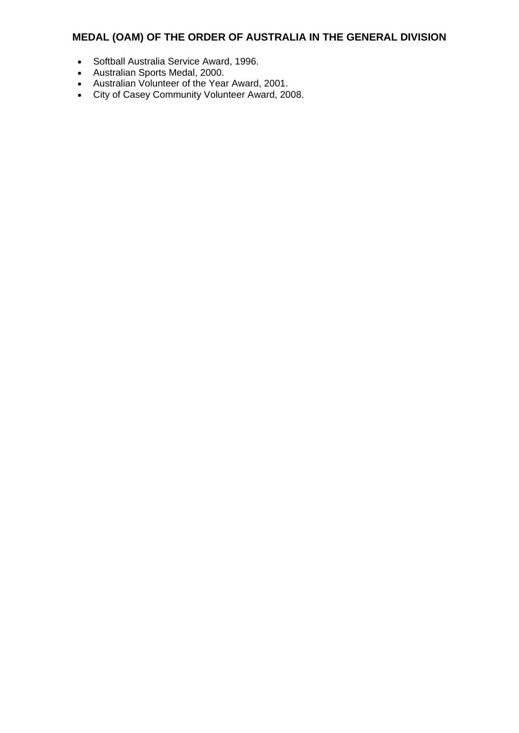## MEDAL (OAM) OF THE ORDER OF AUSTRALIA IN THE GENERAL DIVISION

- Softball Australia Service Award, 1996.
- Australian Sports Medal, 2000.
- Australian Volunteer of the Year Award, 2001.
- City of Casey Community Volunteer Award, 2008.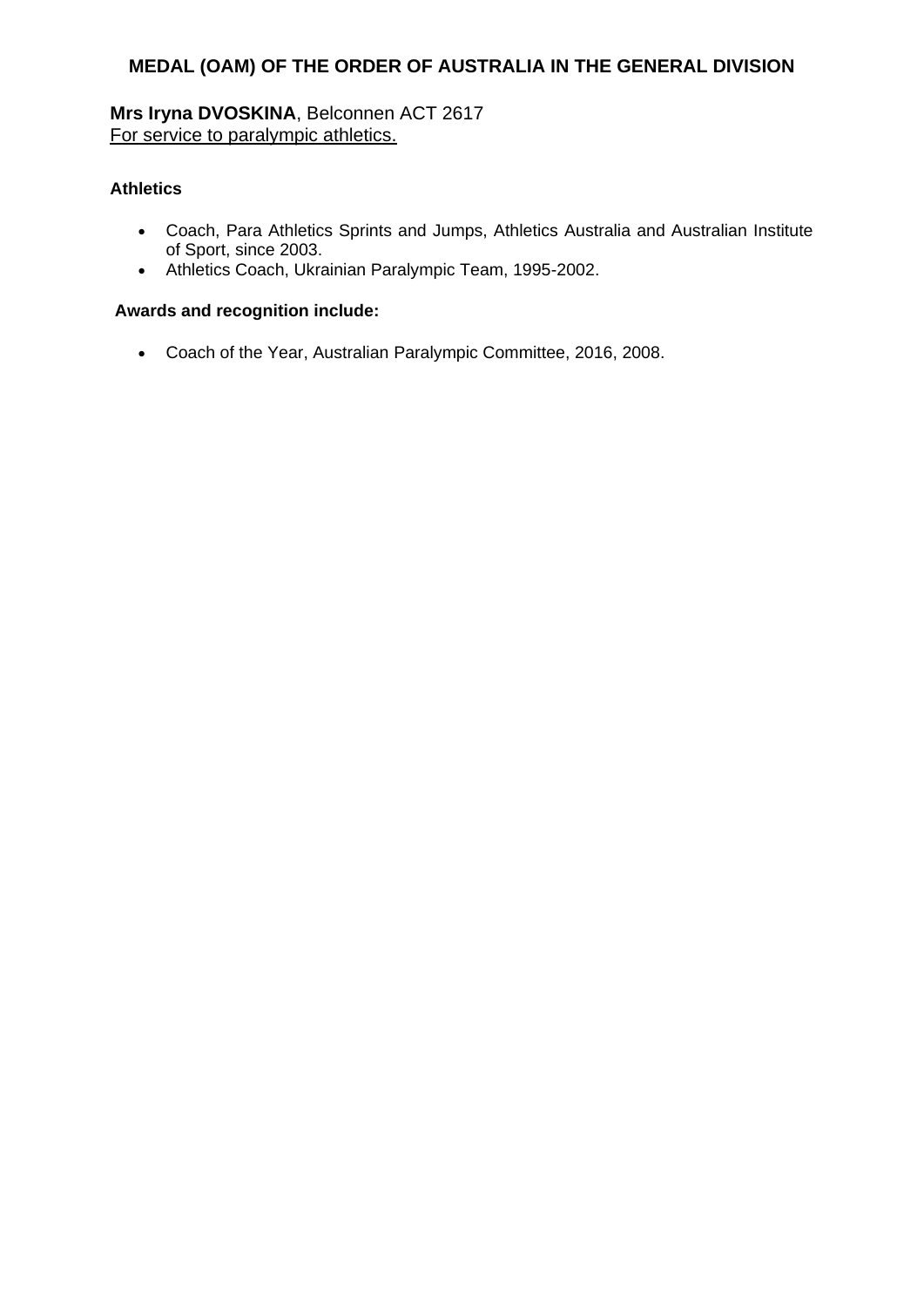## MEDAL (OAM) OF THE ORDER OF AUSTRALIA IN THE GENERAL DIVISION

**Mrs Iryna DVOSKINA**, Belconnen ACT 2617
For service to paralympic athletics.

**Athletics**

- Coach, Para Athletics Sprints and Jumps, Athletics Australia and Australian Institute of Sport, since 2003.
- Athletics Coach, Ukrainian Paralympic Team, 1995-2002.

**Awards and recognition include:**

- Coach of the Year, Australian Paralympic Committee, 2016, 2008.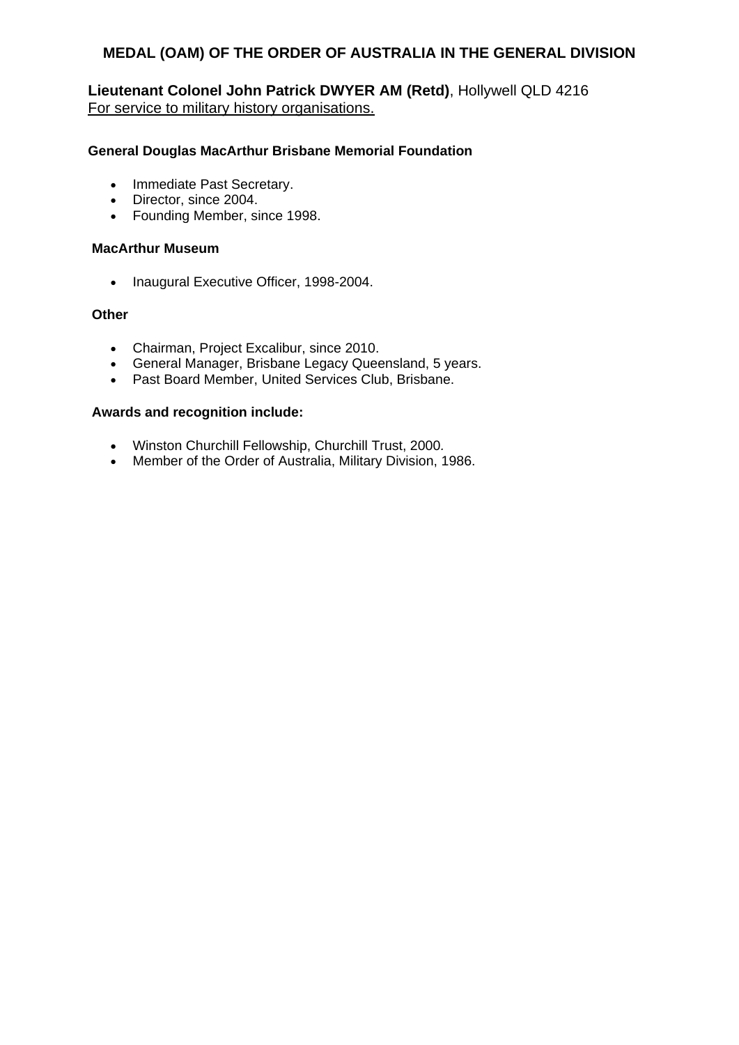## MEDAL (OAM) OF THE ORDER OF AUSTRALIA IN THE GENERAL DIVISION

**Lieutenant Colonel John Patrick DWYER AM (Retd)**, Hollywell QLD 4216
For service to military history organisations.

**General Douglas MacArthur Brisbane Memorial Foundation**

- Immediate Past Secretary.
- Director, since 2004.
- Founding Member, since 1998.

**MacArthur Museum**

- Inaugural Executive Officer, 1998-2004.

**Other**

- Chairman, Project Excalibur, since 2010.
- General Manager, Brisbane Legacy Queensland, 5 years.
- Past Board Member, United Services Club, Brisbane.

**Awards and recognition include:**

- Winston Churchill Fellowship, Churchill Trust, 2000.
- Member of the Order of Australia, Military Division, 1986.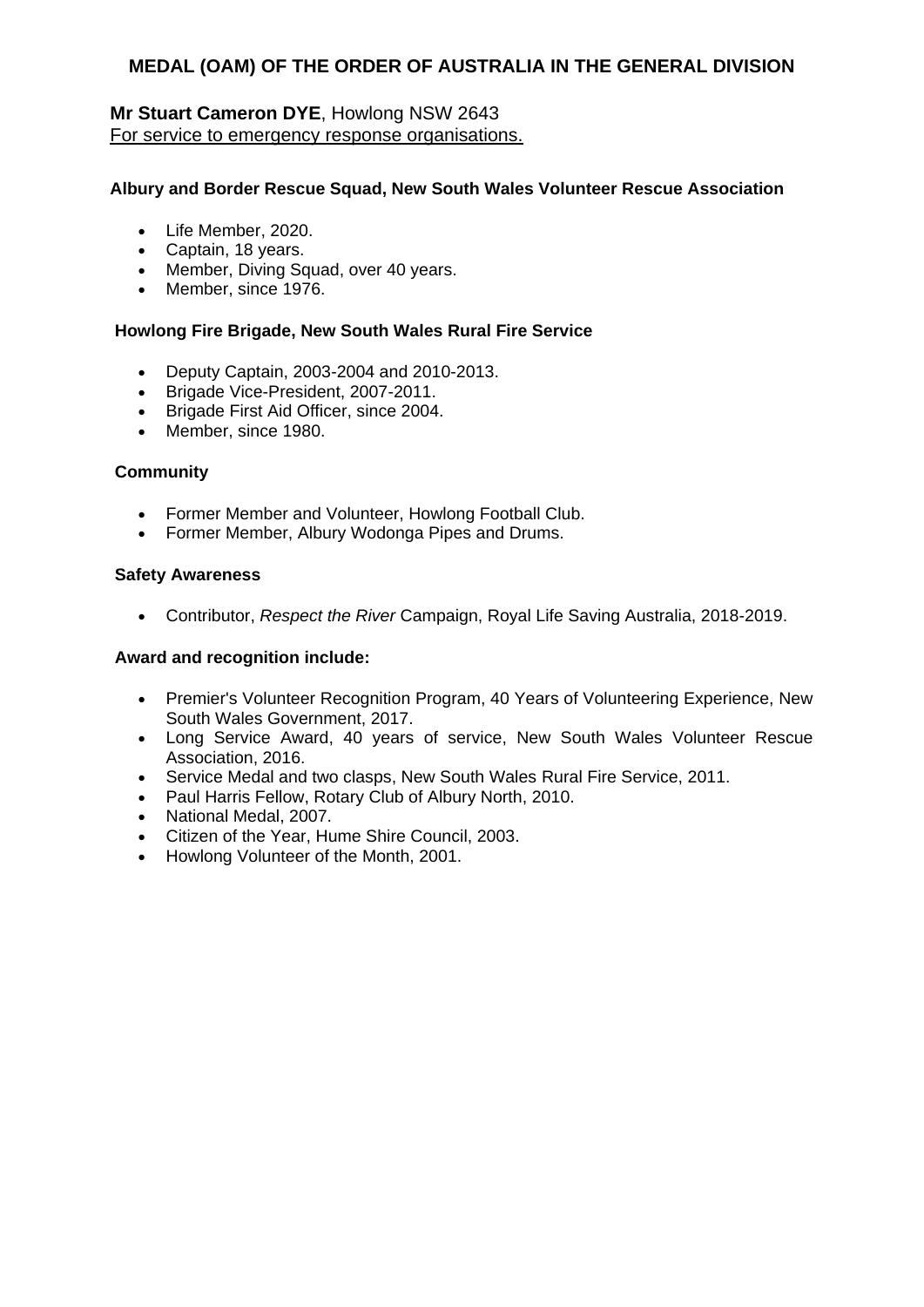## MEDAL (OAM) OF THE ORDER OF AUSTRALIA IN THE GENERAL DIVISION

**Mr Stuart Cameron DYE**, Howlong NSW 2643
For service to emergency response organisations.

**Albury and Border Rescue Squad, New South Wales Volunteer Rescue Association**

- Life Member, 2020.
- Captain, 18 years.
- Member, Diving Squad, over 40 years.
- Member, since 1976.

**Howlong Fire Brigade, New South Wales Rural Fire Service**

- Deputy Captain, 2003-2004 and 2010-2013.
- Brigade Vice-President, 2007-2011.
- Brigade First Aid Officer, since 2004.
- Member, since 1980.

**Community**

- Former Member and Volunteer, Howlong Football Club.
- Former Member, Albury Wodonga Pipes and Drums.

**Safety Awareness**

- Contributor, *Respect the River* Campaign, Royal Life Saving Australia, 2018-2019.

**Award and recognition include:**

- Premier's Volunteer Recognition Program, 40 Years of Volunteering Experience, New South Wales Government, 2017.
- Long Service Award, 40 years of service, New South Wales Volunteer Rescue Association, 2016.
- Service Medal and two clasps, New South Wales Rural Fire Service, 2011.
- Paul Harris Fellow, Rotary Club of Albury North, 2010.
- National Medal, 2007.
- Citizen of the Year, Hume Shire Council, 2003.
- Howlong Volunteer of the Month, 2001.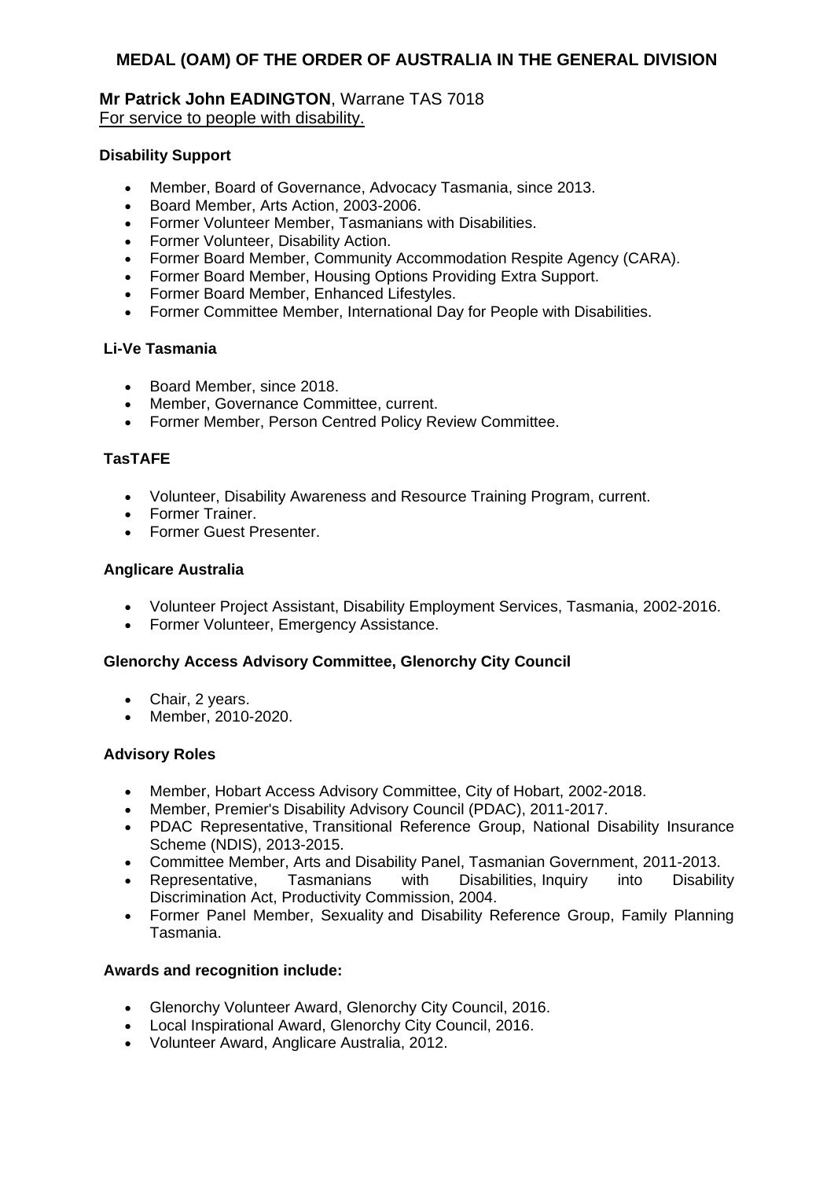## MEDAL (OAM) OF THE ORDER OF AUSTRALIA IN THE GENERAL DIVISION

**Mr Patrick John EADINGTON**, Warrane TAS 7018
For service to people with disability.

**Disability Support**

- Member, Board of Governance, Advocacy Tasmania, since 2013.
- Board Member, Arts Action, 2003-2006.
- Former Volunteer Member, Tasmanians with Disabilities.
- Former Volunteer, Disability Action.
- Former Board Member, Community Accommodation Respite Agency (CARA).
- Former Board Member, Housing Options Providing Extra Support.
- Former Board Member, Enhanced Lifestyles.
- Former Committee Member, International Day for People with Disabilities.

**Li-Ve Tasmania**

- Board Member, since 2018.
- Member, Governance Committee, current.
- Former Member, Person Centred Policy Review Committee.

**TasTAFE**

- Volunteer, Disability Awareness and Resource Training Program, current.
- Former Trainer.
- Former Guest Presenter.

**Anglicare Australia**

- Volunteer Project Assistant, Disability Employment Services, Tasmania, 2002-2016.
- Former Volunteer, Emergency Assistance.

**Glenorchy Access Advisory Committee, Glenorchy City Council**

- Chair, 2 years.
- Member, 2010-2020.

**Advisory Roles**

- Member, Hobart Access Advisory Committee, City of Hobart, 2002-2018.
- Member, Premier's Disability Advisory Council (PDAC), 2011-2017.
- PDAC Representative, Transitional Reference Group, National Disability Insurance Scheme (NDIS), 2013-2015.
- Committee Member, Arts and Disability Panel, Tasmanian Government, 2011-2013.
- Representative, Tasmanians with Disabilities, Inquiry into Disability Discrimination Act, Productivity Commission, 2004.
- Former Panel Member, Sexuality and Disability Reference Group, Family Planning Tasmania.

**Awards and recognition include:**

- Glenorchy Volunteer Award, Glenorchy City Council, 2016.
- Local Inspirational Award, Glenorchy City Council, 2016.
- Volunteer Award, Anglicare Australia, 2012.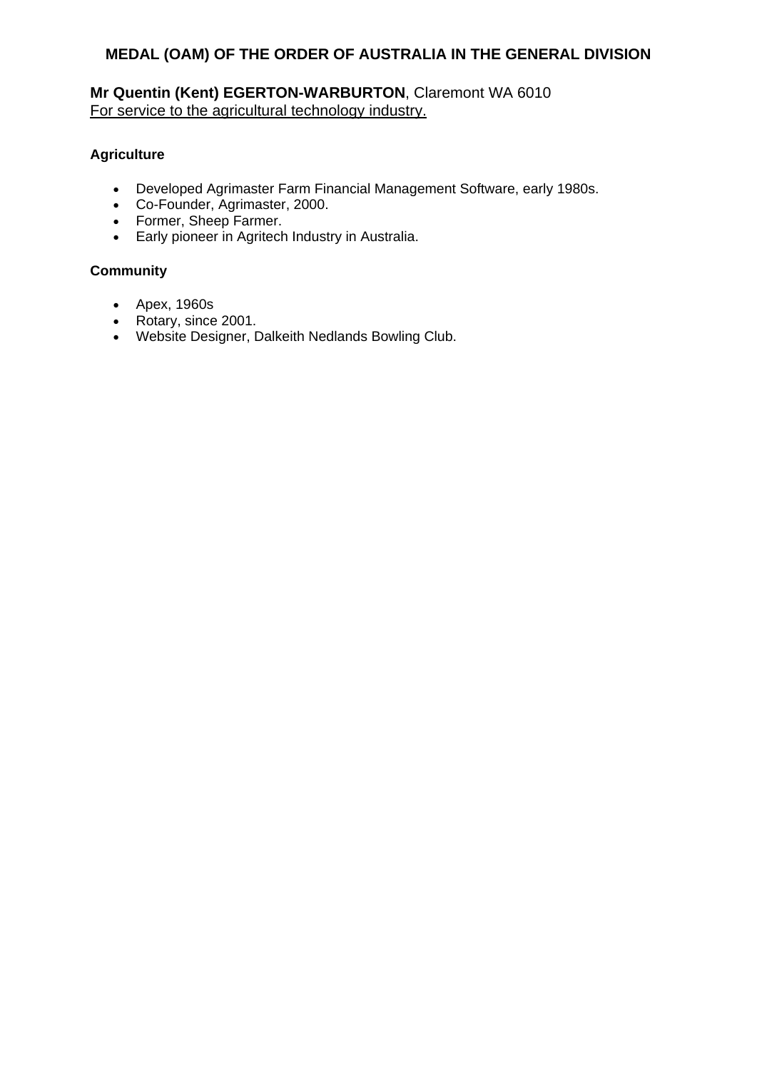## MEDAL (OAM) OF THE ORDER OF AUSTRALIA IN THE GENERAL DIVISION

**Mr Quentin (Kent) EGERTON-WARBURTON**, Claremont WA 6010
For service to the agricultural technology industry.

**Agriculture**

- Developed Agrimaster Farm Financial Management Software, early 1980s.
- Co-Founder, Agrimaster, 2000.
- Former, Sheep Farmer.
- Early pioneer in Agritech Industry in Australia.

**Community**

- Apex, 1960s
- Rotary, since 2001.
- Website Designer, Dalkeith Nedlands Bowling Club.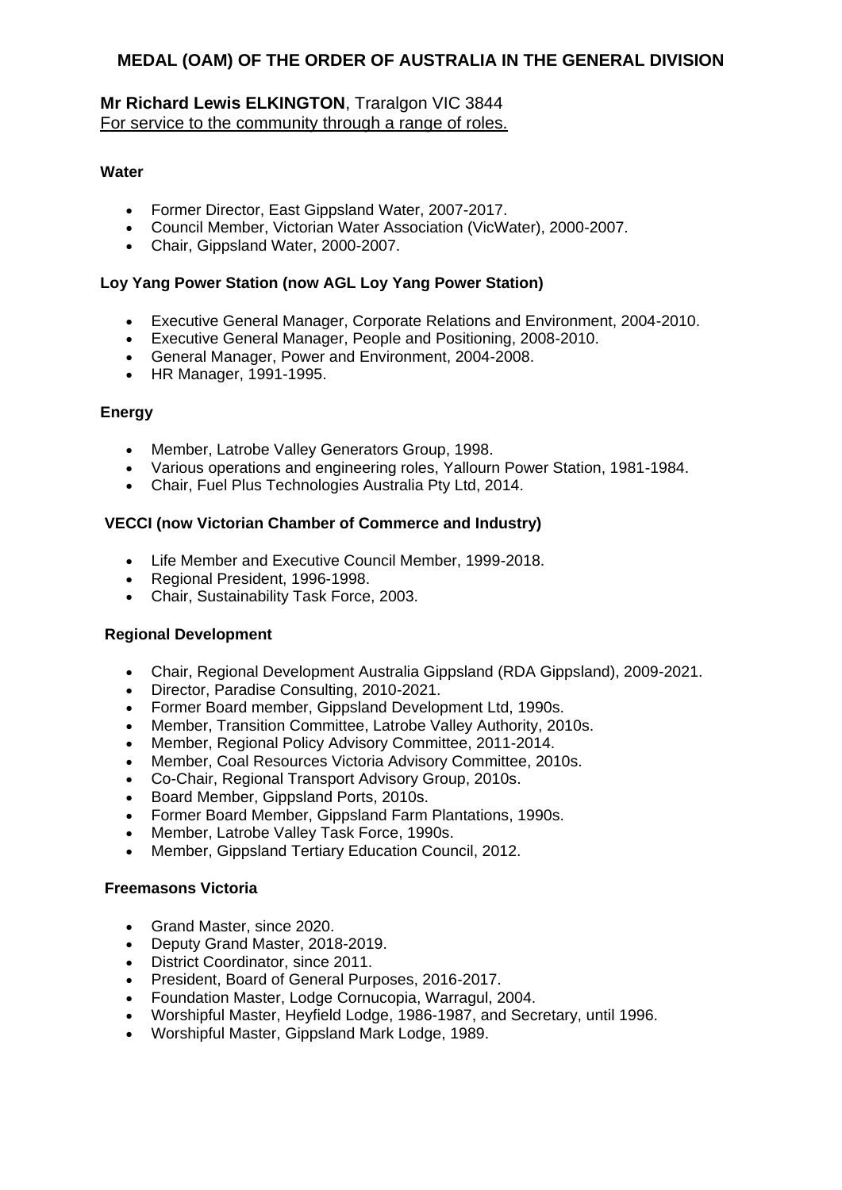## MEDAL (OAM) OF THE ORDER OF AUSTRALIA IN THE GENERAL DIVISION

**Mr Richard Lewis ELKINGTON**, Traralgon VIC 3844
For service to the community through a range of roles.

**Water**

- Former Director, East Gippsland Water, 2007-2017.
- Council Member, Victorian Water Association (VicWater), 2000-2007.
- Chair, Gippsland Water, 2000-2007.

**Loy Yang Power Station (now AGL Loy Yang Power Station)**

- Executive General Manager, Corporate Relations and Environment, 2004-2010.
- Executive General Manager, People and Positioning, 2008-2010.
- General Manager, Power and Environment, 2004-2008.
- HR Manager, 1991-1995.

**Energy**

- Member, Latrobe Valley Generators Group, 1998.
- Various operations and engineering roles, Yallourn Power Station, 1981-1984.
- Chair, Fuel Plus Technologies Australia Pty Ltd, 2014.

**VECCI (now Victorian Chamber of Commerce and Industry)**

- Life Member and Executive Council Member, 1999-2018.
- Regional President, 1996-1998.
- Chair, Sustainability Task Force, 2003.

**Regional Development**

- Chair, Regional Development Australia Gippsland (RDA Gippsland), 2009-2021.
- Director, Paradise Consulting, 2010-2021.
- Former Board member, Gippsland Development Ltd, 1990s.
- Member, Transition Committee, Latrobe Valley Authority, 2010s.
- Member, Regional Policy Advisory Committee, 2011-2014.
- Member, Coal Resources Victoria Advisory Committee, 2010s.
- Co-Chair, Regional Transport Advisory Group, 2010s.
- Board Member, Gippsland Ports, 2010s.
- Former Board Member, Gippsland Farm Plantations, 1990s.
- Member, Latrobe Valley Task Force, 1990s.
- Member, Gippsland Tertiary Education Council, 2012.

**Freemasons Victoria**

- Grand Master, since 2020.
- Deputy Grand Master, 2018-2019.
- District Coordinator, since 2011.
- President, Board of General Purposes, 2016-2017.
- Foundation Master, Lodge Cornucopia, Warragul, 2004.
- Worshipful Master, Heyfield Lodge, 1986-1987, and Secretary, until 1996.
- Worshipful Master, Gippsland Mark Lodge, 1989.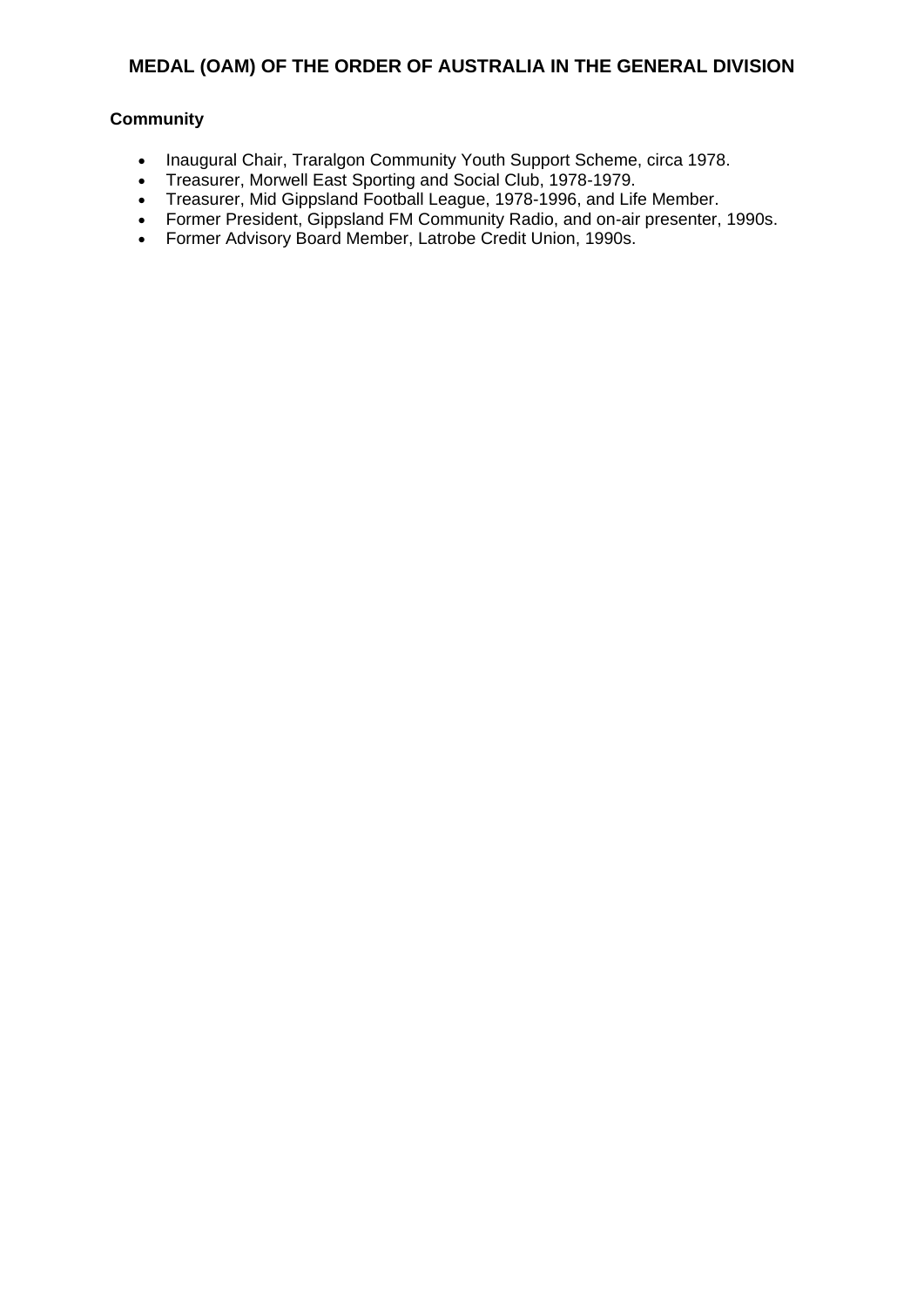## MEDAL (OAM) OF THE ORDER OF AUSTRALIA IN THE GENERAL DIVISION

**Community**

- Inaugural Chair, Traralgon Community Youth Support Scheme, circa 1978.
- Treasurer, Morwell East Sporting and Social Club, 1978-1979.
- Treasurer, Mid Gippsland Football League, 1978-1996, and Life Member.
- Former President, Gippsland FM Community Radio, and on-air presenter, 1990s.
- Former Advisory Board Member, Latrobe Credit Union, 1990s.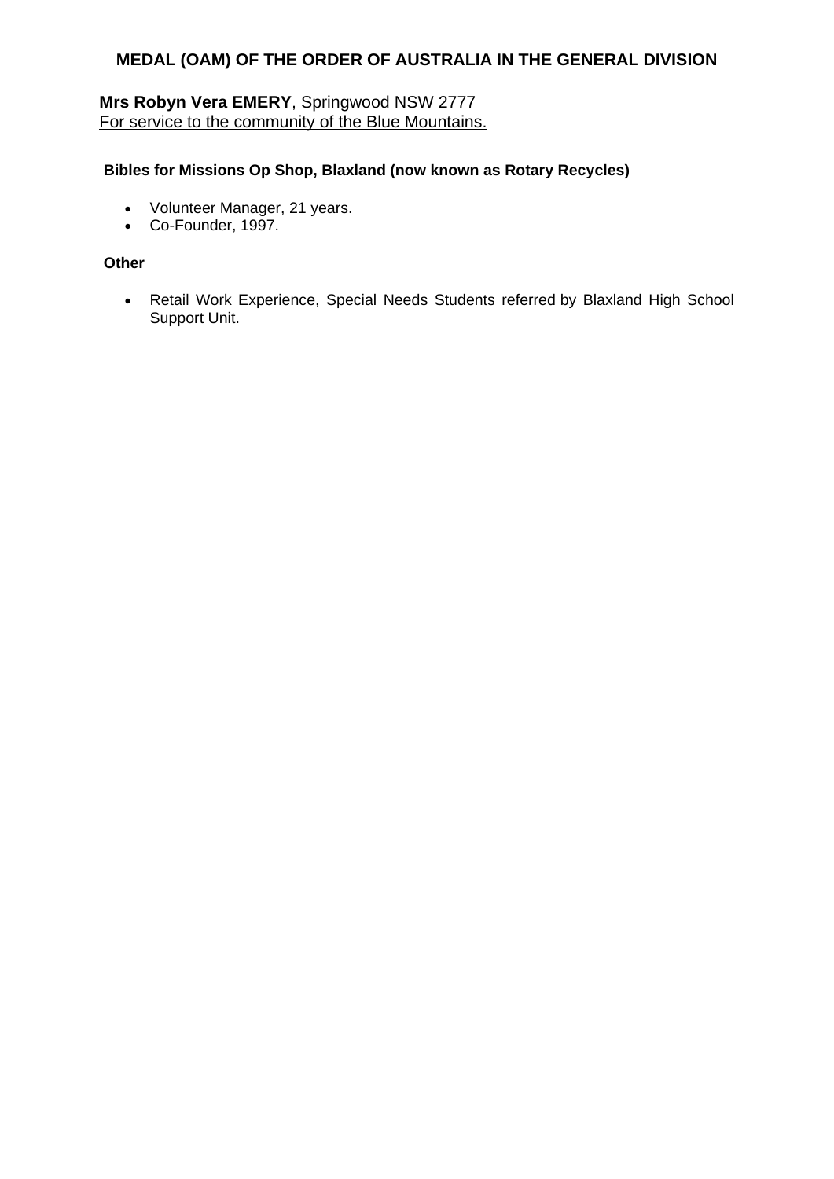## MEDAL (OAM) OF THE ORDER OF AUSTRALIA IN THE GENERAL DIVISION

**Mrs Robyn Vera EMERY**, Springwood NSW 2777
For service to the community of the Blue Mountains.

**Bibles for Missions Op Shop, Blaxland (now known as Rotary Recycles)**

- Volunteer Manager, 21 years.
- Co-Founder, 1997.

**Other**

- Retail Work Experience, Special Needs Students referred by Blaxland High School Support Unit.